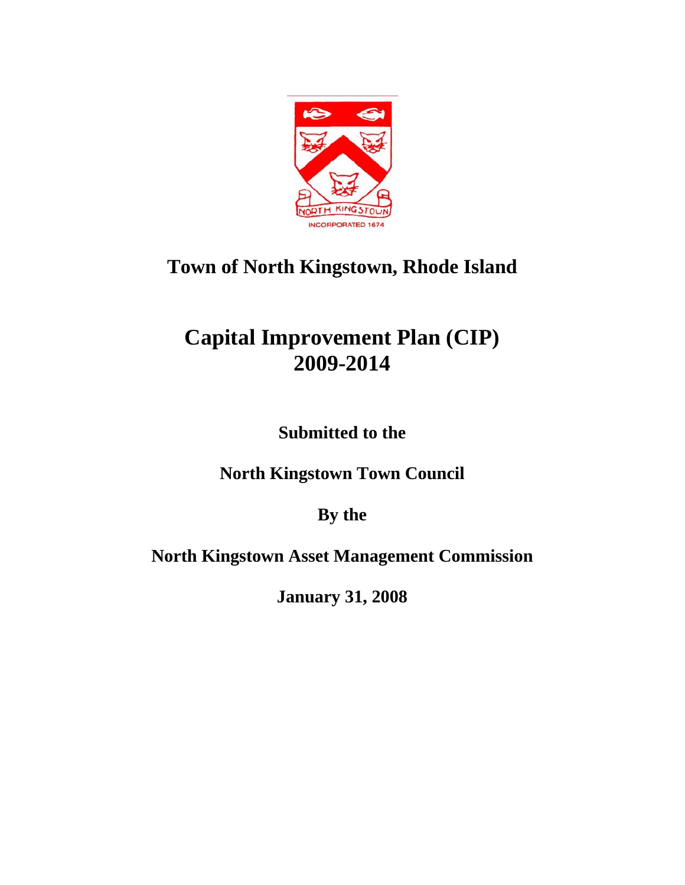# Town of North Kingstown, Rhode Island

# Capital Improvement Plan (CIP) 2009-2014

**Submitted to the**

**North Kingstown Town Council**

**By the**

**North Kingstown Asset Management Commission**

**January 31, 2008**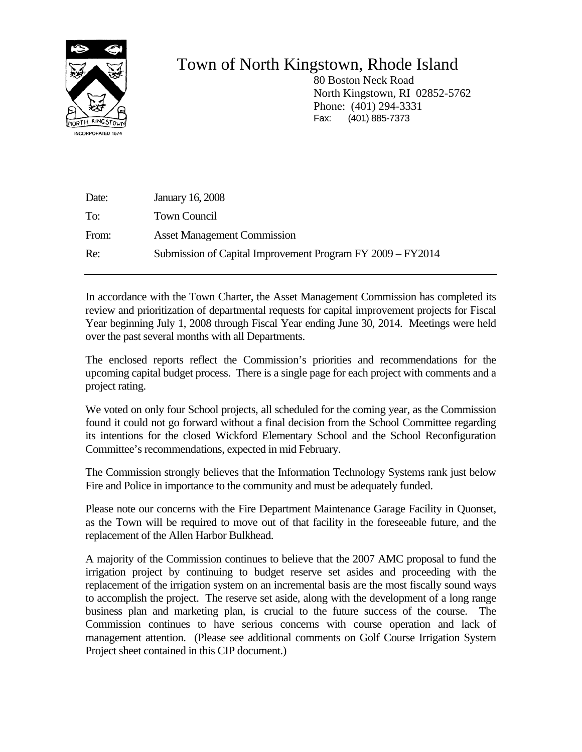# Town of North Kingstown, Rhode Island

80 Boston Neck Road
North Kingstown, RI 02852-5762
Phone: (401) 294-3331
Fax: (401) 885-7373

| | |
|---|---|
| Date: | January 16, 2008 |
| To: | Town Council |
| From: | Asset Management Commission |
| Re: | Submission of Capital Improvement Program FY 2009 – FY2014 |

---

In accordance with the Town Charter, the Asset Management Commission has completed its review and prioritization of departmental requests for capital improvement projects for Fiscal Year beginning July 1, 2008 through Fiscal Year ending June 30, 2014. Meetings were held over the past several months with all Departments.

The enclosed reports reflect the Commission's priorities and recommendations for the upcoming capital budget process. There is a single page for each project with comments and a project rating.

We voted on only four School projects, all scheduled for the coming year, as the Commission found it could not go forward without a final decision from the School Committee regarding its intentions for the closed Wickford Elementary School and the School Reconfiguration Committee's recommendations, expected in mid February.

The Commission strongly believes that the Information Technology Systems rank just below Fire and Police in importance to the community and must be adequately funded.

Please note our concerns with the Fire Department Maintenance Garage Facility in Quonset, as the Town will be required to move out of that facility in the foreseeable future, and the replacement of the Allen Harbor Bulkhead.

A majority of the Commission continues to believe that the 2007 AMC proposal to fund the irrigation project by continuing to budget reserve set asides and proceeding with the replacement of the irrigation system on an incremental basis are the most fiscally sound ways to accomplish the project. The reserve set aside, along with the development of a long range business plan and marketing plan, is crucial to the future success of the course. The Commission continues to have serious concerns with course operation and lack of management attention. (Please see additional comments on Golf Course Irrigation System Project sheet contained in this CIP document.)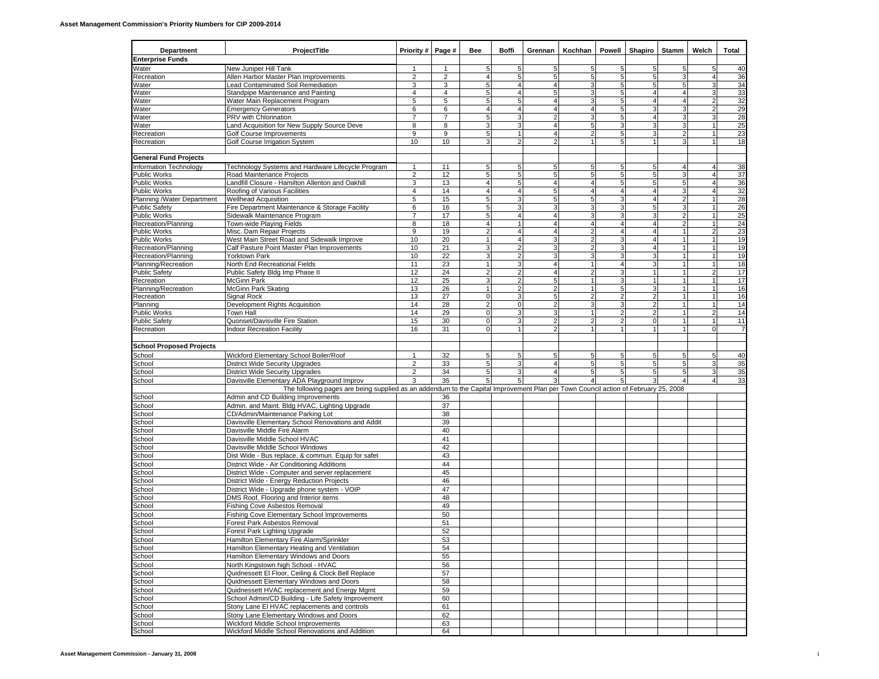**Asset Management Commission's Priority Numbers for CIP 2009-2014**

| Department | ProjectTitle | Priority # | Page # | Bee | Boffi | Grennan | Kochhan | Powell | Shapiro | Stamm | Welch | Total |
|---|---|---|---|---|---|---|---|---|---|---|---|---|
| **Enterprise Funds** | | | | | | | | | | | | |
| Water | New Juniper Hill Tank | 1 | 1 | 5 | 5 | 5 | 5 | 5 | 5 | 5 | 5 | 40 |
| Recreation | Allen Harbor Master Plan Improvements | 2 | 2 | 4 | 5 | 5 | 5 | 5 | 5 | 3 | 4 | 36 |
| Water | Lead Contaminated Soil Remediation | 3 | 3 | 5 | 4 | 4 | 3 | 5 | 5 | 5 | 3 | 34 |
| Water | Standpipe Maintenance and Painting | 4 | 4 | 5 | 4 | 5 | 3 | 5 | 4 | 4 | 3 | 33 |
| Water | Water Main Replacement Program | 5 | 5 | 5 | 5 | 4 | 3 | 5 | 4 | 4 | 2 | 32 |
| Water | Emergency Generators | 6 | 6 | 4 | 4 | 4 | 4 | 5 | 3 | 3 | 2 | 29 |
| Water | PRV with Chlorination | 7 | 7 | 5 | 3 | 2 | 3 | 5 | 4 | 3 | 3 | 28 |
| Water | Land Acquisition for New Supply Source Deve | 8 | 8 | 3 | 3 | 4 | 5 | 3 | 3 | 3 | 1 | 25 |
| Recreation | Golf Course Improvements | 9 | 9 | 5 | 1 | 4 | 2 | 5 | 3 | 2 | 1 | 23 |
| Recreation | Golf Course Irrigation System | 10 | 10 | 3 | 2 | 2 | 1 | 5 | 1 | 3 | 1 | 18 |
| **General Fund Projects** | | | | | | | | | | | | |
| Information Technology | Technology Systems and Hardware Lifecycle Program | 1 | 11 | 5 | 5 | 5 | 5 | 5 | 5 | 4 | 4 | 38 |
| Public Works | Road Maintenance Projects | 2 | 12 | 5 | 5 | 5 | 5 | 5 | 5 | 3 | 4 | 37 |
| Public Works | Landfill Closure - Hamilton Allenton and Oakhill | 3 | 13 | 4 | 5 | 4 | 4 | 5 | 5 | 5 | 4 | 36 |
| Public Works | Roofing of Various Facilities | 4 | 14 | 4 | 4 | 5 | 4 | 4 | 4 | 3 | 4 | 32 |
| Planning /Water Department | Wellhead Acquisition | 5 | 15 | 5 | 3 | 5 | 5 | 3 | 4 | 2 | 1 | 28 |
| Public Safety | Fire Department Maintenance & Storage Facility | 6 | 16 | 5 | 3 | 3 | 3 | 3 | 5 | 3 | 1 | 26 |
| Public Works | Sidewalk Maintenance Program | 7 | 17 | 5 | 4 | 4 | 3 | 3 | 3 | 2 | 1 | 25 |
| Recreation/Planning | Town-wide Playing Fields | 8 | 18 | 4 | 1 | 4 | 4 | 4 | 4 | 2 | 1 | 24 |
| Public Works | Misc. Dam Repair Projects | 9 | 19 | 2 | 4 | 4 | 2 | 4 | 4 | 1 | 2 | 23 |
| Public Works | West Main Street Road and Sidewalk Improve | 10 | 20 | 1 | 4 | 3 | 2 | 3 | 4 | 1 | 1 | 19 |
| Recreation/Planning | Calf Pasture Point Master Plan Improvements | 10 | 21 | 3 | 2 | 3 | 2 | 3 | 4 | 1 | 1 | 19 |
| Recreation/Planning | Yorktown Park | 10 | 22 | 3 | 2 | 3 | 3 | 3 | 3 | 1 | 1 | 19 |
| Planning/Recreation | North End Recreational Fields | 11 | 23 | 1 | 3 | 4 | 1 | 4 | 3 | 1 | 1 | 18 |
| Public Safety | Public Safety Bldg Imp Phase II | 12 | 24 | 2 | 2 | 4 | 2 | 3 | 1 | 1 | 2 | 17 |
| Recreation | McGinn Park | 12 | 25 | 3 | 2 | 5 | 1 | 3 | 1 | 1 | 1 | 17 |
| Planning/Recreation | McGinn Park Skating | 13 | 26 | 1 | 2 | 2 | 1 | 5 | 3 | 1 | 1 | 16 |
| Recreation | Signal Rock | 13 | 27 | 0 | 3 | 5 | 2 | 2 | 2 | 1 | 1 | 16 |
| Planning | Development Rights Acquisition | 14 | 28 | 2 | 0 | 2 | 3 | 3 | 2 | 1 | 1 | 14 |
| Public Works | Town Hall | 14 | 29 | 0 | 3 | 3 | 1 | 2 | 2 | 1 | 2 | 14 |
| Public Safety | Quonset/Davisville Fire Station | 15 | 30 | 0 | 3 | 2 | 2 | 2 | 0 | 1 | 1 | 11 |
| Recreation | Indoor Recreation Facility | 16 | 31 | 0 | 1 | 2 | 1 | 1 | 1 | 1 | 0 | 7 |
| **School Proposed Projects** | | | | | | | | | | | | |
| School | Wickford Elementary School Boiler/Roof | 1 | 32 | 5 | 5 | 5 | 5 | 5 | 5 | 5 | 5 | 40 |
| School | District Wide Security Upgrades | 2 | 33 | 5 | 3 | 4 | 5 | 5 | 5 | 5 | 3 | 35 |
| School | District Wide Security Upgrades | 2 | 34 | 5 | 3 | 4 | 5 | 5 | 5 | 5 | 3 | 35 |
| School | Davisville Elementary ADA Playground Improv | 3 | 35 | 5 | 5 | 3 | 4 | 5 | 3 | 4 | 4 | 33 |
| | The following pages are being supplied as an addendum to the Capital Improvement Plan per Town Council action of February 25, 2008 | | | | | | | | | | | |
| School | Admin and CD Building Improvements | | 36 | | | | | | | | | |
| School | Admin. and Maint. Bldg HVAC, Lighting Upgrade | | 37 | | | | | | | | | |
| School | CD/Admin/Maintenance Parking Lot | | 38 | | | | | | | | | |
| School | Davisville Elementary School Renovations and Addit | | 39 | | | | | | | | | |
| School | Davisville Middle Fire Alarm | | 40 | | | | | | | | | |
| School | Davisville Middle School HVAC | | 41 | | | | | | | | | |
| School | Davisville Middle School Windows | | 42 | | | | | | | | | |
| School | Dist Wide - Bus replace. & commun. Equip for safet | | 43 | | | | | | | | | |
| School | District Wide - Air Conditioning Additions | | 44 | | | | | | | | | |
| School | District Wide - Computer and server replacement | | 45 | | | | | | | | | |
| School | District Wide - Energy Reduction Projects | | 46 | | | | | | | | | |
| School | District Wide - Upgrade phone system - VOIP | | 47 | | | | | | | | | |
| School | DMS Roof, Flooring and Interior items | | 48 | | | | | | | | | |
| School | Fishing Cove Asbestos Removal | | 49 | | | | | | | | | |
| School | Fishing Cove Elementary School Improvements | | 50 | | | | | | | | | |
| School | Forest Park Asbestos Removal | | 51 | | | | | | | | | |
| School | Forest Park Lighting Upgrade | | 52 | | | | | | | | | |
| School | Hamilton Elementary Fire Alarm/Sprinkler | | 53 | | | | | | | | | |
| School | Hamilton Elementary Heating and Ventilation | | 54 | | | | | | | | | |
| School | Hamilton Elementary Windows and Doors | | 55 | | | | | | | | | |
| School | North Kingstown high School - HVAC | | 56 | | | | | | | | | |
| School | Quidnessett El Floor, Ceiling & Clock Bell Replace | | 57 | | | | | | | | | |
| School | Quidnessett Elementary Windows and Doors | | 58 | | | | | | | | | |
| School | Quidnessett HVAC replacement and Energy Mgmt | | 59 | | | | | | | | | |
| School | School Admin/CD Building - Life Safety Improvement | | 60 | | | | | | | | | |
| School | Stony Lane El HVAC replacements and controls | | 61 | | | | | | | | | |
| School | Stony Lane Elementary Windows and Doors | | 62 | | | | | | | | | |
| School | Wickford Middle School Improvements | | 63 | | | | | | | | | |
| School | Wickford Middle School Renovations and Addition | | 64 | | | | | | | | | |

Asset Management Commission - January 31, 2008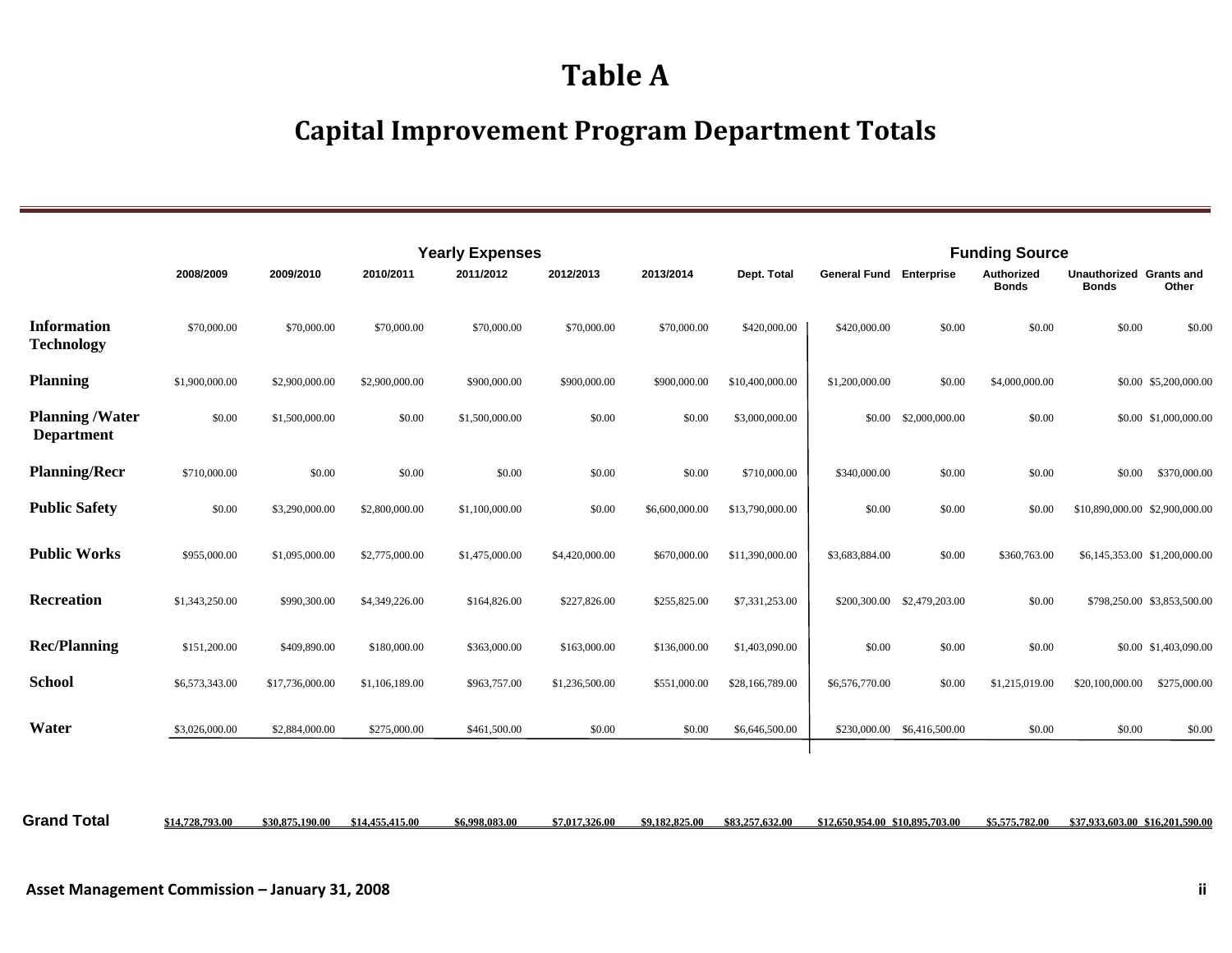# Table A

## Capital Improvement Program Department Totals

| | Yearly Expenses | | | | | | | Funding Source | | | | |
|---|---|---|---|---|---|---|---|---|---|---|---|---|
| | 2008/2009 | 2009/2010 | 2010/2011 | 2011/2012 | 2012/2013 | 2013/2014 | Dept. Total | General Fund | Enterprise | Authorized Bonds | Unauthorized Bonds | Grants and Other |
| **Information Technology** | $70,000.00 | $70,000.00 | $70,000.00 | $70,000.00 | $70,000.00 | $70,000.00 | $420,000.00 | $420,000.00 | $0.00 | $0.00 | $0.00 | $0.00 |
| **Planning** | $1,900,000.00 | $2,900,000.00 | $2,900,000.00 | $900,000.00 | $900,000.00 | $900,000.00 | $10,400,000.00 | $1,200,000.00 | $0.00 | $4,000,000.00 | $0.00 | $5,200,000.00 |
| **Planning /Water Department** | $0.00 | $1,500,000.00 | $0.00 | $1,500,000.00 | $0.00 | $0.00 | $3,000,000.00 | $0.00 | $2,000,000.00 | $0.00 | $0.00 | $1,000,000.00 |
| **Planning/Recr** | $710,000.00 | $0.00 | $0.00 | $0.00 | $0.00 | $0.00 | $710,000.00 | $340,000.00 | $0.00 | $0.00 | $0.00 | $370,000.00 |
| **Public Safety** | $0.00 | $3,290,000.00 | $2,800,000.00 | $1,100,000.00 | $0.00 | $6,600,000.00 | $13,790,000.00 | $0.00 | $0.00 | $0.00 | $10,890,000.00 | $2,900,000.00 |
| **Public Works** | $955,000.00 | $1,095,000.00 | $2,775,000.00 | $1,475,000.00 | $4,420,000.00 | $670,000.00 | $11,390,000.00 | $3,683,884.00 | $0.00 | $360,763.00 | $6,145,353.00 | $1,200,000.00 |
| **Recreation** | $1,343,250.00 | $990,300.00 | $4,349,226.00 | $164,826.00 | $227,826.00 | $255,825.00 | $7,331,253.00 | $200,300.00 | $2,479,203.00 | $0.00 | $798,250.00 | $3,853,500.00 |
| **Rec/Planning** | $151,200.00 | $409,890.00 | $180,000.00 | $363,000.00 | $163,000.00 | $136,000.00 | $1,403,090.00 | $0.00 | $0.00 | $0.00 | $0.00 | $1,403,090.00 |
| **School** | $6,573,343.00 | $17,736,000.00 | $1,106,189.00 | $963,757.00 | $1,236,500.00 | $551,000.00 | $28,166,789.00 | $6,576,770.00 | $0.00 | $1,215,019.00 | $20,100,000.00 | $275,000.00 |
| **Water** | $3,026,000.00 | $2,884,000.00 | $275,000.00 | $461,500.00 | $0.00 | $0.00 | $6,646,500.00 | $230,000.00 | $6,416,500.00 | $0.00 | $0.00 | $0.00 |
| **Grand Total** | $14,728,793.00 | $30,875,190.00 | $14,455,415.00 | $6,998,083.00 | $7,017,326.00 | $9,182,825.00 | $83,257,632.00 | $12,650,954.00 | $10,895,703.00 | $5,575,782.00 | $37,933,603.00 | $16,201,590.00 |

Asset Management Commission – January 31, 2008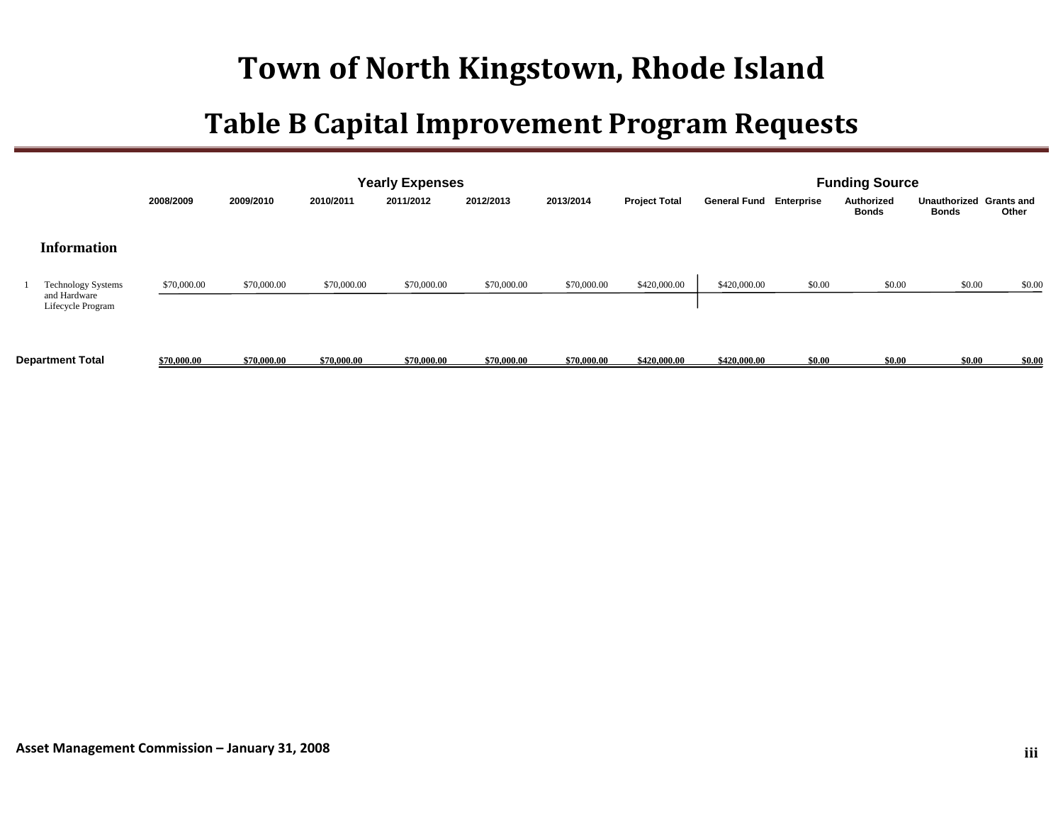# Town of North Kingstown, Rhode Island

## Table B Capital Improvement Program Requests

| | | Yearly Expenses | | | | | | | Funding Source | | | | |
|---|---|---|---|---|---|---|---|---|---|---|---|---|---|
| | | 2008/2009 | 2009/2010 | 2010/2011 | 2011/2012 | 2012/2013 | 2013/2014 | Project Total | General Fund | Enterprise | Authorized Bonds | Unauthorized Bonds | Grants and Other |
| **Information** | | | | | | | | | | | | | |
| 1 | Technology Systems and Hardware Lifecycle Program | $70,000.00 | $70,000.00 | $70,000.00 | $70,000.00 | $70,000.00 | $70,000.00 | $420,000.00 | $420,000.00 | $0.00 | $0.00 | $0.00 | $0.00 |
| **Department Total** | | **$70,000.00** | **$70,000.00** | **$70,000.00** | **$70,000.00** | **$70,000.00** | **$70,000.00** | **$420,000.00** | **$420,000.00** | **$0.00** | **$0.00** | **$0.00** | **$0.00** |

Asset Management Commission – January 31, 2008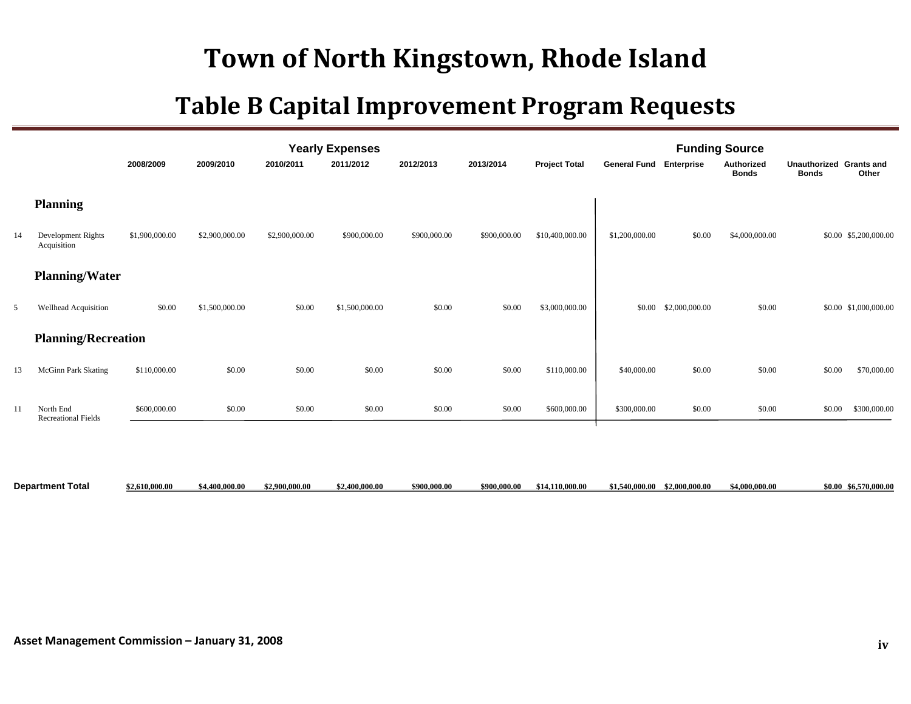# Town of North Kingstown, Rhode Island

## Table B Capital Improvement Program Requests

| | | Yearly Expenses | | | | | | | Funding Source | | | | |
|---|---|---|---|---|---|---|---|---|---|---|---|---|---|
| | | 2008/2009 | 2009/2010 | 2010/2011 | 2011/2012 | 2012/2013 | 2013/2014 | Project Total | General Fund | Enterprise | Authorized Bonds | Unauthorized Bonds | Grants and Other |
| | **Planning** | | | | | | | | | | | | |
| 14 | Development Rights Acquisition | $1,900,000.00 | $2,900,000.00 | $2,900,000.00 | $900,000.00 | $900,000.00 | $900,000.00 | $10,400,000.00 | $1,200,000.00 | $0.00 | $4,000,000.00 | $0.00 | $5,200,000.00 |
| | **Planning/Water** | | | | | | | | | | | | |
| 5 | Wellhead Acquisition | $0.00 | $1,500,000.00 | $0.00 | $1,500,000.00 | $0.00 | $0.00 | $3,000,000.00 | $0.00 | $2,000,000.00 | $0.00 | $0.00 | $1,000,000.00 |
| | **Planning/Recreation** | | | | | | | | | | | | |
| 13 | McGinn Park Skating | $110,000.00 | $0.00 | $0.00 | $0.00 | $0.00 | $0.00 | $110,000.00 | $40,000.00 | $0.00 | $0.00 | $0.00 | $70,000.00 |
| 11 | North End Recreational Fields | $600,000.00 | $0.00 | $0.00 | $0.00 | $0.00 | $0.00 | $600,000.00 | $300,000.00 | $0.00 | $0.00 | $0.00 | $300,000.00 |
| **Department Total** | | $2,610,000.00 | $4,400,000.00 | $2,900,000.00 | $2,400,000.00 | $900,000.00 | $900,000.00 | $14,110,000.00 | $1,540,000.00 | $2,000,000.00 | $4,000,000.00 | $0.00 | $6,570,000.00 |

**Asset Management Commission – January 31, 2008**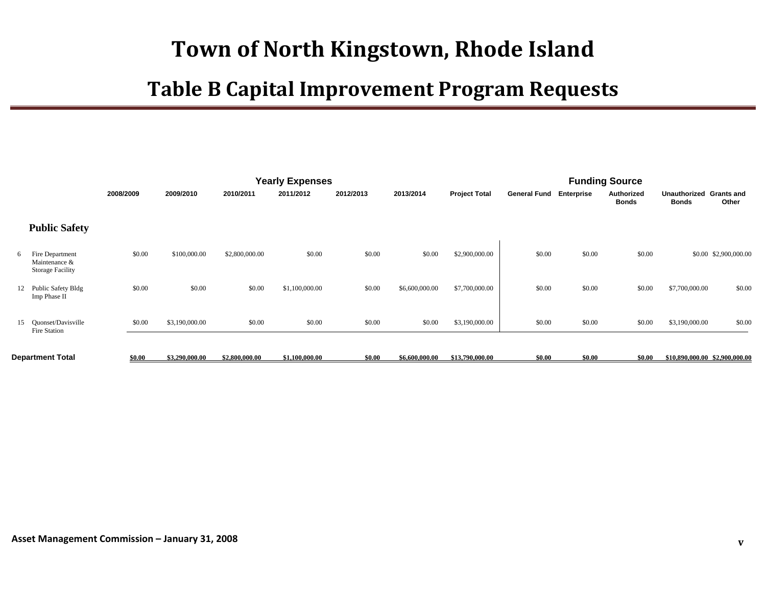# Town of North Kingstown, Rhode Island

## Table B Capital Improvement Program Requests

| | | Yearly Expenses | | | | | | | Funding Source | | | | |
|---|---|---|---|---|---|---|---|---|---|---|---|---|---|
| | | 2008/2009 | 2009/2010 | 2010/2011 | 2011/2012 | 2012/2013 | 2013/2014 | Project Total | General Fund | Enterprise | Authorized Bonds | Unauthorized Bonds | Grants and Other |
| **Public Safety** | | | | | | | | | | | | | |
| 6 | Fire Department Maintenance & Storage Facility | $0.00 | $100,000.00 | $2,800,000.00 | $0.00 | $0.00 | $0.00 | $2,900,000.00 | $0.00 | $0.00 | $0.00 | $0.00 | $2,900,000.00 |
| 12 | Public Safety Bldg Imp Phase II | $0.00 | $0.00 | $0.00 | $1,100,000.00 | $0.00 | $6,600,000.00 | $7,700,000.00 | $0.00 | $0.00 | $0.00 | $7,700,000.00 | $0.00 |
| 15 | Quonset/Davisville Fire Station | $0.00 | $3,190,000.00 | $0.00 | $0.00 | $0.00 | $0.00 | $3,190,000.00 | $0.00 | $0.00 | $0.00 | $3,190,000.00 | $0.00 |
| **Department Total** | | $0.00 | $3,290,000.00 | $2,800,000.00 | $1,100,000.00 | $0.00 | $6,600,000.00 | $13,790,000.00 | $0.00 | $0.00 | $0.00 | $10,890,000.00 | $2,900,000.00 |

Asset Management Commission – January 31, 2008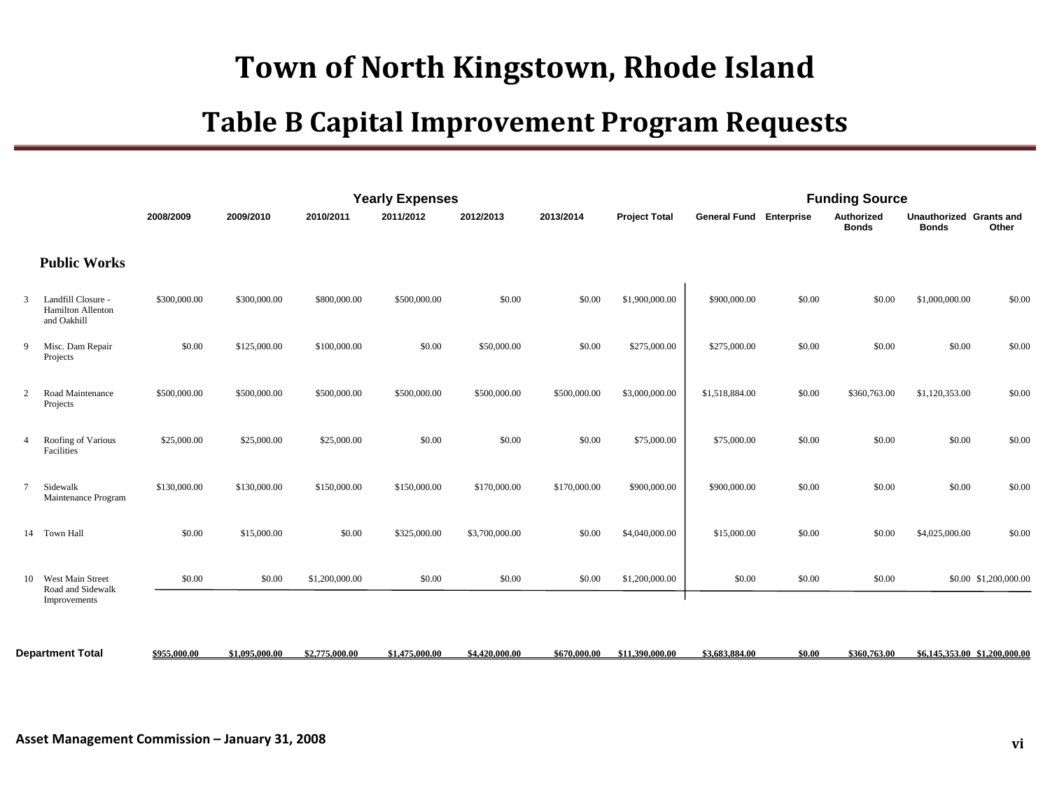# Town of North Kingstown, Rhode Island

## Table B Capital Improvement Program Requests

| | | Yearly Expenses | | | | | | | Funding Source | | | | |
|---|---|---|---|---|---|---|---|---|---|---|---|---|---|
| | | 2008/2009 | 2009/2010 | 2010/2011 | 2011/2012 | 2012/2013 | 2013/2014 | Project Total | General Fund | Enterprise | Authorized Bonds | Unauthorized Bonds | Grants and Other |
| **Public Works** | | | | | | | | | | | | | |
| 3 | Landfill Closure - Hamilton Allenton and Oakhill | $300,000.00 | $300,000.00 | $800,000.00 | $500,000.00 | $0.00 | $0.00 | $1,900,000.00 | $900,000.00 | $0.00 | $0.00 | $1,000,000.00 | $0.00 |
| 9 | Misc. Dam Repair Projects | $0.00 | $125,000.00 | $100,000.00 | $0.00 | $50,000.00 | $0.00 | $275,000.00 | $275,000.00 | $0.00 | $0.00 | $0.00 | $0.00 |
| 2 | Road Maintenance Projects | $500,000.00 | $500,000.00 | $500,000.00 | $500,000.00 | $500,000.00 | $500,000.00 | $3,000,000.00 | $1,518,884.00 | $0.00 | $360,763.00 | $1,120,353.00 | $0.00 |
| 4 | Roofing of Various Facilities | $25,000.00 | $25,000.00 | $25,000.00 | $0.00 | $0.00 | $0.00 | $75,000.00 | $75,000.00 | $0.00 | $0.00 | $0.00 | $0.00 |
| 7 | Sidewalk Maintenance Program | $130,000.00 | $130,000.00 | $150,000.00 | $150,000.00 | $170,000.00 | $170,000.00 | $900,000.00 | $900,000.00 | $0.00 | $0.00 | $0.00 | $0.00 |
| 14 | Town Hall | $0.00 | $15,000.00 | $0.00 | $325,000.00 | $3,700,000.00 | $0.00 | $4,040,000.00 | $15,000.00 | $0.00 | $0.00 | $4,025,000.00 | $0.00 |
| 10 | West Main Street Road and Sidewalk Improvements | $0.00 | $0.00 | $1,200,000.00 | $0.00 | $0.00 | $0.00 | $1,200,000.00 | $0.00 | $0.00 | $0.00 | $0.00 | $1,200,000.00 |
| **Department Total** | | $955,000.00 | $1,095,000.00 | $2,775,000.00 | $1,475,000.00 | $4,420,000.00 | $670,000.00 | $11,390,000.00 | $3,683,884.00 | $0.00 | $360,763.00 | $6,145,353.00 | $1,200,000.00 |

Asset Management Commission – January 31, 2008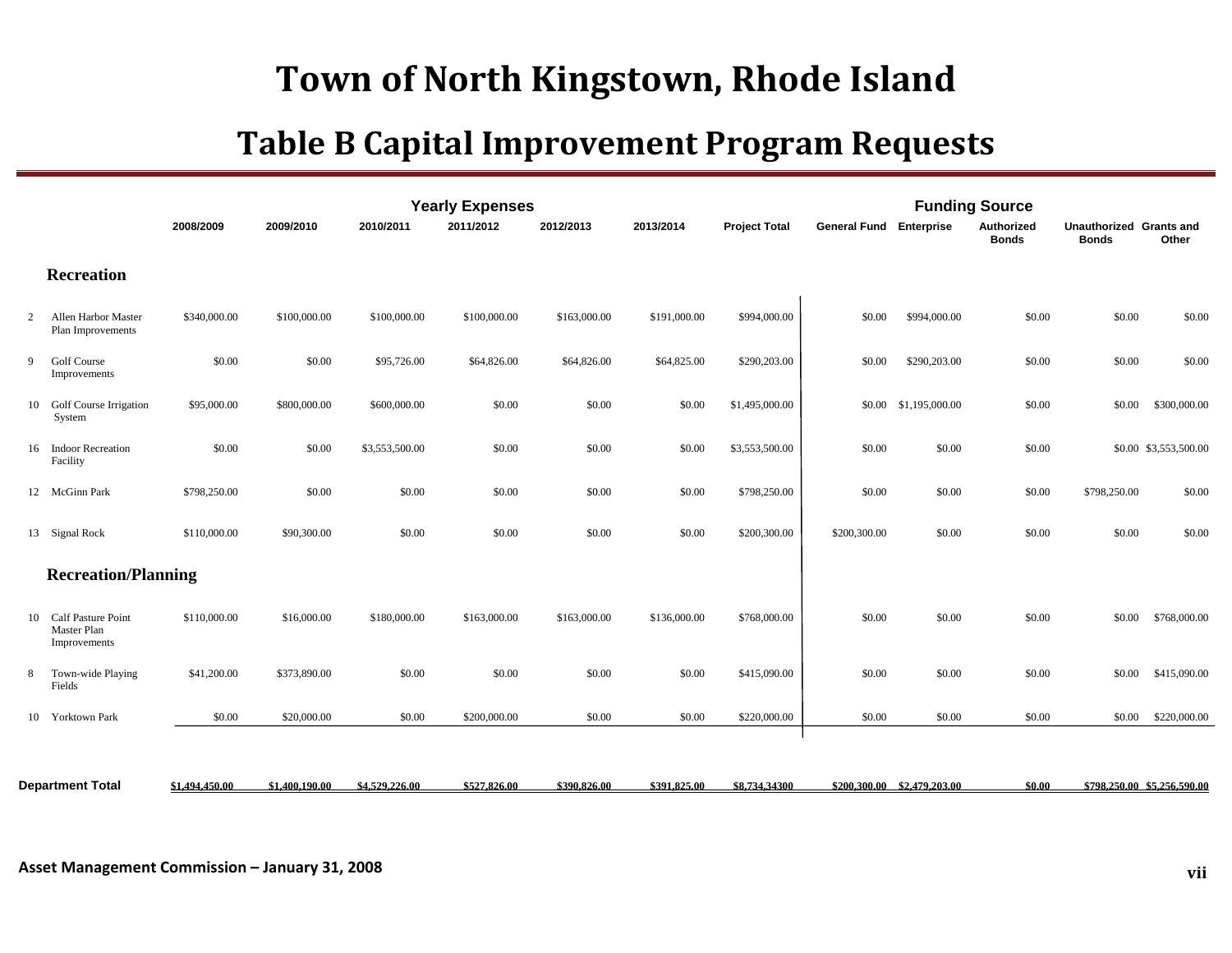# Town of North Kingstown, Rhode Island

## Table B Capital Improvement Program Requests

| | | Yearly Expenses | | | | | | | Funding Source | | | | |
|---|---|---|---|---|---|---|---|---|---|---|---|---|---|
| | | 2008/2009 | 2009/2010 | 2010/2011 | 2011/2012 | 2012/2013 | 2013/2014 | Project Total | General Fund | Enterprise | Authorized Bonds | Unauthorized Bonds | Grants and Other |
| | **Recreation** | | | | | | | | | | | | |
| 2 | Allen Harbor Master Plan Improvements | $340,000.00 | $100,000.00 | $100,000.00 | $100,000.00 | $163,000.00 | $191,000.00 | $994,000.00 | $0.00 | $994,000.00 | $0.00 | $0.00 | $0.00 |
| 9 | Golf Course Improvements | $0.00 | $0.00 | $95,726.00 | $64,826.00 | $64,826.00 | $64,825.00 | $290,203.00 | $0.00 | $290,203.00 | $0.00 | $0.00 | $0.00 |
| 10 | Golf Course Irrigation System | $95,000.00 | $800,000.00 | $600,000.00 | $0.00 | $0.00 | $0.00 | $1,495,000.00 | $0.00 | $1,195,000.00 | $0.00 | $0.00 | $300,000.00 |
| 16 | Indoor Recreation Facility | $0.00 | $0.00 | $3,553,500.00 | $0.00 | $0.00 | $0.00 | $3,553,500.00 | $0.00 | $0.00 | $0.00 | $0.00 | $3,553,500.00 |
| 12 | McGinn Park | $798,250.00 | $0.00 | $0.00 | $0.00 | $0.00 | $0.00 | $798,250.00 | $0.00 | $0.00 | $0.00 | $798,250.00 | $0.00 |
| 13 | Signal Rock | $110,000.00 | $90,300.00 | $0.00 | $0.00 | $0.00 | $0.00 | $200,300.00 | $200,300.00 | $0.00 | $0.00 | $0.00 | $0.00 |
| | **Recreation/Planning** | | | | | | | | | | | | |
| 10 | Calf Pasture Point Master Plan Improvements | $110,000.00 | $16,000.00 | $180,000.00 | $163,000.00 | $163,000.00 | $136,000.00 | $768,000.00 | $0.00 | $0.00 | $0.00 | $0.00 | $768,000.00 |
| 8 | Town-wide Playing Fields | $41,200.00 | $373,890.00 | $0.00 | $0.00 | $0.00 | $0.00 | $415,090.00 | $0.00 | $0.00 | $0.00 | $0.00 | $415,090.00 |
| 10 | Yorktown Park | $0.00 | $20,000.00 | $0.00 | $200,000.00 | $0.00 | $0.00 | $220,000.00 | $0.00 | $0.00 | $0.00 | $0.00 | $220,000.00 |
| **Department Total** | | $1,494,450.00 | $1,400,190.00 | $4,529,226.00 | $527,826.00 | $390,826.00 | $391,825.00 | $8,734,34300 | $200,300.00 | $2,479,203.00 | $0.00 | $798,250.00 | $5,256,590.00 |

Asset Management Commission – January 31, 2008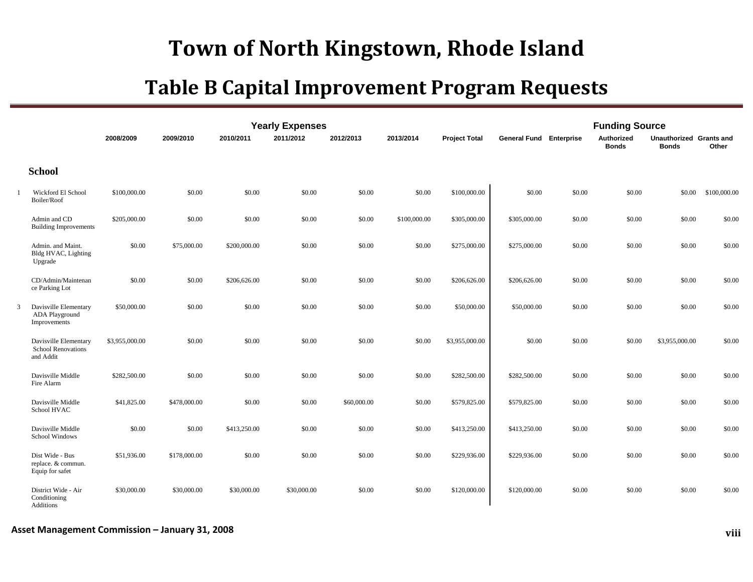# Town of North Kingstown, Rhode Island

## Table B Capital Improvement Program Requests

| | | Yearly Expenses | | | | | | | Funding Source | | | | |
|---|---|---|---|---|---|---|---|---|---|---|---|---|---|
| | | 2008/2009 | 2009/2010 | 2010/2011 | 2011/2012 | 2012/2013 | 2013/2014 | Project Total | General Fund | Enterprise | Authorized Bonds | Unauthorized Bonds | Grants and Other |
| | **School** | | | | | | | | | | | | |
| 1 | Wickford El School Boiler/Roof | $100,000.00 | $0.00 | $0.00 | $0.00 | $0.00 | $0.00 | $100,000.00 | $0.00 | $0.00 | $0.00 | $0.00 | $100,000.00 |
| | Admin and CD Building Improvements | $205,000.00 | $0.00 | $0.00 | $0.00 | $0.00 | $100,000.00 | $305,000.00 | $305,000.00 | $0.00 | $0.00 | $0.00 | $0.00 |
| | Admin. and Maint. Bldg HVAC, Lighting Upgrade | $0.00 | $75,000.00 | $200,000.00 | $0.00 | $0.00 | $0.00 | $275,000.00 | $275,000.00 | $0.00 | $0.00 | $0.00 | $0.00 |
| | CD/Admin/Maintenance Parking Lot | $0.00 | $0.00 | $206,626.00 | $0.00 | $0.00 | $0.00 | $206,626.00 | $206,626.00 | $0.00 | $0.00 | $0.00 | $0.00 |
| 3 | Davisville Elementary ADA Playground Improvements | $50,000.00 | $0.00 | $0.00 | $0.00 | $0.00 | $0.00 | $50,000.00 | $50,000.00 | $0.00 | $0.00 | $0.00 | $0.00 |
| | Davisville Elementary School Renovations and Addit | $3,955,000.00 | $0.00 | $0.00 | $0.00 | $0.00 | $0.00 | $3,955,000.00 | $0.00 | $0.00 | $0.00 | $3,955,000.00 | $0.00 |
| | Davisville Middle Fire Alarm | $282,500.00 | $0.00 | $0.00 | $0.00 | $0.00 | $0.00 | $282,500.00 | $282,500.00 | $0.00 | $0.00 | $0.00 | $0.00 |
| | Davisville Middle School HVAC | $41,825.00 | $478,000.00 | $0.00 | $0.00 | $60,000.00 | $0.00 | $579,825.00 | $579,825.00 | $0.00 | $0.00 | $0.00 | $0.00 |
| | Davisville Middle School Windows | $0.00 | $0.00 | $413,250.00 | $0.00 | $0.00 | $0.00 | $413,250.00 | $413,250.00 | $0.00 | $0.00 | $0.00 | $0.00 |
| | Dist Wide - Bus replace. & commun. Equip for safet | $51,936.00 | $178,000.00 | $0.00 | $0.00 | $0.00 | $0.00 | $229,936.00 | $229,936.00 | $0.00 | $0.00 | $0.00 | $0.00 |
| | District Wide - Air Conditioning Additions | $30,000.00 | $30,000.00 | $30,000.00 | $30,000.00 | $0.00 | $0.00 | $120,000.00 | $120,000.00 | $0.00 | $0.00 | $0.00 | $0.00 |

**Asset Management Commission – January 31, 2008**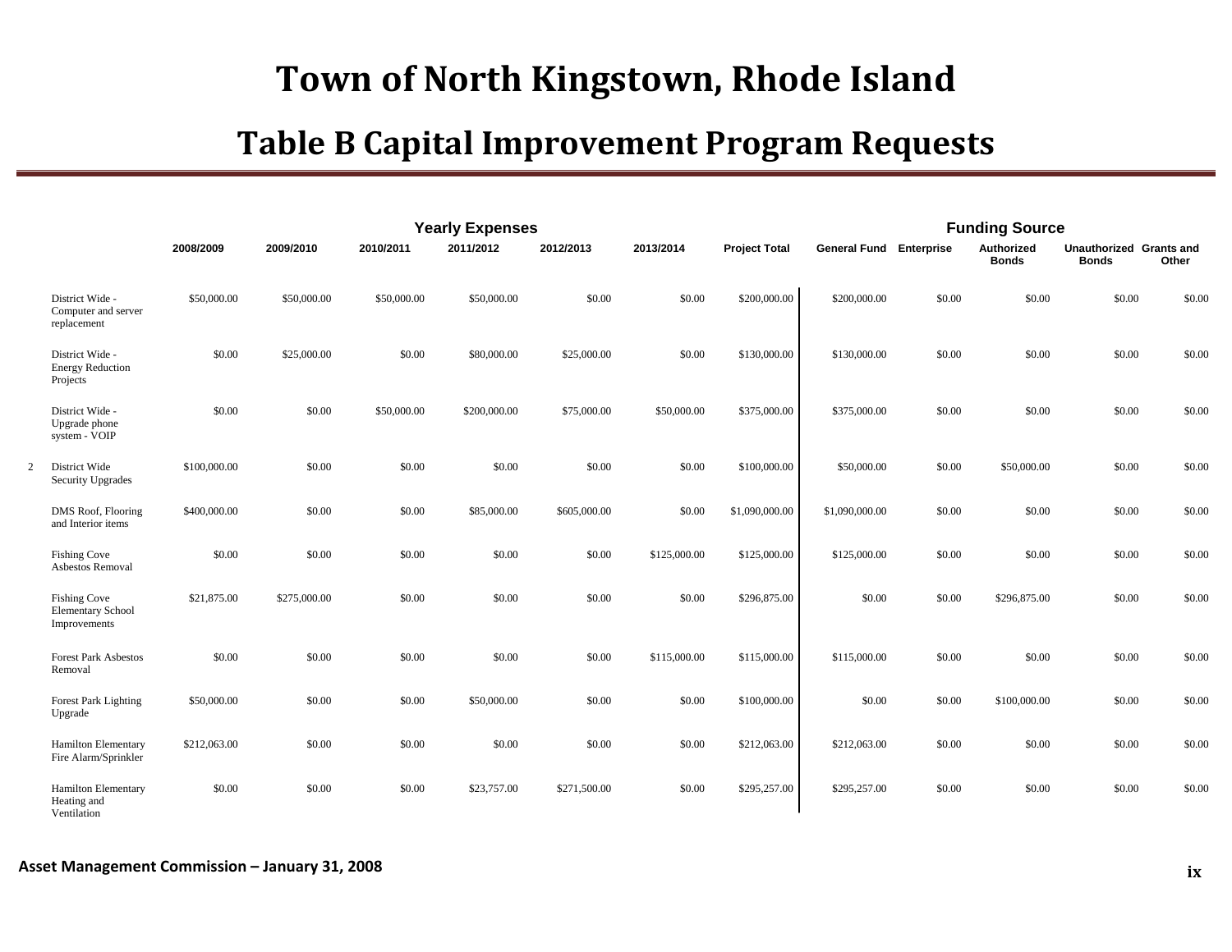# Town of North Kingstown, Rhode Island

## Table B Capital Improvement Program Requests

| | | Yearly Expenses | | | | | | | Funding Source | | | | |
|---|---|---|---|---|---|---|---|---|---|---|---|---|---|
| | | 2008/2009 | 2009/2010 | 2010/2011 | 2011/2012 | 2012/2013 | 2013/2014 | Project Total | General Fund | Enterprise | Authorized Bonds | Unauthorized Bonds | Grants and Other |
| | District Wide - Computer and server replacement | $50,000.00 | $50,000.00 | $50,000.00 | $50,000.00 | $0.00 | $0.00 | $200,000.00 | $200,000.00 | $0.00 | $0.00 | $0.00 | $0.00 |
| | District Wide - Energy Reduction Projects | $0.00 | $25,000.00 | $0.00 | $80,000.00 | $25,000.00 | $0.00 | $130,000.00 | $130,000.00 | $0.00 | $0.00 | $0.00 | $0.00 |
| | District Wide - Upgrade phone system - VOIP | $0.00 | $0.00 | $50,000.00 | $200,000.00 | $75,000.00 | $50,000.00 | $375,000.00 | $375,000.00 | $0.00 | $0.00 | $0.00 | $0.00 |
| 2 | District Wide Security Upgrades | $100,000.00 | $0.00 | $0.00 | $0.00 | $0.00 | $0.00 | $100,000.00 | $50,000.00 | $0.00 | $50,000.00 | $0.00 | $0.00 |
| | DMS Roof, Flooring and Interior items | $400,000.00 | $0.00 | $0.00 | $85,000.00 | $605,000.00 | $0.00 | $1,090,000.00 | $1,090,000.00 | $0.00 | $0.00 | $0.00 | $0.00 |
| | Fishing Cove Asbestos Removal | $0.00 | $0.00 | $0.00 | $0.00 | $0.00 | $125,000.00 | $125,000.00 | $125,000.00 | $0.00 | $0.00 | $0.00 | $0.00 |
| | Fishing Cove Elementary School Improvements | $21,875.00 | $275,000.00 | $0.00 | $0.00 | $0.00 | $0.00 | $296,875.00 | $0.00 | $0.00 | $296,875.00 | $0.00 | $0.00 |
| | Forest Park Asbestos Removal | $0.00 | $0.00 | $0.00 | $0.00 | $0.00 | $115,000.00 | $115,000.00 | $115,000.00 | $0.00 | $0.00 | $0.00 | $0.00 |
| | Forest Park Lighting Upgrade | $50,000.00 | $0.00 | $0.00 | $50,000.00 | $0.00 | $0.00 | $100,000.00 | $0.00 | $0.00 | $100,000.00 | $0.00 | $0.00 |
| | Hamilton Elementary Fire Alarm/Sprinkler | $212,063.00 | $0.00 | $0.00 | $0.00 | $0.00 | $0.00 | $212,063.00 | $212,063.00 | $0.00 | $0.00 | $0.00 | $0.00 |
| | Hamilton Elementary Heating and Ventilation | $0.00 | $0.00 | $0.00 | $23,757.00 | $271,500.00 | $0.00 | $295,257.00 | $295,257.00 | $0.00 | $0.00 | $0.00 | $0.00 |

Asset Management Commission – January 31, 2008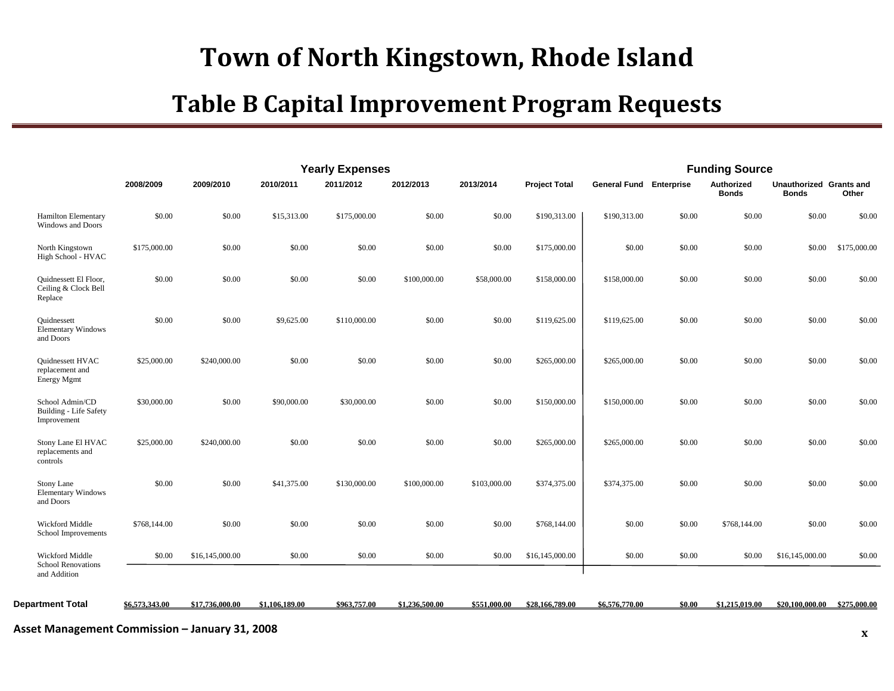# Town of North Kingstown, Rhode Island

## Table B Capital Improvement Program Requests

| | Yearly Expenses | | | | | | | Funding Source | | | | |
|---|---|---|---|---|---|---|---|---|---|---|---|---|
| | 2008/2009 | 2009/2010 | 2010/2011 | 2011/2012 | 2012/2013 | 2013/2014 | Project Total | General Fund | Enterprise | Authorized Bonds | Unauthorized Bonds | Grants and Other |
| Hamilton Elementary Windows and Doors | $0.00 | $0.00 | $15,313.00 | $175,000.00 | $0.00 | $0.00 | $190,313.00 | $190,313.00 | $0.00 | $0.00 | $0.00 | $0.00 |
| North Kingstown High School - HVAC | $175,000.00 | $0.00 | $0.00 | $0.00 | $0.00 | $0.00 | $175,000.00 | $0.00 | $0.00 | $0.00 | $0.00 | $175,000.00 |
| Quidnessett El Floor, Ceiling & Clock Bell Replace | $0.00 | $0.00 | $0.00 | $0.00 | $100,000.00 | $58,000.00 | $158,000.00 | $158,000.00 | $0.00 | $0.00 | $0.00 | $0.00 |
| Quidnessett Elementary Windows and Doors | $0.00 | $0.00 | $9,625.00 | $110,000.00 | $0.00 | $0.00 | $119,625.00 | $119,625.00 | $0.00 | $0.00 | $0.00 | $0.00 |
| Quidnessett HVAC replacement and Energy Mgmt | $25,000.00 | $240,000.00 | $0.00 | $0.00 | $0.00 | $0.00 | $265,000.00 | $265,000.00 | $0.00 | $0.00 | $0.00 | $0.00 |
| School Admin/CD Building - Life Safety Improvement | $30,000.00 | $0.00 | $90,000.00 | $30,000.00 | $0.00 | $0.00 | $150,000.00 | $150,000.00 | $0.00 | $0.00 | $0.00 | $0.00 |
| Stony Lane El HVAC replacements and controls | $25,000.00 | $240,000.00 | $0.00 | $0.00 | $0.00 | $0.00 | $265,000.00 | $265,000.00 | $0.00 | $0.00 | $0.00 | $0.00 |
| Stony Lane Elementary Windows and Doors | $0.00 | $0.00 | $41,375.00 | $130,000.00 | $100,000.00 | $103,000.00 | $374,375.00 | $374,375.00 | $0.00 | $0.00 | $0.00 | $0.00 |
| Wickford Middle School Improvements | $768,144.00 | $0.00 | $0.00 | $0.00 | $0.00 | $0.00 | $768,144.00 | $0.00 | $0.00 | $768,144.00 | $0.00 | $0.00 |
| Wickford Middle School Renovations and Addition | $0.00 | $16,145,000.00 | $0.00 | $0.00 | $0.00 | $0.00 | $16,145,000.00 | $0.00 | $0.00 | $0.00 | $16,145,000.00 | $0.00 |
| **Department Total** | $6,573,343.00 | $17,736,000.00 | $1,106,189.00 | $963,757.00 | $1,236,500.00 | $551,000.00 | $28,166,789.00 | $6,576,770.00 | $0.00 | $1,215,019.00 | $20,100,000.00 | $275,000.00 |

**Asset Management Commission – January 31, 2008**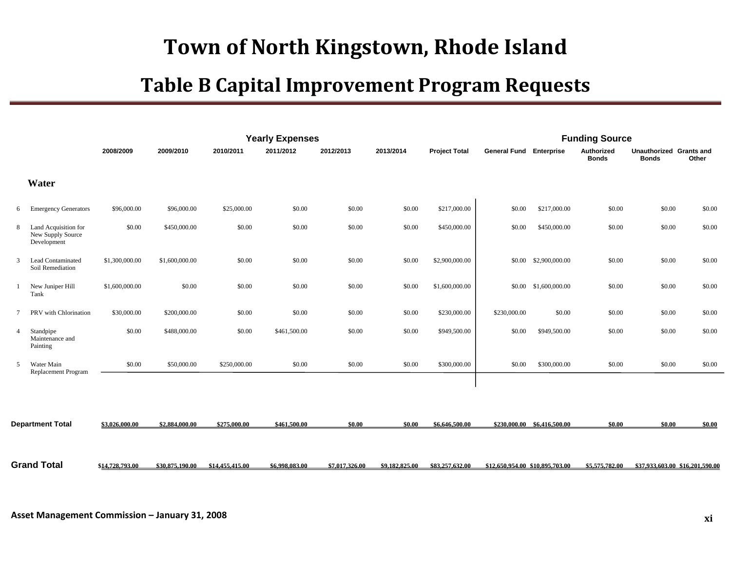# Town of North Kingstown, Rhode Island

## Table B Capital Improvement Program Requests

| | | Yearly Expenses | | | | | | | Funding Source | | | | | |
|---|---|---|---|---|---|---|---|---|---|---|---|---|---|---|
| | | 2008/2009 | 2009/2010 | 2010/2011 | 2011/2012 | 2012/2013 | 2013/2014 | Project Total | General Fund | Enterprise | Authorized Bonds | Unauthorized Bonds | Grants and Other |
| | **Water** | | | | | | | | | | | | |
| 6 | Emergency Generators | $96,000.00 | $96,000.00 | $25,000.00 | $0.00 | $0.00 | $0.00 | $217,000.00 | $0.00 | $217,000.00 | $0.00 | $0.00 | $0.00 |
| 8 | Land Acquisition for New Supply Source Development | $0.00 | $450,000.00 | $0.00 | $0.00 | $0.00 | $0.00 | $450,000.00 | $0.00 | $450,000.00 | $0.00 | $0.00 | $0.00 |
| 3 | Lead Contaminated Soil Remediation | $1,300,000.00 | $1,600,000.00 | $0.00 | $0.00 | $0.00 | $0.00 | $2,900,000.00 | $0.00 | $2,900,000.00 | $0.00 | $0.00 | $0.00 |
| 1 | New Juniper Hill Tank | $1,600,000.00 | $0.00 | $0.00 | $0.00 | $0.00 | $0.00 | $1,600,000.00 | $0.00 | $1,600,000.00 | $0.00 | $0.00 | $0.00 |
| 7 | PRV with Chlorination | $30,000.00 | $200,000.00 | $0.00 | $0.00 | $0.00 | $0.00 | $230,000.00 | $230,000.00 | $0.00 | $0.00 | $0.00 | $0.00 |
| 4 | Standpipe Maintenance and Painting | $0.00 | $488,000.00 | $0.00 | $461,500.00 | $0.00 | $0.00 | $949,500.00 | $0.00 | $949,500.00 | $0.00 | $0.00 | $0.00 |
| 5 | Water Main Replacement Program | $0.00 | $50,000.00 | $250,000.00 | $0.00 | $0.00 | $0.00 | $300,000.00 | $0.00 | $300,000.00 | $0.00 | $0.00 | $0.00 |
| **Department Total** | | $3,026,000.00 | $2,884,000.00 | $275,000.00 | $461,500.00 | $0.00 | $0.00 | $6,646,500.00 | $230,000.00 | $6,416,500.00 | $0.00 | $0.00 | $0.00 |
| **Grand Total** | | $14,728,793.00 | $30,875,190.00 | $14,455,415.00 | $6,998,083.00 | $7,017,326.00 | $9,182,825.00 | $83,257,632.00 | $12,650,954.00 | $10,895,703.00 | $5,575,782.00 | $37,933,603.00 | $16,201,590.00 |

**Asset Management Commission – January 31, 2008**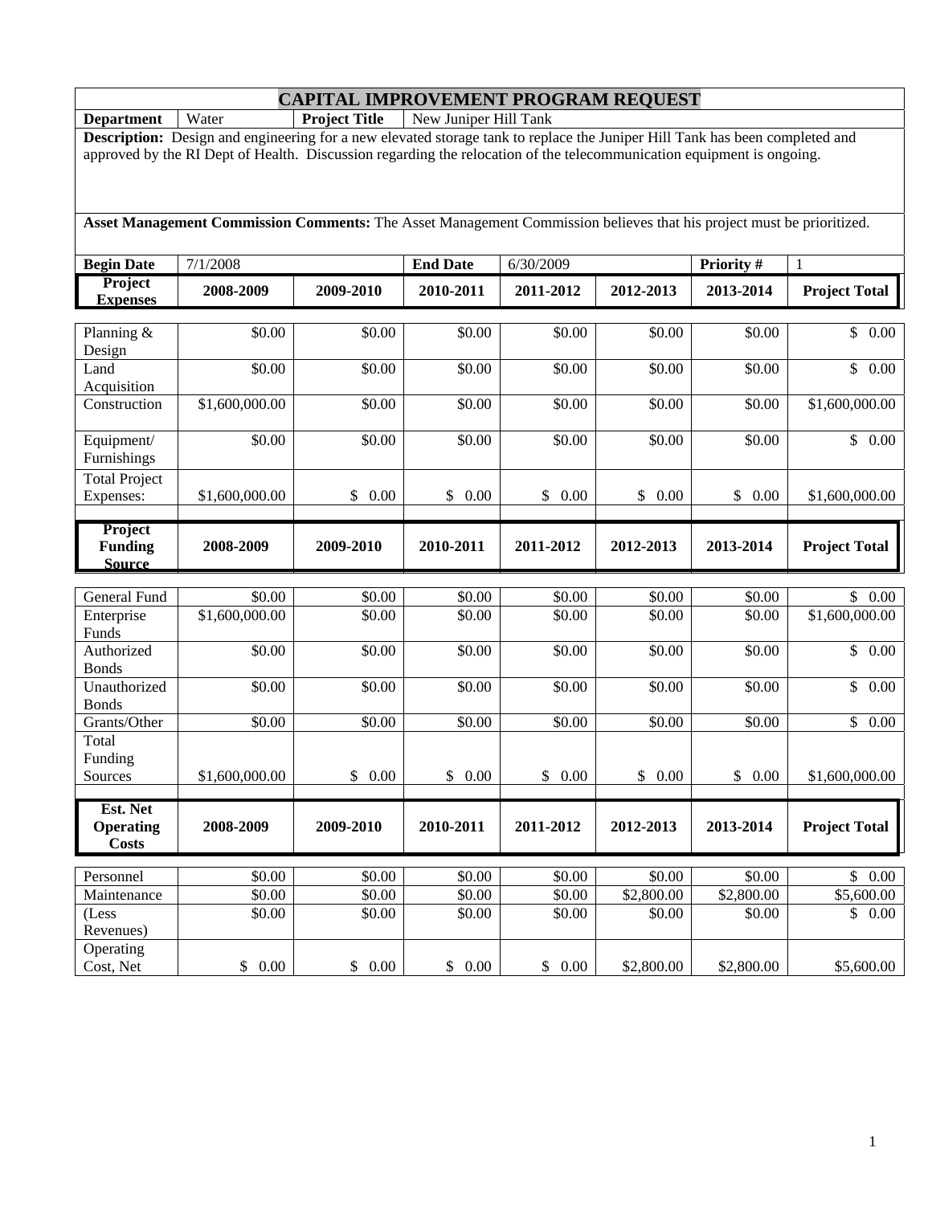# CAPITAL IMPROVEMENT PROGRAM REQUEST

| **Department** | Water | **Project Title** | New Juniper Hill Tank |
|---|---|---|---|

**Description:** Design and engineering for a new elevated storage tank to replace the Juniper Hill Tank has been completed and approved by the RI Dept of Health. Discussion regarding the relocation of the telecommunication equipment is ongoing.

**Asset Management Commission Comments:** The Asset Management Commission believes that his project must be prioritized.

| **Begin Date** | 7/1/2008 | **End Date** | 6/30/2009 | **Priority #** | 1 |
|---|---|---|---|---|---|

| **Project Expenses** | **2008-2009** | **2009-2010** | **2010-2011** | **2011-2012** | **2012-2013** | **2013-2014** | **Project Total** |
|---|---|---|---|---|---|---|---|
| Planning & Design | $0.00 | $0.00 | $0.00 | $0.00 | $0.00 | $0.00 | $ 0.00 |
| Land Acquisition | $0.00 | $0.00 | $0.00 | $0.00 | $0.00 | $0.00 | $ 0.00 |
| Construction | $1,600,000.00 | $0.00 | $0.00 | $0.00 | $0.00 | $0.00 | $1,600,000.00 |
| Equipment/ Furnishings | $0.00 | $0.00 | $0.00 | $0.00 | $0.00 | $0.00 | $ 0.00 |
| Total Project Expenses: | $1,600,000.00 | $ 0.00 | $ 0.00 | $ 0.00 | $ 0.00 | $ 0.00 | $1,600,000.00 |

| **Project Funding Source** | **2008-2009** | **2009-2010** | **2010-2011** | **2011-2012** | **2012-2013** | **2013-2014** | **Project Total** |
|---|---|---|---|---|---|---|---|
| General Fund | $0.00 | $0.00 | $0.00 | $0.00 | $0.00 | $0.00 | $ 0.00 |
| Enterprise Funds | $1,600,000.00 | $0.00 | $0.00 | $0.00 | $0.00 | $0.00 | $1,600,000.00 |
| Authorized Bonds | $0.00 | $0.00 | $0.00 | $0.00 | $0.00 | $0.00 | $ 0.00 |
| Unauthorized Bonds | $0.00 | $0.00 | $0.00 | $0.00 | $0.00 | $0.00 | $ 0.00 |
| Grants/Other | $0.00 | $0.00 | $0.00 | $0.00 | $0.00 | $0.00 | $ 0.00 |
| Total Funding Sources | $1,600,000.00 | $ 0.00 | $ 0.00 | $ 0.00 | $ 0.00 | $ 0.00 | $1,600,000.00 |

| **Est. Net Operating Costs** | **2008-2009** | **2009-2010** | **2010-2011** | **2011-2012** | **2012-2013** | **2013-2014** | **Project Total** |
|---|---|---|---|---|---|---|---|
| Personnel | $0.00 | $0.00 | $0.00 | $0.00 | $0.00 | $0.00 | $ 0.00 |
| Maintenance | $0.00 | $0.00 | $0.00 | $0.00 | $2,800.00 | $2,800.00 | $5,600.00 |
| (Less Revenues) | $0.00 | $0.00 | $0.00 | $0.00 | $0.00 | $0.00 | $ 0.00 |
| Operating Cost, Net | $ 0.00 | $ 0.00 | $ 0.00 | $ 0.00 | $2,800.00 | $2,800.00 | $5,600.00 |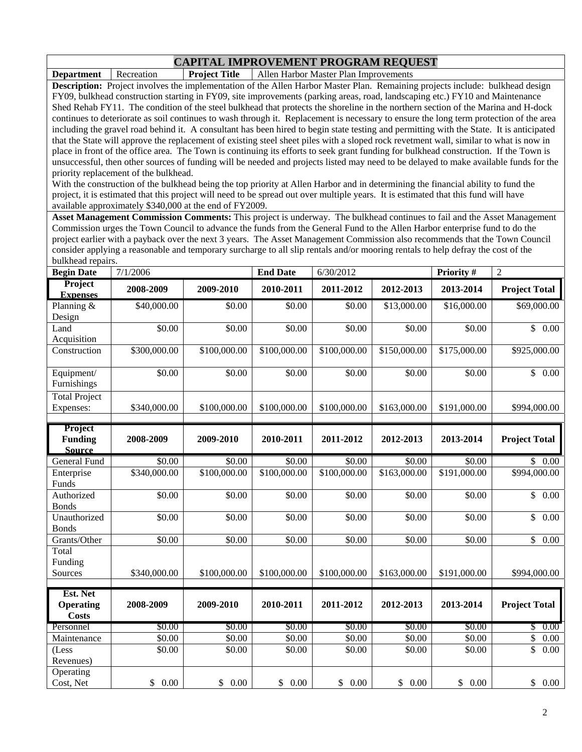# CAPITAL IMPROVEMENT PROGRAM REQUEST

| **Department** | Recreation | **Project Title** | Allen Harbor Master Plan Improvements |
|---|---|---|---|

**Description:** Project involves the implementation of the Allen Harbor Master Plan. Remaining projects include: bulkhead design FY09, bulkhead construction starting in FY09, site improvements (parking areas, road, landscaping etc.) FY10 and Maintenance Shed Rehab FY11. The condition of the steel bulkhead that protects the shoreline in the northern section of the Marina and H-dock continues to deteriorate as soil continues to wash through it. Replacement is necessary to ensure the long term protection of the area including the gravel road behind it. A consultant has been hired to begin state testing and permitting with the State. It is anticipated that the State will approve the replacement of existing steel sheet piles with a sloped rock revetment wall, similar to what is now in place in front of the office area. The Town is continuing its efforts to seek grant funding for bulkhead construction. If the Town is unsuccessful, then other sources of funding will be needed and projects listed may need to be delayed to make available funds for the priority replacement of the bulkhead.
With the construction of the bulkhead being the top priority at Allen Harbor and in determining the financial ability to fund the project, it is estimated that this project will need to be spread out over multiple years. It is estimated that this fund will have available approximately $340,000 at the end of FY2009.

**Asset Management Commission Comments:** This project is underway. The bulkhead continues to fail and the Asset Management Commission urges the Town Council to advance the funds from the General Fund to the Allen Harbor enterprise fund to do the project earlier with a payback over the next 3 years. The Asset Management Commission also recommends that the Town Council consider applying a reasonable and temporary surcharge to all slip rentals and/or mooring rentals to help defray the cost of the bulkhead repairs.

| **Begin Date** | 7/1/2006 | **End Date** | 6/30/2012 | **Priority #** | 2 |
|---|---|---|---|---|---|

| **Project Expenses** | **2008-2009** | **2009-2010** | **2010-2011** | **2011-2012** | **2012-2013** | **2013-2014** | **Project Total** |
|---|---|---|---|---|---|---|---|
| Planning & Design | $40,000.00 | $0.00 | $0.00 | $0.00 | $13,000.00 | $16,000.00 | $69,000.00 |
| Land Acquisition | $0.00 | $0.00 | $0.00 | $0.00 | $0.00 | $0.00 | $ 0.00 |
| Construction | $300,000.00 | $100,000.00 | $100,000.00 | $100,000.00 | $150,000.00 | $175,000.00 | $925,000.00 |
| Equipment/ Furnishings | $0.00 | $0.00 | $0.00 | $0.00 | $0.00 | $0.00 | $ 0.00 |
| Total Project Expenses: | $340,000.00 | $100,000.00 | $100,000.00 | $100,000.00 | $163,000.00 | $191,000.00 | $994,000.00 |

| **Project Funding Source** | **2008-2009** | **2009-2010** | **2010-2011** | **2011-2012** | **2012-2013** | **2013-2014** | **Project Total** |
|---|---|---|---|---|---|---|---|
| General Fund | $0.00 | $0.00 | $0.00 | $0.00 | $0.00 | $0.00 | $ 0.00 |
| Enterprise Funds | $340,000.00 | $100,000.00 | $100,000.00 | $100,000.00 | $163,000.00 | $191,000.00 | $994,000.00 |
| Authorized Bonds | $0.00 | $0.00 | $0.00 | $0.00 | $0.00 | $0.00 | $ 0.00 |
| Unauthorized Bonds | $0.00 | $0.00 | $0.00 | $0.00 | $0.00 | $0.00 | $ 0.00 |
| Grants/Other | $0.00 | $0.00 | $0.00 | $0.00 | $0.00 | $0.00 | $ 0.00 |
| Total Funding Sources | $340,000.00 | $100,000.00 | $100,000.00 | $100,000.00 | $163,000.00 | $191,000.00 | $994,000.00 |

| **Est. Net Operating Costs** | **2008-2009** | **2009-2010** | **2010-2011** | **2011-2012** | **2012-2013** | **2013-2014** | **Project Total** |
|---|---|---|---|---|---|---|---|
| Personnel | $0.00 | $0.00 | $0.00 | $0.00 | $0.00 | $0.00 | $ 0.00 |
| Maintenance | $0.00 | $0.00 | $0.00 | $0.00 | $0.00 | $0.00 | $ 0.00 |
| (Less Revenues) | $0.00 | $0.00 | $0.00 | $0.00 | $0.00 | $0.00 | $ 0.00 |
| Operating Cost, Net | $ 0.00 | $ 0.00 | $ 0.00 | $ 0.00 | $ 0.00 | $ 0.00 | $ 0.00 |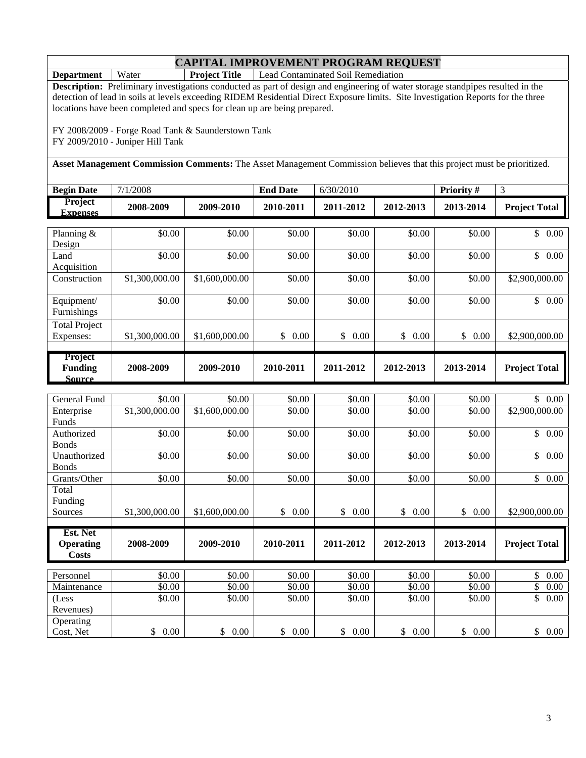# CAPITAL IMPROVEMENT PROGRAM REQUEST

| **Department** | Water | **Project Title** | Lead Contaminated Soil Remediation |
|---|---|---|---|

**Description:** Preliminary investigations conducted as part of design and engineering of water storage standpipes resulted in the detection of lead in soils at levels exceeding RIDEM Residential Direct Exposure limits. Site Investigation Reports for the three locations have been completed and specs for clean up are being prepared.

FY 2008/2009 - Forge Road Tank & Saunderstown Tank
FY 2009/2010 - Juniper Hill Tank

**Asset Management Commission Comments:** The Asset Management Commission believes that this project must be prioritized.

| **Begin Date** | 7/1/2008 | **End Date** | 6/30/2010 | **Priority #** | 3 |
|---|---|---|---|---|---|

| **Project Expenses** | **2008-2009** | **2009-2010** | **2010-2011** | **2011-2012** | **2012-2013** | **2013-2014** | **Project Total** |
|---|---|---|---|---|---|---|---|
| Planning & Design | $0.00 | $0.00 | $0.00 | $0.00 | $0.00 | $0.00 | $ 0.00 |
| Land Acquisition | $0.00 | $0.00 | $0.00 | $0.00 | $0.00 | $0.00 | $ 0.00 |
| Construction | $1,300,000.00 | $1,600,000.00 | $0.00 | $0.00 | $0.00 | $0.00 | $2,900,000.00 |
| Equipment/ Furnishings | $0.00 | $0.00 | $0.00 | $0.00 | $0.00 | $0.00 | $ 0.00 |
| Total Project Expenses: | $1,300,000.00 | $1,600,000.00 | $ 0.00 | $ 0.00 | $ 0.00 | $ 0.00 | $2,900,000.00 |

| **Project Funding Source** | **2008-2009** | **2009-2010** | **2010-2011** | **2011-2012** | **2012-2013** | **2013-2014** | **Project Total** |
|---|---|---|---|---|---|---|---|
| General Fund | $0.00 | $0.00 | $0.00 | $0.00 | $0.00 | $0.00 | $ 0.00 |
| Enterprise Funds | $1,300,000.00 | $1,600,000.00 | $0.00 | $0.00 | $0.00 | $0.00 | $2,900,000.00 |
| Authorized Bonds | $0.00 | $0.00 | $0.00 | $0.00 | $0.00 | $0.00 | $ 0.00 |
| Unauthorized Bonds | $0.00 | $0.00 | $0.00 | $0.00 | $0.00 | $0.00 | $ 0.00 |
| Grants/Other | $0.00 | $0.00 | $0.00 | $0.00 | $0.00 | $0.00 | $ 0.00 |
| Total Funding Sources | $1,300,000.00 | $1,600,000.00 | $ 0.00 | $ 0.00 | $ 0.00 | $ 0.00 | $2,900,000.00 |

| **Est. Net Operating Costs** | **2008-2009** | **2009-2010** | **2010-2011** | **2011-2012** | **2012-2013** | **2013-2014** | **Project Total** |
|---|---|---|---|---|---|---|---|
| Personnel | $0.00 | $0.00 | $0.00 | $0.00 | $0.00 | $0.00 | $ 0.00 |
| Maintenance | $0.00 | $0.00 | $0.00 | $0.00 | $0.00 | $0.00 | $ 0.00 |
| (Less Revenues) | $0.00 | $0.00 | $0.00 | $0.00 | $0.00 | $0.00 | $ 0.00 |
| Operating Cost, Net | $ 0.00 | $ 0.00 | $ 0.00 | $ 0.00 | $ 0.00 | $ 0.00 | $ 0.00 |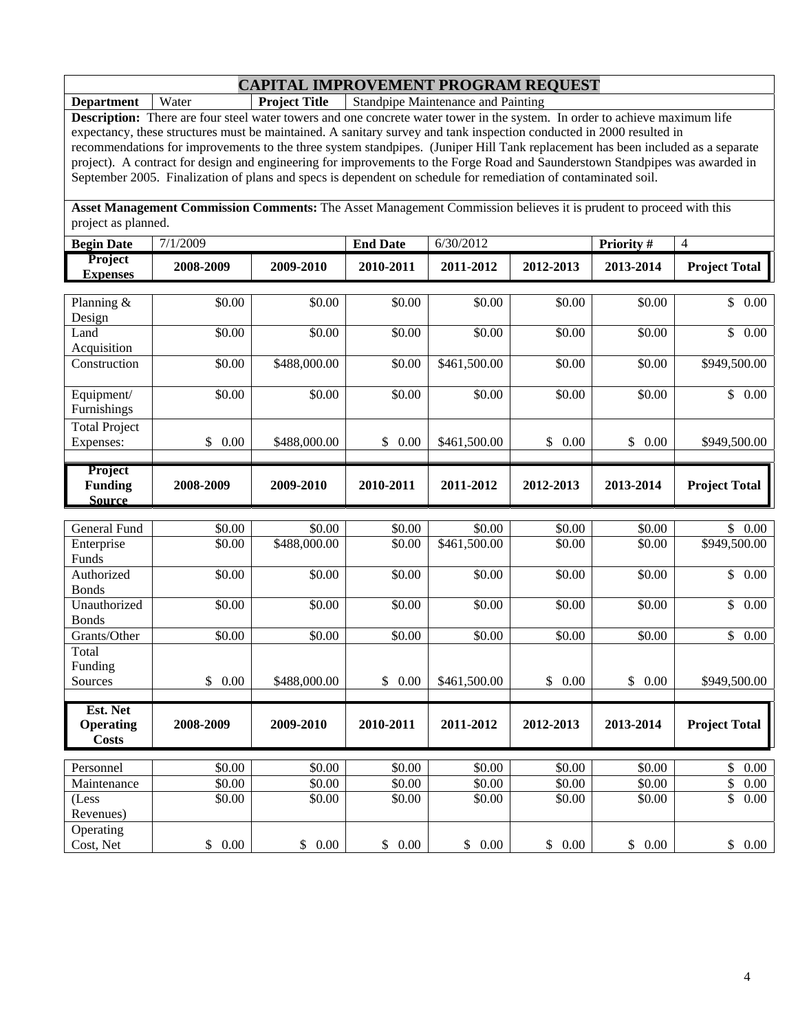# CAPITAL IMPROVEMENT PROGRAM REQUEST

| **Department** | Water | **Project Title** | Standpipe Maintenance and Painting |
|---|---|---|---|

**Description:** There are four steel water towers and one concrete water tower in the system. In order to achieve maximum life expectancy, these structures must be maintained. A sanitary survey and tank inspection conducted in 2000 resulted in recommendations for improvements to the three system standpipes. (Juniper Hill Tank replacement has been included as a separate project). A contract for design and engineering for improvements to the Forge Road and Saunderstown Standpipes was awarded in September 2005. Finalization of plans and specs is dependent on schedule for remediation of contaminated soil.

**Asset Management Commission Comments:** The Asset Management Commission believes it is prudent to proceed with this project as planned.

| **Begin Date** | 7/1/2009 | **End Date** | 6/30/2012 | **Priority #** | 4 |
|---|---|---|---|---|---|

| **Project Expenses** | **2008-2009** | **2009-2010** | **2010-2011** | **2011-2012** | **2012-2013** | **2013-2014** | **Project Total** |
|---|---|---|---|---|---|---|---|
| Planning & Design | $0.00 | $0.00 | $0.00 | $0.00 | $0.00 | $0.00 | $ 0.00 |
| Land Acquisition | $0.00 | $0.00 | $0.00 | $0.00 | $0.00 | $0.00 | $ 0.00 |
| Construction | $0.00 | $488,000.00 | $0.00 | $461,500.00 | $0.00 | $0.00 | $949,500.00 |
| Equipment/ Furnishings | $0.00 | $0.00 | $0.00 | $0.00 | $0.00 | $0.00 | $ 0.00 |
| Total Project Expenses: | $ 0.00 | $488,000.00 | $ 0.00 | $461,500.00 | $ 0.00 | $ 0.00 | $949,500.00 |

| **Project Funding Source** | **2008-2009** | **2009-2010** | **2010-2011** | **2011-2012** | **2012-2013** | **2013-2014** | **Project Total** |
|---|---|---|---|---|---|---|---|
| General Fund | $0.00 | $0.00 | $0.00 | $0.00 | $0.00 | $0.00 | $ 0.00 |
| Enterprise Funds | $0.00 | $488,000.00 | $0.00 | $461,500.00 | $0.00 | $0.00 | $949,500.00 |
| Authorized Bonds | $0.00 | $0.00 | $0.00 | $0.00 | $0.00 | $0.00 | $ 0.00 |
| Unauthorized Bonds | $0.00 | $0.00 | $0.00 | $0.00 | $0.00 | $0.00 | $ 0.00 |
| Grants/Other | $0.00 | $0.00 | $0.00 | $0.00 | $0.00 | $0.00 | $ 0.00 |
| Total Funding Sources | $ 0.00 | $488,000.00 | $ 0.00 | $461,500.00 | $ 0.00 | $ 0.00 | $949,500.00 |

| **Est. Net Operating Costs** | **2008-2009** | **2009-2010** | **2010-2011** | **2011-2012** | **2012-2013** | **2013-2014** | **Project Total** |
|---|---|---|---|---|---|---|---|
| Personnel | $0.00 | $0.00 | $0.00 | $0.00 | $0.00 | $0.00 | $ 0.00 |
| Maintenance | $0.00 | $0.00 | $0.00 | $0.00 | $0.00 | $0.00 | $ 0.00 |
| (Less Revenues) | $0.00 | $0.00 | $0.00 | $0.00 | $0.00 | $0.00 | $ 0.00 |
| Operating Cost, Net | $ 0.00 | $ 0.00 | $ 0.00 | $ 0.00 | $ 0.00 | $ 0.00 | $ 0.00 |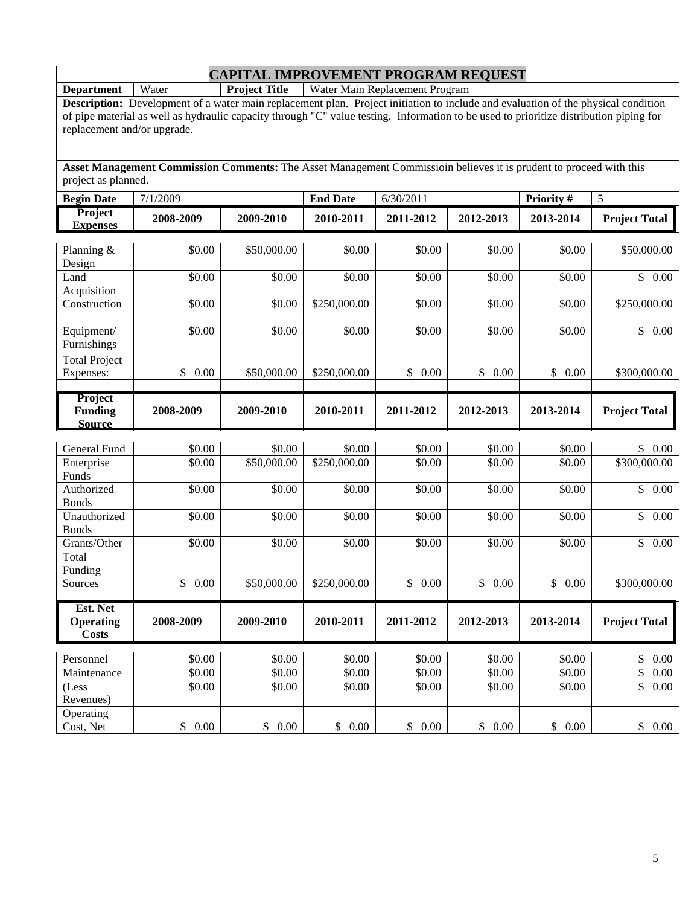## CAPITAL IMPROVEMENT PROGRAM REQUEST

| **Department** | Water | **Project Title** | Water Main Replacement Program |
|---|---|---|---|

**Description:** Development of a water main replacement plan. Project initiation to include and evaluation of the physical condition of pipe material as well as hydraulic capacity through "C" value testing. Information to be used to prioritize distribution piping for replacement and/or upgrade.

**Asset Management Commission Comments:** The Asset Management Commissioin believes it is prudent to proceed with this project as planned.

| **Begin Date** | 7/1/2009 | **End Date** | 6/30/2011 | **Priority #** | 5 |
|---|---|---|---|---|---|

| **Project Expenses** | **2008-2009** | **2009-2010** | **2010-2011** | **2011-2012** | **2012-2013** | **2013-2014** | **Project Total** |
|---|---|---|---|---|---|---|---|
| Planning & Design | $0.00 | $50,000.00 | $0.00 | $0.00 | $0.00 | $0.00 | $50,000.00 |
| Land Acquisition | $0.00 | $0.00 | $0.00 | $0.00 | $0.00 | $0.00 | $ 0.00 |
| Construction | $0.00 | $0.00 | $250,000.00 | $0.00 | $0.00 | $0.00 | $250,000.00 |
| Equipment/ Furnishings | $0.00 | $0.00 | $0.00 | $0.00 | $0.00 | $0.00 | $ 0.00 |
| Total Project Expenses: | $ 0.00 | $50,000.00 | $250,000.00 | $ 0.00 | $ 0.00 | $ 0.00 | $300,000.00 |

| **Project Funding Source** | **2008-2009** | **2009-2010** | **2010-2011** | **2011-2012** | **2012-2013** | **2013-2014** | **Project Total** |
|---|---|---|---|---|---|---|---|
| General Fund | $0.00 | $0.00 | $0.00 | $0.00 | $0.00 | $0.00 | $ 0.00 |
| Enterprise Funds | $0.00 | $50,000.00 | $250,000.00 | $0.00 | $0.00 | $0.00 | $300,000.00 |
| Authorized Bonds | $0.00 | $0.00 | $0.00 | $0.00 | $0.00 | $0.00 | $ 0.00 |
| Unauthorized Bonds | $0.00 | $0.00 | $0.00 | $0.00 | $0.00 | $0.00 | $ 0.00 |
| Grants/Other | $0.00 | $0.00 | $0.00 | $0.00 | $0.00 | $0.00 | $ 0.00 |
| Total Funding Sources | $ 0.00 | $50,000.00 | $250,000.00 | $ 0.00 | $ 0.00 | $ 0.00 | $300,000.00 |

| **Est. Net Operating Costs** | **2008-2009** | **2009-2010** | **2010-2011** | **2011-2012** | **2012-2013** | **2013-2014** | **Project Total** |
|---|---|---|---|---|---|---|---|
| Personnel | $0.00 | $0.00 | $0.00 | $0.00 | $0.00 | $0.00 | $ 0.00 |
| Maintenance | $0.00 | $0.00 | $0.00 | $0.00 | $0.00 | $0.00 | $ 0.00 |
| (Less Revenues) | $0.00 | $0.00 | $0.00 | $0.00 | $0.00 | $0.00 | $ 0.00 |
| Operating Cost, Net | $ 0.00 | $ 0.00 | $ 0.00 | $ 0.00 | $ 0.00 | $ 0.00 | $ 0.00 |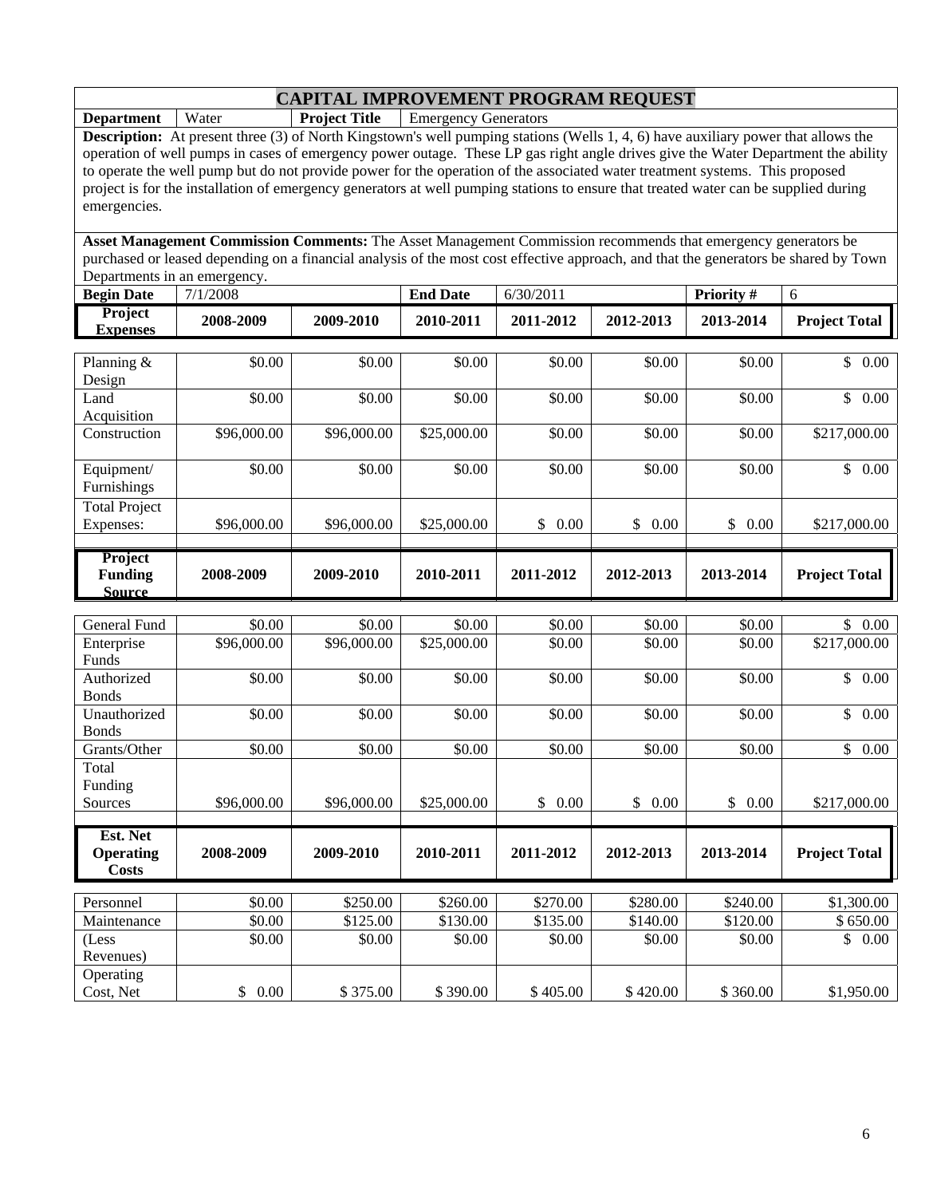## CAPITAL IMPROVEMENT PROGRAM REQUEST

| **Department** | Water | **Project Title** | Emergency Generators |
|---|---|---|---|

**Description:** At present three (3) of North Kingstown's well pumping stations (Wells 1, 4, 6) have auxiliary power that allows the operation of well pumps in cases of emergency power outage. These LP gas right angle drives give the Water Department the ability to operate the well pump but do not provide power for the operation of the associated water treatment systems. This proposed project is for the installation of emergency generators at well pumping stations to ensure that treated water can be supplied during emergencies.

**Asset Management Commission Comments:** The Asset Management Commission recommends that emergency generators be purchased or leased depending on a financial analysis of the most cost effective approach, and that the generators be shared by Town Departments in an emergency.

| **Begin Date** | 7/1/2008 | **End Date** | 6/30/2011 | **Priority #** | 6 |
|---|---|---|---|---|---|

| **Project Expenses** | **2008-2009** | **2009-2010** | **2010-2011** | **2011-2012** | **2012-2013** | **2013-2014** | **Project Total** |
|---|---|---|---|---|---|---|---|
| Planning & Design | $0.00 | $0.00 | $0.00 | $0.00 | $0.00 | $0.00 | $ 0.00 |
| Land Acquisition | $0.00 | $0.00 | $0.00 | $0.00 | $0.00 | $0.00 | $ 0.00 |
| Construction | $96,000.00 | $96,000.00 | $25,000.00 | $0.00 | $0.00 | $0.00 | $217,000.00 |
| Equipment/ Furnishings | $0.00 | $0.00 | $0.00 | $0.00 | $0.00 | $0.00 | $ 0.00 |
| Total Project Expenses: | $96,000.00 | $96,000.00 | $25,000.00 | $ 0.00 | $ 0.00 | $ 0.00 | $217,000.00 |

| **Project Funding Source** | **2008-2009** | **2009-2010** | **2010-2011** | **2011-2012** | **2012-2013** | **2013-2014** | **Project Total** |
|---|---|---|---|---|---|---|---|
| General Fund | $0.00 | $0.00 | $0.00 | $0.00 | $0.00 | $0.00 | $ 0.00 |
| Enterprise Funds | $96,000.00 | $96,000.00 | $25,000.00 | $0.00 | $0.00 | $0.00 | $217,000.00 |
| Authorized Bonds | $0.00 | $0.00 | $0.00 | $0.00 | $0.00 | $0.00 | $ 0.00 |
| Unauthorized Bonds | $0.00 | $0.00 | $0.00 | $0.00 | $0.00 | $0.00 | $ 0.00 |
| Grants/Other | $0.00 | $0.00 | $0.00 | $0.00 | $0.00 | $0.00 | $ 0.00 |
| Total Funding Sources | $96,000.00 | $96,000.00 | $25,000.00 | $ 0.00 | $ 0.00 | $ 0.00 | $217,000.00 |

| **Est. Net Operating Costs** | **2008-2009** | **2009-2010** | **2010-2011** | **2011-2012** | **2012-2013** | **2013-2014** | **Project Total** |
|---|---|---|---|---|---|---|---|
| Personnel | $0.00 | $250.00 | $260.00 | $270.00 | $280.00 | $240.00 | $1,300.00 |
| Maintenance | $0.00 | $125.00 | $130.00 | $135.00 | $140.00 | $120.00 | $ 650.00 |
| (Less Revenues) | $0.00 | $0.00 | $0.00 | $0.00 | $0.00 | $0.00 | $ 0.00 |
| Operating Cost, Net | $ 0.00 | $ 375.00 | $ 390.00 | $ 405.00 | $ 420.00 | $ 360.00 | $1,950.00 |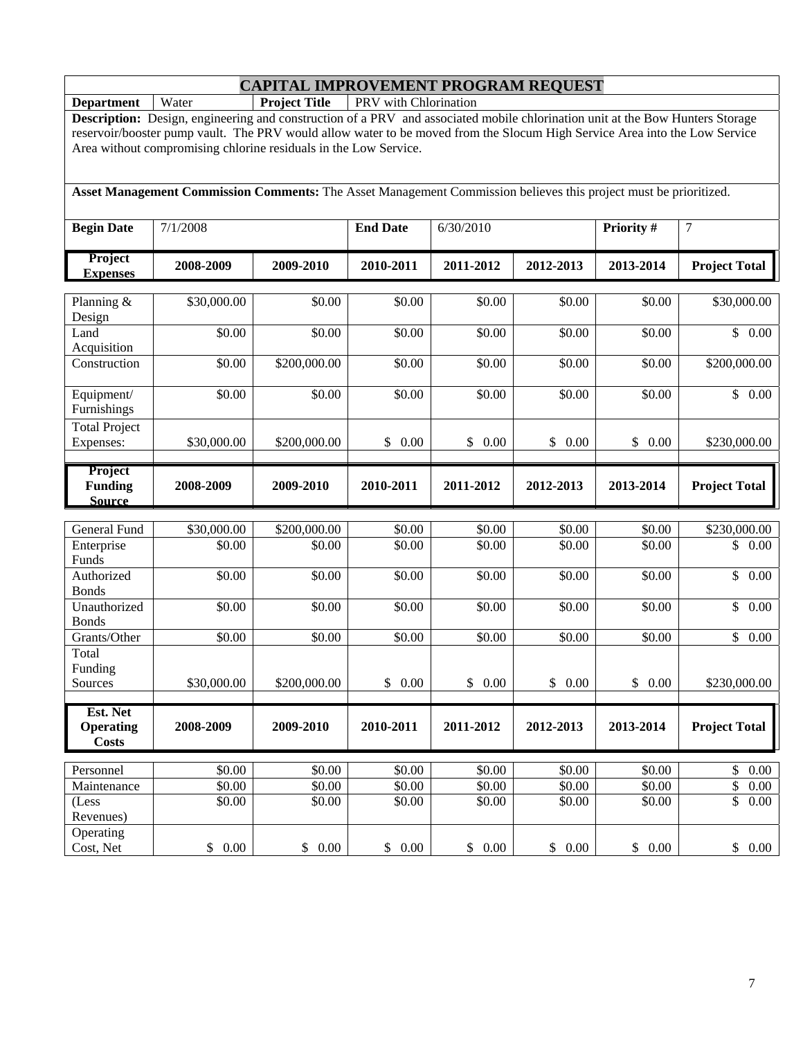# CAPITAL IMPROVEMENT PROGRAM REQUEST

| **Department** | Water | **Project Title** | PRV with Chlorination |
|---|---|---|---|

**Description:** Design, engineering and construction of a PRV and associated mobile chlorination unit at the Bow Hunters Storage reservoir/booster pump vault. The PRV would allow water to be moved from the Slocum High Service Area into the Low Service Area without compromising chlorine residuals in the Low Service.

**Asset Management Commission Comments:** The Asset Management Commission believes this project must be prioritized.

| **Begin Date** | 7/1/2008 | **End Date** | 6/30/2010 | **Priority #** | 7 |
|---|---|---|---|---|---|

| **Project Expenses** | **2008-2009** | **2009-2010** | **2010-2011** | **2011-2012** | **2012-2013** | **2013-2014** | **Project Total** |
|---|---|---|---|---|---|---|---|
| Planning & Design | $30,000.00 | $0.00 | $0.00 | $0.00 | $0.00 | $0.00 | $30,000.00 |
| Land Acquisition | $0.00 | $0.00 | $0.00 | $0.00 | $0.00 | $0.00 | $ 0.00 |
| Construction | $0.00 | $200,000.00 | $0.00 | $0.00 | $0.00 | $0.00 | $200,000.00 |
| Equipment/ Furnishings | $0.00 | $0.00 | $0.00 | $0.00 | $0.00 | $0.00 | $ 0.00 |
| Total Project Expenses: | $30,000.00 | $200,000.00 | $ 0.00 | $ 0.00 | $ 0.00 | $ 0.00 | $230,000.00 |

| **Project Funding Source** | **2008-2009** | **2009-2010** | **2010-2011** | **2011-2012** | **2012-2013** | **2013-2014** | **Project Total** |
|---|---|---|---|---|---|---|---|
| General Fund | $30,000.00 | $200,000.00 | $0.00 | $0.00 | $0.00 | $0.00 | $230,000.00 |
| Enterprise Funds | $0.00 | $0.00 | $0.00 | $0.00 | $0.00 | $0.00 | $ 0.00 |
| Authorized Bonds | $0.00 | $0.00 | $0.00 | $0.00 | $0.00 | $0.00 | $ 0.00 |
| Unauthorized Bonds | $0.00 | $0.00 | $0.00 | $0.00 | $0.00 | $0.00 | $ 0.00 |
| Grants/Other | $0.00 | $0.00 | $0.00 | $0.00 | $0.00 | $0.00 | $ 0.00 |
| Total Funding Sources | $30,000.00 | $200,000.00 | $ 0.00 | $ 0.00 | $ 0.00 | $ 0.00 | $230,000.00 |

| **Est. Net Operating Costs** | **2008-2009** | **2009-2010** | **2010-2011** | **2011-2012** | **2012-2013** | **2013-2014** | **Project Total** |
|---|---|---|---|---|---|---|---|
| Personnel | $0.00 | $0.00 | $0.00 | $0.00 | $0.00 | $0.00 | $ 0.00 |
| Maintenance | $0.00 | $0.00 | $0.00 | $0.00 | $0.00 | $0.00 | $ 0.00 |
| (Less Revenues) | $0.00 | $0.00 | $0.00 | $0.00 | $0.00 | $0.00 | $ 0.00 |
| Operating Cost, Net | $ 0.00 | $ 0.00 | $ 0.00 | $ 0.00 | $ 0.00 | $ 0.00 | $ 0.00 |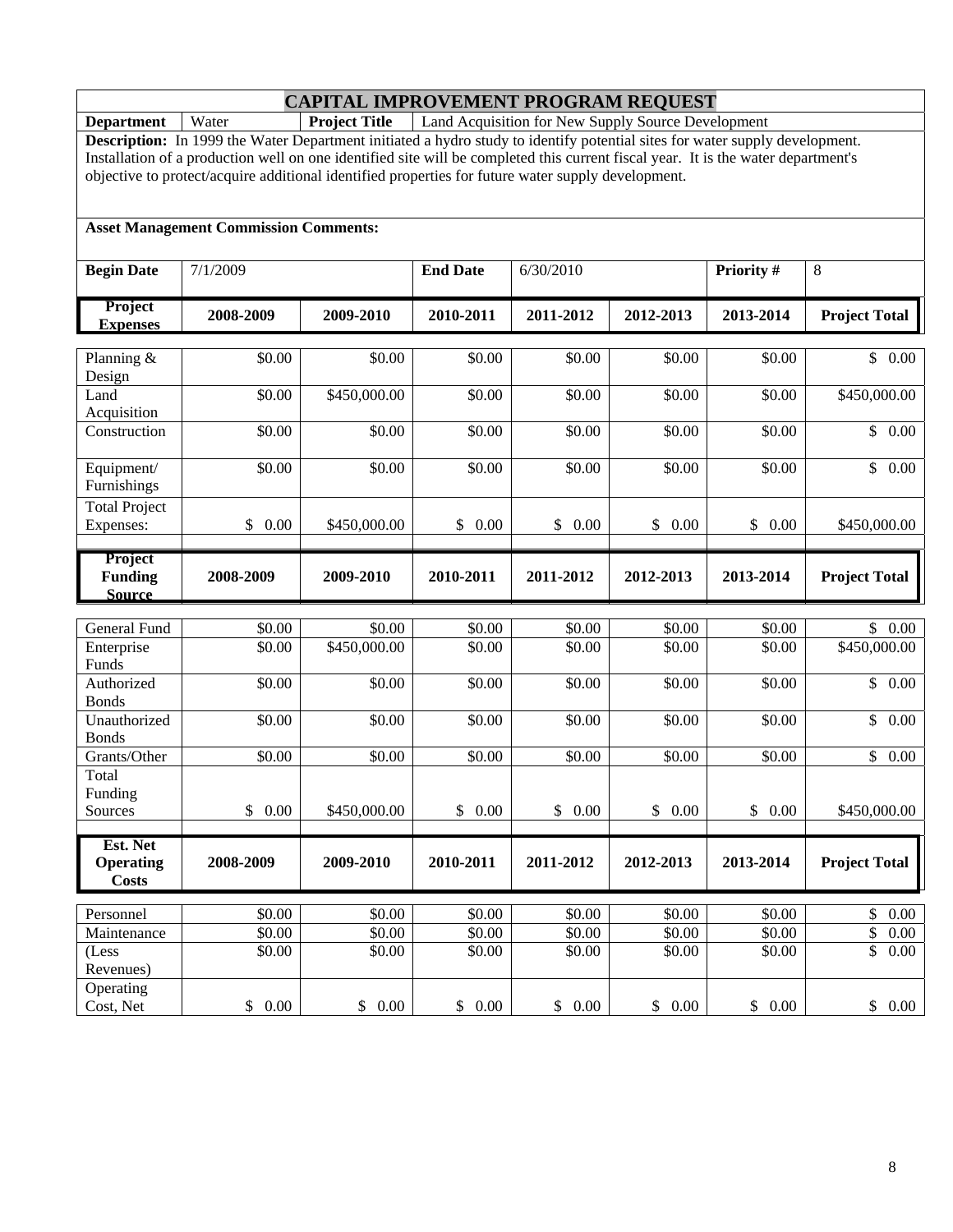# CAPITAL IMPROVEMENT PROGRAM REQUEST

| **Department** | Water | **Project Title** | Land Acquisition for New Supply Source Development |
|---|---|---|---|

**Description:** In 1999 the Water Department initiated a hydro study to identify potential sites for water supply development. Installation of a production well on one identified site will be completed this current fiscal year. It is the water department's objective to protect/acquire additional identified properties for future water supply development.

**Asset Management Commission Comments:**

| **Begin Date** | 7/1/2009 | **End Date** | 6/30/2010 | **Priority #** | 8 |
|---|---|---|---|---|---|

| **Project Expenses** | **2008-2009** | **2009-2010** | **2010-2011** | **2011-2012** | **2012-2013** | **2013-2014** | **Project Total** |
|---|---|---|---|---|---|---|---|
| Planning & Design | $0.00 | $0.00 | $0.00 | $0.00 | $0.00 | $0.00 | $ 0.00 |
| Land Acquisition | $0.00 | $450,000.00 | $0.00 | $0.00 | $0.00 | $0.00 | $450,000.00 |
| Construction | $0.00 | $0.00 | $0.00 | $0.00 | $0.00 | $0.00 | $ 0.00 |
| Equipment/ Furnishings | $0.00 | $0.00 | $0.00 | $0.00 | $0.00 | $0.00 | $ 0.00 |
| Total Project Expenses: | $ 0.00 | $450,000.00 | $ 0.00 | $ 0.00 | $ 0.00 | $ 0.00 | $450,000.00 |

| **Project Funding Source** | **2008-2009** | **2009-2010** | **2010-2011** | **2011-2012** | **2012-2013** | **2013-2014** | **Project Total** |
|---|---|---|---|---|---|---|---|
| General Fund | $0.00 | $0.00 | $0.00 | $0.00 | $0.00 | $0.00 | $ 0.00 |
| Enterprise Funds | $0.00 | $450,000.00 | $0.00 | $0.00 | $0.00 | $0.00 | $450,000.00 |
| Authorized Bonds | $0.00 | $0.00 | $0.00 | $0.00 | $0.00 | $0.00 | $ 0.00 |
| Unauthorized Bonds | $0.00 | $0.00 | $0.00 | $0.00 | $0.00 | $0.00 | $ 0.00 |
| Grants/Other | $0.00 | $0.00 | $0.00 | $0.00 | $0.00 | $0.00 | $ 0.00 |
| Total Funding Sources | $ 0.00 | $450,000.00 | $ 0.00 | $ 0.00 | $ 0.00 | $ 0.00 | $450,000.00 |

| **Est. Net Operating Costs** | **2008-2009** | **2009-2010** | **2010-2011** | **2011-2012** | **2012-2013** | **2013-2014** | **Project Total** |
|---|---|---|---|---|---|---|---|
| Personnel | $0.00 | $0.00 | $0.00 | $0.00 | $0.00 | $0.00 | $ 0.00 |
| Maintenance | $0.00 | $0.00 | $0.00 | $0.00 | $0.00 | $0.00 | $ 0.00 |
| (Less Revenues) | $0.00 | $0.00 | $0.00 | $0.00 | $0.00 | $0.00 | $ 0.00 |
| Operating Cost, Net | $ 0.00 | $ 0.00 | $ 0.00 | $ 0.00 | $ 0.00 | $ 0.00 | $ 0.00 |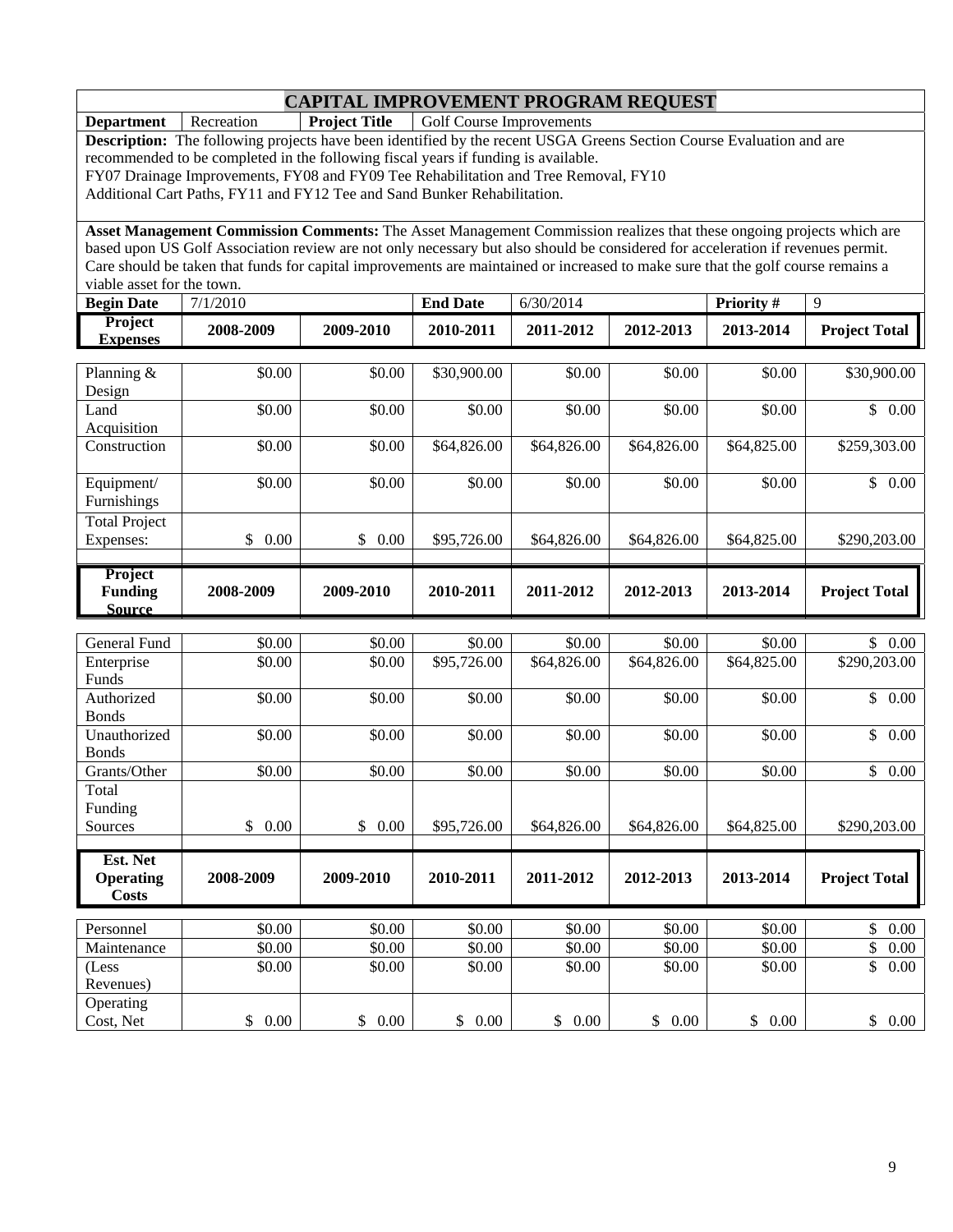# CAPITAL IMPROVEMENT PROGRAM REQUEST

| **Department** | Recreation | **Project Title** | Golf Course Improvements |
|---|---|---|---|

**Description:** The following projects have been identified by the recent USGA Greens Section Course Evaluation and are recommended to be completed in the following fiscal years if funding is available.
FY07 Drainage Improvements, FY08 and FY09 Tee Rehabilitation and Tree Removal, FY10
Additional Cart Paths, FY11 and FY12 Tee and Sand Bunker Rehabilitation.

**Asset Management Commission Comments:** The Asset Management Commission realizes that these ongoing projects which are based upon US Golf Association review are not only necessary but also should be considered for acceleration if revenues permit. Care should be taken that funds for capital improvements are maintained or increased to make sure that the golf course remains a viable asset for the town.

| **Begin Date** | 7/1/2010 | **End Date** | 6/30/2014 | **Priority #** | 9 |
|---|---|---|---|---|---|

| **Project Expenses** | **2008-2009** | **2009-2010** | **2010-2011** | **2011-2012** | **2012-2013** | **2013-2014** | **Project Total** |
|---|---|---|---|---|---|---|---|
| Planning & Design | $0.00 | $0.00 | $30,900.00 | $0.00 | $0.00 | $0.00 | $30,900.00 |
| Land Acquisition | $0.00 | $0.00 | $0.00 | $0.00 | $0.00 | $0.00 | $ 0.00 |
| Construction | $0.00 | $0.00 | $64,826.00 | $64,826.00 | $64,826.00 | $64,825.00 | $259,303.00 |
| Equipment/ Furnishings | $0.00 | $0.00 | $0.00 | $0.00 | $0.00 | $0.00 | $ 0.00 |
| Total Project Expenses: | $ 0.00 | $ 0.00 | $95,726.00 | $64,826.00 | $64,826.00 | $64,825.00 | $290,203.00 |

| **Project Funding Source** | **2008-2009** | **2009-2010** | **2010-2011** | **2011-2012** | **2012-2013** | **2013-2014** | **Project Total** |
|---|---|---|---|---|---|---|---|
| General Fund | $0.00 | $0.00 | $0.00 | $0.00 | $0.00 | $0.00 | $ 0.00 |
| Enterprise Funds | $0.00 | $0.00 | $95,726.00 | $64,826.00 | $64,826.00 | $64,825.00 | $290,203.00 |
| Authorized Bonds | $0.00 | $0.00 | $0.00 | $0.00 | $0.00 | $0.00 | $ 0.00 |
| Unauthorized Bonds | $0.00 | $0.00 | $0.00 | $0.00 | $0.00 | $0.00 | $ 0.00 |
| Grants/Other | $0.00 | $0.00 | $0.00 | $0.00 | $0.00 | $0.00 | $ 0.00 |
| Total Funding Sources | $ 0.00 | $ 0.00 | $95,726.00 | $64,826.00 | $64,826.00 | $64,825.00 | $290,203.00 |

| **Est. Net Operating Costs** | **2008-2009** | **2009-2010** | **2010-2011** | **2011-2012** | **2012-2013** | **2013-2014** | **Project Total** |
|---|---|---|---|---|---|---|---|
| Personnel | $0.00 | $0.00 | $0.00 | $0.00 | $0.00 | $0.00 | $ 0.00 |
| Maintenance | $0.00 | $0.00 | $0.00 | $0.00 | $0.00 | $0.00 | $ 0.00 |
| (Less Revenues) | $0.00 | $0.00 | $0.00 | $0.00 | $0.00 | $0.00 | $ 0.00 |
| Operating Cost, Net | $ 0.00 | $ 0.00 | $ 0.00 | $ 0.00 | $ 0.00 | $ 0.00 | $ 0.00 |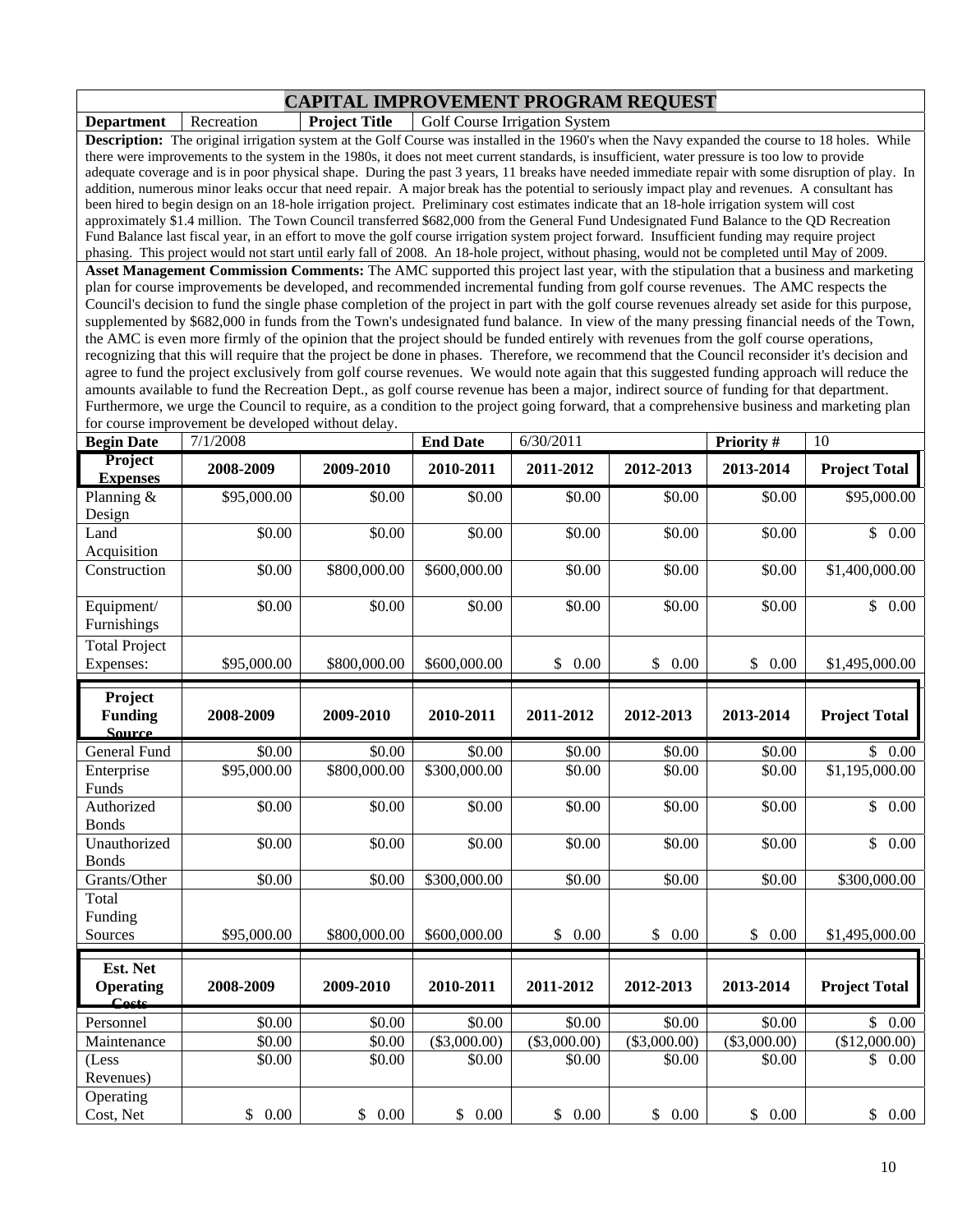# CAPITAL IMPROVEMENT PROGRAM REQUEST

| **Department** | Recreation | **Project Title** | Golf Course Irrigation System |
|---|---|---|---|

**Description:** The original irrigation system at the Golf Course was installed in the 1960's when the Navy expanded the course to 18 holes. While there were improvements to the system in the 1980s, it does not meet current standards, is insufficient, water pressure is too low to provide adequate coverage and is in poor physical shape. During the past 3 years, 11 breaks have needed immediate repair with some disruption of play. In addition, numerous minor leaks occur that need repair. A major break has the potential to seriously impact play and revenues. A consultant has been hired to begin design on an 18-hole irrigation project. Preliminary cost estimates indicate that an 18-hole irrigation system will cost approximately $1.4 million. The Town Council transferred $682,000 from the General Fund Undesignated Fund Balance to the QD Recreation Fund Balance last fiscal year, in an effort to move the golf course irrigation system project forward. Insufficient funding may require project phasing. This project would not start until early fall of 2008. An 18-hole project, without phasing, would not be completed until May of 2009.

**Asset Management Commission Comments:** The AMC supported this project last year, with the stipulation that a business and marketing plan for course improvements be developed, and recommended incremental funding from golf course revenues. The AMC respects the Council's decision to fund the single phase completion of the project in part with the golf course revenues already set aside for this purpose, supplemented by $682,000 in funds from the Town's undesignated fund balance. In view of the many pressing financial needs of the Town, the AMC is even more firmly of the opinion that the project should be funded entirely with revenues from the golf course operations, recognizing that this will require that the project be done in phases. Therefore, we recommend that the Council reconsider it's decision and agree to fund the project exclusively from golf course revenues. We would note again that this suggested funding approach will reduce the amounts available to fund the Recreation Dept., as golf course revenue has been a major, indirect source of funding for that department. Furthermore, we urge the Council to require, as a condition to the project going forward, that a comprehensive business and marketing plan for course improvement be developed without delay.

| **Begin Date** | 7/1/2008 | **End Date** | 6/30/2011 | **Priority #** | 10 |
|---|---|---|---|---|---|

| **Project Expenses** | **2008-2009** | **2009-2010** | **2010-2011** | **2011-2012** | **2012-2013** | **2013-2014** | **Project Total** |
|---|---|---|---|---|---|---|---|
| Planning & Design | $95,000.00 | $0.00 | $0.00 | $0.00 | $0.00 | $0.00 | $95,000.00 |
| Land Acquisition | $0.00 | $0.00 | $0.00 | $0.00 | $0.00 | $0.00 | $ 0.00 |
| Construction | $0.00 | $800,000.00 | $600,000.00 | $0.00 | $0.00 | $0.00 | $1,400,000.00 |
| Equipment/ Furnishings | $0.00 | $0.00 | $0.00 | $0.00 | $0.00 | $0.00 | $ 0.00 |
| Total Project Expenses: | $95,000.00 | $800,000.00 | $600,000.00 | $ 0.00 | $ 0.00 | $ 0.00 | $1,495,000.00 |

| **Project Funding Source** | **2008-2009** | **2009-2010** | **2010-2011** | **2011-2012** | **2012-2013** | **2013-2014** | **Project Total** |
|---|---|---|---|---|---|---|---|
| General Fund | $0.00 | $0.00 | $0.00 | $0.00 | $0.00 | $0.00 | $ 0.00 |
| Enterprise Funds | $95,000.00 | $800,000.00 | $300,000.00 | $0.00 | $0.00 | $0.00 | $1,195,000.00 |
| Authorized Bonds | $0.00 | $0.00 | $0.00 | $0.00 | $0.00 | $0.00 | $ 0.00 |
| Unauthorized Bonds | $0.00 | $0.00 | $0.00 | $0.00 | $0.00 | $0.00 | $ 0.00 |
| Grants/Other | $0.00 | $0.00 | $300,000.00 | $0.00 | $0.00 | $0.00 | $300,000.00 |
| Total Funding Sources | $95,000.00 | $800,000.00 | $600,000.00 | $ 0.00 | $ 0.00 | $ 0.00 | $1,495,000.00 |

| **Est. Net Operating Costs** | **2008-2009** | **2009-2010** | **2010-2011** | **2011-2012** | **2012-2013** | **2013-2014** | **Project Total** |
|---|---|---|---|---|---|---|---|
| Personnel | $0.00 | $0.00 | $0.00 | $0.00 | $0.00 | $0.00 | $ 0.00 |
| Maintenance | $0.00 | $0.00 | ($3,000.00) | ($3,000.00) | ($3,000.00) | ($3,000.00) | ($12,000.00) |
| (Less Revenues) | $0.00 | $0.00 | $0.00 | $0.00 | $0.00 | $0.00 | $ 0.00 |
| Operating Cost, Net | $ 0.00 | $ 0.00 | $ 0.00 | $ 0.00 | $ 0.00 | $ 0.00 | $ 0.00 |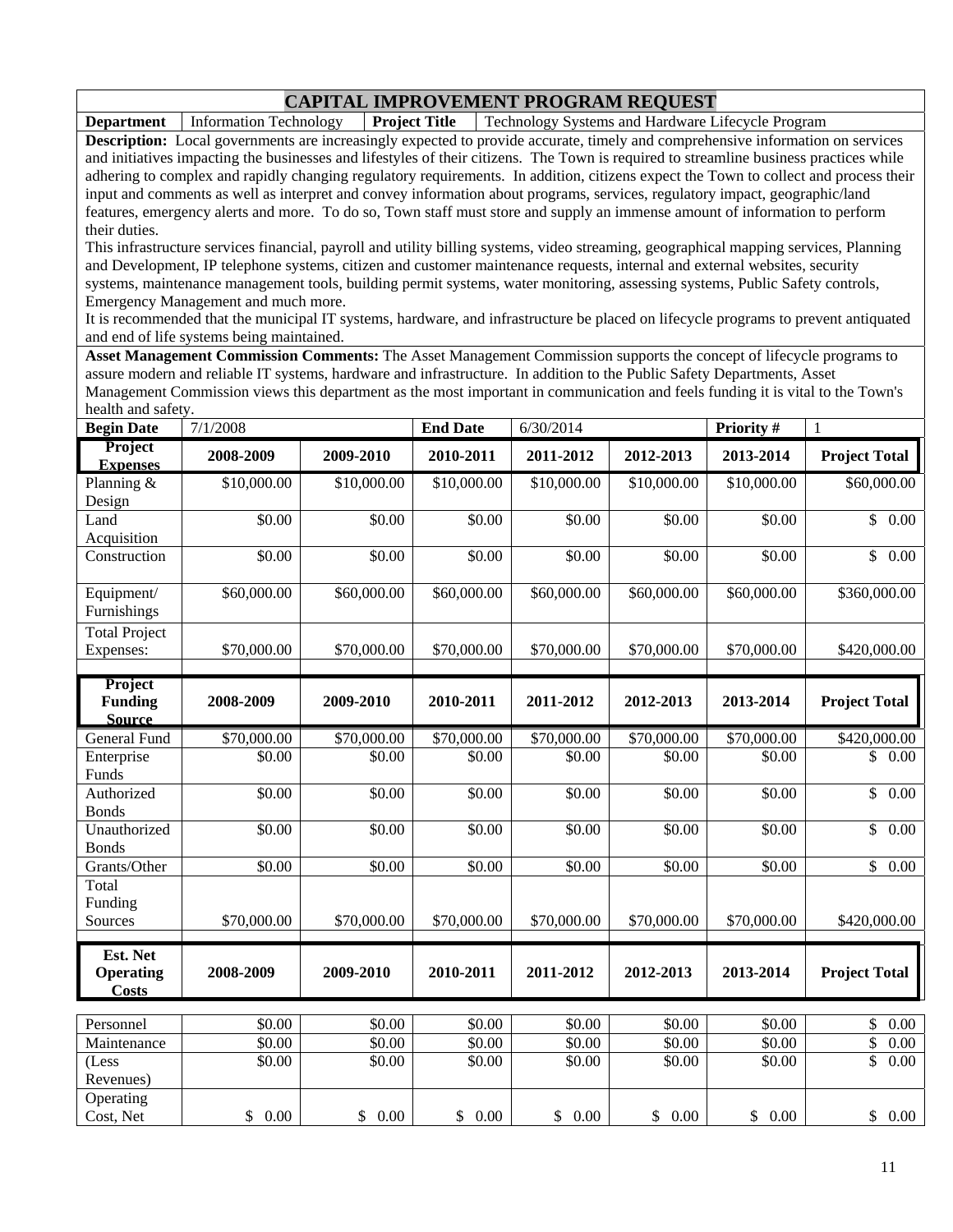# CAPITAL IMPROVEMENT PROGRAM REQUEST

| **Department** | Information Technology | **Project Title** | Technology Systems and Hardware Lifecycle Program |
|---|---|---|---|

**Description:** Local governments are increasingly expected to provide accurate, timely and comprehensive information on services and initiatives impacting the businesses and lifestyles of their citizens. The Town is required to streamline business practices while adhering to complex and rapidly changing regulatory requirements. In addition, citizens expect the Town to collect and process their input and comments as well as interpret and convey information about programs, services, regulatory impact, geographic/land features, emergency alerts and more. To do so, Town staff must store and supply an immense amount of information to perform their duties.

This infrastructure services financial, payroll and utility billing systems, video streaming, geographical mapping services, Planning and Development, IP telephone systems, citizen and customer maintenance requests, internal and external websites, security systems, maintenance management tools, building permit systems, water monitoring, assessing systems, Public Safety controls, Emergency Management and much more.

It is recommended that the municipal IT systems, hardware, and infrastructure be placed on lifecycle programs to prevent antiquated and end of life systems being maintained.

**Asset Management Commission Comments:** The Asset Management Commission supports the concept of lifecycle programs to assure modern and reliable IT systems, hardware and infrastructure. In addition to the Public Safety Departments, Asset Management Commission views this department as the most important in communication and feels funding it is vital to the Town's health and safety.

| **Begin Date** | 7/1/2008 | **End Date** | 6/30/2014 | **Priority #** | 1 |
|---|---|---|---|---|---|

| **Project Expenses** | **2008-2009** | **2009-2010** | **2010-2011** | **2011-2012** | **2012-2013** | **2013-2014** | **Project Total** |
|---|---|---|---|---|---|---|---|
| Planning & Design | $10,000.00 | $10,000.00 | $10,000.00 | $10,000.00 | $10,000.00 | $10,000.00 | $60,000.00 |
| Land Acquisition | $0.00 | $0.00 | $0.00 | $0.00 | $0.00 | $0.00 | $ 0.00 |
| Construction | $0.00 | $0.00 | $0.00 | $0.00 | $0.00 | $0.00 | $ 0.00 |
| Equipment/ Furnishings | $60,000.00 | $60,000.00 | $60,000.00 | $60,000.00 | $60,000.00 | $60,000.00 | $360,000.00 |
| Total Project Expenses: | $70,000.00 | $70,000.00 | $70,000.00 | $70,000.00 | $70,000.00 | $70,000.00 | $420,000.00 |

| **Project Funding Source** | **2008-2009** | **2009-2010** | **2010-2011** | **2011-2012** | **2012-2013** | **2013-2014** | **Project Total** |
|---|---|---|---|---|---|---|---|
| General Fund | $70,000.00 | $70,000.00 | $70,000.00 | $70,000.00 | $70,000.00 | $70,000.00 | $420,000.00 |
| Enterprise Funds | $0.00 | $0.00 | $0.00 | $0.00 | $0.00 | $0.00 | $ 0.00 |
| Authorized Bonds | $0.00 | $0.00 | $0.00 | $0.00 | $0.00 | $0.00 | $ 0.00 |
| Unauthorized Bonds | $0.00 | $0.00 | $0.00 | $0.00 | $0.00 | $0.00 | $ 0.00 |
| Grants/Other | $0.00 | $0.00 | $0.00 | $0.00 | $0.00 | $0.00 | $ 0.00 |
| Total Funding Sources | $70,000.00 | $70,000.00 | $70,000.00 | $70,000.00 | $70,000.00 | $70,000.00 | $420,000.00 |

| **Est. Net Operating Costs** | **2008-2009** | **2009-2010** | **2010-2011** | **2011-2012** | **2012-2013** | **2013-2014** | **Project Total** |
|---|---|---|---|---|---|---|---|
| Personnel | $0.00 | $0.00 | $0.00 | $0.00 | $0.00 | $0.00 | $ 0.00 |
| Maintenance | $0.00 | $0.00 | $0.00 | $0.00 | $0.00 | $0.00 | $ 0.00 |
| (Less Revenues) | $0.00 | $0.00 | $0.00 | $0.00 | $0.00 | $0.00 | $ 0.00 |
| Operating Cost, Net | $ 0.00 | $ 0.00 | $ 0.00 | $ 0.00 | $ 0.00 | $ 0.00 | $ 0.00 |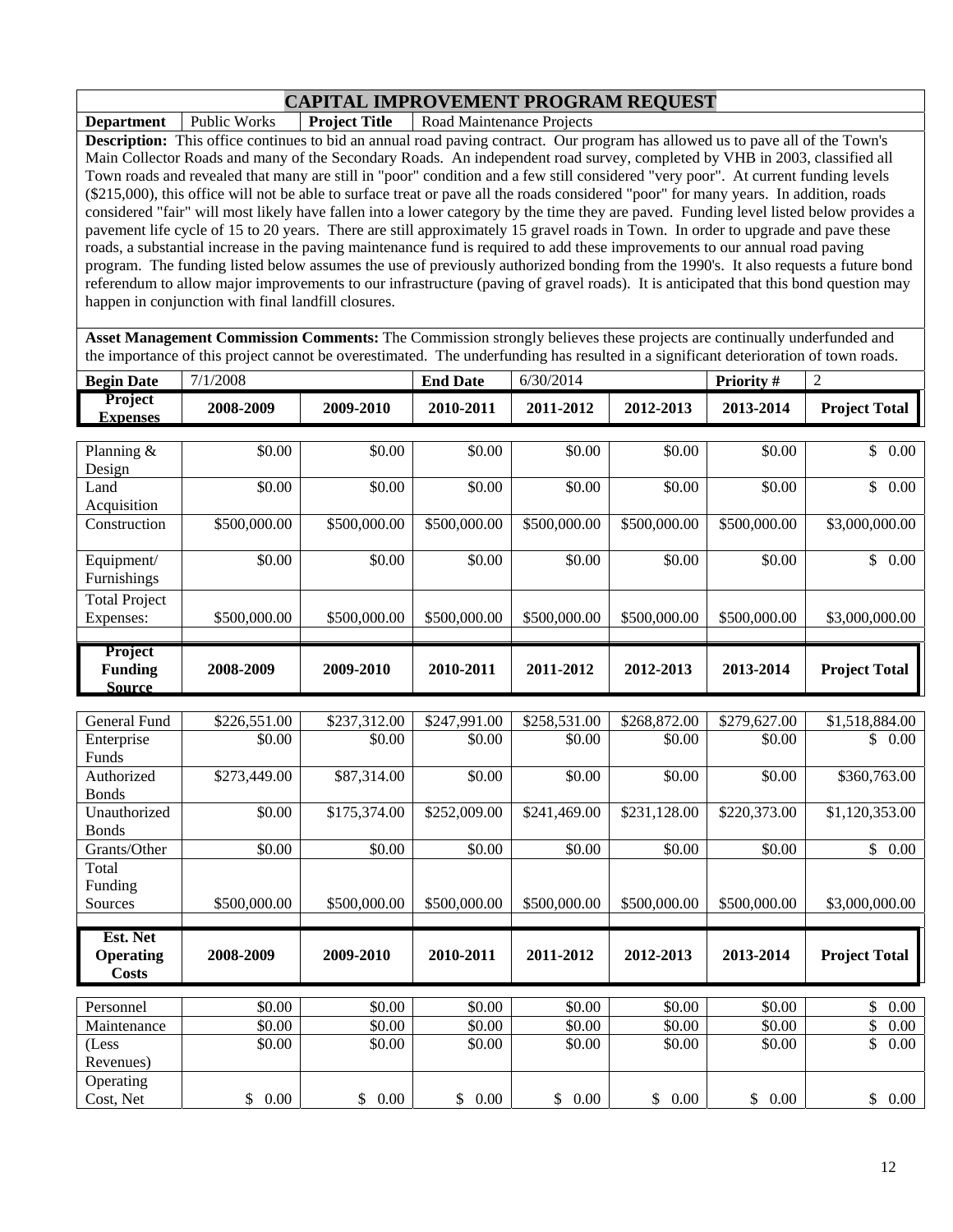# CAPITAL IMPROVEMENT PROGRAM REQUEST

| **Department** | Public Works | **Project Title** | Road Maintenance Projects |
|---|---|---|---|

**Description:** This office continues to bid an annual road paving contract. Our program has allowed us to pave all of the Town's Main Collector Roads and many of the Secondary Roads. An independent road survey, completed by VHB in 2003, classified all Town roads and revealed that many are still in "poor" condition and a few still considered "very poor". At current funding levels ($215,000), this office will not be able to surface treat or pave all the roads considered "poor" for many years. In addition, roads considered "fair" will most likely have fallen into a lower category by the time they are paved. Funding level listed below provides a pavement life cycle of 15 to 20 years. There are still approximately 15 gravel roads in Town. In order to upgrade and pave these roads, a substantial increase in the paving maintenance fund is required to add these improvements to our annual road paving program. The funding listed below assumes the use of previously authorized bonding from the 1990's. It also requests a future bond referendum to allow major improvements to our infrastructure (paving of gravel roads). It is anticipated that this bond question may happen in conjunction with final landfill closures.

**Asset Management Commission Comments:** The Commission strongly believes these projects are continually underfunded and the importance of this project cannot be overestimated. The underfunding has resulted in a significant deterioration of town roads.

| **Begin Date** | 7/1/2008 | **End Date** | 6/30/2014 | **Priority #** | 2 |
|---|---|---|---|---|---|

| **Project Expenses** | **2008-2009** | **2009-2010** | **2010-2011** | **2011-2012** | **2012-2013** | **2013-2014** | **Project Total** |
|---|---|---|---|---|---|---|---|
| Planning & Design | $0.00 | $0.00 | $0.00 | $0.00 | $0.00 | $0.00 | $ 0.00 |
| Land Acquisition | $0.00 | $0.00 | $0.00 | $0.00 | $0.00 | $0.00 | $ 0.00 |
| Construction | $500,000.00 | $500,000.00 | $500,000.00 | $500,000.00 | $500,000.00 | $500,000.00 | $3,000,000.00 |
| Equipment/ Furnishings | $0.00 | $0.00 | $0.00 | $0.00 | $0.00 | $0.00 | $ 0.00 |
| Total Project Expenses: | $500,000.00 | $500,000.00 | $500,000.00 | $500,000.00 | $500,000.00 | $500,000.00 | $3,000,000.00 |

| **Project Funding Source** | **2008-2009** | **2009-2010** | **2010-2011** | **2011-2012** | **2012-2013** | **2013-2014** | **Project Total** |
|---|---|---|---|---|---|---|---|
| General Fund | $226,551.00 | $237,312.00 | $247,991.00 | $258,531.00 | $268,872.00 | $279,627.00 | $1,518,884.00 |
| Enterprise Funds | $0.00 | $0.00 | $0.00 | $0.00 | $0.00 | $0.00 | $ 0.00 |
| Authorized Bonds | $273,449.00 | $87,314.00 | $0.00 | $0.00 | $0.00 | $0.00 | $360,763.00 |
| Unauthorized Bonds | $0.00 | $175,374.00 | $252,009.00 | $241,469.00 | $231,128.00 | $220,373.00 | $1,120,353.00 |
| Grants/Other | $0.00 | $0.00 | $0.00 | $0.00 | $0.00 | $0.00 | $ 0.00 |
| Total Funding Sources | $500,000.00 | $500,000.00 | $500,000.00 | $500,000.00 | $500,000.00 | $500,000.00 | $3,000,000.00 |

| **Est. Net Operating Costs** | **2008-2009** | **2009-2010** | **2010-2011** | **2011-2012** | **2012-2013** | **2013-2014** | **Project Total** |
|---|---|---|---|---|---|---|---|
| Personnel | $0.00 | $0.00 | $0.00 | $0.00 | $0.00 | $0.00 | $ 0.00 |
| Maintenance | $0.00 | $0.00 | $0.00 | $0.00 | $0.00 | $0.00 | $ 0.00 |
| (Less Revenues) | $0.00 | $0.00 | $0.00 | $0.00 | $0.00 | $0.00 | $ 0.00 |
| Operating Cost, Net | $ 0.00 | $ 0.00 | $ 0.00 | $ 0.00 | $ 0.00 | $ 0.00 | $ 0.00 |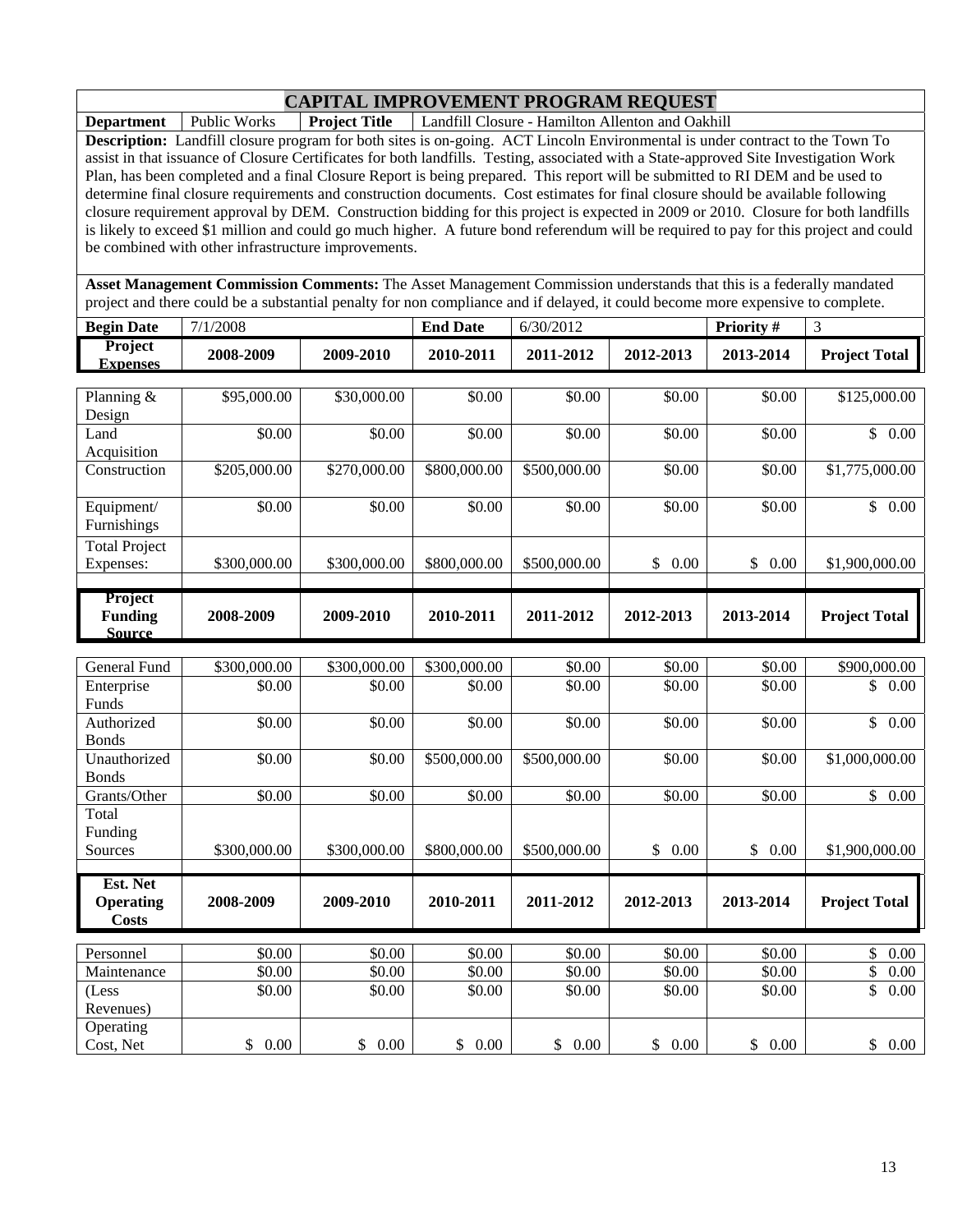# CAPITAL IMPROVEMENT PROGRAM REQUEST

| **Department** | Public Works | **Project Title** | Landfill Closure - Hamilton Allenton and Oakhill |
|---|---|---|---|

**Description:** Landfill closure program for both sites is on-going. ACT Lincoln Environmental is under contract to the Town To assist in that issuance of Closure Certificates for both landfills. Testing, associated with a State-approved Site Investigation Work Plan, has been completed and a final Closure Report is being prepared. This report will be submitted to RI DEM and be used to determine final closure requirements and construction documents. Cost estimates for final closure should be available following closure requirement approval by DEM. Construction bidding for this project is expected in 2009 or 2010. Closure for both landfills is likely to exceed $1 million and could go much higher. A future bond referendum will be required to pay for this project and could be combined with other infrastructure improvements.

**Asset Management Commission Comments:** The Asset Management Commission understands that this is a federally mandated project and there could be a substantial penalty for non compliance and if delayed, it could become more expensive to complete.

| **Begin Date** | 7/1/2008 | **End Date** | 6/30/2012 | **Priority #** | 3 |
|---|---|---|---|---|---|

| **Project Expenses** | **2008-2009** | **2009-2010** | **2010-2011** | **2011-2012** | **2012-2013** | **2013-2014** | **Project Total** |
|---|---|---|---|---|---|---|---|
| Planning & Design | $95,000.00 | $30,000.00 | $0.00 | $0.00 | $0.00 | $0.00 | $125,000.00 |
| Land Acquisition | $0.00 | $0.00 | $0.00 | $0.00 | $0.00 | $0.00 | $ 0.00 |
| Construction | $205,000.00 | $270,000.00 | $800,000.00 | $500,000.00 | $0.00 | $0.00 | $1,775,000.00 |
| Equipment/ Furnishings | $0.00 | $0.00 | $0.00 | $0.00 | $0.00 | $0.00 | $ 0.00 |
| Total Project Expenses: | $300,000.00 | $300,000.00 | $800,000.00 | $500,000.00 | $ 0.00 | $ 0.00 | $1,900,000.00 |

| **Project Funding Source** | **2008-2009** | **2009-2010** | **2010-2011** | **2011-2012** | **2012-2013** | **2013-2014** | **Project Total** |
|---|---|---|---|---|---|---|---|
| General Fund | $300,000.00 | $300,000.00 | $300,000.00 | $0.00 | $0.00 | $0.00 | $900,000.00 |
| Enterprise Funds | $0.00 | $0.00 | $0.00 | $0.00 | $0.00 | $0.00 | $ 0.00 |
| Authorized Bonds | $0.00 | $0.00 | $0.00 | $0.00 | $0.00 | $0.00 | $ 0.00 |
| Unauthorized Bonds | $0.00 | $0.00 | $500,000.00 | $500,000.00 | $0.00 | $0.00 | $1,000,000.00 |
| Grants/Other | $0.00 | $0.00 | $0.00 | $0.00 | $0.00 | $0.00 | $ 0.00 |
| Total Funding Sources | $300,000.00 | $300,000.00 | $800,000.00 | $500,000.00 | $ 0.00 | $ 0.00 | $1,900,000.00 |

| **Est. Net Operating Costs** | **2008-2009** | **2009-2010** | **2010-2011** | **2011-2012** | **2012-2013** | **2013-2014** | **Project Total** |
|---|---|---|---|---|---|---|---|
| Personnel | $0.00 | $0.00 | $0.00 | $0.00 | $0.00 | $0.00 | $ 0.00 |
| Maintenance | $0.00 | $0.00 | $0.00 | $0.00 | $0.00 | $0.00 | $ 0.00 |
| (Less Revenues) | $0.00 | $0.00 | $0.00 | $0.00 | $0.00 | $0.00 | $ 0.00 |
| Operating Cost, Net | $ 0.00 | $ 0.00 | $ 0.00 | $ 0.00 | $ 0.00 | $ 0.00 | $ 0.00 |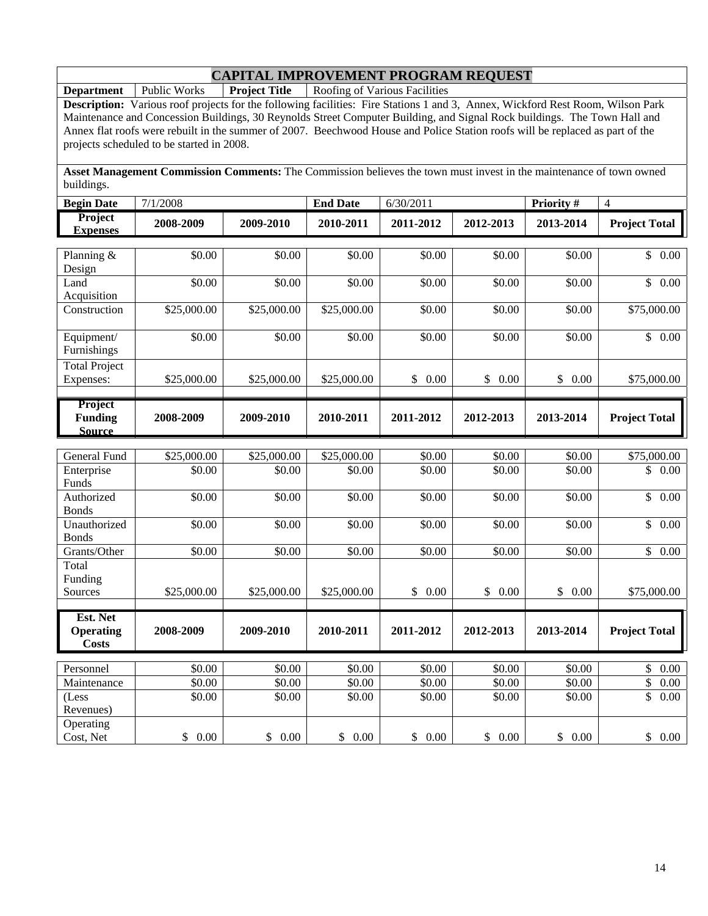# CAPITAL IMPROVEMENT PROGRAM REQUEST

| **Department** | Public Works | **Project Title** | Roofing of Various Facilities |
|---|---|---|---|

**Description:** Various roof projects for the following facilities: Fire Stations 1 and 3, Annex, Wickford Rest Room, Wilson Park Maintenance and Concession Buildings, 30 Reynolds Street Computer Building, and Signal Rock buildings. The Town Hall and Annex flat roofs were rebuilt in the summer of 2007. Beechwood House and Police Station roofs will be replaced as part of the projects scheduled to be started in 2008.

**Asset Management Commission Comments:** The Commission believes the town must invest in the maintenance of town owned buildings.

| **Begin Date** | 7/1/2008 | **End Date** | 6/30/2011 | **Priority #** | 4 |
|---|---|---|---|---|---|

| **Project Expenses** | **2008-2009** | **2009-2010** | **2010-2011** | **2011-2012** | **2012-2013** | **2013-2014** | **Project Total** |
|---|---|---|---|---|---|---|---|
| Planning & Design | $0.00 | $0.00 | $0.00 | $0.00 | $0.00 | $0.00 | $ 0.00 |
| Land Acquisition | $0.00 | $0.00 | $0.00 | $0.00 | $0.00 | $0.00 | $ 0.00 |
| Construction | $25,000.00 | $25,000.00 | $25,000.00 | $0.00 | $0.00 | $0.00 | $75,000.00 |
| Equipment/ Furnishings | $0.00 | $0.00 | $0.00 | $0.00 | $0.00 | $0.00 | $ 0.00 |
| Total Project Expenses: | $25,000.00 | $25,000.00 | $25,000.00 | $ 0.00 | $ 0.00 | $ 0.00 | $75,000.00 |

| **Project Funding Source** | **2008-2009** | **2009-2010** | **2010-2011** | **2011-2012** | **2012-2013** | **2013-2014** | **Project Total** |
|---|---|---|---|---|---|---|---|
| General Fund | $25,000.00 | $25,000.00 | $25,000.00 | $0.00 | $0.00 | $0.00 | $75,000.00 |
| Enterprise Funds | $0.00 | $0.00 | $0.00 | $0.00 | $0.00 | $0.00 | $ 0.00 |
| Authorized Bonds | $0.00 | $0.00 | $0.00 | $0.00 | $0.00 | $0.00 | $ 0.00 |
| Unauthorized Bonds | $0.00 | $0.00 | $0.00 | $0.00 | $0.00 | $0.00 | $ 0.00 |
| Grants/Other | $0.00 | $0.00 | $0.00 | $0.00 | $0.00 | $0.00 | $ 0.00 |
| Total Funding Sources | $25,000.00 | $25,000.00 | $25,000.00 | $ 0.00 | $ 0.00 | $ 0.00 | $75,000.00 |

| **Est. Net Operating Costs** | **2008-2009** | **2009-2010** | **2010-2011** | **2011-2012** | **2012-2013** | **2013-2014** | **Project Total** |
|---|---|---|---|---|---|---|---|
| Personnel | $0.00 | $0.00 | $0.00 | $0.00 | $0.00 | $0.00 | $ 0.00 |
| Maintenance | $0.00 | $0.00 | $0.00 | $0.00 | $0.00 | $0.00 | $ 0.00 |
| (Less Revenues) | $0.00 | $0.00 | $0.00 | $0.00 | $0.00 | $0.00 | $ 0.00 |
| Operating Cost, Net | $ 0.00 | $ 0.00 | $ 0.00 | $ 0.00 | $ 0.00 | $ 0.00 | $ 0.00 |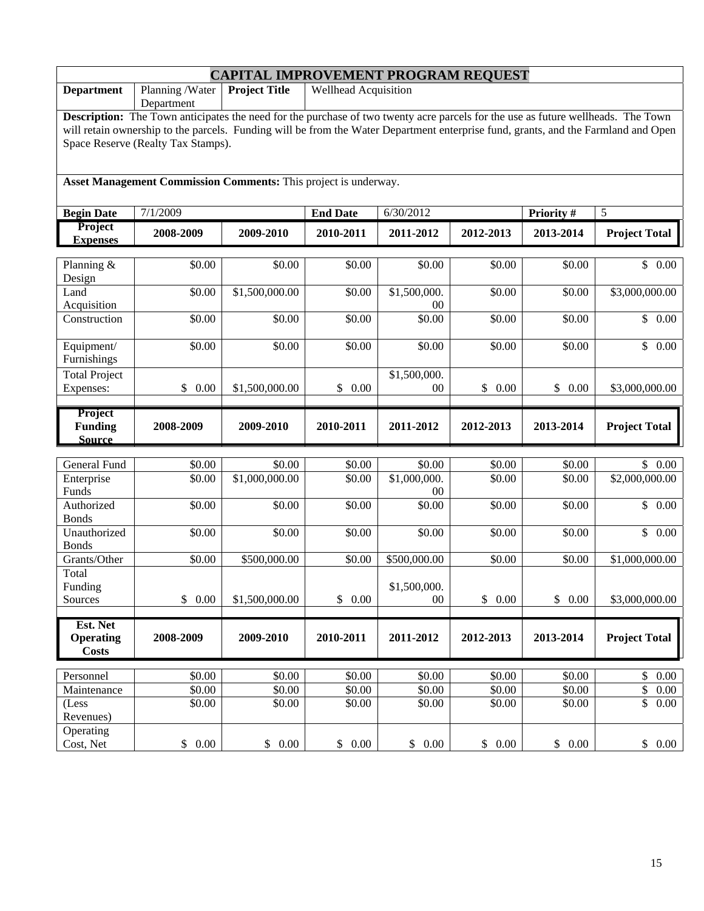# CAPITAL IMPROVEMENT PROGRAM REQUEST

| **Department** | Planning /Water Department | **Project Title** | Wellhead Acquisition |
|---|---|---|---|

**Description:** The Town anticipates the need for the purchase of two twenty acre parcels for the use as future wellheads. The Town will retain ownership to the parcels. Funding will be from the Water Department enterprise fund, grants, and the Farmland and Open Space Reserve (Realty Tax Stamps).

**Asset Management Commission Comments:** This project is underway.

| **Begin Date** | 7/1/2009 | **End Date** | 6/30/2012 | **Priority #** | 5 |
|---|---|---|---|---|---|

| **Project Expenses** | **2008-2009** | **2009-2010** | **2010-2011** | **2011-2012** | **2012-2013** | **2013-2014** | **Project Total** |
|---|---|---|---|---|---|---|---|
| Planning & Design | $0.00 | $0.00 | $0.00 | $0.00 | $0.00 | $0.00 | $ 0.00 |
| Land Acquisition | $0.00 | $1,500,000.00 | $0.00 | $1,500,000.00 | $0.00 | $0.00 | $3,000,000.00 |
| Construction | $0.00 | $0.00 | $0.00 | $0.00 | $0.00 | $0.00 | $ 0.00 |
| Equipment/ Furnishings | $0.00 | $0.00 | $0.00 | $0.00 | $0.00 | $0.00 | $ 0.00 |
| Total Project Expenses: | $ 0.00 | $1,500,000.00 | $ 0.00 | $1,500,000.00 | $ 0.00 | $ 0.00 | $3,000,000.00 |

| **Project Funding Source** | **2008-2009** | **2009-2010** | **2010-2011** | **2011-2012** | **2012-2013** | **2013-2014** | **Project Total** |
|---|---|---|---|---|---|---|---|
| General Fund | $0.00 | $0.00 | $0.00 | $0.00 | $0.00 | $0.00 | $ 0.00 |
| Enterprise Funds | $0.00 | $1,000,000.00 | $0.00 | $1,000,000.00 | $0.00 | $0.00 | $2,000,000.00 |
| Authorized Bonds | $0.00 | $0.00 | $0.00 | $0.00 | $0.00 | $0.00 | $ 0.00 |
| Unauthorized Bonds | $0.00 | $0.00 | $0.00 | $0.00 | $0.00 | $0.00 | $ 0.00 |
| Grants/Other | $0.00 | $500,000.00 | $0.00 | $500,000.00 | $0.00 | $0.00 | $1,000,000.00 |
| Total Funding Sources | $ 0.00 | $1,500,000.00 | $ 0.00 | $1,500,000.00 | $ 0.00 | $ 0.00 | $3,000,000.00 |

| **Est. Net Operating Costs** | **2008-2009** | **2009-2010** | **2010-2011** | **2011-2012** | **2012-2013** | **2013-2014** | **Project Total** |
|---|---|---|---|---|---|---|---|
| Personnel | $0.00 | $0.00 | $0.00 | $0.00 | $0.00 | $0.00 | $ 0.00 |
| Maintenance | $0.00 | $0.00 | $0.00 | $0.00 | $0.00 | $0.00 | $ 0.00 |
| (Less Revenues) | $0.00 | $0.00 | $0.00 | $0.00 | $0.00 | $0.00 | $ 0.00 |
| Operating Cost, Net | $ 0.00 | $ 0.00 | $ 0.00 | $ 0.00 | $ 0.00 | $ 0.00 | $ 0.00 |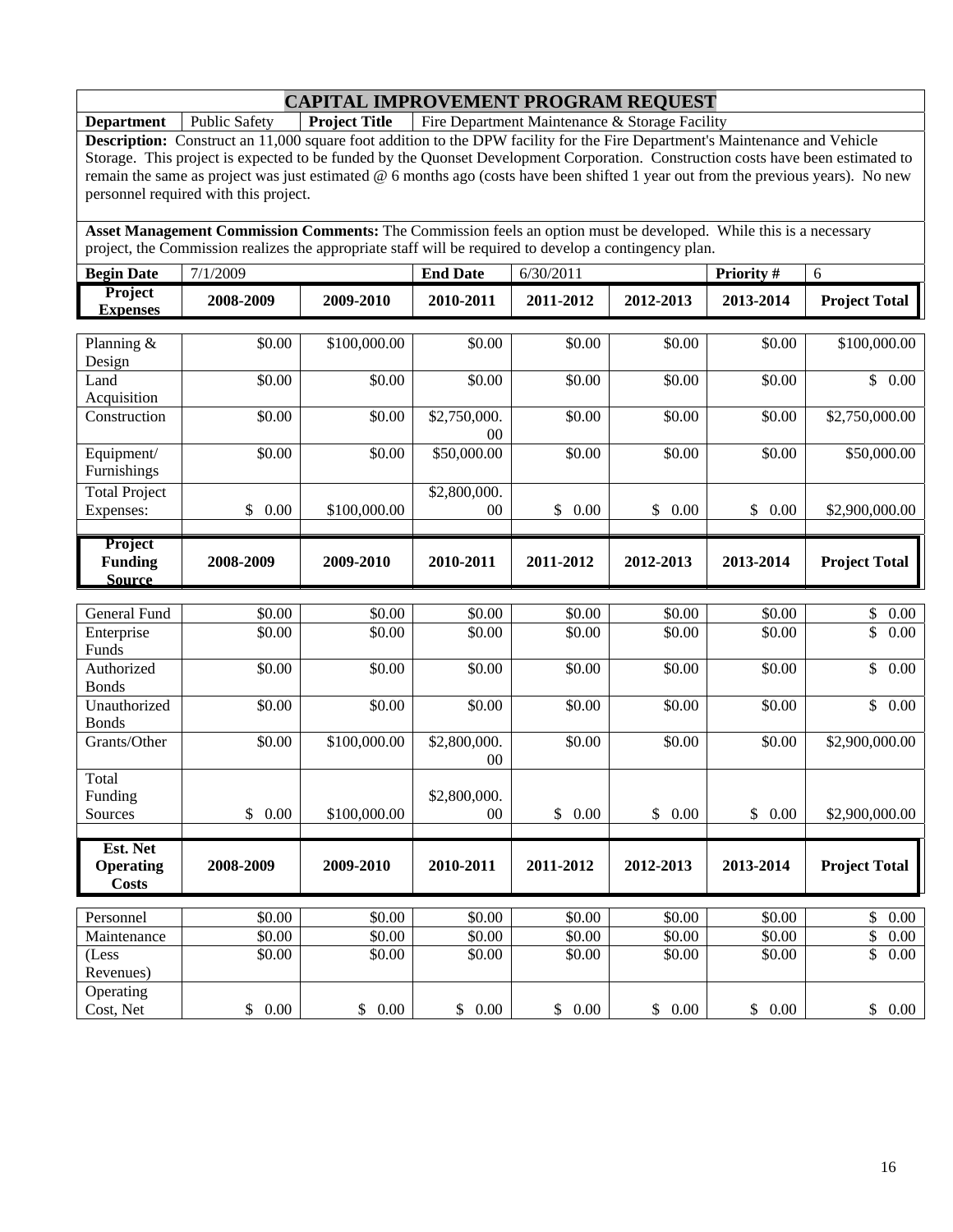# CAPITAL IMPROVEMENT PROGRAM REQUEST

| **Department** | Public Safety | **Project Title** | Fire Department Maintenance & Storage Facility |
|---|---|---|---|

**Description:** Construct an 11,000 square foot addition to the DPW facility for the Fire Department's Maintenance and Vehicle Storage. This project is expected to be funded by the Quonset Development Corporation. Construction costs have been estimated to remain the same as project was just estimated @ 6 months ago (costs have been shifted 1 year out from the previous years). No new personnel required with this project.

**Asset Management Commission Comments:** The Commission feels an option must be developed. While this is a necessary project, the Commission realizes the appropriate staff will be required to develop a contingency plan.

| **Begin Date** | 7/1/2009 | **End Date** | 6/30/2011 | **Priority #** | 6 |
|---|---|---|---|---|---|

| **Project Expenses** | **2008-2009** | **2009-2010** | **2010-2011** | **2011-2012** | **2012-2013** | **2013-2014** | **Project Total** |
|---|---|---|---|---|---|---|---|
| Planning & Design | $0.00 | $100,000.00 | $0.00 | $0.00 | $0.00 | $0.00 | $100,000.00 |
| Land Acquisition | $0.00 | $0.00 | $0.00 | $0.00 | $0.00 | $0.00 | $ 0.00 |
| Construction | $0.00 | $0.00 | $2,750,000.00 | $0.00 | $0.00 | $0.00 | $2,750,000.00 |
| Equipment/ Furnishings | $0.00 | $0.00 | $50,000.00 | $0.00 | $0.00 | $0.00 | $50,000.00 |
| Total Project Expenses: | $ 0.00 | $100,000.00 | $2,800,000.00 | $ 0.00 | $ 0.00 | $ 0.00 | $2,900,000.00 |

| **Project Funding Source** | **2008-2009** | **2009-2010** | **2010-2011** | **2011-2012** | **2012-2013** | **2013-2014** | **Project Total** |
|---|---|---|---|---|---|---|---|
| General Fund | $0.00 | $0.00 | $0.00 | $0.00 | $0.00 | $0.00 | $ 0.00 |
| Enterprise Funds | $0.00 | $0.00 | $0.00 | $0.00 | $0.00 | $0.00 | $ 0.00 |
| Authorized Bonds | $0.00 | $0.00 | $0.00 | $0.00 | $0.00 | $0.00 | $ 0.00 |
| Unauthorized Bonds | $0.00 | $0.00 | $0.00 | $0.00 | $0.00 | $0.00 | $ 0.00 |
| Grants/Other | $0.00 | $100,000.00 | $2,800,000.00 | $0.00 | $0.00 | $0.00 | $2,900,000.00 |
| Total Funding Sources | $ 0.00 | $100,000.00 | $2,800,000.00 | $ 0.00 | $ 0.00 | $ 0.00 | $2,900,000.00 |

| **Est. Net Operating Costs** | **2008-2009** | **2009-2010** | **2010-2011** | **2011-2012** | **2012-2013** | **2013-2014** | **Project Total** |
|---|---|---|---|---|---|---|---|
| Personnel | $0.00 | $0.00 | $0.00 | $0.00 | $0.00 | $0.00 | $ 0.00 |
| Maintenance | $0.00 | $0.00 | $0.00 | $0.00 | $0.00 | $0.00 | $ 0.00 |
| (Less Revenues) | $0.00 | $0.00 | $0.00 | $0.00 | $0.00 | $0.00 | $ 0.00 |
| Operating Cost, Net | $ 0.00 | $ 0.00 | $ 0.00 | $ 0.00 | $ 0.00 | $ 0.00 | $ 0.00 |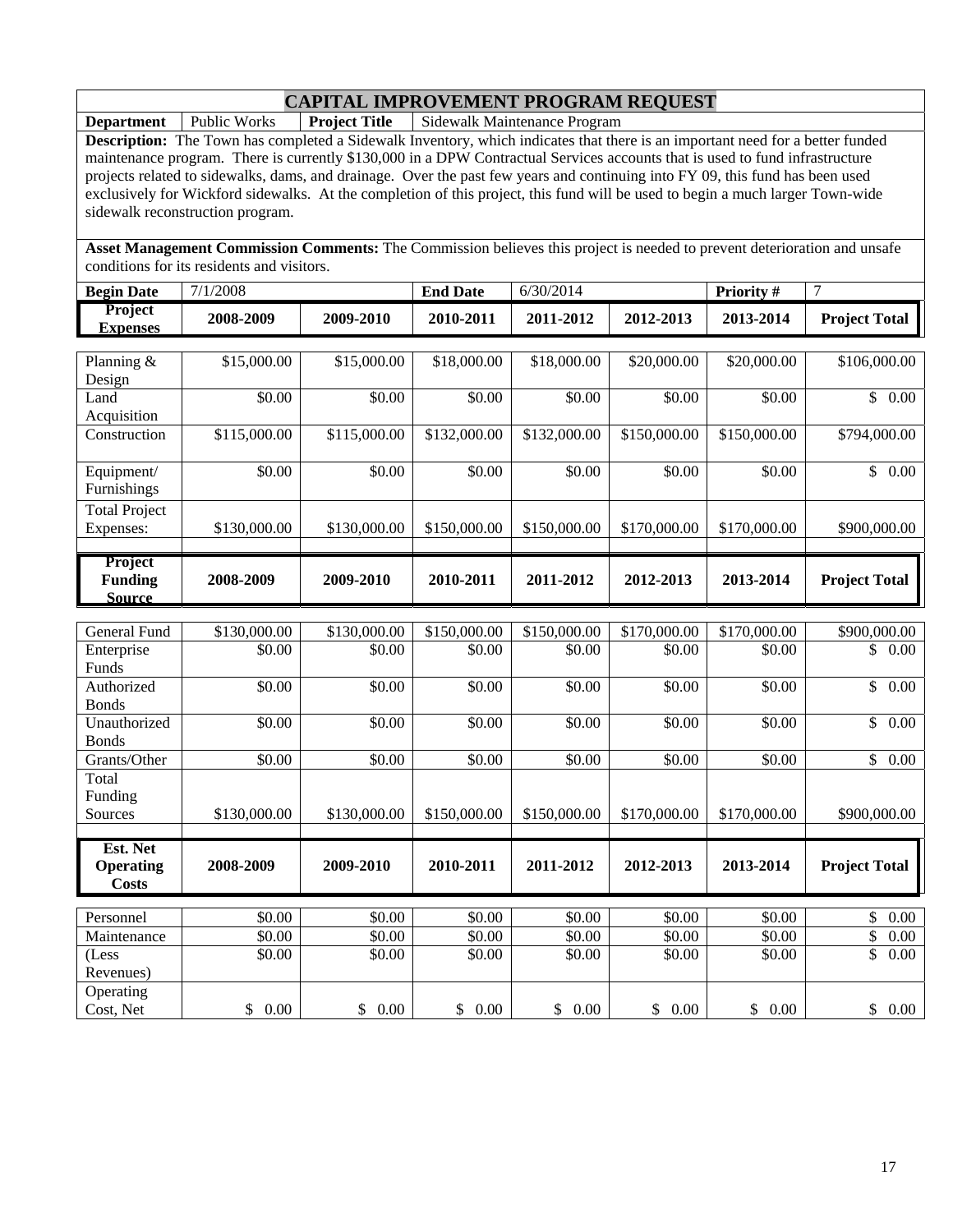# CAPITAL IMPROVEMENT PROGRAM REQUEST

| **Department** | Public Works | **Project Title** | Sidewalk Maintenance Program |
|---|---|---|---|

**Description:** The Town has completed a Sidewalk Inventory, which indicates that there is an important need for a better funded maintenance program. There is currently $130,000 in a DPW Contractual Services accounts that is used to fund infrastructure projects related to sidewalks, dams, and drainage. Over the past few years and continuing into FY 09, this fund has been used exclusively for Wickford sidewalks. At the completion of this project, this fund will be used to begin a much larger Town-wide sidewalk reconstruction program.

**Asset Management Commission Comments:** The Commission believes this project is needed to prevent deterioration and unsafe conditions for its residents and visitors.

| **Begin Date** | 7/1/2008 | **End Date** | 6/30/2014 | **Priority #** | 7 |
|---|---|---|---|---|---|

| **Project Expenses** | **2008-2009** | **2009-2010** | **2010-2011** | **2011-2012** | **2012-2013** | **2013-2014** | **Project Total** |
|---|---|---|---|---|---|---|---|
| Planning & Design | $15,000.00 | $15,000.00 | $18,000.00 | $18,000.00 | $20,000.00 | $20,000.00 | $106,000.00 |
| Land Acquisition | $0.00 | $0.00 | $0.00 | $0.00 | $0.00 | $0.00 | $ 0.00 |
| Construction | $115,000.00 | $115,000.00 | $132,000.00 | $132,000.00 | $150,000.00 | $150,000.00 | $794,000.00 |
| Equipment/ Furnishings | $0.00 | $0.00 | $0.00 | $0.00 | $0.00 | $0.00 | $ 0.00 |
| Total Project Expenses: | $130,000.00 | $130,000.00 | $150,000.00 | $150,000.00 | $170,000.00 | $170,000.00 | $900,000.00 |

| **Project Funding Source** | **2008-2009** | **2009-2010** | **2010-2011** | **2011-2012** | **2012-2013** | **2013-2014** | **Project Total** |
|---|---|---|---|---|---|---|---|
| General Fund | $130,000.00 | $130,000.00 | $150,000.00 | $150,000.00 | $170,000.00 | $170,000.00 | $900,000.00 |
| Enterprise Funds | $0.00 | $0.00 | $0.00 | $0.00 | $0.00 | $0.00 | $ 0.00 |
| Authorized Bonds | $0.00 | $0.00 | $0.00 | $0.00 | $0.00 | $0.00 | $ 0.00 |
| Unauthorized Bonds | $0.00 | $0.00 | $0.00 | $0.00 | $0.00 | $0.00 | $ 0.00 |
| Grants/Other | $0.00 | $0.00 | $0.00 | $0.00 | $0.00 | $0.00 | $ 0.00 |
| Total Funding Sources | $130,000.00 | $130,000.00 | $150,000.00 | $150,000.00 | $170,000.00 | $170,000.00 | $900,000.00 |

| **Est. Net Operating Costs** | **2008-2009** | **2009-2010** | **2010-2011** | **2011-2012** | **2012-2013** | **2013-2014** | **Project Total** |
|---|---|---|---|---|---|---|---|
| Personnel | $0.00 | $0.00 | $0.00 | $0.00 | $0.00 | $0.00 | $ 0.00 |
| Maintenance | $0.00 | $0.00 | $0.00 | $0.00 | $0.00 | $0.00 | $ 0.00 |
| (Less Revenues) | $0.00 | $0.00 | $0.00 | $0.00 | $0.00 | $0.00 | $ 0.00 |
| Operating Cost, Net | $ 0.00 | $ 0.00 | $ 0.00 | $ 0.00 | $ 0.00 | $ 0.00 | $ 0.00 |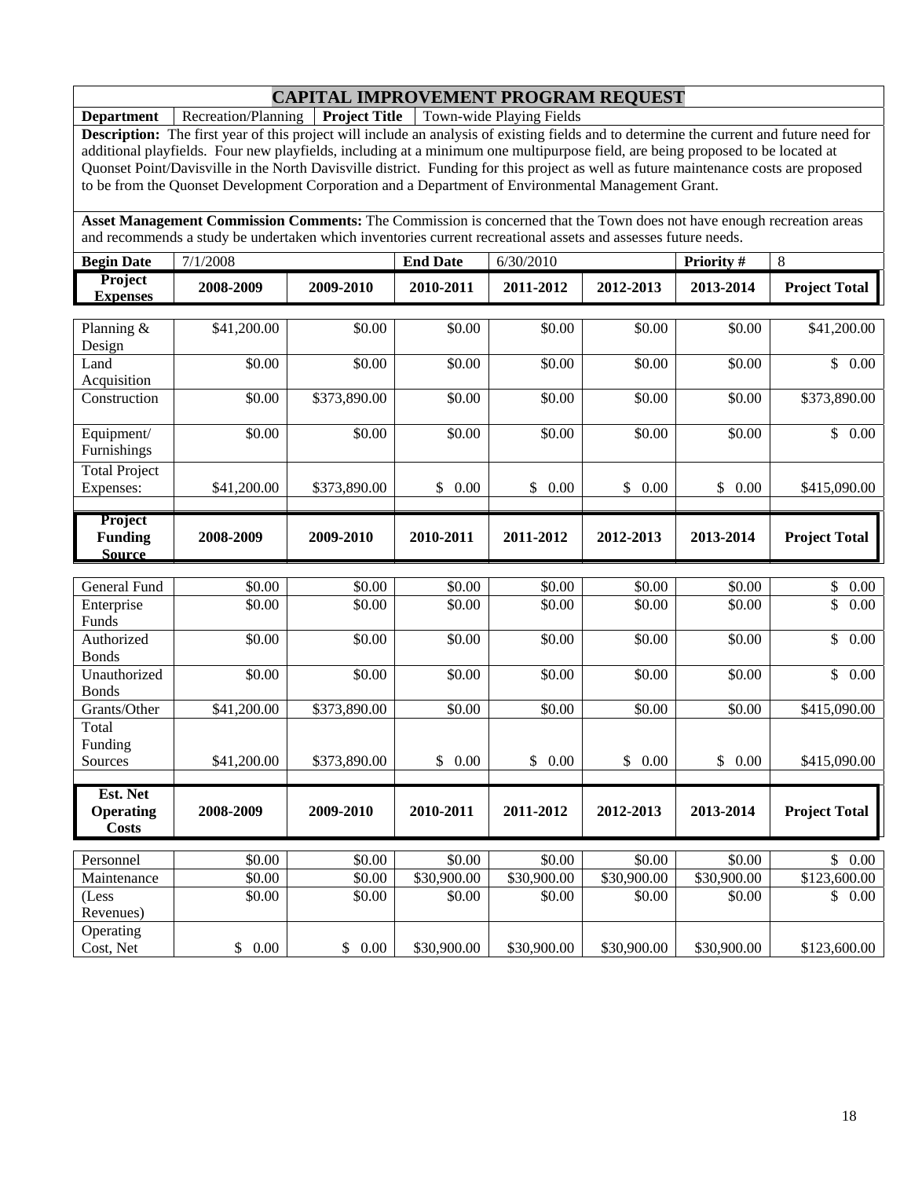# CAPITAL IMPROVEMENT PROGRAM REQUEST

| **Department** | Recreation/Planning | **Project Title** | Town-wide Playing Fields |
|---|---|---|---|

**Description:** The first year of this project will include an analysis of existing fields and to determine the current and future need for additional playfields. Four new playfields, including at a minimum one multipurpose field, are being proposed to be located at Quonset Point/Davisville in the North Davisville district. Funding for this project as well as future maintenance costs are proposed to be from the Quonset Development Corporation and a Department of Environmental Management Grant.

**Asset Management Commission Comments:** The Commission is concerned that the Town does not have enough recreation areas and recommends a study be undertaken which inventories current recreational assets and assesses future needs.

| **Begin Date** | 7/1/2008 | **End Date** | 6/30/2010 | **Priority #** | 8 |
|---|---|---|---|---|---|

| **Project Expenses** | **2008-2009** | **2009-2010** | **2010-2011** | **2011-2012** | **2012-2013** | **2013-2014** | **Project Total** |
|---|---|---|---|---|---|---|---|
| Planning & Design | $41,200.00 | $0.00 | $0.00 | $0.00 | $0.00 | $0.00 | $41,200.00 |
| Land Acquisition | $0.00 | $0.00 | $0.00 | $0.00 | $0.00 | $0.00 | $ 0.00 |
| Construction | $0.00 | $373,890.00 | $0.00 | $0.00 | $0.00 | $0.00 | $373,890.00 |
| Equipment/ Furnishings | $0.00 | $0.00 | $0.00 | $0.00 | $0.00 | $0.00 | $ 0.00 |
| Total Project Expenses: | $41,200.00 | $373,890.00 | $ 0.00 | $ 0.00 | $ 0.00 | $ 0.00 | $415,090.00 |

| **Project Funding Source** | **2008-2009** | **2009-2010** | **2010-2011** | **2011-2012** | **2012-2013** | **2013-2014** | **Project Total** |
|---|---|---|---|---|---|---|---|
| General Fund | $0.00 | $0.00 | $0.00 | $0.00 | $0.00 | $0.00 | $ 0.00 |
| Enterprise Funds | $0.00 | $0.00 | $0.00 | $0.00 | $0.00 | $0.00 | $ 0.00 |
| Authorized Bonds | $0.00 | $0.00 | $0.00 | $0.00 | $0.00 | $0.00 | $ 0.00 |
| Unauthorized Bonds | $0.00 | $0.00 | $0.00 | $0.00 | $0.00 | $0.00 | $ 0.00 |
| Grants/Other | $41,200.00 | $373,890.00 | $0.00 | $0.00 | $0.00 | $0.00 | $415,090.00 |
| Total Funding Sources | $41,200.00 | $373,890.00 | $ 0.00 | $ 0.00 | $ 0.00 | $ 0.00 | $415,090.00 |

| **Est. Net Operating Costs** | **2008-2009** | **2009-2010** | **2010-2011** | **2011-2012** | **2012-2013** | **2013-2014** | **Project Total** |
|---|---|---|---|---|---|---|---|
| Personnel | $0.00 | $0.00 | $0.00 | $0.00 | $0.00 | $0.00 | $ 0.00 |
| Maintenance | $0.00 | $0.00 | $30,900.00 | $30,900.00 | $30,900.00 | $30,900.00 | $123,600.00 |
| (Less Revenues) | $0.00 | $0.00 | $0.00 | $0.00 | $0.00 | $0.00 | $ 0.00 |
| Operating Cost, Net | $ 0.00 | $ 0.00 | $30,900.00 | $30,900.00 | $30,900.00 | $30,900.00 | $123,600.00 |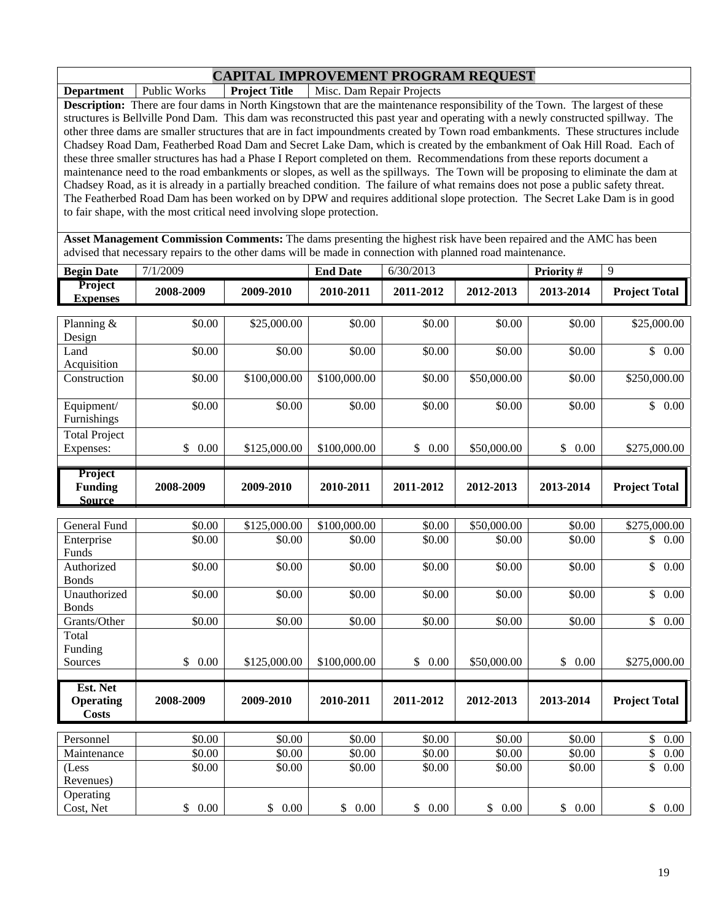# CAPITAL IMPROVEMENT PROGRAM REQUEST

| **Department** | Public Works | **Project Title** | Misc. Dam Repair Projects |
|---|---|---|---|

**Description:** There are four dams in North Kingstown that are the maintenance responsibility of the Town. The largest of these structures is Bellville Pond Dam. This dam was reconstructed this past year and operating with a newly constructed spillway. The other three dams are smaller structures that are in fact impoundments created by Town road embankments. These structures include Chadsey Road Dam, Featherbed Road Dam and Secret Lake Dam, which is created by the embankment of Oak Hill Road. Each of these three smaller structures has had a Phase I Report completed on them. Recommendations from these reports document a maintenance need to the road embankments or slopes, as well as the spillways. The Town will be proposing to eliminate the dam at Chadsey Road, as it is already in a partially breached condition. The failure of what remains does not pose a public safety threat. The Featherbed Road Dam has been worked on by DPW and requires additional slope protection. The Secret Lake Dam is in good to fair shape, with the most critical need involving slope protection.

**Asset Management Commission Comments:** The dams presenting the highest risk have been repaired and the AMC has been advised that necessary repairs to the other dams will be made in connection with planned road maintenance.

| **Begin Date** | 7/1/2009 | **End Date** | 6/30/2013 | **Priority #** | 9 |
|---|---|---|---|---|---|

| **Project Expenses** | **2008-2009** | **2009-2010** | **2010-2011** | **2011-2012** | **2012-2013** | **2013-2014** | **Project Total** |
|---|---|---|---|---|---|---|---|
| Planning & Design | $0.00 | $25,000.00 | $0.00 | $0.00 | $0.00 | $0.00 | $25,000.00 |
| Land Acquisition | $0.00 | $0.00 | $0.00 | $0.00 | $0.00 | $0.00 | $ 0.00 |
| Construction | $0.00 | $100,000.00 | $100,000.00 | $0.00 | $50,000.00 | $0.00 | $250,000.00 |
| Equipment/ Furnishings | $0.00 | $0.00 | $0.00 | $0.00 | $0.00 | $0.00 | $ 0.00 |
| Total Project Expenses: | $ 0.00 | $125,000.00 | $100,000.00 | $ 0.00 | $50,000.00 | $ 0.00 | $275,000.00 |

| **Project Funding Source** | **2008-2009** | **2009-2010** | **2010-2011** | **2011-2012** | **2012-2013** | **2013-2014** | **Project Total** |
|---|---|---|---|---|---|---|---|
| General Fund | $0.00 | $125,000.00 | $100,000.00 | $0.00 | $50,000.00 | $0.00 | $275,000.00 |
| Enterprise Funds | $0.00 | $0.00 | $0.00 | $0.00 | $0.00 | $0.00 | $ 0.00 |
| Authorized Bonds | $0.00 | $0.00 | $0.00 | $0.00 | $0.00 | $0.00 | $ 0.00 |
| Unauthorized Bonds | $0.00 | $0.00 | $0.00 | $0.00 | $0.00 | $0.00 | $ 0.00 |
| Grants/Other | $0.00 | $0.00 | $0.00 | $0.00 | $0.00 | $0.00 | $ 0.00 |
| Total Funding Sources | $ 0.00 | $125,000.00 | $100,000.00 | $ 0.00 | $50,000.00 | $ 0.00 | $275,000.00 |

| **Est. Net Operating Costs** | **2008-2009** | **2009-2010** | **2010-2011** | **2011-2012** | **2012-2013** | **2013-2014** | **Project Total** |
|---|---|---|---|---|---|---|---|
| Personnel | $0.00 | $0.00 | $0.00 | $0.00 | $0.00 | $0.00 | $ 0.00 |
| Maintenance | $0.00 | $0.00 | $0.00 | $0.00 | $0.00 | $0.00 | $ 0.00 |
| (Less Revenues) | $0.00 | $0.00 | $0.00 | $0.00 | $0.00 | $0.00 | $ 0.00 |
| Operating Cost, Net | $ 0.00 | $ 0.00 | $ 0.00 | $ 0.00 | $ 0.00 | $ 0.00 | $ 0.00 |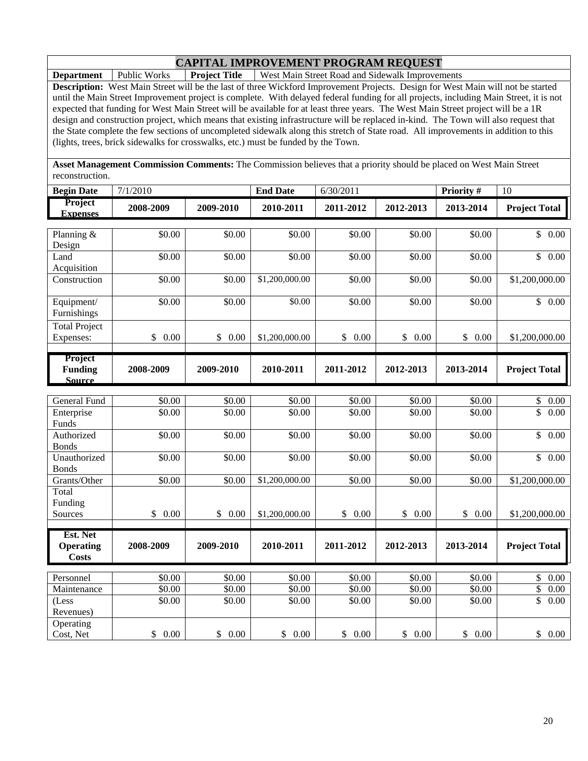# CAPITAL IMPROVEMENT PROGRAM REQUEST

| **Department** | Public Works | **Project Title** | West Main Street Road and Sidewalk Improvements |
|---|---|---|---|

**Description:** West Main Street will be the last of three Wickford Improvement Projects. Design for West Main will not be started until the Main Street Improvement project is complete. With delayed federal funding for all projects, including Main Street, it is not expected that funding for West Main Street will be available for at least three years. The West Main Street project will be a 1R design and construction project, which means that existing infrastructure will be replaced in-kind. The Town will also request that the State complete the few sections of uncompleted sidewalk along this stretch of State road. All improvements in addition to this (lights, trees, brick sidewalks for crosswalks, etc.) must be funded by the Town.

**Asset Management Commission Comments:** The Commission believes that a priority should be placed on West Main Street reconstruction.

| **Begin Date** | 7/1/2010 | **End Date** | 6/30/2011 | **Priority #** | 10 |
|---|---|---|---|---|---|

| **Project Expenses** | **2008-2009** | **2009-2010** | **2010-2011** | **2011-2012** | **2012-2013** | **2013-2014** | **Project Total** |
|---|---|---|---|---|---|---|---|
| Planning & Design | $0.00 | $0.00 | $0.00 | $0.00 | $0.00 | $0.00 | $ 0.00 |
| Land Acquisition | $0.00 | $0.00 | $0.00 | $0.00 | $0.00 | $0.00 | $ 0.00 |
| Construction | $0.00 | $0.00 | $1,200,000.00 | $0.00 | $0.00 | $0.00 | $1,200,000.00 |
| Equipment/ Furnishings | $0.00 | $0.00 | $0.00 | $0.00 | $0.00 | $0.00 | $ 0.00 |
| Total Project Expenses: | $ 0.00 | $ 0.00 | $1,200,000.00 | $ 0.00 | $ 0.00 | $ 0.00 | $1,200,000.00 |

| **Project Funding Source** | **2008-2009** | **2009-2010** | **2010-2011** | **2011-2012** | **2012-2013** | **2013-2014** | **Project Total** |
|---|---|---|---|---|---|---|---|
| General Fund | $0.00 | $0.00 | $0.00 | $0.00 | $0.00 | $0.00 | $ 0.00 |
| Enterprise Funds | $0.00 | $0.00 | $0.00 | $0.00 | $0.00 | $0.00 | $ 0.00 |
| Authorized Bonds | $0.00 | $0.00 | $0.00 | $0.00 | $0.00 | $0.00 | $ 0.00 |
| Unauthorized Bonds | $0.00 | $0.00 | $0.00 | $0.00 | $0.00 | $0.00 | $ 0.00 |
| Grants/Other | $0.00 | $0.00 | $1,200,000.00 | $0.00 | $0.00 | $0.00 | $1,200,000.00 |
| Total Funding Sources | $ 0.00 | $ 0.00 | $1,200,000.00 | $ 0.00 | $ 0.00 | $ 0.00 | $1,200,000.00 |

| **Est. Net Operating Costs** | **2008-2009** | **2009-2010** | **2010-2011** | **2011-2012** | **2012-2013** | **2013-2014** | **Project Total** |
|---|---|---|---|---|---|---|---|
| Personnel | $0.00 | $0.00 | $0.00 | $0.00 | $0.00 | $0.00 | $ 0.00 |
| Maintenance | $0.00 | $0.00 | $0.00 | $0.00 | $0.00 | $0.00 | $ 0.00 |
| (Less Revenues) | $0.00 | $0.00 | $0.00 | $0.00 | $0.00 | $0.00 | $ 0.00 |
| Operating Cost, Net | $ 0.00 | $ 0.00 | $ 0.00 | $ 0.00 | $ 0.00 | $ 0.00 | $ 0.00 |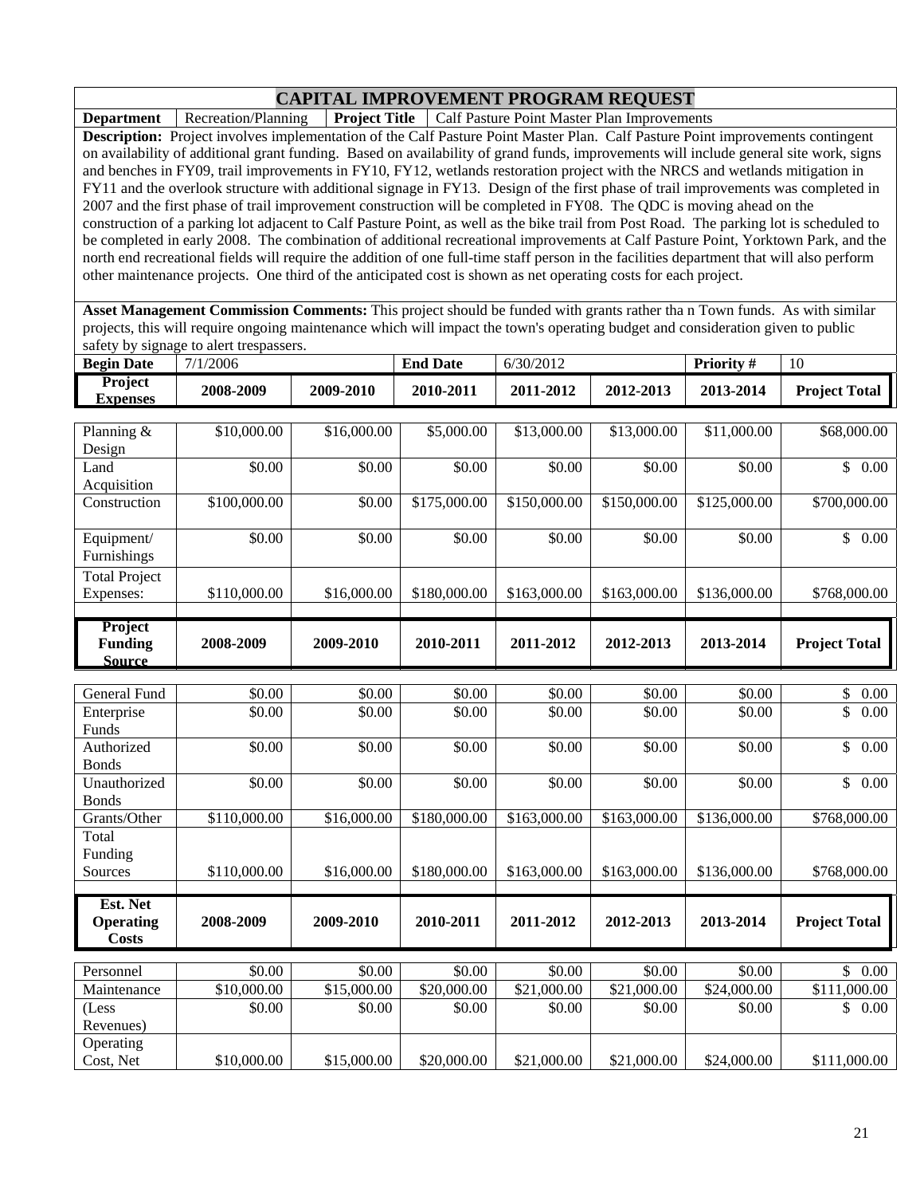# CAPITAL IMPROVEMENT PROGRAM REQUEST

| **Department** | Recreation/Planning | **Project Title** | Calf Pasture Point Master Plan Improvements |
|---|---|---|---|

**Description:** Project involves implementation of the Calf Pasture Point Master Plan. Calf Pasture Point improvements contingent on availability of additional grant funding. Based on availability of grand funds, improvements will include general site work, signs and benches in FY09, trail improvements in FY10, FY12, wetlands restoration project with the NRCS and wetlands mitigation in FY11 and the overlook structure with additional signage in FY13. Design of the first phase of trail improvements was completed in 2007 and the first phase of trail improvement construction will be completed in FY08. The QDC is moving ahead on the construction of a parking lot adjacent to Calf Pasture Point, as well as the bike trail from Post Road. The parking lot is scheduled to be completed in early 2008. The combination of additional recreational improvements at Calf Pasture Point, Yorktown Park, and the north end recreational fields will require the addition of one full-time staff person in the facilities department that will also perform other maintenance projects. One third of the anticipated cost is shown as net operating costs for each project.

**Asset Management Commission Comments:** This project should be funded with grants rather tha n Town funds. As with similar projects, this will require ongoing maintenance which will impact the town's operating budget and consideration given to public safety by signage to alert trespassers.

| **Begin Date** | 7/1/2006 | **End Date** | 6/30/2012 | **Priority #** | 10 |
|---|---|---|---|---|---|

| **Project Expenses** | **2008-2009** | **2009-2010** | **2010-2011** | **2011-2012** | **2012-2013** | **2013-2014** | **Project Total** |
|---|---|---|---|---|---|---|---|
| Planning & Design | $10,000.00 | $16,000.00 | $5,000.00 | $13,000.00 | $13,000.00 | $11,000.00 | $68,000.00 |
| Land Acquisition | $0.00 | $0.00 | $0.00 | $0.00 | $0.00 | $0.00 | $ 0.00 |
| Construction | $100,000.00 | $0.00 | $175,000.00 | $150,000.00 | $150,000.00 | $125,000.00 | $700,000.00 |
| Equipment/ Furnishings | $0.00 | $0.00 | $0.00 | $0.00 | $0.00 | $0.00 | $ 0.00 |
| Total Project Expenses: | $110,000.00 | $16,000.00 | $180,000.00 | $163,000.00 | $163,000.00 | $136,000.00 | $768,000.00 |

| **Project Funding Source** | **2008-2009** | **2009-2010** | **2010-2011** | **2011-2012** | **2012-2013** | **2013-2014** | **Project Total** |
|---|---|---|---|---|---|---|---|
| General Fund | $0.00 | $0.00 | $0.00 | $0.00 | $0.00 | $0.00 | $ 0.00 |
| Enterprise Funds | $0.00 | $0.00 | $0.00 | $0.00 | $0.00 | $0.00 | $ 0.00 |
| Authorized Bonds | $0.00 | $0.00 | $0.00 | $0.00 | $0.00 | $0.00 | $ 0.00 |
| Unauthorized Bonds | $0.00 | $0.00 | $0.00 | $0.00 | $0.00 | $0.00 | $ 0.00 |
| Grants/Other | $110,000.00 | $16,000.00 | $180,000.00 | $163,000.00 | $163,000.00 | $136,000.00 | $768,000.00 |
| Total Funding Sources | $110,000.00 | $16,000.00 | $180,000.00 | $163,000.00 | $163,000.00 | $136,000.00 | $768,000.00 |

| **Est. Net Operating Costs** | **2008-2009** | **2009-2010** | **2010-2011** | **2011-2012** | **2012-2013** | **2013-2014** | **Project Total** |
|---|---|---|---|---|---|---|---|
| Personnel | $0.00 | $0.00 | $0.00 | $0.00 | $0.00 | $0.00 | $ 0.00 |
| Maintenance | $10,000.00 | $15,000.00 | $20,000.00 | $21,000.00 | $21,000.00 | $24,000.00 | $111,000.00 |
| (Less Revenues) | $0.00 | $0.00 | $0.00 | $0.00 | $0.00 | $0.00 | $ 0.00 |
| Operating Cost, Net | $10,000.00 | $15,000.00 | $20,000.00 | $21,000.00 | $21,000.00 | $24,000.00 | $111,000.00 |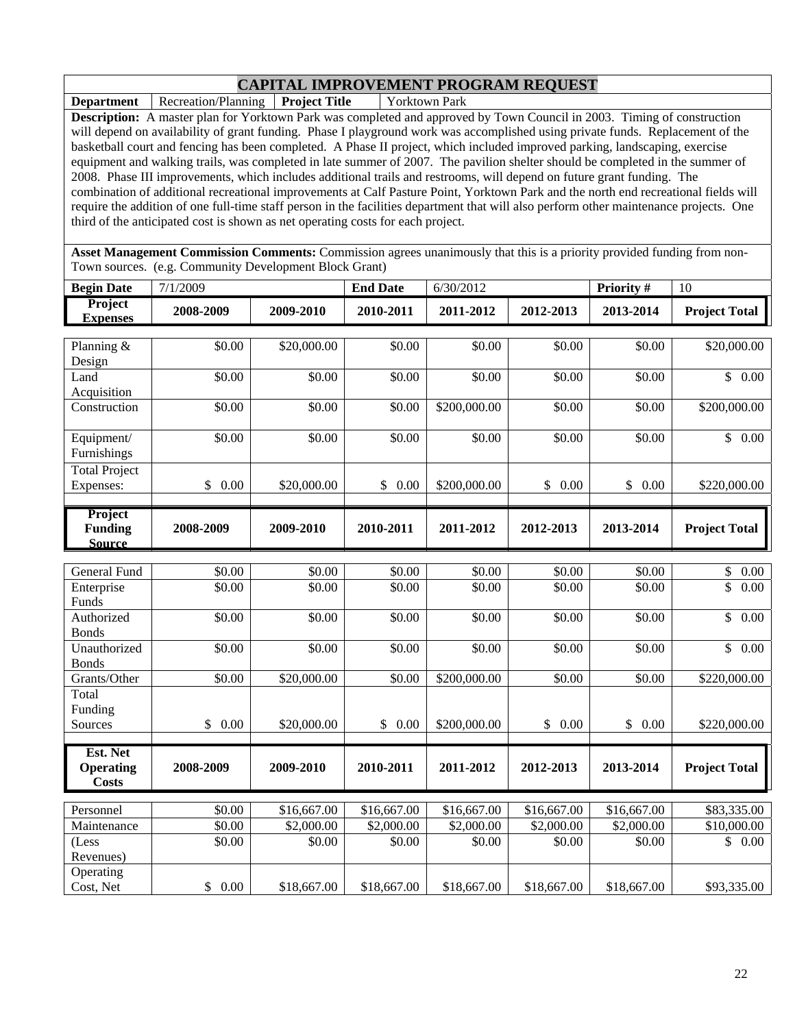# CAPITAL IMPROVEMENT PROGRAM REQUEST

| **Department** | Recreation/Planning | **Project Title** | Yorktown Park |
|---|---|---|---|

**Description:** A master plan for Yorktown Park was completed and approved by Town Council in 2003. Timing of construction will depend on availability of grant funding. Phase I playground work was accomplished using private funds. Replacement of the basketball court and fencing has been completed. A Phase II project, which included improved parking, landscaping, exercise equipment and walking trails, was completed in late summer of 2007. The pavilion shelter should be completed in the summer of 2008. Phase III improvements, which includes additional trails and restrooms, will depend on future grant funding. The combination of additional recreational improvements at Calf Pasture Point, Yorktown Park and the north end recreational fields will require the addition of one full-time staff person in the facilities department that will also perform other maintenance projects. One third of the anticipated cost is shown as net operating costs for each project.

**Asset Management Commission Comments:** Commission agrees unanimously that this is a priority provided funding from non-Town sources. (e.g. Community Development Block Grant)

| **Begin Date** | 7/1/2009 | **End Date** | 6/30/2012 | **Priority #** | 10 |
|---|---|---|---|---|---|

| **Project Expenses** | **2008-2009** | **2009-2010** | **2010-2011** | **2011-2012** | **2012-2013** | **2013-2014** | **Project Total** |
|---|---|---|---|---|---|---|---|
| Planning & Design | $0.00 | $20,000.00 | $0.00 | $0.00 | $0.00 | $0.00 | $20,000.00 |
| Land Acquisition | $0.00 | $0.00 | $0.00 | $0.00 | $0.00 | $0.00 | $ 0.00 |
| Construction | $0.00 | $0.00 | $0.00 | $200,000.00 | $0.00 | $0.00 | $200,000.00 |
| Equipment/ Furnishings | $0.00 | $0.00 | $0.00 | $0.00 | $0.00 | $0.00 | $ 0.00 |
| Total Project Expenses: | $ 0.00 | $20,000.00 | $ 0.00 | $200,000.00 | $ 0.00 | $ 0.00 | $220,000.00 |

| **Project Funding Source** | **2008-2009** | **2009-2010** | **2010-2011** | **2011-2012** | **2012-2013** | **2013-2014** | **Project Total** |
|---|---|---|---|---|---|---|---|
| General Fund | $0.00 | $0.00 | $0.00 | $0.00 | $0.00 | $0.00 | $ 0.00 |
| Enterprise Funds | $0.00 | $0.00 | $0.00 | $0.00 | $0.00 | $0.00 | $ 0.00 |
| Authorized Bonds | $0.00 | $0.00 | $0.00 | $0.00 | $0.00 | $0.00 | $ 0.00 |
| Unauthorized Bonds | $0.00 | $0.00 | $0.00 | $0.00 | $0.00 | $0.00 | $ 0.00 |
| Grants/Other | $0.00 | $20,000.00 | $0.00 | $200,000.00 | $0.00 | $0.00 | $220,000.00 |
| Total Funding Sources | $ 0.00 | $20,000.00 | $ 0.00 | $200,000.00 | $ 0.00 | $ 0.00 | $220,000.00 |

| **Est. Net Operating Costs** | **2008-2009** | **2009-2010** | **2010-2011** | **2011-2012** | **2012-2013** | **2013-2014** | **Project Total** |
|---|---|---|---|---|---|---|---|
| Personnel | $0.00 | $16,667.00 | $16,667.00 | $16,667.00 | $16,667.00 | $16,667.00 | $83,335.00 |
| Maintenance | $0.00 | $2,000.00 | $2,000.00 | $2,000.00 | $2,000.00 | $2,000.00 | $10,000.00 |
| (Less Revenues) | $0.00 | $0.00 | $0.00 | $0.00 | $0.00 | $0.00 | $ 0.00 |
| Operating Cost, Net | $ 0.00 | $18,667.00 | $18,667.00 | $18,667.00 | $18,667.00 | $18,667.00 | $93,335.00 |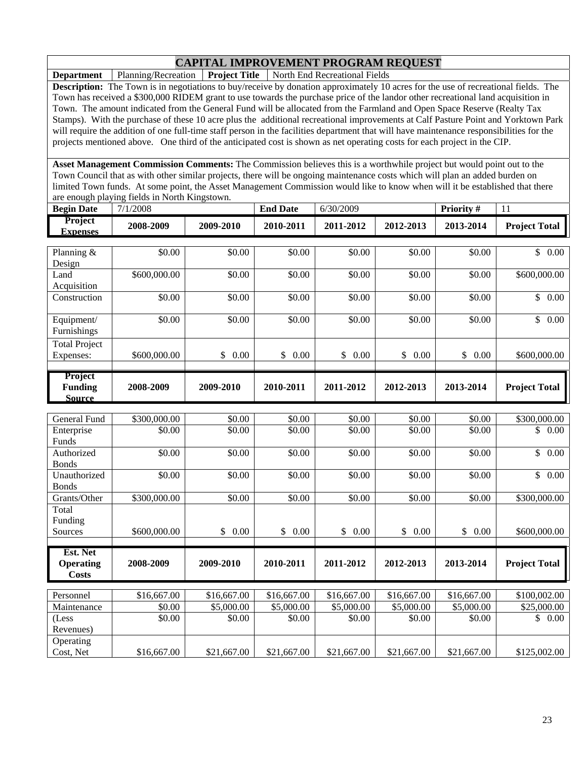# CAPITAL IMPROVEMENT PROGRAM REQUEST

| **Department** | Planning/Recreation | **Project Title** | North End Recreational Fields |
|---|---|---|---|

**Description:** The Town is in negotiations to buy/receive by donation approximately 10 acres for the use of recreational fields. The Town has received a $300,000 RIDEM grant to use towards the purchase price of the landor other recreational land acquisition in Town. The amount indicated from the General Fund will be allocated from the Farmland and Open Space Reserve (Realty Tax Stamps). With the purchase of these 10 acre plus the additional recreational improvements at Calf Pasture Point and Yorktown Park will require the addition of one full-time staff person in the facilities department that will have maintenance responsibilities for the projects mentioned above. One third of the anticipated cost is shown as net operating costs for each project in the CIP.

**Asset Management Commission Comments:** The Commission believes this is a worthwhile project but would point out to the Town Council that as with other similar projects, there will be ongoing maintenance costs which will plan an added burden on limited Town funds. At some point, the Asset Management Commission would like to know when will it be established that there are enough playing fields in North Kingstown.

| **Begin Date** | 7/1/2008 | **End Date** | 6/30/2009 | **Priority #** | 11 |
|---|---|---|---|---|---|

| **Project Expenses** | **2008-2009** | **2009-2010** | **2010-2011** | **2011-2012** | **2012-2013** | **2013-2014** | **Project Total** |
|---|---|---|---|---|---|---|---|
| Planning & Design | $0.00 | $0.00 | $0.00 | $0.00 | $0.00 | $0.00 | $ 0.00 |
| Land Acquisition | $600,000.00 | $0.00 | $0.00 | $0.00 | $0.00 | $0.00 | $600,000.00 |
| Construction | $0.00 | $0.00 | $0.00 | $0.00 | $0.00 | $0.00 | $ 0.00 |
| Equipment/ Furnishings | $0.00 | $0.00 | $0.00 | $0.00 | $0.00 | $0.00 | $ 0.00 |
| Total Project Expenses: | $600,000.00 | $ 0.00 | $ 0.00 | $ 0.00 | $ 0.00 | $ 0.00 | $600,000.00 |

| **Project Funding Source** | **2008-2009** | **2009-2010** | **2010-2011** | **2011-2012** | **2012-2013** | **2013-2014** | **Project Total** |
|---|---|---|---|---|---|---|---|
| General Fund | $300,000.00 | $0.00 | $0.00 | $0.00 | $0.00 | $0.00 | $300,000.00 |
| Enterprise Funds | $0.00 | $0.00 | $0.00 | $0.00 | $0.00 | $0.00 | $ 0.00 |
| Authorized Bonds | $0.00 | $0.00 | $0.00 | $0.00 | $0.00 | $0.00 | $ 0.00 |
| Unauthorized Bonds | $0.00 | $0.00 | $0.00 | $0.00 | $0.00 | $0.00 | $ 0.00 |
| Grants/Other | $300,000.00 | $0.00 | $0.00 | $0.00 | $0.00 | $0.00 | $300,000.00 |
| Total Funding Sources | $600,000.00 | $ 0.00 | $ 0.00 | $ 0.00 | $ 0.00 | $ 0.00 | $600,000.00 |

| **Est. Net Operating Costs** | **2008-2009** | **2009-2010** | **2010-2011** | **2011-2012** | **2012-2013** | **2013-2014** | **Project Total** |
|---|---|---|---|---|---|---|---|
| Personnel | $16,667.00 | $16,667.00 | $16,667.00 | $16,667.00 | $16,667.00 | $16,667.00 | $100,002.00 |
| Maintenance | $0.00 | $5,000.00 | $5,000.00 | $5,000.00 | $5,000.00 | $5,000.00 | $25,000.00 |
| (Less Revenues) | $0.00 | $0.00 | $0.00 | $0.00 | $0.00 | $0.00 | $ 0.00 |
| Operating Cost, Net | $16,667.00 | $21,667.00 | $21,667.00 | $21,667.00 | $21,667.00 | $21,667.00 | $125,002.00 |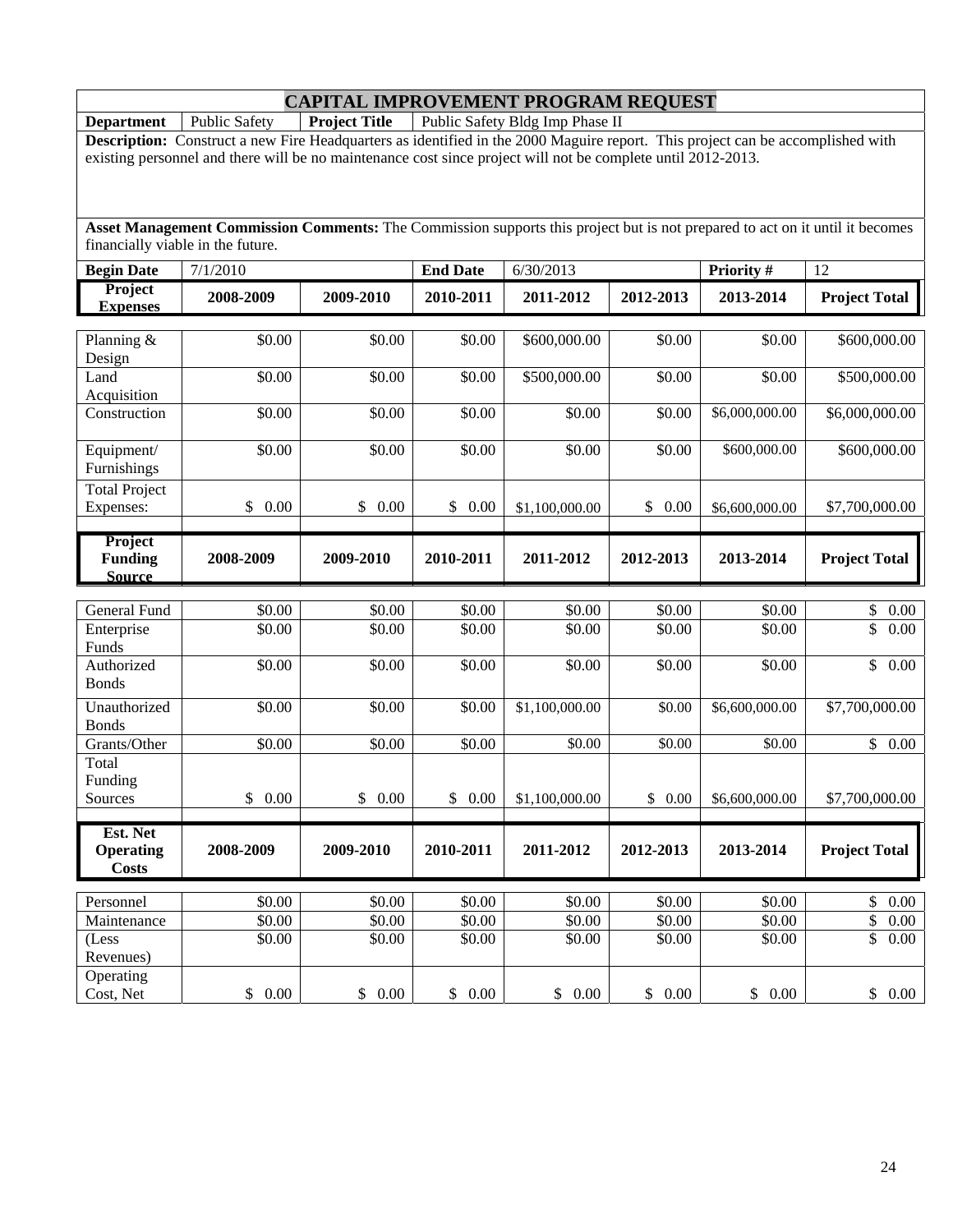# CAPITAL IMPROVEMENT PROGRAM REQUEST

| **Department** | Public Safety | **Project Title** | Public Safety Bldg Imp Phase II |
|---|---|---|---|

**Description:** Construct a new Fire Headquarters as identified in the 2000 Maguire report. This project can be accomplished with existing personnel and there will be no maintenance cost since project will not be complete until 2012-2013.

**Asset Management Commission Comments:** The Commission supports this project but is not prepared to act on it until it becomes financially viable in the future.

| **Begin Date** | 7/1/2010 | **End Date** | 6/30/2013 | **Priority #** | 12 |
|---|---|---|---|---|---|

| **Project Expenses** | **2008-2009** | **2009-2010** | **2010-2011** | **2011-2012** | **2012-2013** | **2013-2014** | **Project Total** |
|---|---|---|---|---|---|---|---|
| Planning & Design | $0.00 | $0.00 | $0.00 | $600,000.00 | $0.00 | $0.00 | $600,000.00 |
| Land Acquisition | $0.00 | $0.00 | $0.00 | $500,000.00 | $0.00 | $0.00 | $500,000.00 |
| Construction | $0.00 | $0.00 | $0.00 | $0.00 | $0.00 | $6,000,000.00 | $6,000,000.00 |
| Equipment/ Furnishings | $0.00 | $0.00 | $0.00 | $0.00 | $0.00 | $600,000.00 | $600,000.00 |
| Total Project Expenses: | $ 0.00 | $ 0.00 | $ 0.00 | $1,100,000.00 | $ 0.00 | $6,600,000.00 | $7,700,000.00 |

| **Project Funding Source** | **2008-2009** | **2009-2010** | **2010-2011** | **2011-2012** | **2012-2013** | **2013-2014** | **Project Total** |
|---|---|---|---|---|---|---|---|
| General Fund | $0.00 | $0.00 | $0.00 | $0.00 | $0.00 | $0.00 | $ 0.00 |
| Enterprise Funds | $0.00 | $0.00 | $0.00 | $0.00 | $0.00 | $0.00 | $ 0.00 |
| Authorized Bonds | $0.00 | $0.00 | $0.00 | $0.00 | $0.00 | $0.00 | $ 0.00 |
| Unauthorized Bonds | $0.00 | $0.00 | $0.00 | $1,100,000.00 | $0.00 | $6,600,000.00 | $7,700,000.00 |
| Grants/Other | $0.00 | $0.00 | $0.00 | $0.00 | $0.00 | $0.00 | $ 0.00 |
| Total Funding Sources | $ 0.00 | $ 0.00 | $ 0.00 | $1,100,000.00 | $ 0.00 | $6,600,000.00 | $7,700,000.00 |

| **Est. Net Operating Costs** | **2008-2009** | **2009-2010** | **2010-2011** | **2011-2012** | **2012-2013** | **2013-2014** | **Project Total** |
|---|---|---|---|---|---|---|---|
| Personnel | $0.00 | $0.00 | $0.00 | $0.00 | $0.00 | $0.00 | $ 0.00 |
| Maintenance | $0.00 | $0.00 | $0.00 | $0.00 | $0.00 | $0.00 | $ 0.00 |
| (Less Revenues) | $0.00 | $0.00 | $0.00 | $0.00 | $0.00 | $0.00 | $ 0.00 |
| Operating Cost, Net | $ 0.00 | $ 0.00 | $ 0.00 | $ 0.00 | $ 0.00 | $ 0.00 | $ 0.00 |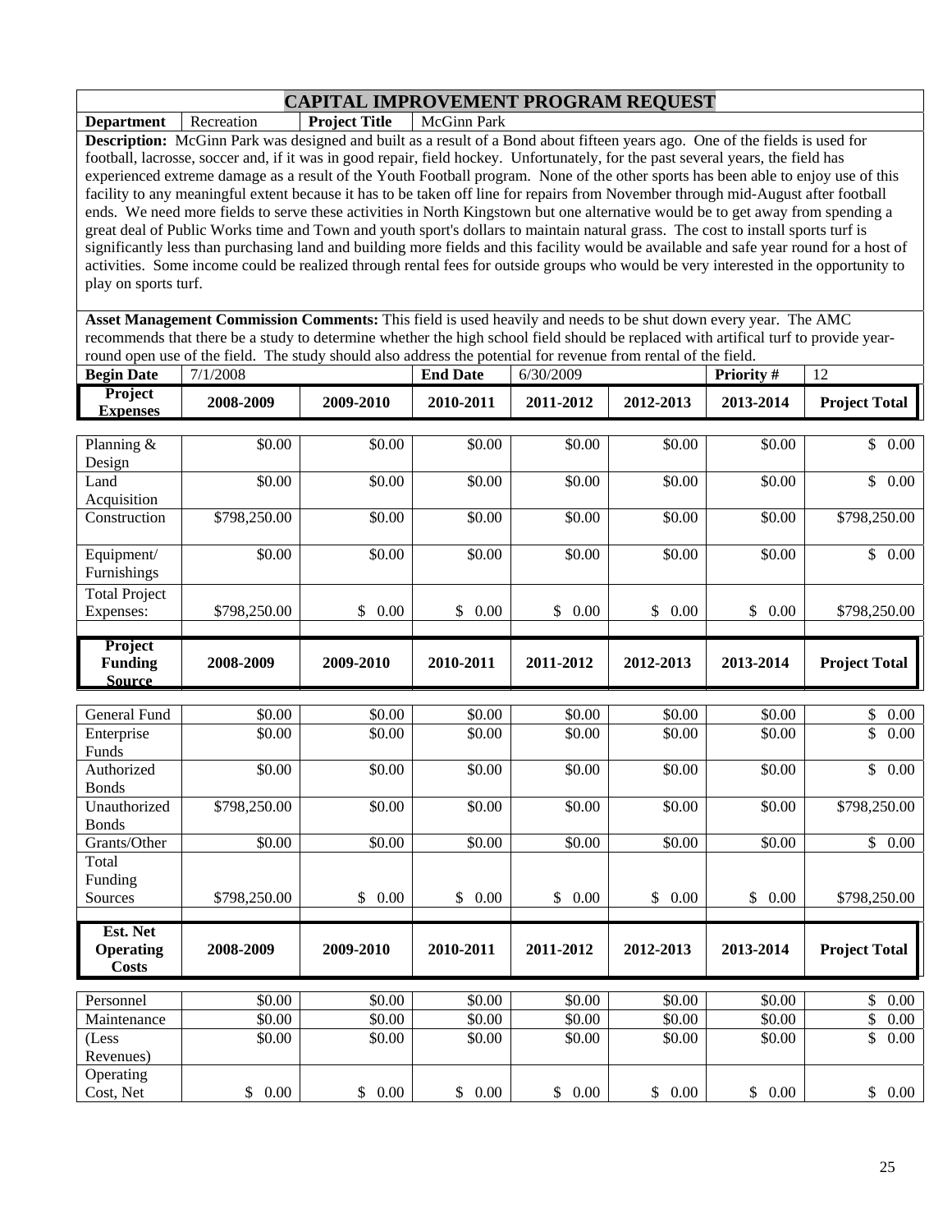# CAPITAL IMPROVEMENT PROGRAM REQUEST

| **Department** | Recreation | **Project Title** | McGinn Park |
|---|---|---|---|

**Description:** McGinn Park was designed and built as a result of a Bond about fifteen years ago. One of the fields is used for football, lacrosse, soccer and, if it was in good repair, field hockey. Unfortunately, for the past several years, the field has experienced extreme damage as a result of the Youth Football program. None of the other sports has been able to enjoy use of this facility to any meaningful extent because it has to be taken off line for repairs from November through mid-August after football ends. We need more fields to serve these activities in North Kingstown but one alternative would be to get away from spending a great deal of Public Works time and Town and youth sport's dollars to maintain natural grass. The cost to install sports turf is significantly less than purchasing land and building more fields and this facility would be available and safe year round for a host of activities. Some income could be realized through rental fees for outside groups who would be very interested in the opportunity to play on sports turf.

**Asset Management Commission Comments:** This field is used heavily and needs to be shut down every year. The AMC recommends that there be a study to determine whether the high school field should be replaced with artifical turf to provide year-round open use of the field. The study should also address the potential for revenue from rental of the field.

| **Begin Date** | 7/1/2008 | **End Date** | 6/30/2009 | **Priority #** | 12 |
|---|---|---|---|---|---|

| **Project Expenses** | **2008-2009** | **2009-2010** | **2010-2011** | **2011-2012** | **2012-2013** | **2013-2014** | **Project Total** |
|---|---|---|---|---|---|---|---|
| Planning & Design | $0.00 | $0.00 | $0.00 | $0.00 | $0.00 | $0.00 | $ 0.00 |
| Land Acquisition | $0.00 | $0.00 | $0.00 | $0.00 | $0.00 | $0.00 | $ 0.00 |
| Construction | $798,250.00 | $0.00 | $0.00 | $0.00 | $0.00 | $0.00 | $798,250.00 |
| Equipment/ Furnishings | $0.00 | $0.00 | $0.00 | $0.00 | $0.00 | $0.00 | $ 0.00 |
| Total Project Expenses: | $798,250.00 | $ 0.00 | $ 0.00 | $ 0.00 | $ 0.00 | $ 0.00 | $798,250.00 |

| **Project Funding Source** | **2008-2009** | **2009-2010** | **2010-2011** | **2011-2012** | **2012-2013** | **2013-2014** | **Project Total** |
|---|---|---|---|---|---|---|---|
| General Fund | $0.00 | $0.00 | $0.00 | $0.00 | $0.00 | $0.00 | $ 0.00 |
| Enterprise Funds | $0.00 | $0.00 | $0.00 | $0.00 | $0.00 | $0.00 | $ 0.00 |
| Authorized Bonds | $0.00 | $0.00 | $0.00 | $0.00 | $0.00 | $0.00 | $ 0.00 |
| Unauthorized Bonds | $798,250.00 | $0.00 | $0.00 | $0.00 | $0.00 | $0.00 | $798,250.00 |
| Grants/Other | $0.00 | $0.00 | $0.00 | $0.00 | $0.00 | $0.00 | $ 0.00 |
| Total Funding Sources | $798,250.00 | $ 0.00 | $ 0.00 | $ 0.00 | $ 0.00 | $ 0.00 | $798,250.00 |

| **Est. Net Operating Costs** | **2008-2009** | **2009-2010** | **2010-2011** | **2011-2012** | **2012-2013** | **2013-2014** | **Project Total** |
|---|---|---|---|---|---|---|---|
| Personnel | $0.00 | $0.00 | $0.00 | $0.00 | $0.00 | $0.00 | $ 0.00 |
| Maintenance | $0.00 | $0.00 | $0.00 | $0.00 | $0.00 | $0.00 | $ 0.00 |
| (Less Revenues) | $0.00 | $0.00 | $0.00 | $0.00 | $0.00 | $0.00 | $ 0.00 |
| Operating Cost, Net | $ 0.00 | $ 0.00 | $ 0.00 | $ 0.00 | $ 0.00 | $ 0.00 | $ 0.00 |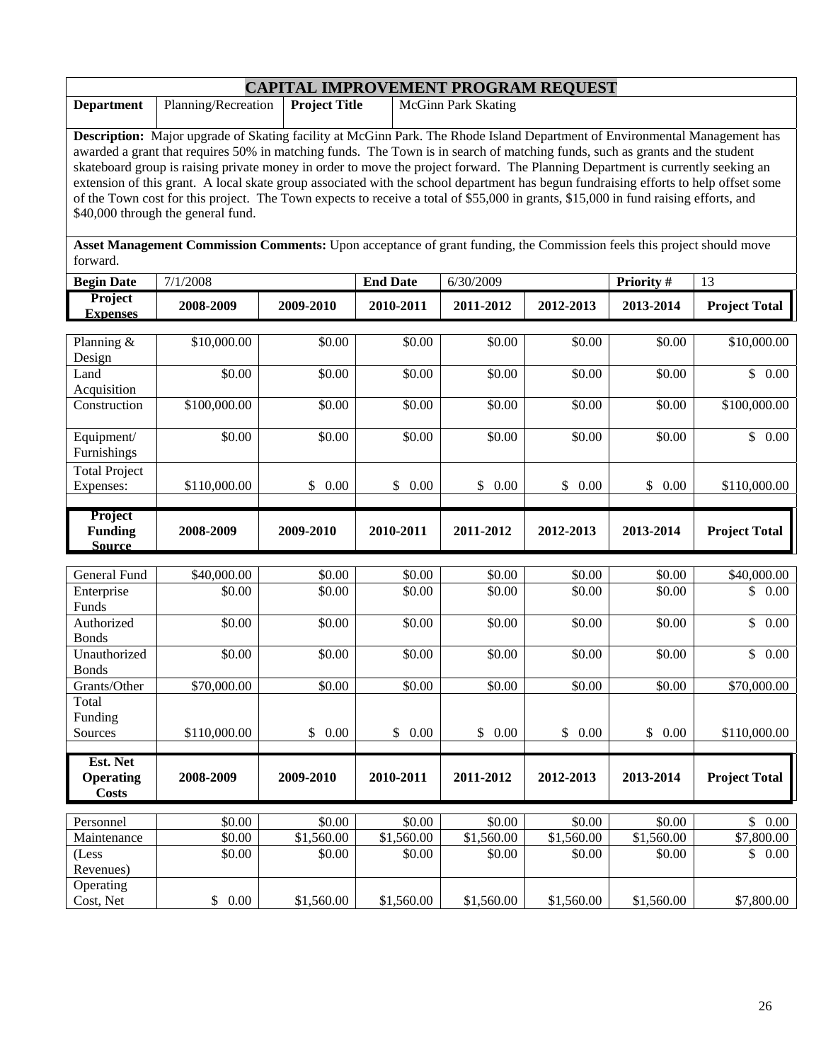# CAPITAL IMPROVEMENT PROGRAM REQUEST

| **Department** | Planning/Recreation | **Project Title** | McGinn Park Skating |
|---|---|---|---|

**Description:** Major upgrade of Skating facility at McGinn Park. The Rhode Island Department of Environmental Management has awarded a grant that requires 50% in matching funds. The Town is in search of matching funds, such as grants and the student skateboard group is raising private money in order to move the project forward. The Planning Department is currently seeking an extension of this grant. A local skate group associated with the school department has begun fundraising efforts to help offset some of the Town cost for this project. The Town expects to receive a total of $55,000 in grants, $15,000 in fund raising efforts, and $40,000 through the general fund.

**Asset Management Commission Comments:** Upon acceptance of grant funding, the Commission feels this project should move forward.

| **Begin Date** | 7/1/2008 | **End Date** | 6/30/2009 | **Priority #** | 13 |
|---|---|---|---|---|---|

| **Project Expenses** | **2008-2009** | **2009-2010** | **2010-2011** | **2011-2012** | **2012-2013** | **2013-2014** | **Project Total** |
|---|---|---|---|---|---|---|---|
| Planning & Design | $10,000.00 | $0.00 | $0.00 | $0.00 | $0.00 | $0.00 | $10,000.00 |
| Land Acquisition | $0.00 | $0.00 | $0.00 | $0.00 | $0.00 | $0.00 | $ 0.00 |
| Construction | $100,000.00 | $0.00 | $0.00 | $0.00 | $0.00 | $0.00 | $100,000.00 |
| Equipment/ Furnishings | $0.00 | $0.00 | $0.00 | $0.00 | $0.00 | $0.00 | $ 0.00 |
| Total Project Expenses: | $110,000.00 | $ 0.00 | $ 0.00 | $ 0.00 | $ 0.00 | $ 0.00 | $110,000.00 |

| **Project Funding Source** | **2008-2009** | **2009-2010** | **2010-2011** | **2011-2012** | **2012-2013** | **2013-2014** | **Project Total** |
|---|---|---|---|---|---|---|---|
| General Fund | $40,000.00 | $0.00 | $0.00 | $0.00 | $0.00 | $0.00 | $40,000.00 |
| Enterprise Funds | $0.00 | $0.00 | $0.00 | $0.00 | $0.00 | $0.00 | $ 0.00 |
| Authorized Bonds | $0.00 | $0.00 | $0.00 | $0.00 | $0.00 | $0.00 | $ 0.00 |
| Unauthorized Bonds | $0.00 | $0.00 | $0.00 | $0.00 | $0.00 | $0.00 | $ 0.00 |
| Grants/Other | $70,000.00 | $0.00 | $0.00 | $0.00 | $0.00 | $0.00 | $70,000.00 |
| Total Funding Sources | $110,000.00 | $ 0.00 | $ 0.00 | $ 0.00 | $ 0.00 | $ 0.00 | $110,000.00 |

| **Est. Net Operating Costs** | **2008-2009** | **2009-2010** | **2010-2011** | **2011-2012** | **2012-2013** | **2013-2014** | **Project Total** |
|---|---|---|---|---|---|---|---|
| Personnel | $0.00 | $0.00 | $0.00 | $0.00 | $0.00 | $0.00 | $ 0.00 |
| Maintenance | $0.00 | $1,560.00 | $1,560.00 | $1,560.00 | $1,560.00 | $1,560.00 | $7,800.00 |
| (Less Revenues) | $0.00 | $0.00 | $0.00 | $0.00 | $0.00 | $0.00 | $ 0.00 |
| Operating Cost, Net | $ 0.00 | $1,560.00 | $1,560.00 | $1,560.00 | $1,560.00 | $1,560.00 | $7,800.00 |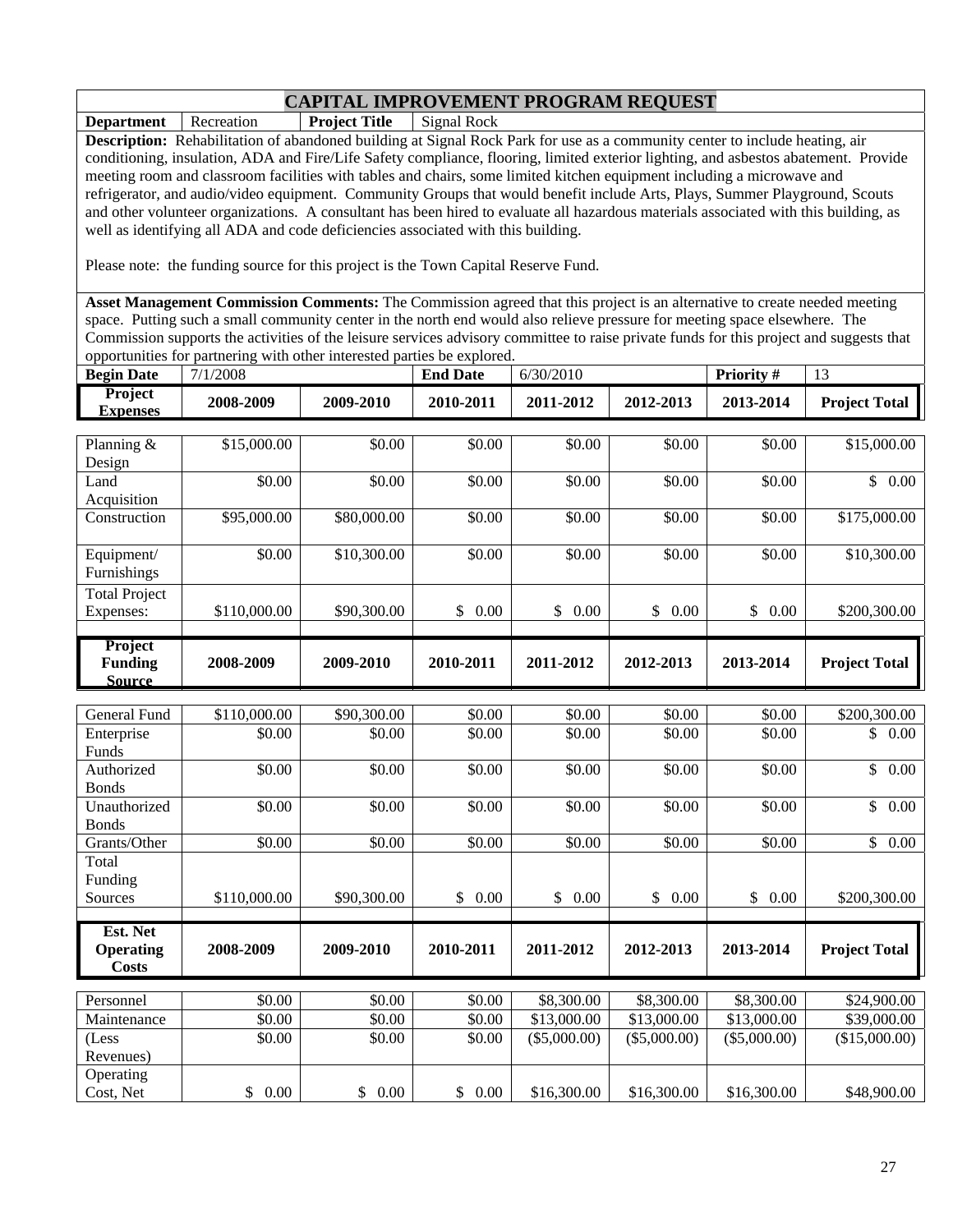# CAPITAL IMPROVEMENT PROGRAM REQUEST

| **Department** | Recreation | **Project Title** | Signal Rock |
|---|---|---|---|

**Description:** Rehabilitation of abandoned building at Signal Rock Park for use as a community center to include heating, air conditioning, insulation, ADA and Fire/Life Safety compliance, flooring, limited exterior lighting, and asbestos abatement. Provide meeting room and classroom facilities with tables and chairs, some limited kitchen equipment including a microwave and refrigerator, and audio/video equipment. Community Groups that would benefit include Arts, Plays, Summer Playground, Scouts and other volunteer organizations. A consultant has been hired to evaluate all hazardous materials associated with this building, as well as identifying all ADA and code deficiencies associated with this building.

Please note: the funding source for this project is the Town Capital Reserve Fund.

**Asset Management Commission Comments:** The Commission agreed that this project is an alternative to create needed meeting space. Putting such a small community center in the north end would also relieve pressure for meeting space elsewhere. The Commission supports the activities of the leisure services advisory committee to raise private funds for this project and suggests that opportunities for partnering with other interested parties be explored.

| **Begin Date** | 7/1/2008 | **End Date** | 6/30/2010 | **Priority #** | 13 |
|---|---|---|---|---|---|

| **Project Expenses** | **2008-2009** | **2009-2010** | **2010-2011** | **2011-2012** | **2012-2013** | **2013-2014** | **Project Total** |
|---|---|---|---|---|---|---|---|
| Planning & Design | $15,000.00 | $0.00 | $0.00 | $0.00 | $0.00 | $0.00 | $15,000.00 |
| Land Acquisition | $0.00 | $0.00 | $0.00 | $0.00 | $0.00 | $0.00 | $ 0.00 |
| Construction | $95,000.00 | $80,000.00 | $0.00 | $0.00 | $0.00 | $0.00 | $175,000.00 |
| Equipment/ Furnishings | $0.00 | $10,300.00 | $0.00 | $0.00 | $0.00 | $0.00 | $10,300.00 |
| Total Project Expenses: | $110,000.00 | $90,300.00 | $ 0.00 | $ 0.00 | $ 0.00 | $ 0.00 | $200,300.00 |

| **Project Funding Source** | **2008-2009** | **2009-2010** | **2010-2011** | **2011-2012** | **2012-2013** | **2013-2014** | **Project Total** |
|---|---|---|---|---|---|---|---|
| General Fund | $110,000.00 | $90,300.00 | $0.00 | $0.00 | $0.00 | $0.00 | $200,300.00 |
| Enterprise Funds | $0.00 | $0.00 | $0.00 | $0.00 | $0.00 | $0.00 | $ 0.00 |
| Authorized Bonds | $0.00 | $0.00 | $0.00 | $0.00 | $0.00 | $0.00 | $ 0.00 |
| Unauthorized Bonds | $0.00 | $0.00 | $0.00 | $0.00 | $0.00 | $0.00 | $ 0.00 |
| Grants/Other | $0.00 | $0.00 | $0.00 | $0.00 | $0.00 | $0.00 | $ 0.00 |
| Total Funding Sources | $110,000.00 | $90,300.00 | $ 0.00 | $ 0.00 | $ 0.00 | $ 0.00 | $200,300.00 |

| **Est. Net Operating Costs** | **2008-2009** | **2009-2010** | **2010-2011** | **2011-2012** | **2012-2013** | **2013-2014** | **Project Total** |
|---|---|---|---|---|---|---|---|
| Personnel | $0.00 | $0.00 | $0.00 | $8,300.00 | $8,300.00 | $8,300.00 | $24,900.00 |
| Maintenance | $0.00 | $0.00 | $0.00 | $13,000.00 | $13,000.00 | $13,000.00 | $39,000.00 |
| (Less Revenues) | $0.00 | $0.00 | $0.00 | ($5,000.00) | ($5,000.00) | ($5,000.00) | ($15,000.00) |
| Operating Cost, Net | $ 0.00 | $ 0.00 | $ 0.00 | $16,300.00 | $16,300.00 | $16,300.00 | $48,900.00 |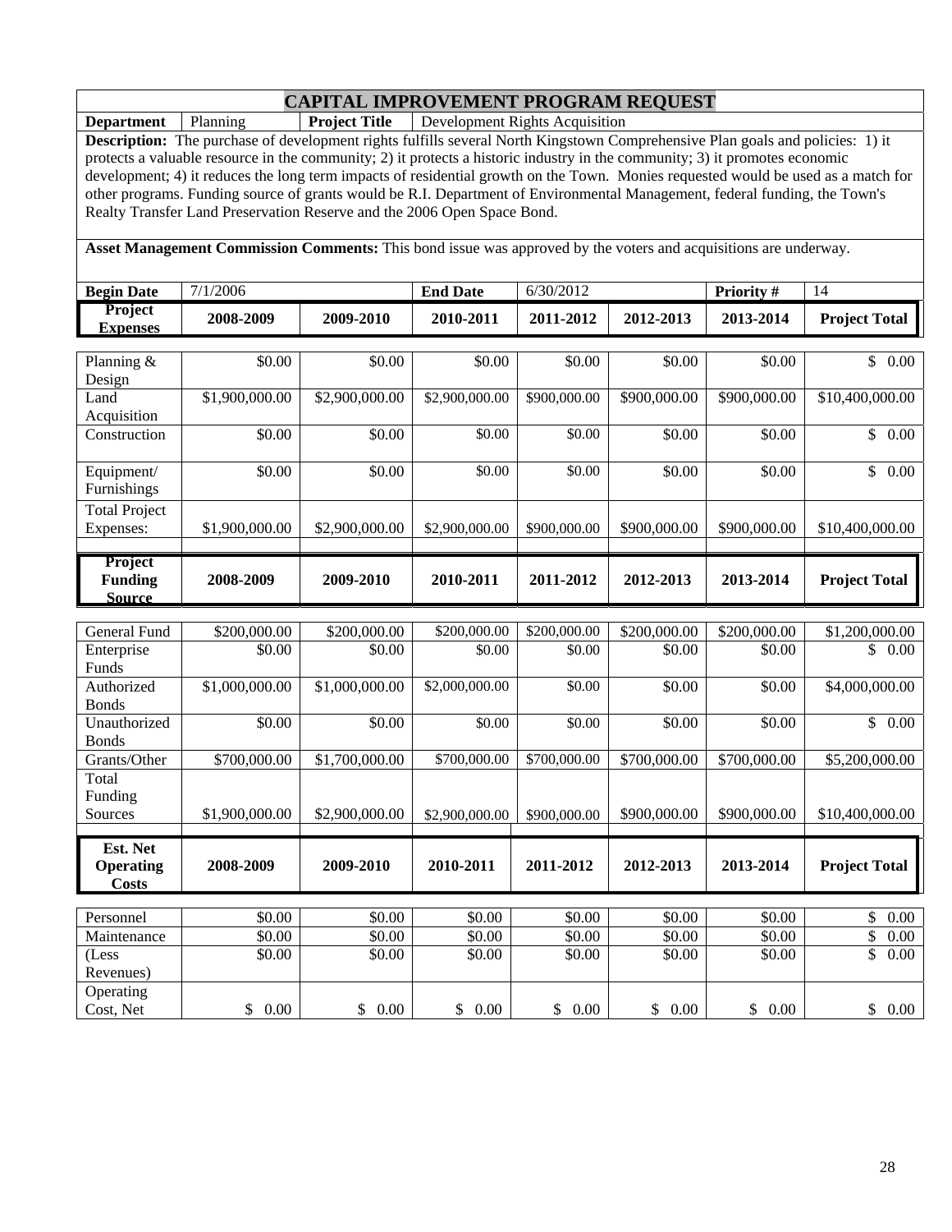# CAPITAL IMPROVEMENT PROGRAM REQUEST

| **Department** | Planning | **Project Title** | Development Rights Acquisition |
|---|---|---|---|

**Description:** The purchase of development rights fulfills several North Kingstown Comprehensive Plan goals and policies: 1) it protects a valuable resource in the community; 2) it protects a historic industry in the community; 3) it promotes economic development; 4) it reduces the long term impacts of residential growth on the Town. Monies requested would be used as a match for other programs. Funding source of grants would be R.I. Department of Environmental Management, federal funding, the Town's Realty Transfer Land Preservation Reserve and the 2006 Open Space Bond.

**Asset Management Commission Comments:** This bond issue was approved by the voters and acquisitions are underway.

| **Begin Date** | 7/1/2006 | **End Date** | 6/30/2012 | **Priority #** | 14 |
|---|---|---|---|---|---|

| **Project Expenses** | **2008-2009** | **2009-2010** | **2010-2011** | **2011-2012** | **2012-2013** | **2013-2014** | **Project Total** |
|---|---|---|---|---|---|---|---|
| Planning & Design | $0.00 | $0.00 | $0.00 | $0.00 | $0.00 | $0.00 | $ 0.00 |
| Land Acquisition | $1,900,000.00 | $2,900,000.00 | $2,900,000.00 | $900,000.00 | $900,000.00 | $900,000.00 | $10,400,000.00 |
| Construction | $0.00 | $0.00 | $0.00 | $0.00 | $0.00 | $0.00 | $ 0.00 |
| Equipment/ Furnishings | $0.00 | $0.00 | $0.00 | $0.00 | $0.00 | $0.00 | $ 0.00 |
| Total Project Expenses: | $1,900,000.00 | $2,900,000.00 | $2,900,000.00 | $900,000.00 | $900,000.00 | $900,000.00 | $10,400,000.00 |

| **Project Funding Source** | **2008-2009** | **2009-2010** | **2010-2011** | **2011-2012** | **2012-2013** | **2013-2014** | **Project Total** |
|---|---|---|---|---|---|---|---|
| General Fund | $200,000.00 | $200,000.00 | $200,000.00 | $200,000.00 | $200,000.00 | $200,000.00 | $1,200,000.00 |
| Enterprise Funds | $0.00 | $0.00 | $0.00 | $0.00 | $0.00 | $0.00 | $ 0.00 |
| Authorized Bonds | $1,000,000.00 | $1,000,000.00 | $2,000,000.00 | $0.00 | $0.00 | $0.00 | $4,000,000.00 |
| Unauthorized Bonds | $0.00 | $0.00 | $0.00 | $0.00 | $0.00 | $0.00 | $ 0.00 |
| Grants/Other | $700,000.00 | $1,700,000.00 | $700,000.00 | $700,000.00 | $700,000.00 | $700,000.00 | $5,200,000.00 |
| Total Funding Sources | $1,900,000.00 | $2,900,000.00 | $2,900,000.00 | $900,000.00 | $900,000.00 | $900,000.00 | $10,400,000.00 |

| **Est. Net Operating Costs** | **2008-2009** | **2009-2010** | **2010-2011** | **2011-2012** | **2012-2013** | **2013-2014** | **Project Total** |
|---|---|---|---|---|---|---|---|
| Personnel | $0.00 | $0.00 | $0.00 | $0.00 | $0.00 | $0.00 | $ 0.00 |
| Maintenance | $0.00 | $0.00 | $0.00 | $0.00 | $0.00 | $0.00 | $ 0.00 |
| (Less Revenues) | $0.00 | $0.00 | $0.00 | $0.00 | $0.00 | $0.00 | $ 0.00 |
| Operating Cost, Net | $ 0.00 | $ 0.00 | $ 0.00 | $ 0.00 | $ 0.00 | $ 0.00 | $ 0.00 |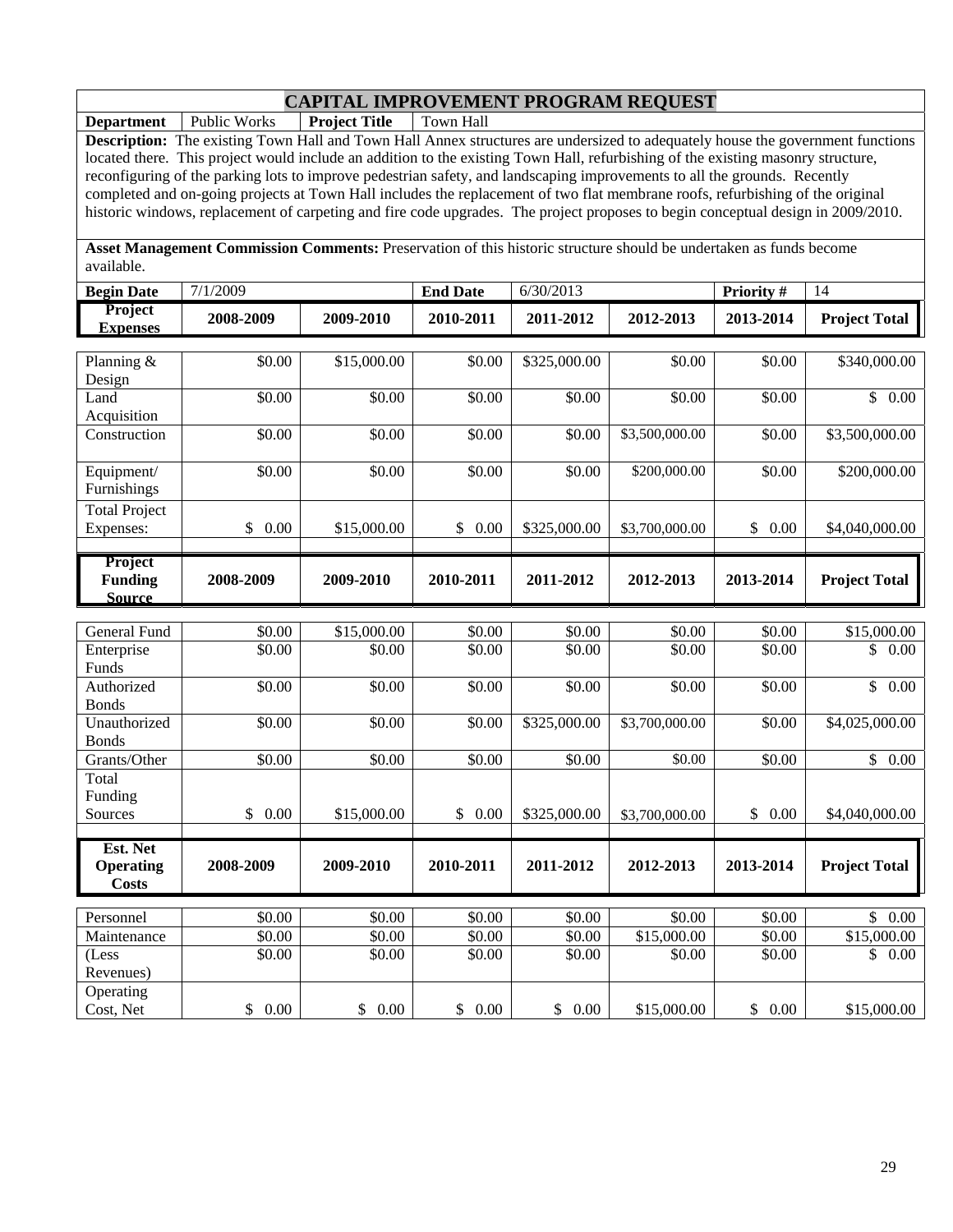# CAPITAL IMPROVEMENT PROGRAM REQUEST

| **Department** | Public Works | **Project Title** | Town Hall |
|---|---|---|---|

**Description:** The existing Town Hall and Town Hall Annex structures are undersized to adequately house the government functions located there. This project would include an addition to the existing Town Hall, refurbishing of the existing masonry structure, reconfiguring of the parking lots to improve pedestrian safety, and landscaping improvements to all the grounds. Recently completed and on-going projects at Town Hall includes the replacement of two flat membrane roofs, refurbishing of the original historic windows, replacement of carpeting and fire code upgrades. The project proposes to begin conceptual design in 2009/2010.

**Asset Management Commission Comments:** Preservation of this historic structure should be undertaken as funds become available.

| **Begin Date** | 7/1/2009 | **End Date** | 6/30/2013 | **Priority #** | 14 |
|---|---|---|---|---|---|

| **Project Expenses** | **2008-2009** | **2009-2010** | **2010-2011** | **2011-2012** | **2012-2013** | **2013-2014** | **Project Total** |
|---|---|---|---|---|---|---|---|
| Planning & Design | $0.00 | $15,000.00 | $0.00 | $325,000.00 | $0.00 | $0.00 | $340,000.00 |
| Land Acquisition | $0.00 | $0.00 | $0.00 | $0.00 | $0.00 | $0.00 | $ 0.00 |
| Construction | $0.00 | $0.00 | $0.00 | $0.00 | $3,500,000.00 | $0.00 | $3,500,000.00 |
| Equipment/ Furnishings | $0.00 | $0.00 | $0.00 | $0.00 | $200,000.00 | $0.00 | $200,000.00 |
| Total Project Expenses: | $ 0.00 | $15,000.00 | $ 0.00 | $325,000.00 | $3,700,000.00 | $ 0.00 | $4,040,000.00 |

| **Project Funding Source** | **2008-2009** | **2009-2010** | **2010-2011** | **2011-2012** | **2012-2013** | **2013-2014** | **Project Total** |
|---|---|---|---|---|---|---|---|
| General Fund | $0.00 | $15,000.00 | $0.00 | $0.00 | $0.00 | $0.00 | $15,000.00 |
| Enterprise Funds | $0.00 | $0.00 | $0.00 | $0.00 | $0.00 | $0.00 | $ 0.00 |
| Authorized Bonds | $0.00 | $0.00 | $0.00 | $0.00 | $0.00 | $0.00 | $ 0.00 |
| Unauthorized Bonds | $0.00 | $0.00 | $0.00 | $325,000.00 | $3,700,000.00 | $0.00 | $4,025,000.00 |
| Grants/Other | $0.00 | $0.00 | $0.00 | $0.00 | $0.00 | $0.00 | $ 0.00 |
| Total Funding Sources | $ 0.00 | $15,000.00 | $ 0.00 | $325,000.00 | $3,700,000.00 | $ 0.00 | $4,040,000.00 |

| **Est. Net Operating Costs** | **2008-2009** | **2009-2010** | **2010-2011** | **2011-2012** | **2012-2013** | **2013-2014** | **Project Total** |
|---|---|---|---|---|---|---|---|
| Personnel | $0.00 | $0.00 | $0.00 | $0.00 | $0.00 | $0.00 | $ 0.00 |
| Maintenance | $0.00 | $0.00 | $0.00 | $0.00 | $15,000.00 | $0.00 | $15,000.00 |
| (Less Revenues) | $0.00 | $0.00 | $0.00 | $0.00 | $0.00 | $0.00 | $ 0.00 |
| Operating Cost, Net | $ 0.00 | $ 0.00 | $ 0.00 | $ 0.00 | $15,000.00 | $ 0.00 | $15,000.00 |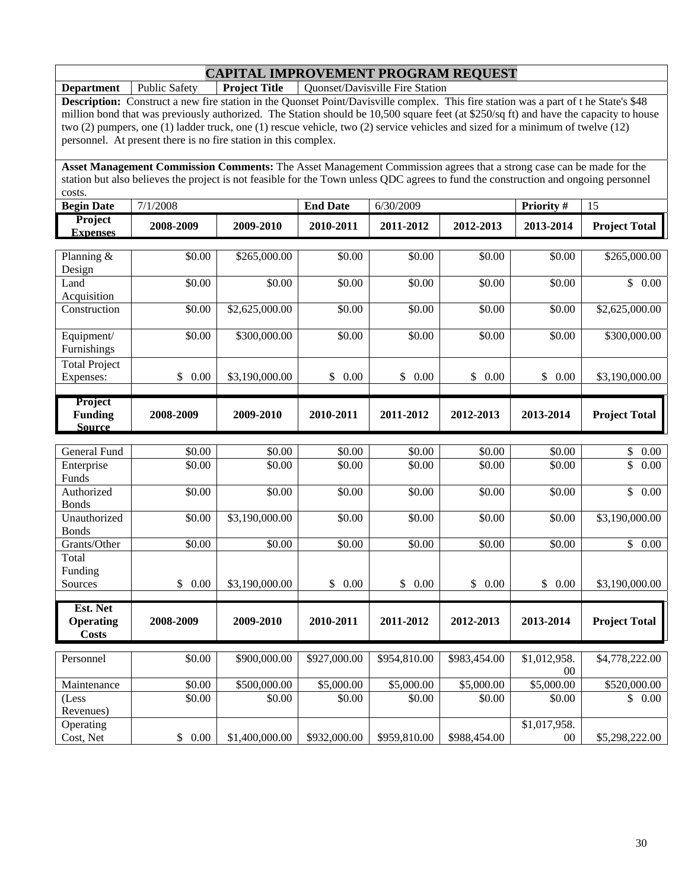# CAPITAL IMPROVEMENT PROGRAM REQUEST

| **Department** | Public Safety | **Project Title** | Quonset/Davisville Fire Station |
|---|---|---|---|

**Description:** Construct a new fire station in the Quonset Point/Davisville complex. This fire station was a part of t he State's $48 million bond that was previously authorized. The Station should be 10,500 square feet (at $250/sq ft) and have the capacity to house two (2) pumpers, one (1) ladder truck, one (1) rescue vehicle, two (2) service vehicles and sized for a minimum of twelve (12) personnel. At present there is no fire station in this complex.

**Asset Management Commission Comments:** The Asset Management Commission agrees that a strong case can be made for the station but also believes the project is not feasible for the Town unless QDC agrees to fund the construction and ongoing personnel costs.

| **Begin Date** | 7/1/2008 | **End Date** | 6/30/2009 | **Priority #** | 15 |
|---|---|---|---|---|---|

| **Project Expenses** | **2008-2009** | **2009-2010** | **2010-2011** | **2011-2012** | **2012-2013** | **2013-2014** | **Project Total** |
|---|---|---|---|---|---|---|---|
| Planning & Design | $0.00 | $265,000.00 | $0.00 | $0.00 | $0.00 | $0.00 | $265,000.00 |
| Land Acquisition | $0.00 | $0.00 | $0.00 | $0.00 | $0.00 | $0.00 | $ 0.00 |
| Construction | $0.00 | $2,625,000.00 | $0.00 | $0.00 | $0.00 | $0.00 | $2,625,000.00 |
| Equipment/ Furnishings | $0.00 | $300,000.00 | $0.00 | $0.00 | $0.00 | $0.00 | $300,000.00 |
| Total Project Expenses: | $ 0.00 | $3,190,000.00 | $ 0.00 | $ 0.00 | $ 0.00 | $ 0.00 | $3,190,000.00 |

| **Project Funding Source** | **2008-2009** | **2009-2010** | **2010-2011** | **2011-2012** | **2012-2013** | **2013-2014** | **Project Total** |
|---|---|---|---|---|---|---|---|
| General Fund | $0.00 | $0.00 | $0.00 | $0.00 | $0.00 | $0.00 | $ 0.00 |
| Enterprise Funds | $0.00 | $0.00 | $0.00 | $0.00 | $0.00 | $0.00 | $ 0.00 |
| Authorized Bonds | $0.00 | $0.00 | $0.00 | $0.00 | $0.00 | $0.00 | $ 0.00 |
| Unauthorized Bonds | $0.00 | $3,190,000.00 | $0.00 | $0.00 | $0.00 | $0.00 | $3,190,000.00 |
| Grants/Other | $0.00 | $0.00 | $0.00 | $0.00 | $0.00 | $0.00 | $ 0.00 |
| Total Funding Sources | $ 0.00 | $3,190,000.00 | $ 0.00 | $ 0.00 | $ 0.00 | $ 0.00 | $3,190,000.00 |

| **Est. Net Operating Costs** | **2008-2009** | **2009-2010** | **2010-2011** | **2011-2012** | **2012-2013** | **2013-2014** | **Project Total** |
|---|---|---|---|---|---|---|---|
| Personnel | $0.00 | $900,000.00 | $927,000.00 | $954,810.00 | $983,454.00 | $1,012,958.00 | $4,778,222.00 |
| Maintenance | $0.00 | $500,000.00 | $5,000.00 | $5,000.00 | $5,000.00 | $5,000.00 | $520,000.00 |
| (Less Revenues) | $0.00 | $0.00 | $0.00 | $0.00 | $0.00 | $0.00 | $ 0.00 |
| Operating Cost, Net | $ 0.00 | $1,400,000.00 | $932,000.00 | $959,810.00 | $988,454.00 | $1,017,958.00 | $5,298,222.00 |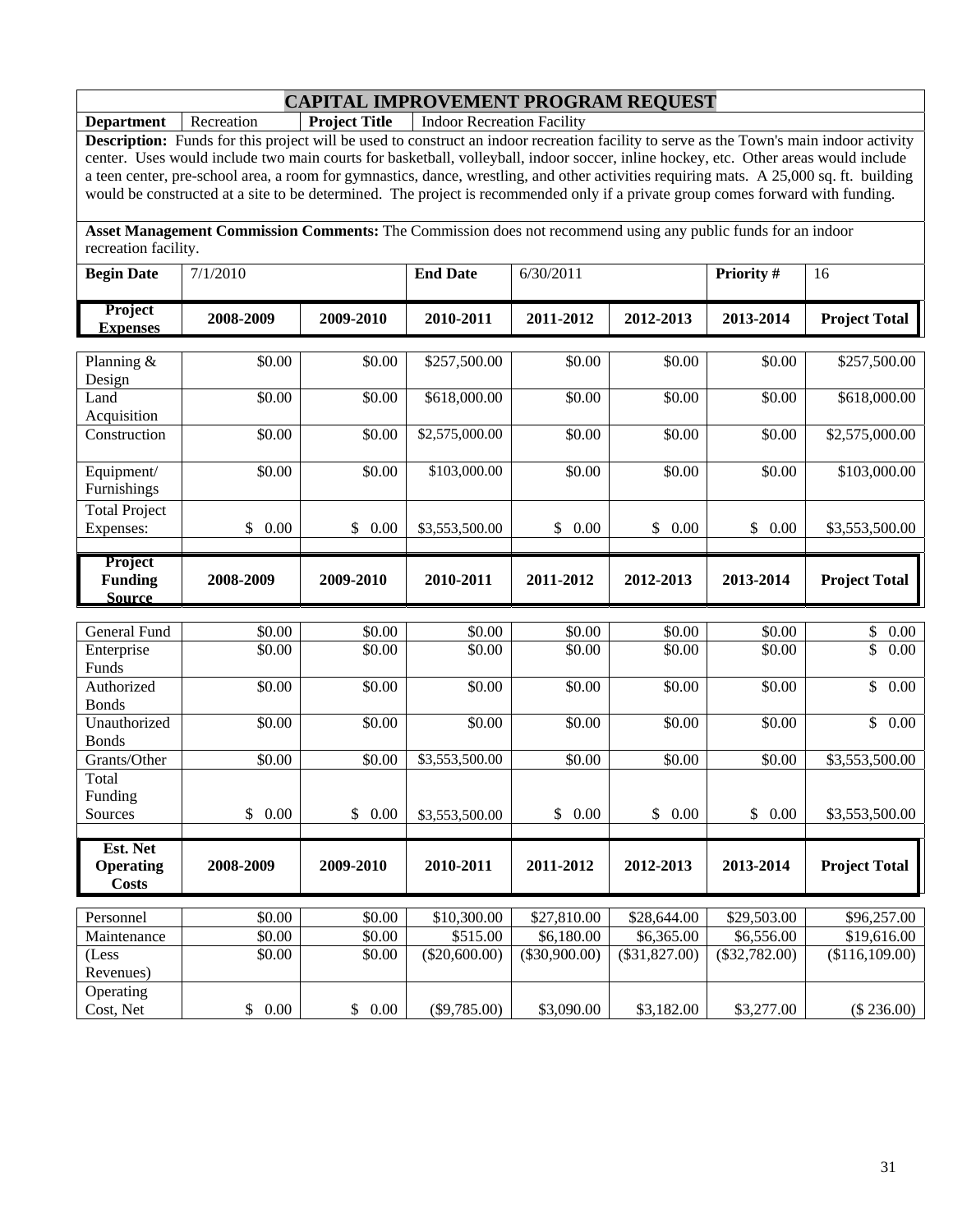# CAPITAL IMPROVEMENT PROGRAM REQUEST

| **Department** | Recreation | **Project Title** | Indoor Recreation Facility |
|---|---|---|---|

**Description:** Funds for this project will be used to construct an indoor recreation facility to serve as the Town's main indoor activity center. Uses would include two main courts for basketball, volleyball, indoor soccer, inline hockey, etc. Other areas would include a teen center, pre-school area, a room for gymnastics, dance, wrestling, and other activities requiring mats. A 25,000 sq. ft. building would be constructed at a site to be determined. The project is recommended only if a private group comes forward with funding.

**Asset Management Commission Comments:** The Commission does not recommend using any public funds for an indoor recreation facility.

| **Begin Date** | 7/1/2010 | **End Date** | 6/30/2011 | **Priority #** | 16 |
|---|---|---|---|---|---|

| **Project Expenses** | **2008-2009** | **2009-2010** | **2010-2011** | **2011-2012** | **2012-2013** | **2013-2014** | **Project Total** |
|---|---|---|---|---|---|---|---|
| Planning & Design | $0.00 | $0.00 | $257,500.00 | $0.00 | $0.00 | $0.00 | $257,500.00 |
| Land Acquisition | $0.00 | $0.00 | $618,000.00 | $0.00 | $0.00 | $0.00 | $618,000.00 |
| Construction | $0.00 | $0.00 | $2,575,000.00 | $0.00 | $0.00 | $0.00 | $2,575,000.00 |
| Equipment/ Furnishings | $0.00 | $0.00 | $103,000.00 | $0.00 | $0.00 | $0.00 | $103,000.00 |
| Total Project Expenses: | $ 0.00 | $ 0.00 | $3,553,500.00 | $ 0.00 | $ 0.00 | $ 0.00 | $3,553,500.00 |

| **Project Funding Source** | **2008-2009** | **2009-2010** | **2010-2011** | **2011-2012** | **2012-2013** | **2013-2014** | **Project Total** |
|---|---|---|---|---|---|---|---|
| General Fund | $0.00 | $0.00 | $0.00 | $0.00 | $0.00 | $0.00 | $ 0.00 |
| Enterprise Funds | $0.00 | $0.00 | $0.00 | $0.00 | $0.00 | $0.00 | $ 0.00 |
| Authorized Bonds | $0.00 | $0.00 | $0.00 | $0.00 | $0.00 | $0.00 | $ 0.00 |
| Unauthorized Bonds | $0.00 | $0.00 | $0.00 | $0.00 | $0.00 | $0.00 | $ 0.00 |
| Grants/Other | $0.00 | $0.00 | $3,553,500.00 | $0.00 | $0.00 | $0.00 | $3,553,500.00 |
| Total Funding Sources | $ 0.00 | $ 0.00 | $3,553,500.00 | $ 0.00 | $ 0.00 | $ 0.00 | $3,553,500.00 |

| **Est. Net Operating Costs** | **2008-2009** | **2009-2010** | **2010-2011** | **2011-2012** | **2012-2013** | **2013-2014** | **Project Total** |
|---|---|---|---|---|---|---|---|
| Personnel | $0.00 | $0.00 | $10,300.00 | $27,810.00 | $28,644.00 | $29,503.00 | $96,257.00 |
| Maintenance | $0.00 | $0.00 | $515.00 | $6,180.00 | $6,365.00 | $6,556.00 | $19,616.00 |
| (Less Revenues) | $0.00 | $0.00 | ($20,600.00) | ($30,900.00) | ($31,827.00) | ($32,782.00) | ($116,109.00) |
| Operating Cost, Net | $ 0.00 | $ 0.00 | ($9,785.00) | $3,090.00 | $3,182.00 | $3,277.00 | ($ 236.00) |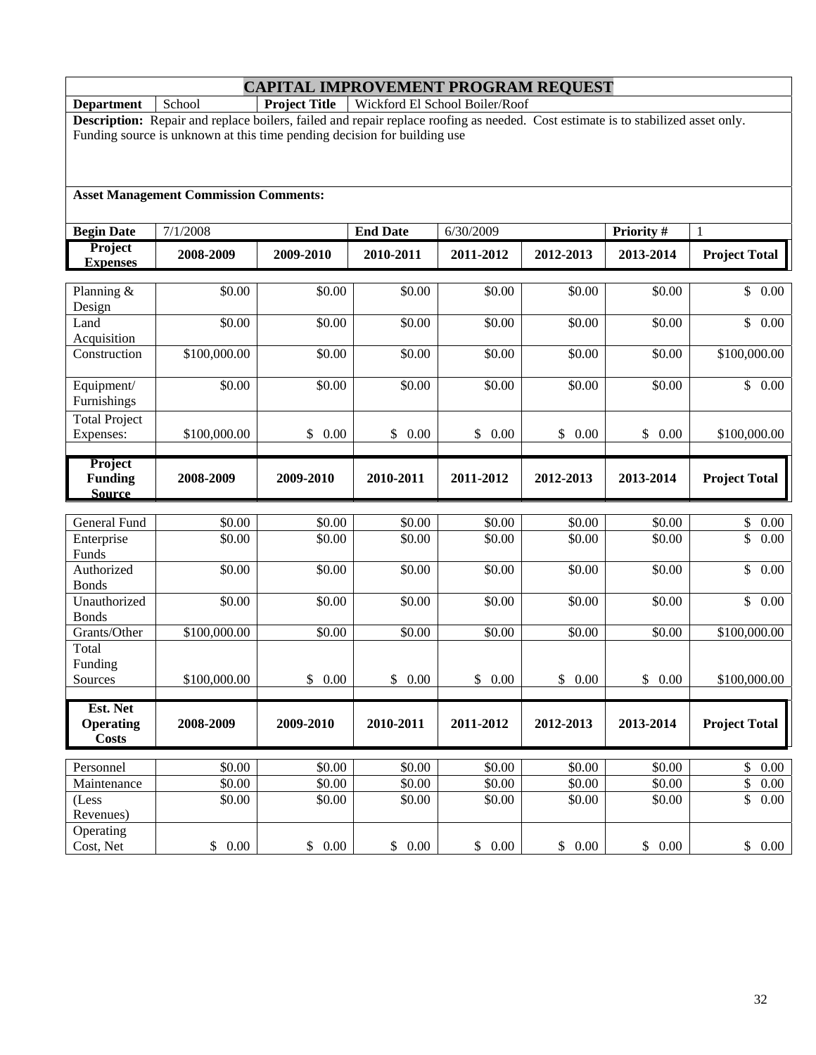# CAPITAL IMPROVEMENT PROGRAM REQUEST

| **Department** | School | **Project Title** | Wickford El School Boiler/Roof |
|---|---|---|---|

**Description:** Repair and replace boilers, failed and repair replace roofing as needed. Cost estimate is to stabilized asset only. Funding source is unknown at this time pending decision for building use

**Asset Management Commission Comments:**

| **Begin Date** | 7/1/2008 | **End Date** | 6/30/2009 | **Priority #** | 1 |
|---|---|---|---|---|---|

| **Project Expenses** | **2008-2009** | **2009-2010** | **2010-2011** | **2011-2012** | **2012-2013** | **2013-2014** | **Project Total** |
|---|---|---|---|---|---|---|---|
| Planning & Design | $0.00 | $0.00 | $0.00 | $0.00 | $0.00 | $0.00 | $ 0.00 |
| Land Acquisition | $0.00 | $0.00 | $0.00 | $0.00 | $0.00 | $0.00 | $ 0.00 |
| Construction | $100,000.00 | $0.00 | $0.00 | $0.00 | $0.00 | $0.00 | $100,000.00 |
| Equipment/ Furnishings | $0.00 | $0.00 | $0.00 | $0.00 | $0.00 | $0.00 | $ 0.00 |
| Total Project Expenses: | $100,000.00 | $ 0.00 | $ 0.00 | $ 0.00 | $ 0.00 | $ 0.00 | $100,000.00 |

| **Project Funding Source** | **2008-2009** | **2009-2010** | **2010-2011** | **2011-2012** | **2012-2013** | **2013-2014** | **Project Total** |
|---|---|---|---|---|---|---|---|
| General Fund | $0.00 | $0.00 | $0.00 | $0.00 | $0.00 | $0.00 | $ 0.00 |
| Enterprise Funds | $0.00 | $0.00 | $0.00 | $0.00 | $0.00 | $0.00 | $ 0.00 |
| Authorized Bonds | $0.00 | $0.00 | $0.00 | $0.00 | $0.00 | $0.00 | $ 0.00 |
| Unauthorized Bonds | $0.00 | $0.00 | $0.00 | $0.00 | $0.00 | $0.00 | $ 0.00 |
| Grants/Other | $100,000.00 | $0.00 | $0.00 | $0.00 | $0.00 | $0.00 | $100,000.00 |
| Total Funding Sources | $100,000.00 | $ 0.00 | $ 0.00 | $ 0.00 | $ 0.00 | $ 0.00 | $100,000.00 |

| **Est. Net Operating Costs** | **2008-2009** | **2009-2010** | **2010-2011** | **2011-2012** | **2012-2013** | **2013-2014** | **Project Total** |
|---|---|---|---|---|---|---|---|
| Personnel | $0.00 | $0.00 | $0.00 | $0.00 | $0.00 | $0.00 | $ 0.00 |
| Maintenance | $0.00 | $0.00 | $0.00 | $0.00 | $0.00 | $0.00 | $ 0.00 |
| (Less Revenues) | $0.00 | $0.00 | $0.00 | $0.00 | $0.00 | $0.00 | $ 0.00 |
| Operating Cost, Net | $ 0.00 | $ 0.00 | $ 0.00 | $ 0.00 | $ 0.00 | $ 0.00 | $ 0.00 |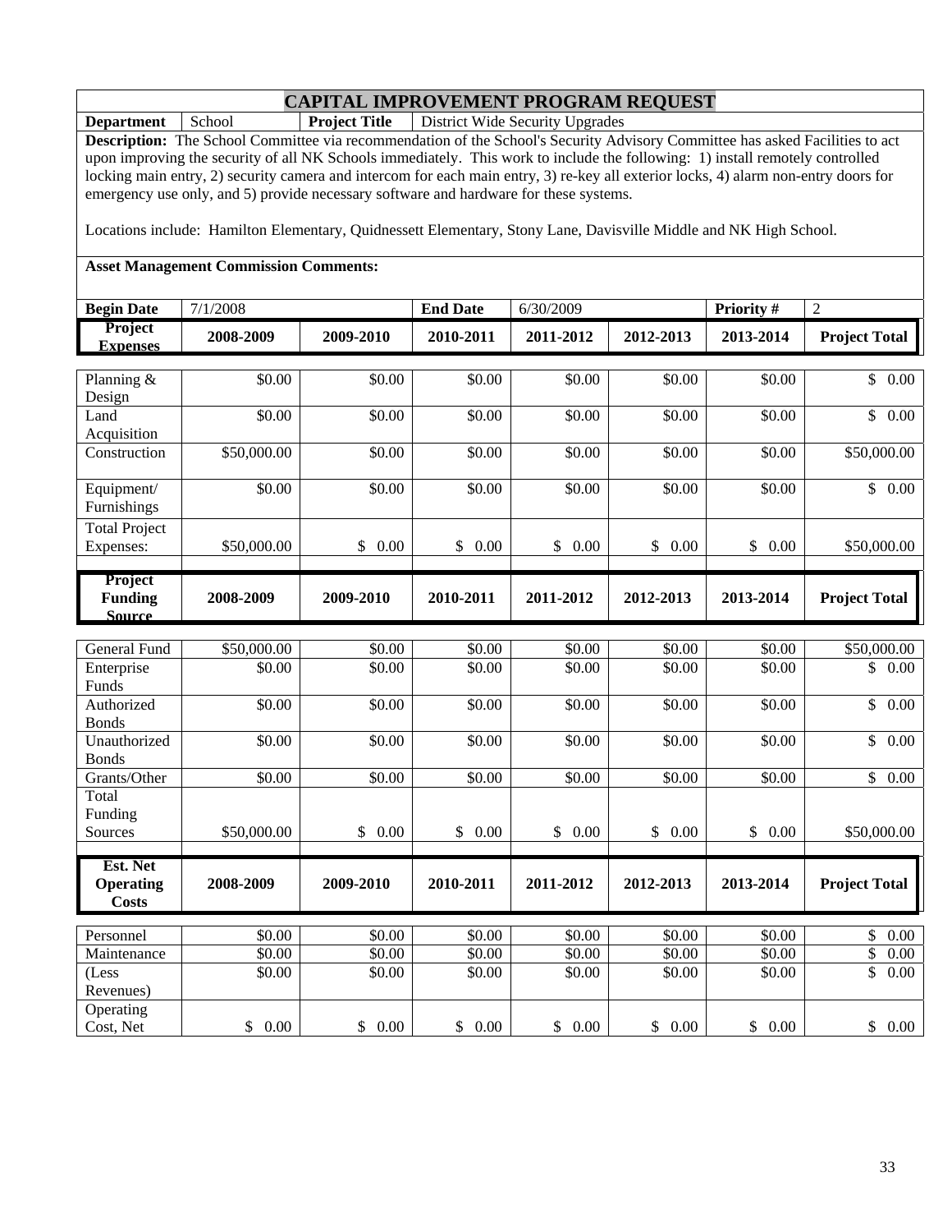# CAPITAL IMPROVEMENT PROGRAM REQUEST

| **Department** | School | **Project Title** | District Wide Security Upgrades |
|---|---|---|---|

**Description:** The School Committee via recommendation of the School's Security Advisory Committee has asked Facilities to act upon improving the security of all NK Schools immediately. This work to include the following: 1) install remotely controlled locking main entry, 2) security camera and intercom for each main entry, 3) re-key all exterior locks, 4) alarm non-entry doors for emergency use only, and 5) provide necessary software and hardware for these systems.

Locations include: Hamilton Elementary, Quidnessett Elementary, Stony Lane, Davisville Middle and NK High School.

**Asset Management Commission Comments:**

| **Begin Date** | 7/1/2008 | **End Date** | 6/30/2009 | **Priority #** | 2 |
|---|---|---|---|---|---|

| **Project Expenses** | **2008-2009** | **2009-2010** | **2010-2011** | **2011-2012** | **2012-2013** | **2013-2014** | **Project Total** |
|---|---|---|---|---|---|---|---|
| Planning & Design | $0.00 | $0.00 | $0.00 | $0.00 | $0.00 | $0.00 | $ 0.00 |
| Land Acquisition | $0.00 | $0.00 | $0.00 | $0.00 | $0.00 | $0.00 | $ 0.00 |
| Construction | $50,000.00 | $0.00 | $0.00 | $0.00 | $0.00 | $0.00 | $50,000.00 |
| Equipment/ Furnishings | $0.00 | $0.00 | $0.00 | $0.00 | $0.00 | $0.00 | $ 0.00 |
| Total Project Expenses: | $50,000.00 | $ 0.00 | $ 0.00 | $ 0.00 | $ 0.00 | $ 0.00 | $50,000.00 |

| **Project Funding Source** | **2008-2009** | **2009-2010** | **2010-2011** | **2011-2012** | **2012-2013** | **2013-2014** | **Project Total** |
|---|---|---|---|---|---|---|---|
| General Fund | $50,000.00 | $0.00 | $0.00 | $0.00 | $0.00 | $0.00 | $50,000.00 |
| Enterprise Funds | $0.00 | $0.00 | $0.00 | $0.00 | $0.00 | $0.00 | $ 0.00 |
| Authorized Bonds | $0.00 | $0.00 | $0.00 | $0.00 | $0.00 | $0.00 | $ 0.00 |
| Unauthorized Bonds | $0.00 | $0.00 | $0.00 | $0.00 | $0.00 | $0.00 | $ 0.00 |
| Grants/Other | $0.00 | $0.00 | $0.00 | $0.00 | $0.00 | $0.00 | $ 0.00 |
| Total Funding Sources | $50,000.00 | $ 0.00 | $ 0.00 | $ 0.00 | $ 0.00 | $ 0.00 | $50,000.00 |

| **Est. Net Operating Costs** | **2008-2009** | **2009-2010** | **2010-2011** | **2011-2012** | **2012-2013** | **2013-2014** | **Project Total** |
|---|---|---|---|---|---|---|---|
| Personnel | $0.00 | $0.00 | $0.00 | $0.00 | $0.00 | $0.00 | $ 0.00 |
| Maintenance | $0.00 | $0.00 | $0.00 | $0.00 | $0.00 | $0.00 | $ 0.00 |
| (Less Revenues) | $0.00 | $0.00 | $0.00 | $0.00 | $0.00 | $0.00 | $ 0.00 |
| Operating Cost, Net | $ 0.00 | $ 0.00 | $ 0.00 | $ 0.00 | $ 0.00 | $ 0.00 | $ 0.00 |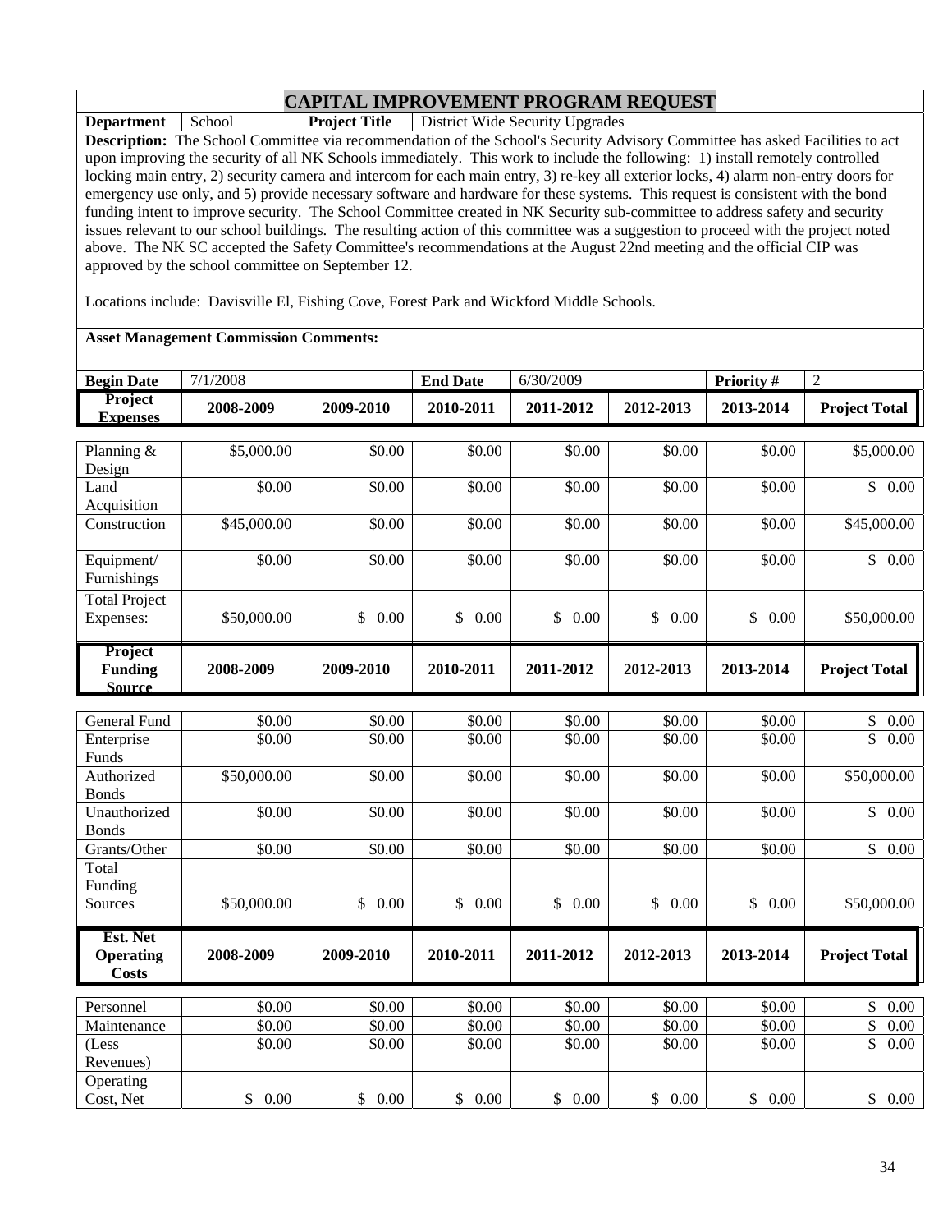## CAPITAL IMPROVEMENT PROGRAM REQUEST

| **Department** | School | **Project Title** | District Wide Security Upgrades |
|---|---|---|---|

**Description:** The School Committee via recommendation of the School's Security Advisory Committee has asked Facilities to act upon improving the security of all NK Schools immediately. This work to include the following: 1) install remotely controlled locking main entry, 2) security camera and intercom for each main entry, 3) re-key all exterior locks, 4) alarm non-entry doors for emergency use only, and 5) provide necessary software and hardware for these systems. This request is consistent with the bond funding intent to improve security. The School Committee created in NK Security sub-committee to address safety and security issues relevant to our school buildings. The resulting action of this committee was a suggestion to proceed with the project noted above. The NK SC accepted the Safety Committee's recommendations at the August 22nd meeting and the official CIP was approved by the school committee on September 12.

Locations include: Davisville El, Fishing Cove, Forest Park and Wickford Middle Schools.

**Asset Management Commission Comments:**

| **Begin Date** | 7/1/2008 | **End Date** | 6/30/2009 | **Priority #** | 2 |
|---|---|---|---|---|---|

| **Project Expenses** | **2008-2009** | **2009-2010** | **2010-2011** | **2011-2012** | **2012-2013** | **2013-2014** | **Project Total** |
|---|---|---|---|---|---|---|---|
| Planning & Design | $5,000.00 | $0.00 | $0.00 | $0.00 | $0.00 | $0.00 | $5,000.00 |
| Land Acquisition | $0.00 | $0.00 | $0.00 | $0.00 | $0.00 | $0.00 | $ 0.00 |
| Construction | $45,000.00 | $0.00 | $0.00 | $0.00 | $0.00 | $0.00 | $45,000.00 |
| Equipment/ Furnishings | $0.00 | $0.00 | $0.00 | $0.00 | $0.00 | $0.00 | $ 0.00 |
| Total Project Expenses: | $50,000.00 | $ 0.00 | $ 0.00 | $ 0.00 | $ 0.00 | $ 0.00 | $50,000.00 |

| **Project Funding Source** | **2008-2009** | **2009-2010** | **2010-2011** | **2011-2012** | **2012-2013** | **2013-2014** | **Project Total** |
|---|---|---|---|---|---|---|---|
| General Fund | $0.00 | $0.00 | $0.00 | $0.00 | $0.00 | $0.00 | $ 0.00 |
| Enterprise Funds | $0.00 | $0.00 | $0.00 | $0.00 | $0.00 | $0.00 | $ 0.00 |
| Authorized Bonds | $50,000.00 | $0.00 | $0.00 | $0.00 | $0.00 | $0.00 | $50,000.00 |
| Unauthorized Bonds | $0.00 | $0.00 | $0.00 | $0.00 | $0.00 | $0.00 | $ 0.00 |
| Grants/Other | $0.00 | $0.00 | $0.00 | $0.00 | $0.00 | $0.00 | $ 0.00 |
| Total Funding Sources | $50,000.00 | $ 0.00 | $ 0.00 | $ 0.00 | $ 0.00 | $ 0.00 | $50,000.00 |

| **Est. Net Operating Costs** | **2008-2009** | **2009-2010** | **2010-2011** | **2011-2012** | **2012-2013** | **2013-2014** | **Project Total** |
|---|---|---|---|---|---|---|---|
| Personnel | $0.00 | $0.00 | $0.00 | $0.00 | $0.00 | $0.00 | $ 0.00 |
| Maintenance | $0.00 | $0.00 | $0.00 | $0.00 | $0.00 | $0.00 | $ 0.00 |
| (Less Revenues) | $0.00 | $0.00 | $0.00 | $0.00 | $0.00 | $0.00 | $ 0.00 |
| Operating Cost, Net | $ 0.00 | $ 0.00 | $ 0.00 | $ 0.00 | $ 0.00 | $ 0.00 | $ 0.00 |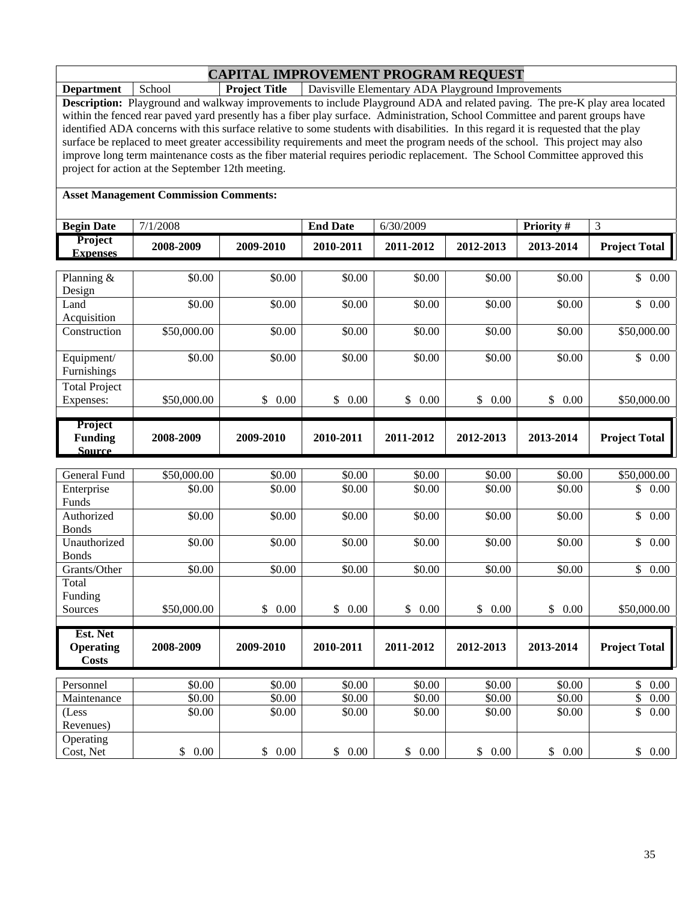# CAPITAL IMPROVEMENT PROGRAM REQUEST

| **Department** | School | **Project Title** | Davisville Elementary ADA Playground Improvements |
|---|---|---|---|

**Description:** Playground and walkway improvements to include Playground ADA and related paving. The pre-K play area located within the fenced rear paved yard presently has a fiber play surface. Administration, School Committee and parent groups have identified ADA concerns with this surface relative to some students with disabilities. In this regard it is requested that the play surface be replaced to meet greater accessibility requirements and meet the program needs of the school. This project may also improve long term maintenance costs as the fiber material requires periodic replacement. The School Committee approved this project for action at the September 12th meeting.

**Asset Management Commission Comments:**

| **Begin Date** | 7/1/2008 | **End Date** | 6/30/2009 | **Priority #** | 3 |
|---|---|---|---|---|---|

| **Project Expenses** | **2008-2009** | **2009-2010** | **2010-2011** | **2011-2012** | **2012-2013** | **2013-2014** | **Project Total** |
|---|---|---|---|---|---|---|---|
| Planning & Design | $0.00 | $0.00 | $0.00 | $0.00 | $0.00 | $0.00 | $ 0.00 |
| Land Acquisition | $0.00 | $0.00 | $0.00 | $0.00 | $0.00 | $0.00 | $ 0.00 |
| Construction | $50,000.00 | $0.00 | $0.00 | $0.00 | $0.00 | $0.00 | $50,000.00 |
| Equipment/ Furnishings | $0.00 | $0.00 | $0.00 | $0.00 | $0.00 | $0.00 | $ 0.00 |
| Total Project Expenses: | $50,000.00 | $ 0.00 | $ 0.00 | $ 0.00 | $ 0.00 | $ 0.00 | $50,000.00 |

| **Project Funding Source** | **2008-2009** | **2009-2010** | **2010-2011** | **2011-2012** | **2012-2013** | **2013-2014** | **Project Total** |
|---|---|---|---|---|---|---|---|
| General Fund | $50,000.00 | $0.00 | $0.00 | $0.00 | $0.00 | $0.00 | $50,000.00 |
| Enterprise Funds | $0.00 | $0.00 | $0.00 | $0.00 | $0.00 | $0.00 | $ 0.00 |
| Authorized Bonds | $0.00 | $0.00 | $0.00 | $0.00 | $0.00 | $0.00 | $ 0.00 |
| Unauthorized Bonds | $0.00 | $0.00 | $0.00 | $0.00 | $0.00 | $0.00 | $ 0.00 |
| Grants/Other | $0.00 | $0.00 | $0.00 | $0.00 | $0.00 | $0.00 | $ 0.00 |
| Total Funding Sources | $50,000.00 | $ 0.00 | $ 0.00 | $ 0.00 | $ 0.00 | $ 0.00 | $50,000.00 |

| **Est. Net Operating Costs** | **2008-2009** | **2009-2010** | **2010-2011** | **2011-2012** | **2012-2013** | **2013-2014** | **Project Total** |
|---|---|---|---|---|---|---|---|
| Personnel | $0.00 | $0.00 | $0.00 | $0.00 | $0.00 | $0.00 | $ 0.00 |
| Maintenance | $0.00 | $0.00 | $0.00 | $0.00 | $0.00 | $0.00 | $ 0.00 |
| (Less Revenues) | $0.00 | $0.00 | $0.00 | $0.00 | $0.00 | $0.00 | $ 0.00 |
| Operating Cost, Net | $ 0.00 | $ 0.00 | $ 0.00 | $ 0.00 | $ 0.00 | $ 0.00 | $ 0.00 |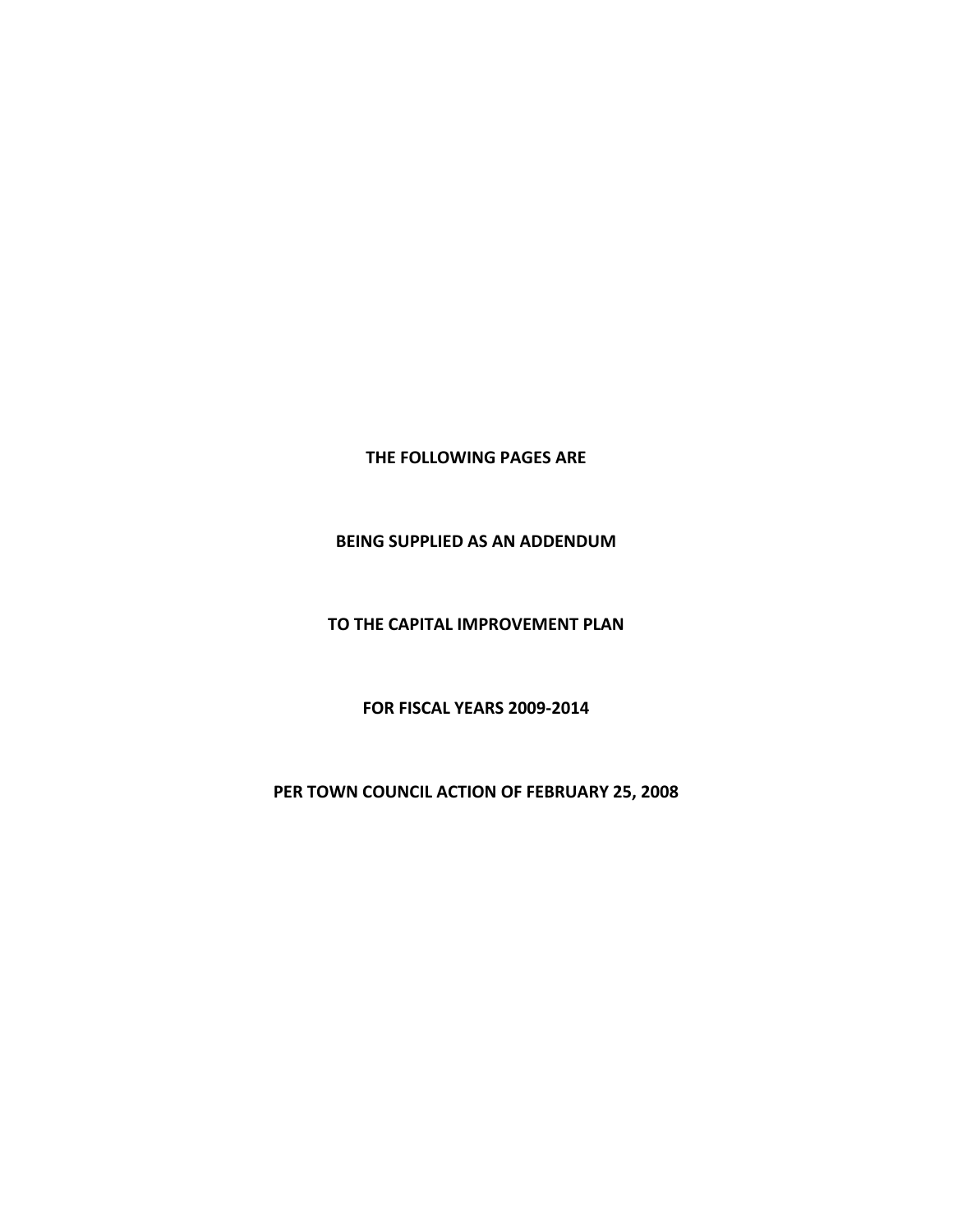**THE FOLLOWING PAGES ARE**

**BEING SUPPLIED AS AN ADDENDUM**

**TO THE CAPITAL IMPROVEMENT PLAN**

**FOR FISCAL YEARS 2009-2014**

**PER TOWN COUNCIL ACTION OF FEBRUARY 25, 2008**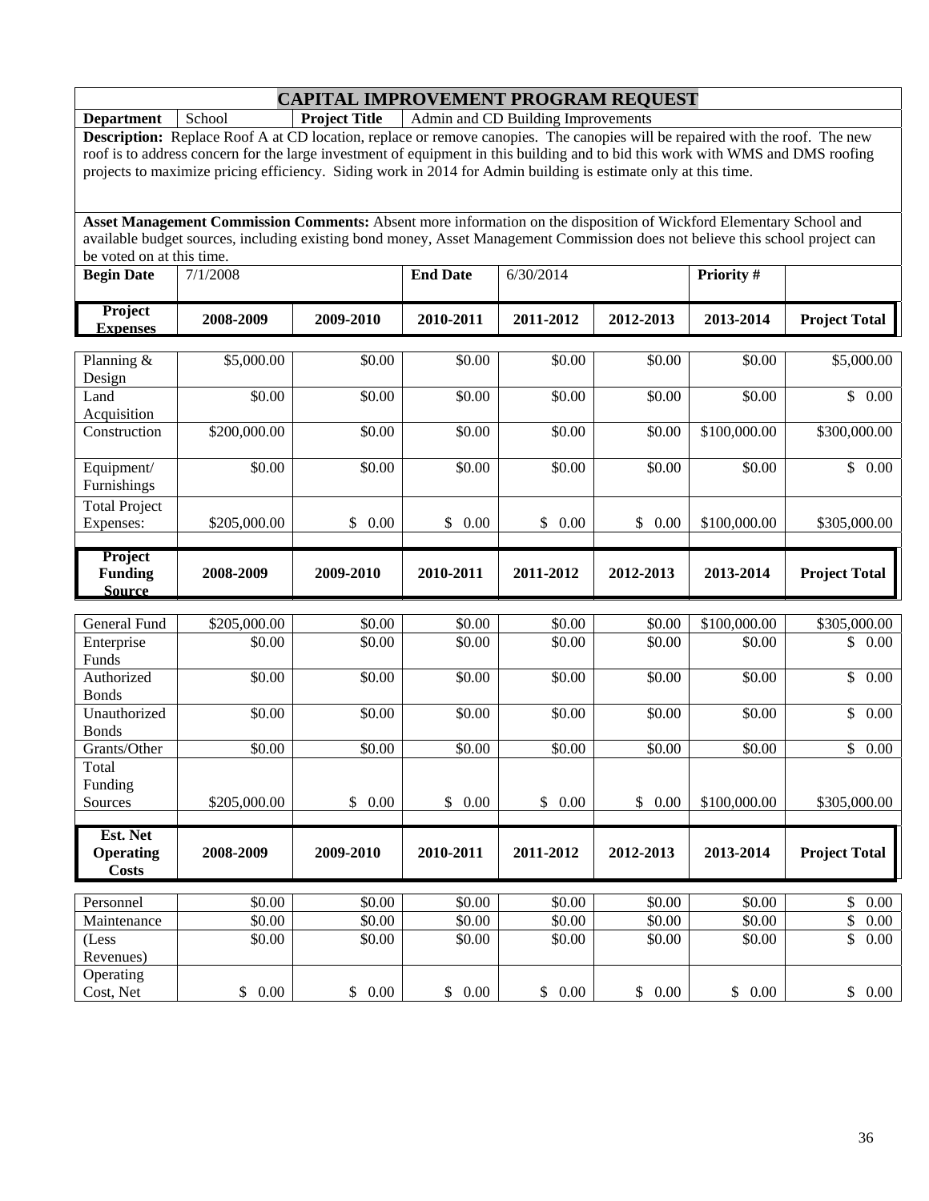# CAPITAL IMPROVEMENT PROGRAM REQUEST

| **Department** | School | **Project Title** | Admin and CD Building Improvements |
|---|---|---|---|

**Description:** Replace Roof A at CD location, replace or remove canopies. The canopies will be repaired with the roof. The new roof is to address concern for the large investment of equipment in this building and to bid this work with WMS and DMS roofing projects to maximize pricing efficiency. Siding work in 2014 for Admin building is estimate only at this time.

**Asset Management Commission Comments:** Absent more information on the disposition of Wickford Elementary School and available budget sources, including existing bond money, Asset Management Commission does not believe this school project can be voted on at this time.

| **Begin Date** | 7/1/2008 | **End Date** | 6/30/2014 | **Priority #** | |
|---|---|---|---|---|---|

| **Project Expenses** | **2008-2009** | **2009-2010** | **2010-2011** | **2011-2012** | **2012-2013** | **2013-2014** | **Project Total** |
|---|---|---|---|---|---|---|---|
| Planning & Design | $5,000.00 | $0.00 | $0.00 | $0.00 | $0.00 | $0.00 | $5,000.00 |
| Land Acquisition | $0.00 | $0.00 | $0.00 | $0.00 | $0.00 | $0.00 | $ 0.00 |
| Construction | $200,000.00 | $0.00 | $0.00 | $0.00 | $0.00 | $100,000.00 | $300,000.00 |
| Equipment/ Furnishings | $0.00 | $0.00 | $0.00 | $0.00 | $0.00 | $0.00 | $ 0.00 |
| Total Project Expenses: | $205,000.00 | $ 0.00 | $ 0.00 | $ 0.00 | $ 0.00 | $100,000.00 | $305,000.00 |

| **Project Funding Source** | **2008-2009** | **2009-2010** | **2010-2011** | **2011-2012** | **2012-2013** | **2013-2014** | **Project Total** |
|---|---|---|---|---|---|---|---|
| General Fund | $205,000.00 | $0.00 | $0.00 | $0.00 | $0.00 | $100,000.00 | $305,000.00 |
| Enterprise Funds | $0.00 | $0.00 | $0.00 | $0.00 | $0.00 | $0.00 | $ 0.00 |
| Authorized Bonds | $0.00 | $0.00 | $0.00 | $0.00 | $0.00 | $0.00 | $ 0.00 |
| Unauthorized Bonds | $0.00 | $0.00 | $0.00 | $0.00 | $0.00 | $0.00 | $ 0.00 |
| Grants/Other | $0.00 | $0.00 | $0.00 | $0.00 | $0.00 | $0.00 | $ 0.00 |
| Total Funding Sources | $205,000.00 | $ 0.00 | $ 0.00 | $ 0.00 | $ 0.00 | $100,000.00 | $305,000.00 |

| **Est. Net Operating Costs** | **2008-2009** | **2009-2010** | **2010-2011** | **2011-2012** | **2012-2013** | **2013-2014** | **Project Total** |
|---|---|---|---|---|---|---|---|
| Personnel | $0.00 | $0.00 | $0.00 | $0.00 | $0.00 | $0.00 | $ 0.00 |
| Maintenance | $0.00 | $0.00 | $0.00 | $0.00 | $0.00 | $0.00 | $ 0.00 |
| (Less Revenues) | $0.00 | $0.00 | $0.00 | $0.00 | $0.00 | $0.00 | $ 0.00 |
| Operating Cost, Net | $ 0.00 | $ 0.00 | $ 0.00 | $ 0.00 | $ 0.00 | $ 0.00 | $ 0.00 |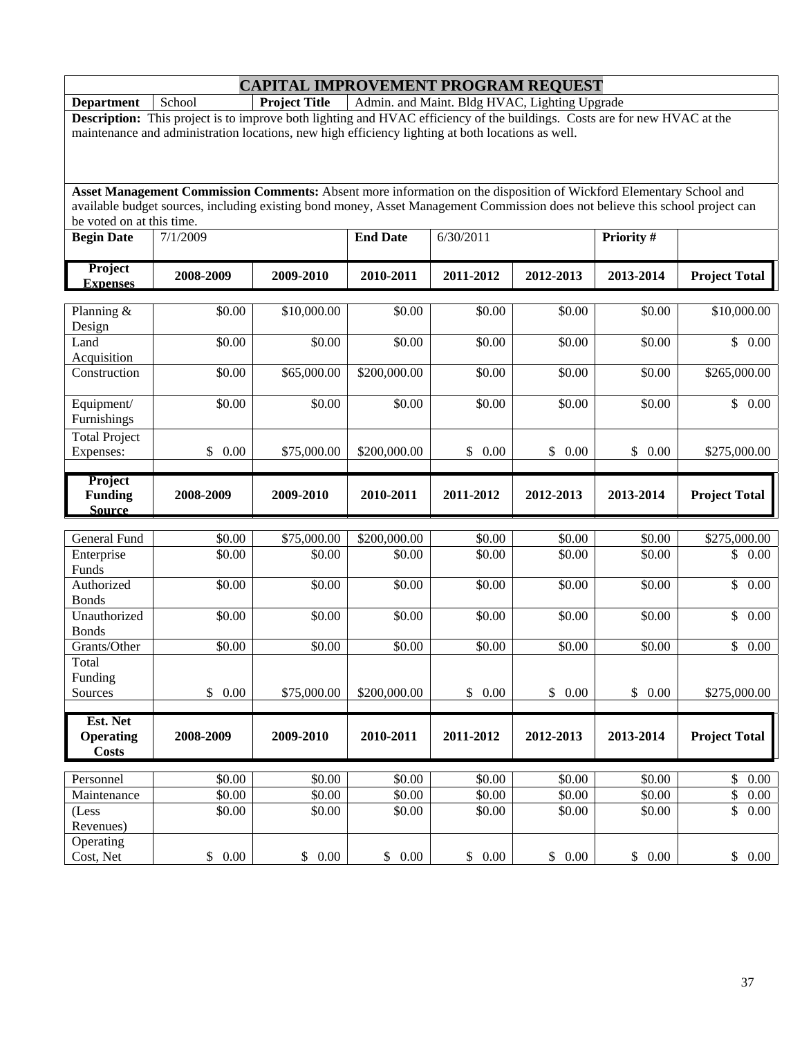# CAPITAL IMPROVEMENT PROGRAM REQUEST

| **Department** | School | **Project Title** | Admin. and Maint. Bldg HVAC, Lighting Upgrade |
|---|---|---|---|

**Description:** This project is to improve both lighting and HVAC efficiency of the buildings. Costs are for new HVAC at the maintenance and administration locations, new high efficiency lighting at both locations as well.

**Asset Management Commission Comments:** Absent more information on the disposition of Wickford Elementary School and available budget sources, including existing bond money, Asset Management Commission does not believe this school project can be voted on at this time.

| **Begin Date** | 7/1/2009 | **End Date** | 6/30/2011 | **Priority #** | |
|---|---|---|---|---|---|

| **Project Expenses** | **2008-2009** | **2009-2010** | **2010-2011** | **2011-2012** | **2012-2013** | **2013-2014** | **Project Total** |
|---|---|---|---|---|---|---|---|
| Planning & Design | $0.00 | $10,000.00 | $0.00 | $0.00 | $0.00 | $0.00 | $10,000.00 |
| Land Acquisition | $0.00 | $0.00 | $0.00 | $0.00 | $0.00 | $0.00 | $ 0.00 |
| Construction | $0.00 | $65,000.00 | $200,000.00 | $0.00 | $0.00 | $0.00 | $265,000.00 |
| Equipment/ Furnishings | $0.00 | $0.00 | $0.00 | $0.00 | $0.00 | $0.00 | $ 0.00 |
| Total Project Expenses: | $ 0.00 | $75,000.00 | $200,000.00 | $ 0.00 | $ 0.00 | $ 0.00 | $275,000.00 |

| **Project Funding Source** | **2008-2009** | **2009-2010** | **2010-2011** | **2011-2012** | **2012-2013** | **2013-2014** | **Project Total** |
|---|---|---|---|---|---|---|---|
| General Fund | $0.00 | $75,000.00 | $200,000.00 | $0.00 | $0.00 | $0.00 | $275,000.00 |
| Enterprise Funds | $0.00 | $0.00 | $0.00 | $0.00 | $0.00 | $0.00 | $ 0.00 |
| Authorized Bonds | $0.00 | $0.00 | $0.00 | $0.00 | $0.00 | $0.00 | $ 0.00 |
| Unauthorized Bonds | $0.00 | $0.00 | $0.00 | $0.00 | $0.00 | $0.00 | $ 0.00 |
| Grants/Other | $0.00 | $0.00 | $0.00 | $0.00 | $0.00 | $0.00 | $ 0.00 |
| Total Funding Sources | $ 0.00 | $75,000.00 | $200,000.00 | $ 0.00 | $ 0.00 | $ 0.00 | $275,000.00 |

| **Est. Net Operating Costs** | **2008-2009** | **2009-2010** | **2010-2011** | **2011-2012** | **2012-2013** | **2013-2014** | **Project Total** |
|---|---|---|---|---|---|---|---|
| Personnel | $0.00 | $0.00 | $0.00 | $0.00 | $0.00 | $0.00 | $ 0.00 |
| Maintenance | $0.00 | $0.00 | $0.00 | $0.00 | $0.00 | $0.00 | $ 0.00 |
| (Less Revenues) | $0.00 | $0.00 | $0.00 | $0.00 | $0.00 | $0.00 | $ 0.00 |
| Operating Cost, Net | $ 0.00 | $ 0.00 | $ 0.00 | $ 0.00 | $ 0.00 | $ 0.00 | $ 0.00 |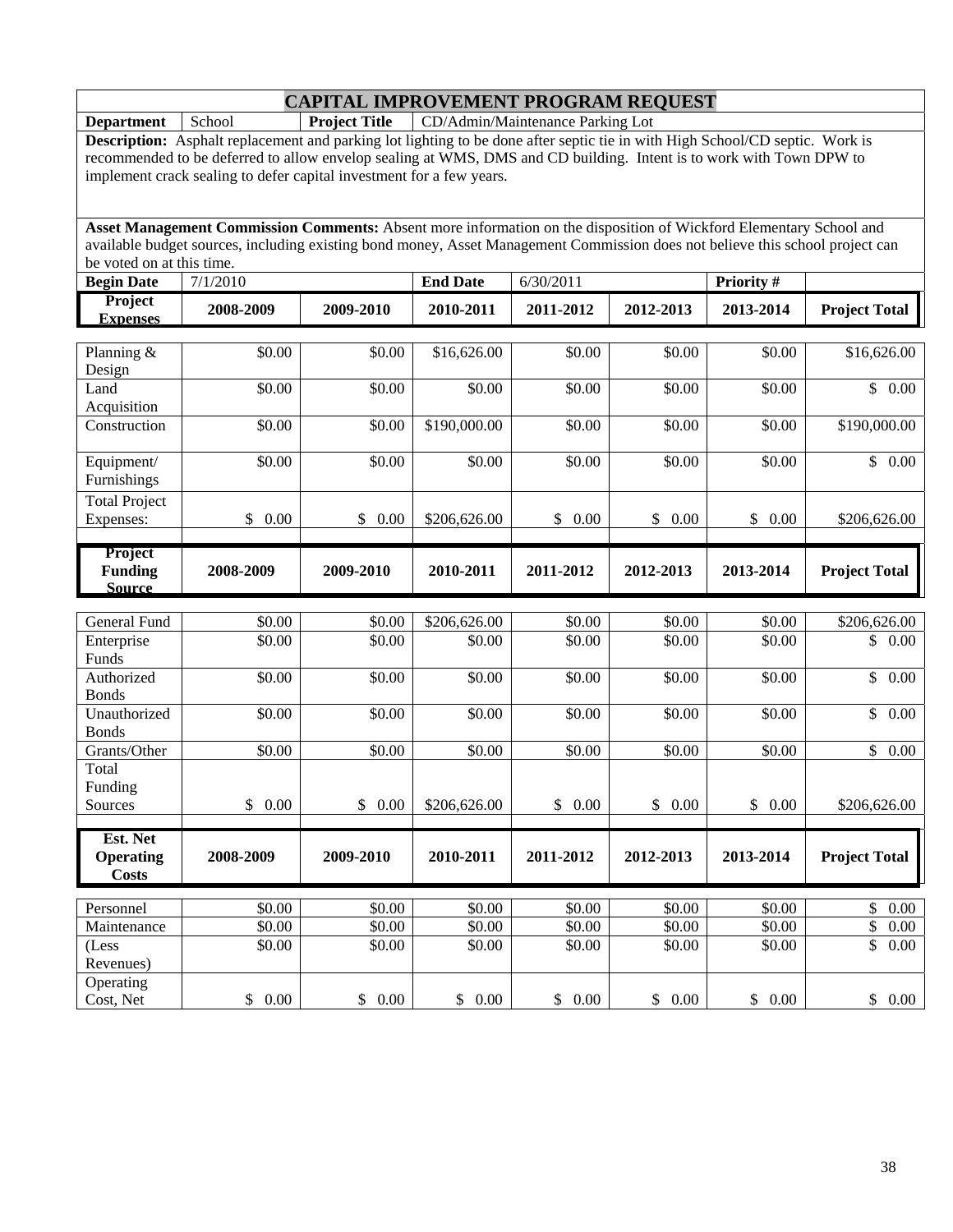# CAPITAL IMPROVEMENT PROGRAM REQUEST

| **Department** | School | **Project Title** | CD/Admin/Maintenance Parking Lot |
|---|---|---|---|

**Description:** Asphalt replacement and parking lot lighting to be done after septic tie in with High School/CD septic. Work is recommended to be deferred to allow envelop sealing at WMS, DMS and CD building. Intent is to work with Town DPW to implement crack sealing to defer capital investment for a few years.

**Asset Management Commission Comments:** Absent more information on the disposition of Wickford Elementary School and available budget sources, including existing bond money, Asset Management Commission does not believe this school project can be voted on at this time.

| **Begin Date** | 7/1/2010 | **End Date** | 6/30/2011 | **Priority #** | |
|---|---|---|---|---|---|

| **Project Expenses** | **2008-2009** | **2009-2010** | **2010-2011** | **2011-2012** | **2012-2013** | **2013-2014** | **Project Total** |
|---|---|---|---|---|---|---|---|
| Planning & Design | $0.00 | $0.00 | $16,626.00 | $0.00 | $0.00 | $0.00 | $16,626.00 |
| Land Acquisition | $0.00 | $0.00 | $0.00 | $0.00 | $0.00 | $0.00 | $ 0.00 |
| Construction | $0.00 | $0.00 | $190,000.00 | $0.00 | $0.00 | $0.00 | $190,000.00 |
| Equipment/ Furnishings | $0.00 | $0.00 | $0.00 | $0.00 | $0.00 | $0.00 | $ 0.00 |
| Total Project Expenses: | $ 0.00 | $ 0.00 | $206,626.00 | $ 0.00 | $ 0.00 | $ 0.00 | $206,626.00 |

| **Project Funding Source** | **2008-2009** | **2009-2010** | **2010-2011** | **2011-2012** | **2012-2013** | **2013-2014** | **Project Total** |
|---|---|---|---|---|---|---|---|
| General Fund | $0.00 | $0.00 | $206,626.00 | $0.00 | $0.00 | $0.00 | $206,626.00 |
| Enterprise Funds | $0.00 | $0.00 | $0.00 | $0.00 | $0.00 | $0.00 | $ 0.00 |
| Authorized Bonds | $0.00 | $0.00 | $0.00 | $0.00 | $0.00 | $0.00 | $ 0.00 |
| Unauthorized Bonds | $0.00 | $0.00 | $0.00 | $0.00 | $0.00 | $0.00 | $ 0.00 |
| Grants/Other | $0.00 | $0.00 | $0.00 | $0.00 | $0.00 | $0.00 | $ 0.00 |
| Total Funding Sources | $ 0.00 | $ 0.00 | $206,626.00 | $ 0.00 | $ 0.00 | $ 0.00 | $206,626.00 |

| **Est. Net Operating Costs** | **2008-2009** | **2009-2010** | **2010-2011** | **2011-2012** | **2012-2013** | **2013-2014** | **Project Total** |
|---|---|---|---|---|---|---|---|
| Personnel | $0.00 | $0.00 | $0.00 | $0.00 | $0.00 | $0.00 | $ 0.00 |
| Maintenance | $0.00 | $0.00 | $0.00 | $0.00 | $0.00 | $0.00 | $ 0.00 |
| (Less Revenues) | $0.00 | $0.00 | $0.00 | $0.00 | $0.00 | $0.00 | $ 0.00 |
| Operating Cost, Net | $ 0.00 | $ 0.00 | $ 0.00 | $ 0.00 | $ 0.00 | $ 0.00 | $ 0.00 |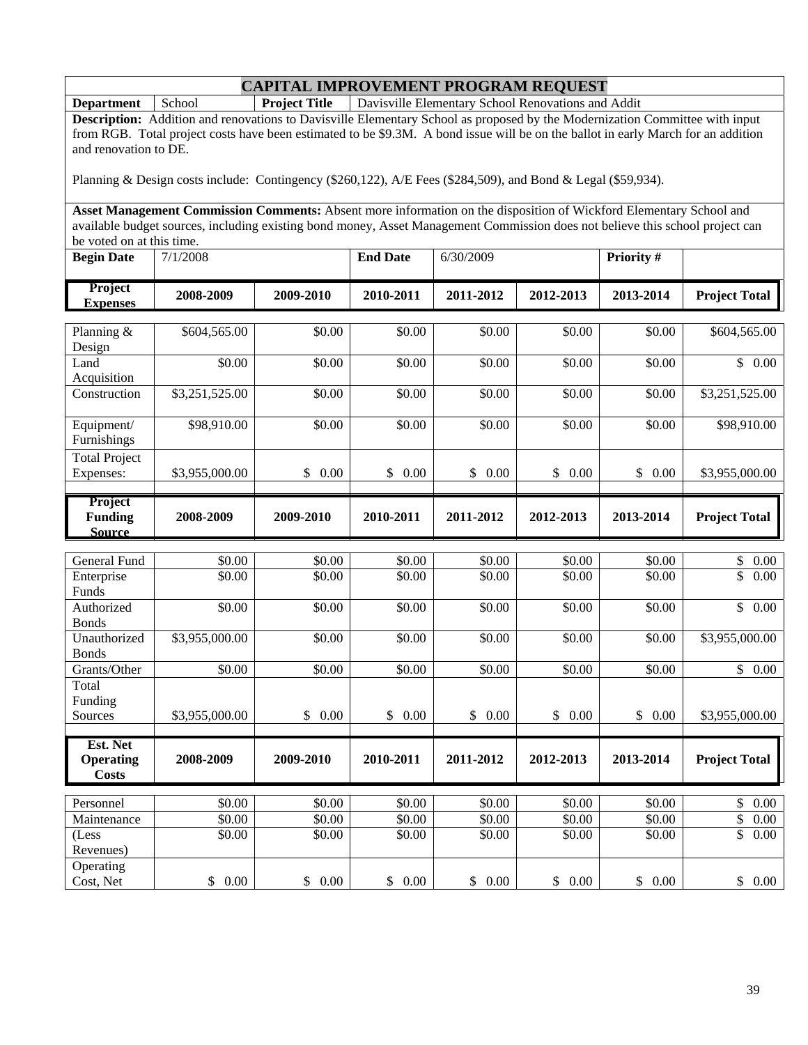# CAPITAL IMPROVEMENT PROGRAM REQUEST

| **Department** | School | **Project Title** | Davisville Elementary School Renovations and Addit |
|---|---|---|---|

**Description:** Addition and renovations to Davisville Elementary School as proposed by the Modernization Committee with input from RGB. Total project costs have been estimated to be $9.3M. A bond issue will be on the ballot in early March for an addition and renovation to DE.

Planning & Design costs include: Contingency ($260,122), A/E Fees ($284,509), and Bond & Legal ($59,934).

**Asset Management Commission Comments:** Absent more information on the disposition of Wickford Elementary School and available budget sources, including existing bond money, Asset Management Commission does not believe this school project can be voted on at this time.

| **Begin Date** | 7/1/2008 | **End Date** | 6/30/2009 | **Priority #** | |
|---|---|---|---|---|---|

| **Project Expenses** | **2008-2009** | **2009-2010** | **2010-2011** | **2011-2012** | **2012-2013** | **2013-2014** | **Project Total** |
|---|---|---|---|---|---|---|---|
| Planning & Design | $604,565.00 | $0.00 | $0.00 | $0.00 | $0.00 | $0.00 | $604,565.00 |
| Land Acquisition | $0.00 | $0.00 | $0.00 | $0.00 | $0.00 | $0.00 | $ 0.00 |
| Construction | $3,251,525.00 | $0.00 | $0.00 | $0.00 | $0.00 | $0.00 | $3,251,525.00 |
| Equipment/ Furnishings | $98,910.00 | $0.00 | $0.00 | $0.00 | $0.00 | $0.00 | $98,910.00 |
| Total Project Expenses: | $3,955,000.00 | $ 0.00 | $ 0.00 | $ 0.00 | $ 0.00 | $ 0.00 | $3,955,000.00 |

| **Project Funding Source** | **2008-2009** | **2009-2010** | **2010-2011** | **2011-2012** | **2012-2013** | **2013-2014** | **Project Total** |
|---|---|---|---|---|---|---|---|
| General Fund | $0.00 | $0.00 | $0.00 | $0.00 | $0.00 | $0.00 | $ 0.00 |
| Enterprise Funds | $0.00 | $0.00 | $0.00 | $0.00 | $0.00 | $0.00 | $ 0.00 |
| Authorized Bonds | $0.00 | $0.00 | $0.00 | $0.00 | $0.00 | $0.00 | $ 0.00 |
| Unauthorized Bonds | $3,955,000.00 | $0.00 | $0.00 | $0.00 | $0.00 | $0.00 | $3,955,000.00 |
| Grants/Other | $0.00 | $0.00 | $0.00 | $0.00 | $0.00 | $0.00 | $ 0.00 |
| Total Funding Sources | $3,955,000.00 | $ 0.00 | $ 0.00 | $ 0.00 | $ 0.00 | $ 0.00 | $3,955,000.00 |

| **Est. Net Operating Costs** | **2008-2009** | **2009-2010** | **2010-2011** | **2011-2012** | **2012-2013** | **2013-2014** | **Project Total** |
|---|---|---|---|---|---|---|---|
| Personnel | $0.00 | $0.00 | $0.00 | $0.00 | $0.00 | $0.00 | $ 0.00 |
| Maintenance | $0.00 | $0.00 | $0.00 | $0.00 | $0.00 | $0.00 | $ 0.00 |
| (Less Revenues) | $0.00 | $0.00 | $0.00 | $0.00 | $0.00 | $0.00 | $ 0.00 |
| Operating Cost, Net | $ 0.00 | $ 0.00 | $ 0.00 | $ 0.00 | $ 0.00 | $ 0.00 | $ 0.00 |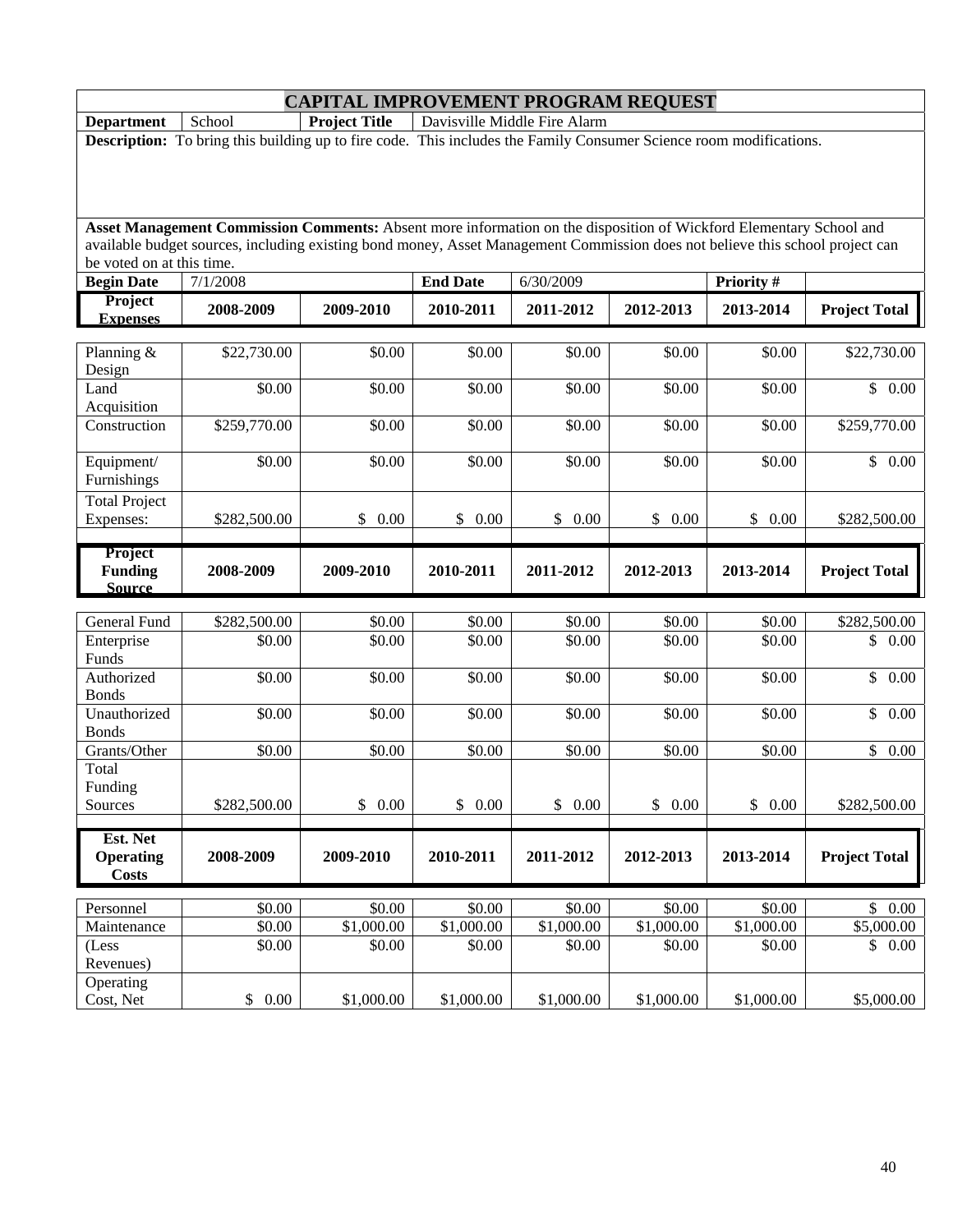# CAPITAL IMPROVEMENT PROGRAM REQUEST

| **Department** | School | **Project Title** | Davisville Middle Fire Alarm |
|---|---|---|---|

**Description:** To bring this building up to fire code. This includes the Family Consumer Science room modifications.

**Asset Management Commission Comments:** Absent more information on the disposition of Wickford Elementary School and available budget sources, including existing bond money, Asset Management Commission does not believe this school project can be voted on at this time.

| **Begin Date** | 7/1/2008 | **End Date** | 6/30/2009 | **Priority #** | |
|---|---|---|---|---|---|

| **Project Expenses** | **2008-2009** | **2009-2010** | **2010-2011** | **2011-2012** | **2012-2013** | **2013-2014** | **Project Total** |
|---|---|---|---|---|---|---|---|
| Planning & Design | $22,730.00 | $0.00 | $0.00 | $0.00 | $0.00 | $0.00 | $22,730.00 |
| Land Acquisition | $0.00 | $0.00 | $0.00 | $0.00 | $0.00 | $0.00 | $ 0.00 |
| Construction | $259,770.00 | $0.00 | $0.00 | $0.00 | $0.00 | $0.00 | $259,770.00 |
| Equipment/ Furnishings | $0.00 | $0.00 | $0.00 | $0.00 | $0.00 | $0.00 | $ 0.00 |
| Total Project Expenses: | $282,500.00 | $ 0.00 | $ 0.00 | $ 0.00 | $ 0.00 | $ 0.00 | $282,500.00 |

| **Project Funding Source** | **2008-2009** | **2009-2010** | **2010-2011** | **2011-2012** | **2012-2013** | **2013-2014** | **Project Total** |
|---|---|---|---|---|---|---|---|
| General Fund | $282,500.00 | $0.00 | $0.00 | $0.00 | $0.00 | $0.00 | $282,500.00 |
| Enterprise Funds | $0.00 | $0.00 | $0.00 | $0.00 | $0.00 | $0.00 | $ 0.00 |
| Authorized Bonds | $0.00 | $0.00 | $0.00 | $0.00 | $0.00 | $0.00 | $ 0.00 |
| Unauthorized Bonds | $0.00 | $0.00 | $0.00 | $0.00 | $0.00 | $0.00 | $ 0.00 |
| Grants/Other | $0.00 | $0.00 | $0.00 | $0.00 | $0.00 | $0.00 | $ 0.00 |
| Total Funding Sources | $282,500.00 | $ 0.00 | $ 0.00 | $ 0.00 | $ 0.00 | $ 0.00 | $282,500.00 |

| **Est. Net Operating Costs** | **2008-2009** | **2009-2010** | **2010-2011** | **2011-2012** | **2012-2013** | **2013-2014** | **Project Total** |
|---|---|---|---|---|---|---|---|
| Personnel | $0.00 | $0.00 | $0.00 | $0.00 | $0.00 | $0.00 | $ 0.00 |
| Maintenance | $0.00 | $1,000.00 | $1,000.00 | $1,000.00 | $1,000.00 | $1,000.00 | $5,000.00 |
| (Less Revenues) | $0.00 | $0.00 | $0.00 | $0.00 | $0.00 | $0.00 | $ 0.00 |
| Operating Cost, Net | $ 0.00 | $1,000.00 | $1,000.00 | $1,000.00 | $1,000.00 | $1,000.00 | $5,000.00 |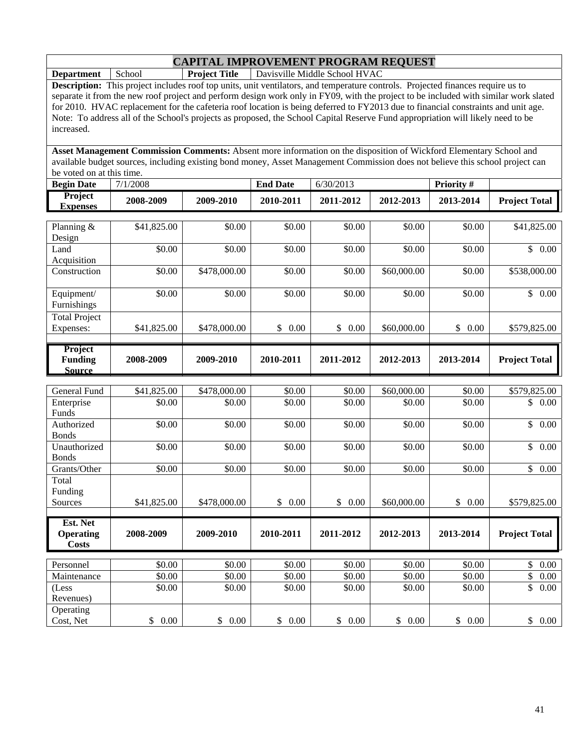# CAPITAL IMPROVEMENT PROGRAM REQUEST

| **Department** | School | **Project Title** | Davisville Middle School HVAC |
|---|---|---|---|

**Description:** This project includes roof top units, unit ventilators, and temperature controls. Projected finances require us to separate it from the new roof project and perform design work only in FY09, with the project to be included with similar work slated for 2010. HVAC replacement for the cafeteria roof location is being deferred to FY2013 due to financial constraints and unit age. Note: To address all of the School's projects as proposed, the School Capital Reserve Fund appropriation will likely need to be increased.

**Asset Management Commission Comments:** Absent more information on the disposition of Wickford Elementary School and available budget sources, including existing bond money, Asset Management Commission does not believe this school project can be voted on at this time.

| **Begin Date** | 7/1/2008 | **End Date** | 6/30/2013 | **Priority #** | |
|---|---|---|---|---|---|

| **Project Expenses** | **2008-2009** | **2009-2010** | **2010-2011** | **2011-2012** | **2012-2013** | **2013-2014** | **Project Total** |
|---|---|---|---|---|---|---|---|
| Planning & Design | $41,825.00 | $0.00 | $0.00 | $0.00 | $0.00 | $0.00 | $41,825.00 |
| Land Acquisition | $0.00 | $0.00 | $0.00 | $0.00 | $0.00 | $0.00 | $ 0.00 |
| Construction | $0.00 | $478,000.00 | $0.00 | $0.00 | $60,000.00 | $0.00 | $538,000.00 |
| Equipment/ Furnishings | $0.00 | $0.00 | $0.00 | $0.00 | $0.00 | $0.00 | $ 0.00 |
| Total Project Expenses: | $41,825.00 | $478,000.00 | $ 0.00 | $ 0.00 | $60,000.00 | $ 0.00 | $579,825.00 |

| **Project Funding Source** | **2008-2009** | **2009-2010** | **2010-2011** | **2011-2012** | **2012-2013** | **2013-2014** | **Project Total** |
|---|---|---|---|---|---|---|---|
| General Fund | $41,825.00 | $478,000.00 | $0.00 | $0.00 | $60,000.00 | $0.00 | $579,825.00 |
| Enterprise Funds | $0.00 | $0.00 | $0.00 | $0.00 | $0.00 | $0.00 | $ 0.00 |
| Authorized Bonds | $0.00 | $0.00 | $0.00 | $0.00 | $0.00 | $0.00 | $ 0.00 |
| Unauthorized Bonds | $0.00 | $0.00 | $0.00 | $0.00 | $0.00 | $0.00 | $ 0.00 |
| Grants/Other | $0.00 | $0.00 | $0.00 | $0.00 | $0.00 | $0.00 | $ 0.00 |
| Total Funding Sources | $41,825.00 | $478,000.00 | $ 0.00 | $ 0.00 | $60,000.00 | $ 0.00 | $579,825.00 |

| **Est. Net Operating Costs** | **2008-2009** | **2009-2010** | **2010-2011** | **2011-2012** | **2012-2013** | **2013-2014** | **Project Total** |
|---|---|---|---|---|---|---|---|
| Personnel | $0.00 | $0.00 | $0.00 | $0.00 | $0.00 | $0.00 | $ 0.00 |
| Maintenance | $0.00 | $0.00 | $0.00 | $0.00 | $0.00 | $0.00 | $ 0.00 |
| (Less Revenues) | $0.00 | $0.00 | $0.00 | $0.00 | $0.00 | $0.00 | $ 0.00 |
| Operating Cost, Net | $ 0.00 | $ 0.00 | $ 0.00 | $ 0.00 | $ 0.00 | $ 0.00 | $ 0.00 |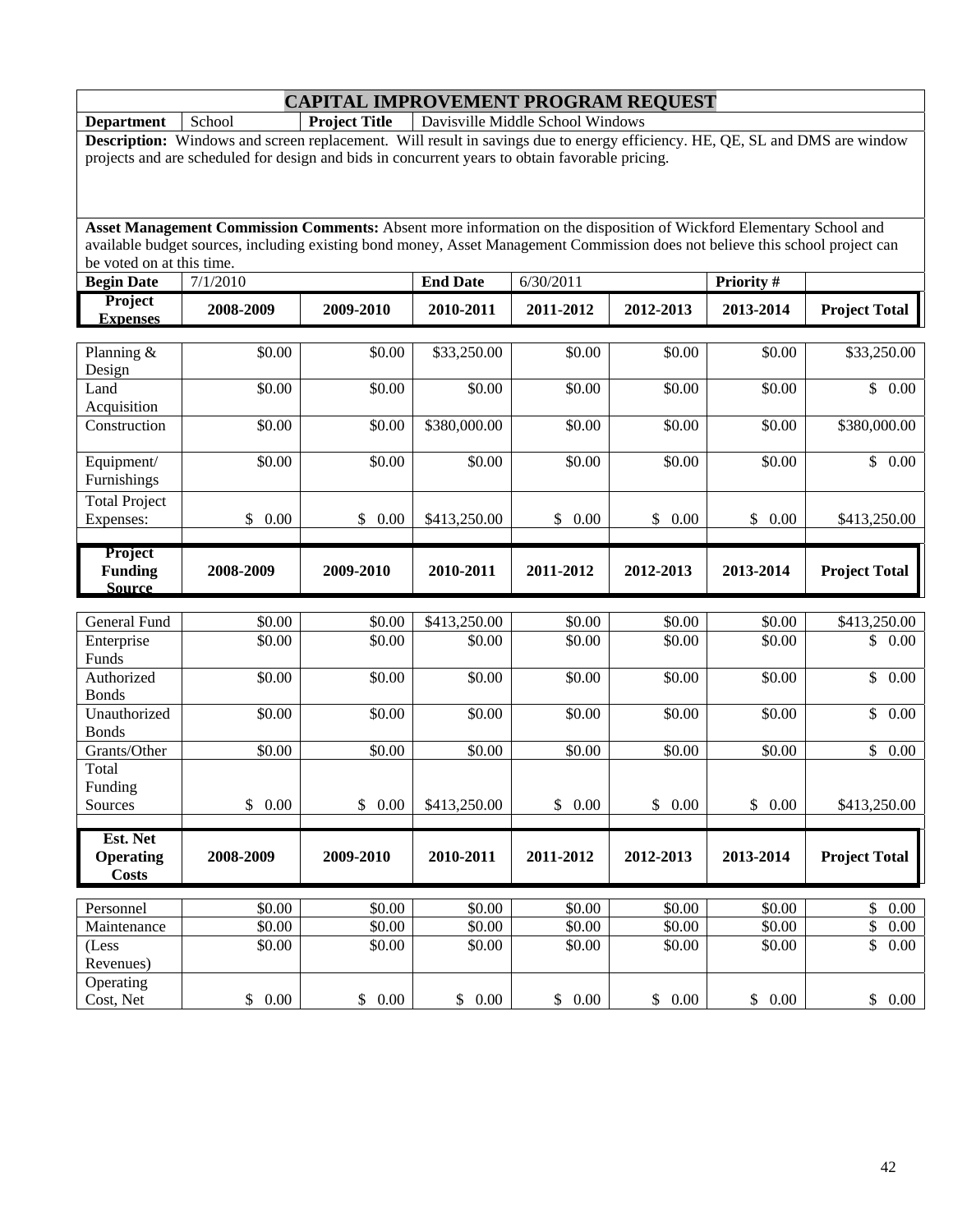# CAPITAL IMPROVEMENT PROGRAM REQUEST

| **Department** | School | **Project Title** | Davisville Middle School Windows |
|---|---|---|---|

**Description:** Windows and screen replacement. Will result in savings due to energy efficiency. HE, QE, SL and DMS are window projects and are scheduled for design and bids in concurrent years to obtain favorable pricing.

**Asset Management Commission Comments:** Absent more information on the disposition of Wickford Elementary School and available budget sources, including existing bond money, Asset Management Commission does not believe this school project can be voted on at this time.

| **Begin Date** | 7/1/2010 | **End Date** | 6/30/2011 | **Priority #** | |
|---|---|---|---|---|---|

| **Project Expenses** | **2008-2009** | **2009-2010** | **2010-2011** | **2011-2012** | **2012-2013** | **2013-2014** | **Project Total** |
|---|---|---|---|---|---|---|---|
| Planning & Design | $0.00 | $0.00 | $33,250.00 | $0.00 | $0.00 | $0.00 | $33,250.00 |
| Land Acquisition | $0.00 | $0.00 | $0.00 | $0.00 | $0.00 | $0.00 | $ 0.00 |
| Construction | $0.00 | $0.00 | $380,000.00 | $0.00 | $0.00 | $0.00 | $380,000.00 |
| Equipment/ Furnishings | $0.00 | $0.00 | $0.00 | $0.00 | $0.00 | $0.00 | $ 0.00 |
| Total Project Expenses: | $ 0.00 | $ 0.00 | $413,250.00 | $ 0.00 | $ 0.00 | $ 0.00 | $413,250.00 |

| **Project Funding Source** | **2008-2009** | **2009-2010** | **2010-2011** | **2011-2012** | **2012-2013** | **2013-2014** | **Project Total** |
|---|---|---|---|---|---|---|---|
| General Fund | $0.00 | $0.00 | $413,250.00 | $0.00 | $0.00 | $0.00 | $413,250.00 |
| Enterprise Funds | $0.00 | $0.00 | $0.00 | $0.00 | $0.00 | $0.00 | $ 0.00 |
| Authorized Bonds | $0.00 | $0.00 | $0.00 | $0.00 | $0.00 | $0.00 | $ 0.00 |
| Unauthorized Bonds | $0.00 | $0.00 | $0.00 | $0.00 | $0.00 | $0.00 | $ 0.00 |
| Grants/Other | $0.00 | $0.00 | $0.00 | $0.00 | $0.00 | $0.00 | $ 0.00 |
| Total Funding Sources | $ 0.00 | $ 0.00 | $413,250.00 | $ 0.00 | $ 0.00 | $ 0.00 | $413,250.00 |

| **Est. Net Operating Costs** | **2008-2009** | **2009-2010** | **2010-2011** | **2011-2012** | **2012-2013** | **2013-2014** | **Project Total** |
|---|---|---|---|---|---|---|---|
| Personnel | $0.00 | $0.00 | $0.00 | $0.00 | $0.00 | $0.00 | $ 0.00 |
| Maintenance | $0.00 | $0.00 | $0.00 | $0.00 | $0.00 | $0.00 | $ 0.00 |
| (Less Revenues) | $0.00 | $0.00 | $0.00 | $0.00 | $0.00 | $0.00 | $ 0.00 |
| Operating Cost, Net | $ 0.00 | $ 0.00 | $ 0.00 | $ 0.00 | $ 0.00 | $ 0.00 | $ 0.00 |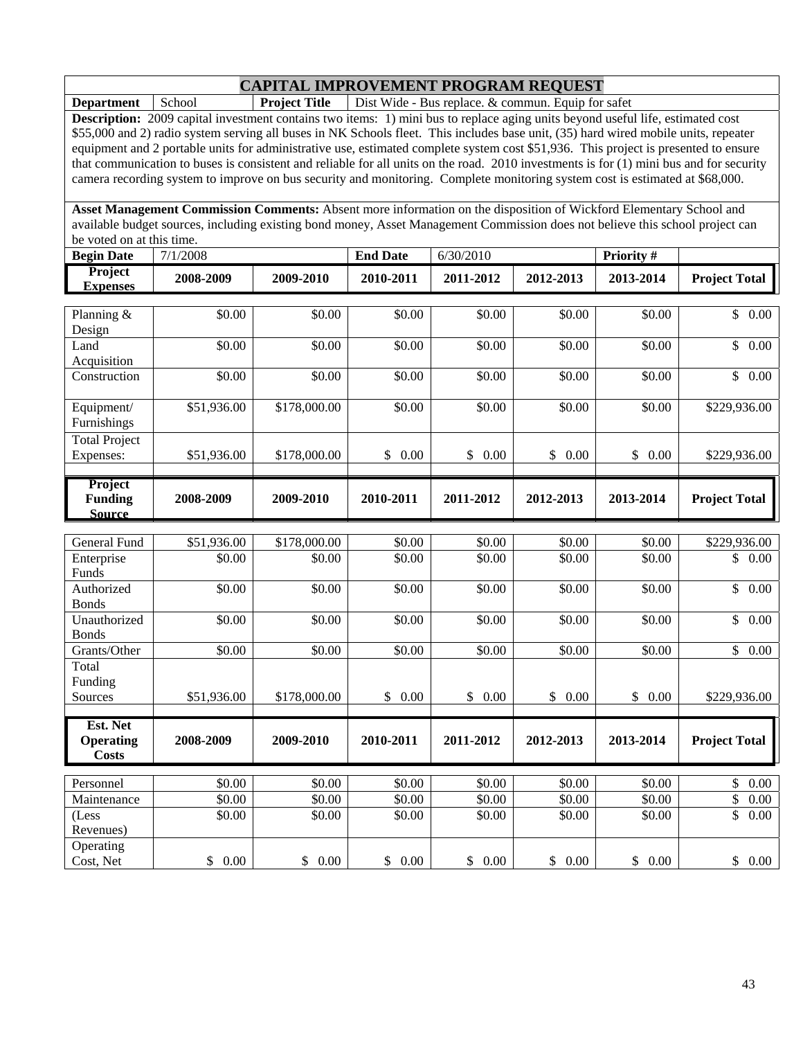## CAPITAL IMPROVEMENT PROGRAM REQUEST

| **Department** | School | **Project Title** | Dist Wide - Bus replace. & commun. Equip for safet |
|---|---|---|---|

**Description:** 2009 capital investment contains two items: 1) mini bus to replace aging units beyond useful life, estimated cost $55,000 and 2) radio system serving all buses in NK Schools fleet. This includes base unit, (35) hard wired mobile units, repeater equipment and 2 portable units for administrative use, estimated complete system cost $51,936. This project is presented to ensure that communication to buses is consistent and reliable for all units on the road. 2010 investments is for (1) mini bus and for security camera recording system to improve on bus security and monitoring. Complete monitoring system cost is estimated at $68,000.

**Asset Management Commission Comments:** Absent more information on the disposition of Wickford Elementary School and available budget sources, including existing bond money, Asset Management Commission does not believe this school project can be voted on at this time.

| **Begin Date** | 7/1/2008 | **End Date** | 6/30/2010 | **Priority #** | |
|---|---|---|---|---|---|

| **Project Expenses** | **2008-2009** | **2009-2010** | **2010-2011** | **2011-2012** | **2012-2013** | **2013-2014** | **Project Total** |
|---|---|---|---|---|---|---|---|
| Planning & Design | $0.00 | $0.00 | $0.00 | $0.00 | $0.00 | $0.00 | $ 0.00 |
| Land Acquisition | $0.00 | $0.00 | $0.00 | $0.00 | $0.00 | $0.00 | $ 0.00 |
| Construction | $0.00 | $0.00 | $0.00 | $0.00 | $0.00 | $0.00 | $ 0.00 |
| Equipment/ Furnishings | $51,936.00 | $178,000.00 | $0.00 | $0.00 | $0.00 | $0.00 | $229,936.00 |
| Total Project Expenses: | $51,936.00 | $178,000.00 | $ 0.00 | $ 0.00 | $ 0.00 | $ 0.00 | $229,936.00 |

| **Project Funding Source** | **2008-2009** | **2009-2010** | **2010-2011** | **2011-2012** | **2012-2013** | **2013-2014** | **Project Total** |
|---|---|---|---|---|---|---|---|
| General Fund | $51,936.00 | $178,000.00 | $0.00 | $0.00 | $0.00 | $0.00 | $229,936.00 |
| Enterprise Funds | $0.00 | $0.00 | $0.00 | $0.00 | $0.00 | $0.00 | $ 0.00 |
| Authorized Bonds | $0.00 | $0.00 | $0.00 | $0.00 | $0.00 | $0.00 | $ 0.00 |
| Unauthorized Bonds | $0.00 | $0.00 | $0.00 | $0.00 | $0.00 | $0.00 | $ 0.00 |
| Grants/Other | $0.00 | $0.00 | $0.00 | $0.00 | $0.00 | $0.00 | $ 0.00 |
| Total Funding Sources | $51,936.00 | $178,000.00 | $ 0.00 | $ 0.00 | $ 0.00 | $ 0.00 | $229,936.00 |

| **Est. Net Operating Costs** | **2008-2009** | **2009-2010** | **2010-2011** | **2011-2012** | **2012-2013** | **2013-2014** | **Project Total** |
|---|---|---|---|---|---|---|---|
| Personnel | $0.00 | $0.00 | $0.00 | $0.00 | $0.00 | $0.00 | $ 0.00 |
| Maintenance | $0.00 | $0.00 | $0.00 | $0.00 | $0.00 | $0.00 | $ 0.00 |
| (Less Revenues) | $0.00 | $0.00 | $0.00 | $0.00 | $0.00 | $0.00 | $ 0.00 |
| Operating Cost, Net | $ 0.00 | $ 0.00 | $ 0.00 | $ 0.00 | $ 0.00 | $ 0.00 | $ 0.00 |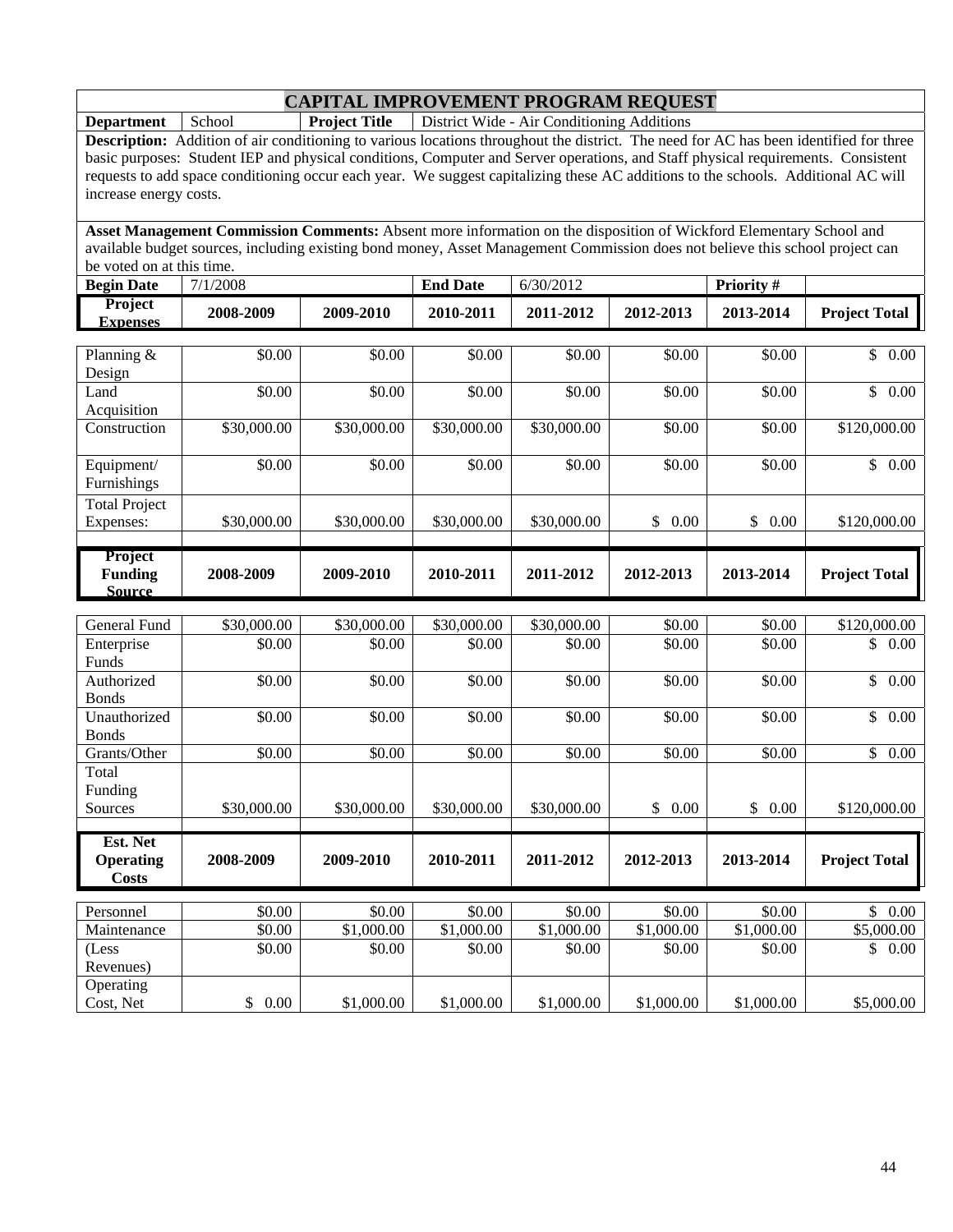# CAPITAL IMPROVEMENT PROGRAM REQUEST

| **Department** | School | **Project Title** | District Wide - Air Conditioning Additions |
|---|---|---|---|

**Description:** Addition of air conditioning to various locations throughout the district. The need for AC has been identified for three basic purposes: Student IEP and physical conditions, Computer and Server operations, and Staff physical requirements. Consistent requests to add space conditioning occur each year. We suggest capitalizing these AC additions to the schools. Additional AC will increase energy costs.

**Asset Management Commission Comments:** Absent more information on the disposition of Wickford Elementary School and available budget sources, including existing bond money, Asset Management Commission does not believe this school project can be voted on at this time.

| **Begin Date** | 7/1/2008 | **End Date** | 6/30/2012 | **Priority #** | |
|---|---|---|---|---|---|

| **Project Expenses** | **2008-2009** | **2009-2010** | **2010-2011** | **2011-2012** | **2012-2013** | **2013-2014** | **Project Total** |
|---|---|---|---|---|---|---|---|
| Planning & Design | $0.00 | $0.00 | $0.00 | $0.00 | $0.00 | $0.00 | $ 0.00 |
| Land Acquisition | $0.00 | $0.00 | $0.00 | $0.00 | $0.00 | $0.00 | $ 0.00 |
| Construction | $30,000.00 | $30,000.00 | $30,000.00 | $30,000.00 | $0.00 | $0.00 | $120,000.00 |
| Equipment/ Furnishings | $0.00 | $0.00 | $0.00 | $0.00 | $0.00 | $0.00 | $ 0.00 |
| Total Project Expenses: | $30,000.00 | $30,000.00 | $30,000.00 | $30,000.00 | $ 0.00 | $ 0.00 | $120,000.00 |

| **Project Funding Source** | **2008-2009** | **2009-2010** | **2010-2011** | **2011-2012** | **2012-2013** | **2013-2014** | **Project Total** |
|---|---|---|---|---|---|---|---|
| General Fund | $30,000.00 | $30,000.00 | $30,000.00 | $30,000.00 | $0.00 | $0.00 | $120,000.00 |
| Enterprise Funds | $0.00 | $0.00 | $0.00 | $0.00 | $0.00 | $0.00 | $ 0.00 |
| Authorized Bonds | $0.00 | $0.00 | $0.00 | $0.00 | $0.00 | $0.00 | $ 0.00 |
| Unauthorized Bonds | $0.00 | $0.00 | $0.00 | $0.00 | $0.00 | $0.00 | $ 0.00 |
| Grants/Other | $0.00 | $0.00 | $0.00 | $0.00 | $0.00 | $0.00 | $ 0.00 |
| Total Funding Sources | $30,000.00 | $30,000.00 | $30,000.00 | $30,000.00 | $ 0.00 | $ 0.00 | $120,000.00 |

| **Est. Net Operating Costs** | **2008-2009** | **2009-2010** | **2010-2011** | **2011-2012** | **2012-2013** | **2013-2014** | **Project Total** |
|---|---|---|---|---|---|---|---|
| Personnel | $0.00 | $0.00 | $0.00 | $0.00 | $0.00 | $0.00 | $ 0.00 |
| Maintenance | $0.00 | $1,000.00 | $1,000.00 | $1,000.00 | $1,000.00 | $1,000.00 | $5,000.00 |
| (Less Revenues) | $0.00 | $0.00 | $0.00 | $0.00 | $0.00 | $0.00 | $ 0.00 |
| Operating Cost, Net | $ 0.00 | $1,000.00 | $1,000.00 | $1,000.00 | $1,000.00 | $1,000.00 | $5,000.00 |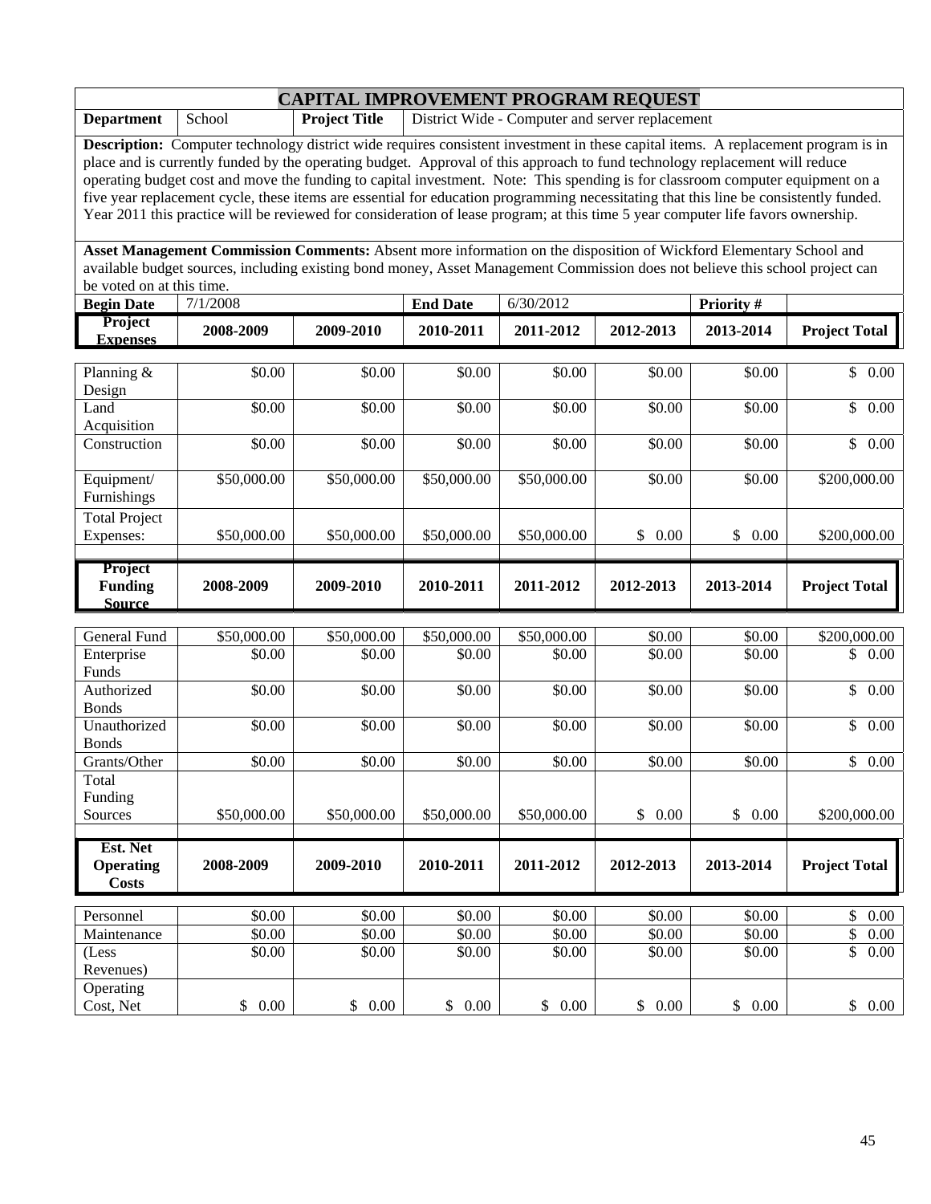# CAPITAL IMPROVEMENT PROGRAM REQUEST

| **Department** | School | **Project Title** | District Wide - Computer and server replacement |
|---|---|---|---|

**Description:** Computer technology district wide requires consistent investment in these capital items. A replacement program is in place and is currently funded by the operating budget. Approval of this approach to fund technology replacement will reduce operating budget cost and move the funding to capital investment. Note: This spending is for classroom computer equipment on a five year replacement cycle, these items are essential for education programming necessitating that this line be consistently funded. Year 2011 this practice will be reviewed for consideration of lease program; at this time 5 year computer life favors ownership.

**Asset Management Commission Comments:** Absent more information on the disposition of Wickford Elementary School and available budget sources, including existing bond money, Asset Management Commission does not believe this school project can be voted on at this time.

| **Begin Date** | 7/1/2008 | **End Date** | 6/30/2012 | **Priority #** | |
|---|---|---|---|---|---|

| **Project Expenses** | **2008-2009** | **2009-2010** | **2010-2011** | **2011-2012** | **2012-2013** | **2013-2014** | **Project Total** |
|---|---|---|---|---|---|---|---|
| Planning & Design | $0.00 | $0.00 | $0.00 | $0.00 | $0.00 | $0.00 | $ 0.00 |
| Land Acquisition | $0.00 | $0.00 | $0.00 | $0.00 | $0.00 | $0.00 | $ 0.00 |
| Construction | $0.00 | $0.00 | $0.00 | $0.00 | $0.00 | $0.00 | $ 0.00 |
| Equipment/ Furnishings | $50,000.00 | $50,000.00 | $50,000.00 | $50,000.00 | $0.00 | $0.00 | $200,000.00 |
| Total Project Expenses: | $50,000.00 | $50,000.00 | $50,000.00 | $50,000.00 | $ 0.00 | $ 0.00 | $200,000.00 |

| **Project Funding Source** | **2008-2009** | **2009-2010** | **2010-2011** | **2011-2012** | **2012-2013** | **2013-2014** | **Project Total** |
|---|---|---|---|---|---|---|---|
| General Fund | $50,000.00 | $50,000.00 | $50,000.00 | $50,000.00 | $0.00 | $0.00 | $200,000.00 |
| Enterprise Funds | $0.00 | $0.00 | $0.00 | $0.00 | $0.00 | $0.00 | $ 0.00 |
| Authorized Bonds | $0.00 | $0.00 | $0.00 | $0.00 | $0.00 | $0.00 | $ 0.00 |
| Unauthorized Bonds | $0.00 | $0.00 | $0.00 | $0.00 | $0.00 | $0.00 | $ 0.00 |
| Grants/Other | $0.00 | $0.00 | $0.00 | $0.00 | $0.00 | $0.00 | $ 0.00 |
| Total Funding Sources | $50,000.00 | $50,000.00 | $50,000.00 | $50,000.00 | $ 0.00 | $ 0.00 | $200,000.00 |

| **Est. Net Operating Costs** | **2008-2009** | **2009-2010** | **2010-2011** | **2011-2012** | **2012-2013** | **2013-2014** | **Project Total** |
|---|---|---|---|---|---|---|---|
| Personnel | $0.00 | $0.00 | $0.00 | $0.00 | $0.00 | $0.00 | $ 0.00 |
| Maintenance | $0.00 | $0.00 | $0.00 | $0.00 | $0.00 | $0.00 | $ 0.00 |
| (Less Revenues) | $0.00 | $0.00 | $0.00 | $0.00 | $0.00 | $0.00 | $ 0.00 |
| Operating Cost, Net | $ 0.00 | $ 0.00 | $ 0.00 | $ 0.00 | $ 0.00 | $ 0.00 | $ 0.00 |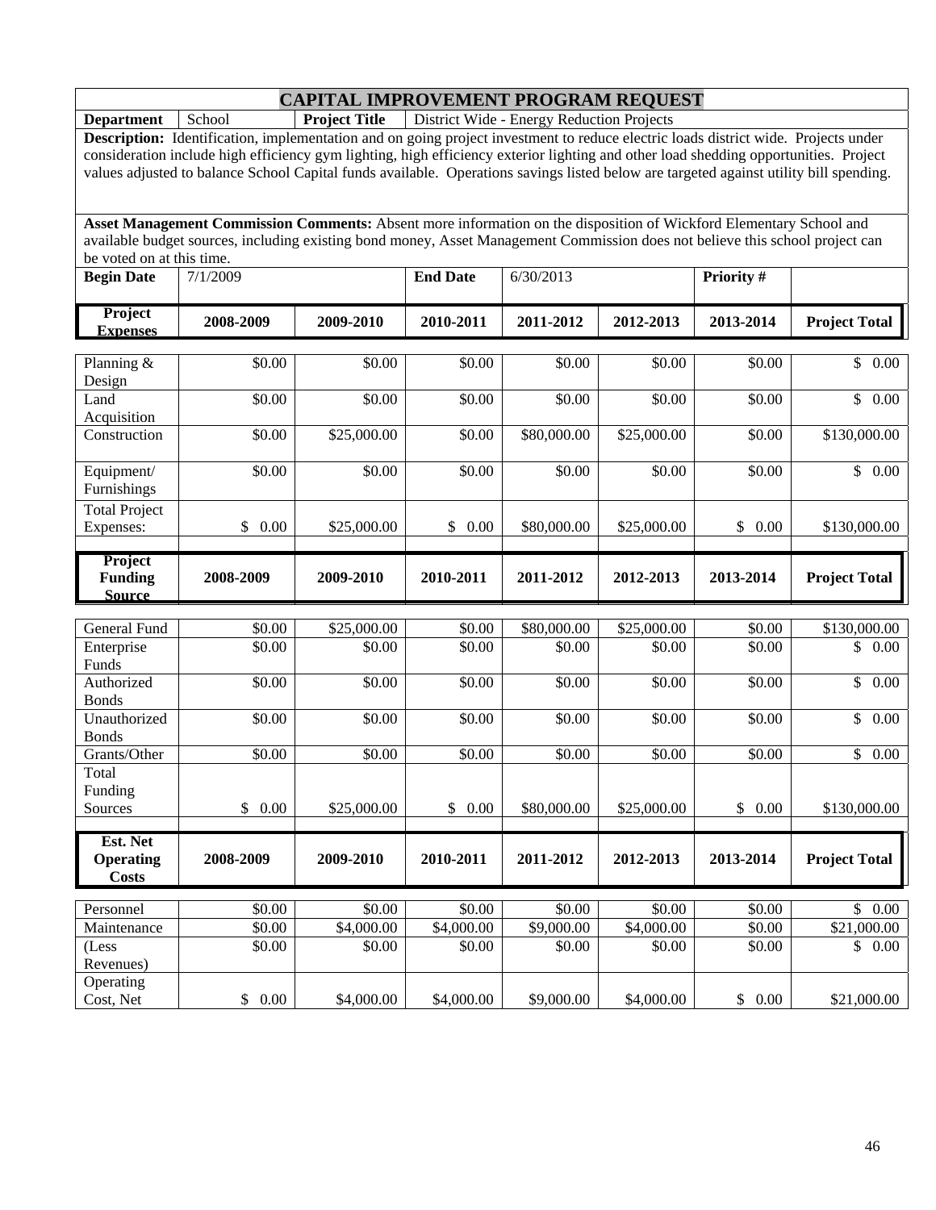# CAPITAL IMPROVEMENT PROGRAM REQUEST

| **Department** | School | **Project Title** | District Wide - Energy Reduction Projects |
|---|---|---|---|

**Description:** Identification, implementation and on going project investment to reduce electric loads district wide. Projects under consideration include high efficiency gym lighting, high efficiency exterior lighting and other load shedding opportunities. Project values adjusted to balance School Capital funds available. Operations savings listed below are targeted against utility bill spending.

**Asset Management Commission Comments:** Absent more information on the disposition of Wickford Elementary School and available budget sources, including existing bond money, Asset Management Commission does not believe this school project can be voted on at this time.

| **Begin Date** | 7/1/2009 | **End Date** | 6/30/2013 | **Priority #** | |
|---|---|---|---|---|---|

| **Project Expenses** | **2008-2009** | **2009-2010** | **2010-2011** | **2011-2012** | **2012-2013** | **2013-2014** | **Project Total** |
|---|---|---|---|---|---|---|---|
| Planning & Design | $0.00 | $0.00 | $0.00 | $0.00 | $0.00 | $0.00 | $ 0.00 |
| Land Acquisition | $0.00 | $0.00 | $0.00 | $0.00 | $0.00 | $0.00 | $ 0.00 |
| Construction | $0.00 | $25,000.00 | $0.00 | $80,000.00 | $25,000.00 | $0.00 | $130,000.00 |
| Equipment/ Furnishings | $0.00 | $0.00 | $0.00 | $0.00 | $0.00 | $0.00 | $ 0.00 |
| Total Project Expenses: | $ 0.00 | $25,000.00 | $ 0.00 | $80,000.00 | $25,000.00 | $ 0.00 | $130,000.00 |

| **Project Funding Source** | **2008-2009** | **2009-2010** | **2010-2011** | **2011-2012** | **2012-2013** | **2013-2014** | **Project Total** |
|---|---|---|---|---|---|---|---|
| General Fund | $0.00 | $25,000.00 | $0.00 | $80,000.00 | $25,000.00 | $0.00 | $130,000.00 |
| Enterprise Funds | $0.00 | $0.00 | $0.00 | $0.00 | $0.00 | $0.00 | $ 0.00 |
| Authorized Bonds | $0.00 | $0.00 | $0.00 | $0.00 | $0.00 | $0.00 | $ 0.00 |
| Unauthorized Bonds | $0.00 | $0.00 | $0.00 | $0.00 | $0.00 | $0.00 | $ 0.00 |
| Grants/Other | $0.00 | $0.00 | $0.00 | $0.00 | $0.00 | $0.00 | $ 0.00 |
| Total Funding Sources | $ 0.00 | $25,000.00 | $ 0.00 | $80,000.00 | $25,000.00 | $ 0.00 | $130,000.00 |

| **Est. Net Operating Costs** | **2008-2009** | **2009-2010** | **2010-2011** | **2011-2012** | **2012-2013** | **2013-2014** | **Project Total** |
|---|---|---|---|---|---|---|---|
| Personnel | $0.00 | $0.00 | $0.00 | $0.00 | $0.00 | $0.00 | $ 0.00 |
| Maintenance | $0.00 | $4,000.00 | $4,000.00 | $9,000.00 | $4,000.00 | $0.00 | $21,000.00 |
| (Less Revenues) | $0.00 | $0.00 | $0.00 | $0.00 | $0.00 | $0.00 | $ 0.00 |
| Operating Cost, Net | $ 0.00 | $4,000.00 | $4,000.00 | $9,000.00 | $4,000.00 | $ 0.00 | $21,000.00 |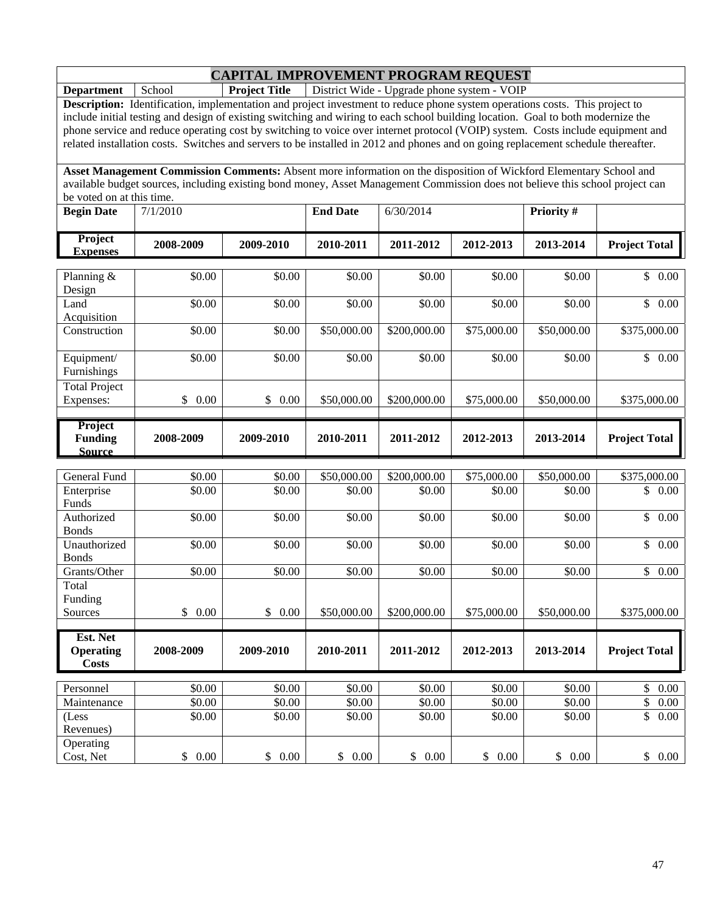# CAPITAL IMPROVEMENT PROGRAM REQUEST

| **Department** | School | **Project Title** | District Wide - Upgrade phone system - VOIP |
|---|---|---|---|

**Description:** Identification, implementation and project investment to reduce phone system operations costs. This project to include initial testing and design of existing switching and wiring to each school building location. Goal to both modernize the phone service and reduce operating cost by switching to voice over internet protocol (VOIP) system. Costs include equipment and related installation costs. Switches and servers to be installed in 2012 and phones and on going replacement schedule thereafter.

**Asset Management Commission Comments:** Absent more information on the disposition of Wickford Elementary School and available budget sources, including existing bond money, Asset Management Commission does not believe this school project can be voted on at this time.

| **Begin Date** | 7/1/2010 | **End Date** | 6/30/2014 | **Priority #** | |
|---|---|---|---|---|---|

| **Project Expenses** | **2008-2009** | **2009-2010** | **2010-2011** | **2011-2012** | **2012-2013** | **2013-2014** | **Project Total** |
|---|---|---|---|---|---|---|---|
| Planning & Design | $0.00 | $0.00 | $0.00 | $0.00 | $0.00 | $0.00 | $ 0.00 |
| Land Acquisition | $0.00 | $0.00 | $0.00 | $0.00 | $0.00 | $0.00 | $ 0.00 |
| Construction | $0.00 | $0.00 | $50,000.00 | $200,000.00 | $75,000.00 | $50,000.00 | $375,000.00 |
| Equipment/ Furnishings | $0.00 | $0.00 | $0.00 | $0.00 | $0.00 | $0.00 | $ 0.00 |
| Total Project Expenses: | $ 0.00 | $ 0.00 | $50,000.00 | $200,000.00 | $75,000.00 | $50,000.00 | $375,000.00 |

| **Project Funding Source** | **2008-2009** | **2009-2010** | **2010-2011** | **2011-2012** | **2012-2013** | **2013-2014** | **Project Total** |
|---|---|---|---|---|---|---|---|
| General Fund | $0.00 | $0.00 | $50,000.00 | $200,000.00 | $75,000.00 | $50,000.00 | $375,000.00 |
| Enterprise Funds | $0.00 | $0.00 | $0.00 | $0.00 | $0.00 | $0.00 | $ 0.00 |
| Authorized Bonds | $0.00 | $0.00 | $0.00 | $0.00 | $0.00 | $0.00 | $ 0.00 |
| Unauthorized Bonds | $0.00 | $0.00 | $0.00 | $0.00 | $0.00 | $0.00 | $ 0.00 |
| Grants/Other | $0.00 | $0.00 | $0.00 | $0.00 | $0.00 | $0.00 | $ 0.00 |
| Total Funding Sources | $ 0.00 | $ 0.00 | $50,000.00 | $200,000.00 | $75,000.00 | $50,000.00 | $375,000.00 |

| **Est. Net Operating Costs** | **2008-2009** | **2009-2010** | **2010-2011** | **2011-2012** | **2012-2013** | **2013-2014** | **Project Total** |
|---|---|---|---|---|---|---|---|
| Personnel | $0.00 | $0.00 | $0.00 | $0.00 | $0.00 | $0.00 | $ 0.00 |
| Maintenance | $0.00 | $0.00 | $0.00 | $0.00 | $0.00 | $0.00 | $ 0.00 |
| (Less Revenues) | $0.00 | $0.00 | $0.00 | $0.00 | $0.00 | $0.00 | $ 0.00 |
| Operating Cost, Net | $ 0.00 | $ 0.00 | $ 0.00 | $ 0.00 | $ 0.00 | $ 0.00 | $ 0.00 |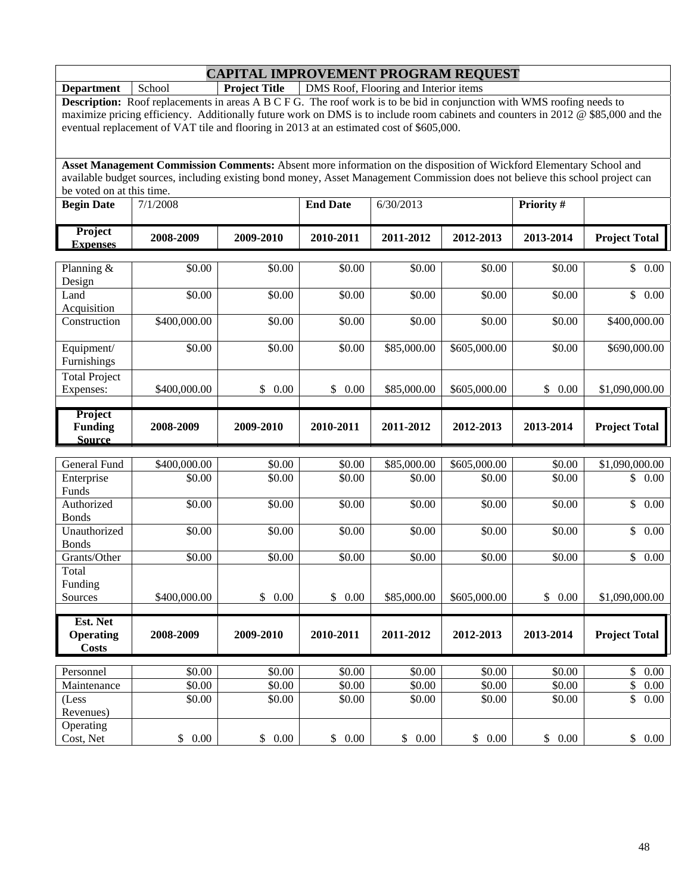# CAPITAL IMPROVEMENT PROGRAM REQUEST

| **Department** | School | **Project Title** | DMS Roof, Flooring and Interior items |
|---|---|---|---|

**Description:** Roof replacements in areas A B C F G. The roof work is to be bid in conjunction with WMS roofing needs to maximize pricing efficiency. Additionally future work on DMS is to include room cabinets and counters in 2012 @ $85,000 and the eventual replacement of VAT tile and flooring in 2013 at an estimated cost of $605,000.

**Asset Management Commission Comments:** Absent more information on the disposition of Wickford Elementary School and available budget sources, including existing bond money, Asset Management Commission does not believe this school project can be voted on at this time.

| **Begin Date** | 7/1/2008 | **End Date** | 6/30/2013 | **Priority #** | |
|---|---|---|---|---|---|

| **Project Expenses** | **2008-2009** | **2009-2010** | **2010-2011** | **2011-2012** | **2012-2013** | **2013-2014** | **Project Total** |
|---|---|---|---|---|---|---|---|
| Planning & Design | $0.00 | $0.00 | $0.00 | $0.00 | $0.00 | $0.00 | $ 0.00 |
| Land Acquisition | $0.00 | $0.00 | $0.00 | $0.00 | $0.00 | $0.00 | $ 0.00 |
| Construction | $400,000.00 | $0.00 | $0.00 | $0.00 | $0.00 | $0.00 | $400,000.00 |
| Equipment/ Furnishings | $0.00 | $0.00 | $0.00 | $85,000.00 | $605,000.00 | $0.00 | $690,000.00 |
| Total Project Expenses: | $400,000.00 | $ 0.00 | $ 0.00 | $85,000.00 | $605,000.00 | $ 0.00 | $1,090,000.00 |

| **Project Funding Source** | **2008-2009** | **2009-2010** | **2010-2011** | **2011-2012** | **2012-2013** | **2013-2014** | **Project Total** |
|---|---|---|---|---|---|---|---|
| General Fund | $400,000.00 | $0.00 | $0.00 | $85,000.00 | $605,000.00 | $0.00 | $1,090,000.00 |
| Enterprise Funds | $0.00 | $0.00 | $0.00 | $0.00 | $0.00 | $0.00 | $ 0.00 |
| Authorized Bonds | $0.00 | $0.00 | $0.00 | $0.00 | $0.00 | $0.00 | $ 0.00 |
| Unauthorized Bonds | $0.00 | $0.00 | $0.00 | $0.00 | $0.00 | $0.00 | $ 0.00 |
| Grants/Other | $0.00 | $0.00 | $0.00 | $0.00 | $0.00 | $0.00 | $ 0.00 |
| Total Funding Sources | $400,000.00 | $ 0.00 | $ 0.00 | $85,000.00 | $605,000.00 | $ 0.00 | $1,090,000.00 |

| **Est. Net Operating Costs** | **2008-2009** | **2009-2010** | **2010-2011** | **2011-2012** | **2012-2013** | **2013-2014** | **Project Total** |
|---|---|---|---|---|---|---|---|
| Personnel | $0.00 | $0.00 | $0.00 | $0.00 | $0.00 | $0.00 | $ 0.00 |
| Maintenance | $0.00 | $0.00 | $0.00 | $0.00 | $0.00 | $0.00 | $ 0.00 |
| (Less Revenues) | $0.00 | $0.00 | $0.00 | $0.00 | $0.00 | $0.00 | $ 0.00 |
| Operating Cost, Net | $ 0.00 | $ 0.00 | $ 0.00 | $ 0.00 | $ 0.00 | $ 0.00 | $ 0.00 |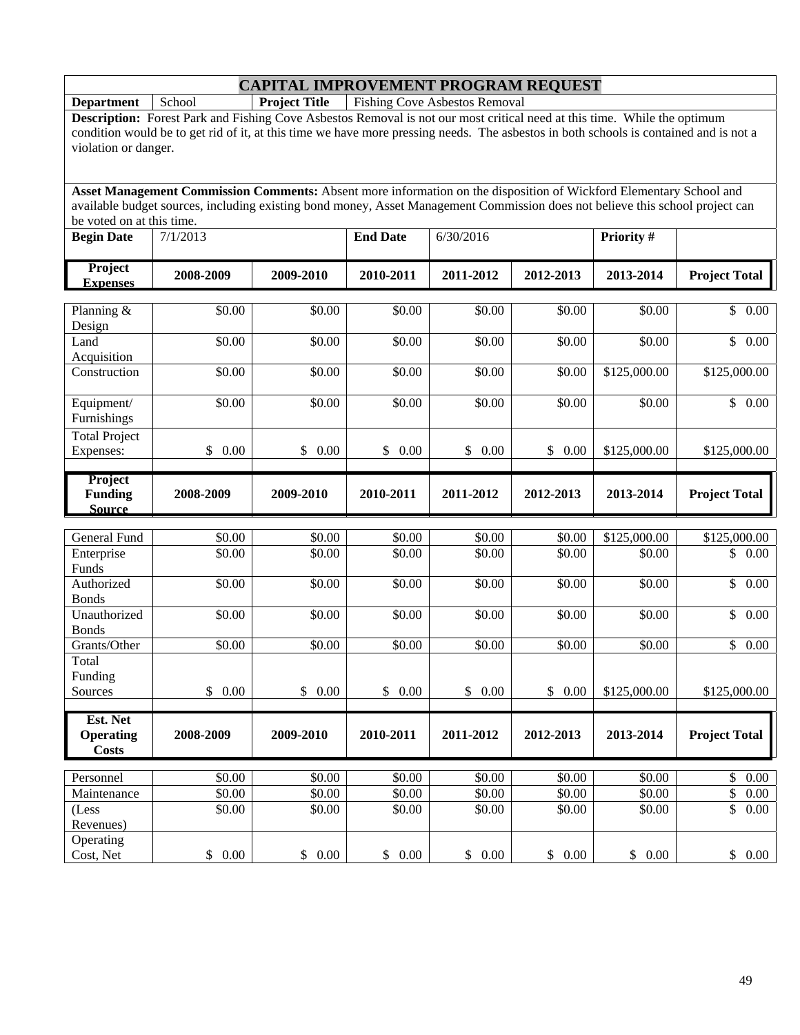# CAPITAL IMPROVEMENT PROGRAM REQUEST

| **Department** | School | **Project Title** | Fishing Cove Asbestos Removal |
|---|---|---|---|

**Description:** Forest Park and Fishing Cove Asbestos Removal is not our most critical need at this time. While the optimum condition would be to get rid of it, at this time we have more pressing needs. The asbestos in both schools is contained and is not a violation or danger.

**Asset Management Commission Comments:** Absent more information on the disposition of Wickford Elementary School and available budget sources, including existing bond money, Asset Management Commission does not believe this school project can be voted on at this time.

| **Begin Date** | 7/1/2013 | **End Date** | 6/30/2016 | **Priority #** | |
|---|---|---|---|---|---|

| **Project Expenses** | **2008-2009** | **2009-2010** | **2010-2011** | **2011-2012** | **2012-2013** | **2013-2014** | **Project Total** |
|---|---|---|---|---|---|---|---|
| Planning & Design | $0.00 | $0.00 | $0.00 | $0.00 | $0.00 | $0.00 | $ 0.00 |
| Land Acquisition | $0.00 | $0.00 | $0.00 | $0.00 | $0.00 | $0.00 | $ 0.00 |
| Construction | $0.00 | $0.00 | $0.00 | $0.00 | $0.00 | $125,000.00 | $125,000.00 |
| Equipment/ Furnishings | $0.00 | $0.00 | $0.00 | $0.00 | $0.00 | $0.00 | $ 0.00 |
| Total Project Expenses: | $ 0.00 | $ 0.00 | $ 0.00 | $ 0.00 | $ 0.00 | $125,000.00 | $125,000.00 |

| **Project Funding Source** | **2008-2009** | **2009-2010** | **2010-2011** | **2011-2012** | **2012-2013** | **2013-2014** | **Project Total** |
|---|---|---|---|---|---|---|---|
| General Fund | $0.00 | $0.00 | $0.00 | $0.00 | $0.00 | $125,000.00 | $125,000.00 |
| Enterprise Funds | $0.00 | $0.00 | $0.00 | $0.00 | $0.00 | $0.00 | $ 0.00 |
| Authorized Bonds | $0.00 | $0.00 | $0.00 | $0.00 | $0.00 | $0.00 | $ 0.00 |
| Unauthorized Bonds | $0.00 | $0.00 | $0.00 | $0.00 | $0.00 | $0.00 | $ 0.00 |
| Grants/Other | $0.00 | $0.00 | $0.00 | $0.00 | $0.00 | $0.00 | $ 0.00 |
| Total Funding Sources | $ 0.00 | $ 0.00 | $ 0.00 | $ 0.00 | $ 0.00 | $125,000.00 | $125,000.00 |

| **Est. Net Operating Costs** | **2008-2009** | **2009-2010** | **2010-2011** | **2011-2012** | **2012-2013** | **2013-2014** | **Project Total** |
|---|---|---|---|---|---|---|---|
| Personnel | $0.00 | $0.00 | $0.00 | $0.00 | $0.00 | $0.00 | $ 0.00 |
| Maintenance | $0.00 | $0.00 | $0.00 | $0.00 | $0.00 | $0.00 | $ 0.00 |
| (Less Revenues) | $0.00 | $0.00 | $0.00 | $0.00 | $0.00 | $0.00 | $ 0.00 |
| Operating Cost, Net | $ 0.00 | $ 0.00 | $ 0.00 | $ 0.00 | $ 0.00 | $ 0.00 | $ 0.00 |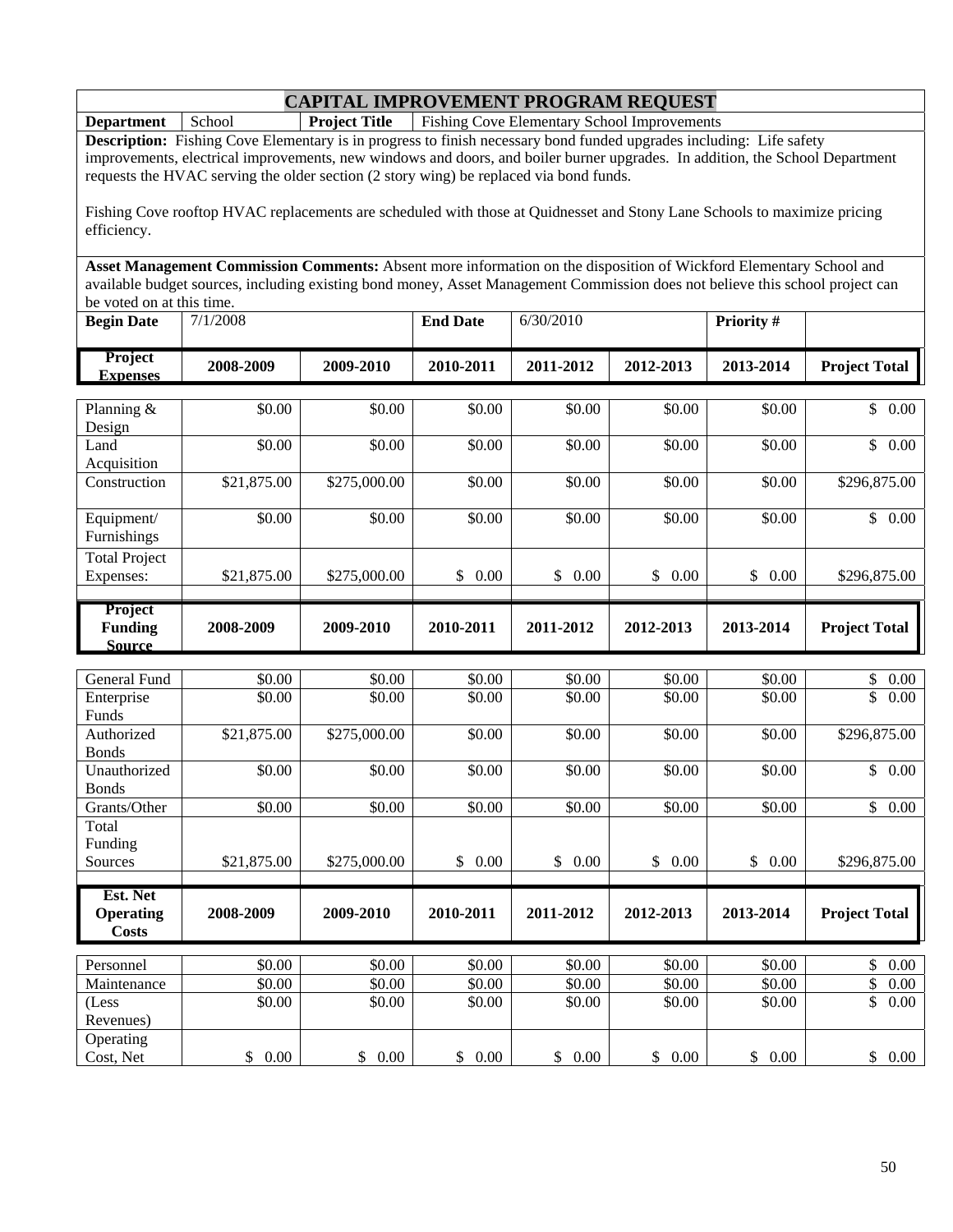# CAPITAL IMPROVEMENT PROGRAM REQUEST

| **Department** | School | **Project Title** | Fishing Cove Elementary School Improvements |
|---|---|---|---|

**Description:** Fishing Cove Elementary is in progress to finish necessary bond funded upgrades including: Life safety improvements, electrical improvements, new windows and doors, and boiler burner upgrades. In addition, the School Department requests the HVAC serving the older section (2 story wing) be replaced via bond funds.

Fishing Cove rooftop HVAC replacements are scheduled with those at Quidnesset and Stony Lane Schools to maximize pricing efficiency.

**Asset Management Commission Comments:** Absent more information on the disposition of Wickford Elementary School and available budget sources, including existing bond money, Asset Management Commission does not believe this school project can be voted on at this time.

| **Begin Date** | 7/1/2008 | **End Date** | 6/30/2010 | **Priority #** | |
|---|---|---|---|---|---|

| **Project Expenses** | **2008-2009** | **2009-2010** | **2010-2011** | **2011-2012** | **2012-2013** | **2013-2014** | **Project Total** |
|---|---|---|---|---|---|---|---|
| Planning & Design | $0.00 | $0.00 | $0.00 | $0.00 | $0.00 | $0.00 | $ 0.00 |
| Land Acquisition | $0.00 | $0.00 | $0.00 | $0.00 | $0.00 | $0.00 | $ 0.00 |
| Construction | $21,875.00 | $275,000.00 | $0.00 | $0.00 | $0.00 | $0.00 | $296,875.00 |
| Equipment/ Furnishings | $0.00 | $0.00 | $0.00 | $0.00 | $0.00 | $0.00 | $ 0.00 |
| Total Project Expenses: | $21,875.00 | $275,000.00 | $ 0.00 | $ 0.00 | $ 0.00 | $ 0.00 | $296,875.00 |

| **Project Funding Source** | **2008-2009** | **2009-2010** | **2010-2011** | **2011-2012** | **2012-2013** | **2013-2014** | **Project Total** |
|---|---|---|---|---|---|---|---|
| General Fund | $0.00 | $0.00 | $0.00 | $0.00 | $0.00 | $0.00 | $ 0.00 |
| Enterprise Funds | $0.00 | $0.00 | $0.00 | $0.00 | $0.00 | $0.00 | $ 0.00 |
| Authorized Bonds | $21,875.00 | $275,000.00 | $0.00 | $0.00 | $0.00 | $0.00 | $296,875.00 |
| Unauthorized Bonds | $0.00 | $0.00 | $0.00 | $0.00 | $0.00 | $0.00 | $ 0.00 |
| Grants/Other | $0.00 | $0.00 | $0.00 | $0.00 | $0.00 | $0.00 | $ 0.00 |
| Total Funding Sources | $21,875.00 | $275,000.00 | $ 0.00 | $ 0.00 | $ 0.00 | $ 0.00 | $296,875.00 |

| **Est. Net Operating Costs** | **2008-2009** | **2009-2010** | **2010-2011** | **2011-2012** | **2012-2013** | **2013-2014** | **Project Total** |
|---|---|---|---|---|---|---|---|
| Personnel | $0.00 | $0.00 | $0.00 | $0.00 | $0.00 | $0.00 | $ 0.00 |
| Maintenance | $0.00 | $0.00 | $0.00 | $0.00 | $0.00 | $0.00 | $ 0.00 |
| (Less Revenues) | $0.00 | $0.00 | $0.00 | $0.00 | $0.00 | $0.00 | $ 0.00 |
| Operating Cost, Net | $ 0.00 | $ 0.00 | $ 0.00 | $ 0.00 | $ 0.00 | $ 0.00 | $ 0.00 |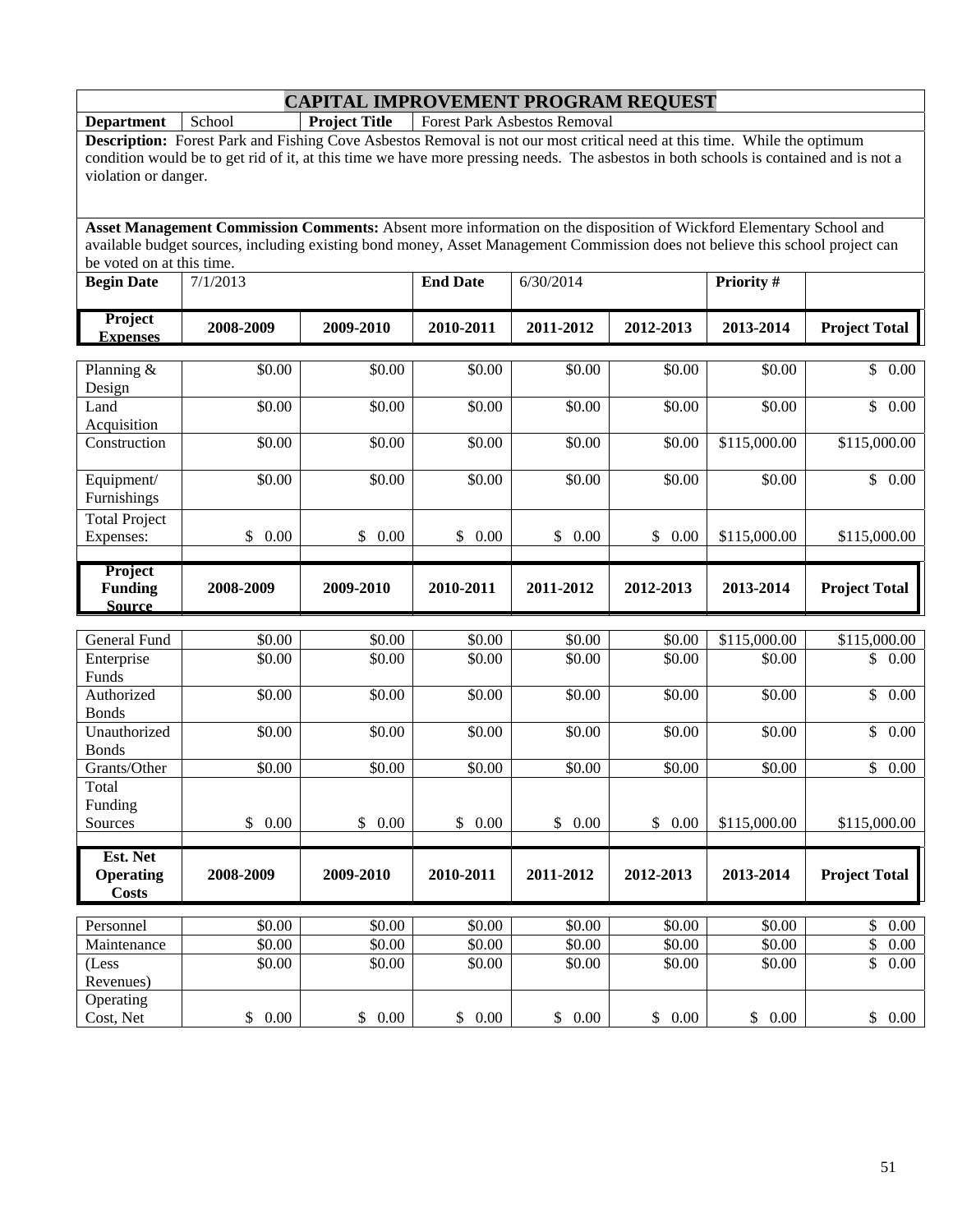# CAPITAL IMPROVEMENT PROGRAM REQUEST

| **Department** | School | **Project Title** | Forest Park Asbestos Removal |
|---|---|---|---|

**Description:** Forest Park and Fishing Cove Asbestos Removal is not our most critical need at this time. While the optimum condition would be to get rid of it, at this time we have more pressing needs. The asbestos in both schools is contained and is not a violation or danger.

**Asset Management Commission Comments:** Absent more information on the disposition of Wickford Elementary School and available budget sources, including existing bond money, Asset Management Commission does not believe this school project can be voted on at this time.

| **Begin Date** | 7/1/2013 | **End Date** | 6/30/2014 | **Priority #** | |
|---|---|---|---|---|---|

| **Project Expenses** | **2008-2009** | **2009-2010** | **2010-2011** | **2011-2012** | **2012-2013** | **2013-2014** | **Project Total** |
|---|---|---|---|---|---|---|---|
| Planning & Design | $0.00 | $0.00 | $0.00 | $0.00 | $0.00 | $0.00 | $ 0.00 |
| Land Acquisition | $0.00 | $0.00 | $0.00 | $0.00 | $0.00 | $0.00 | $ 0.00 |
| Construction | $0.00 | $0.00 | $0.00 | $0.00 | $0.00 | $115,000.00 | $115,000.00 |
| Equipment/ Furnishings | $0.00 | $0.00 | $0.00 | $0.00 | $0.00 | $0.00 | $ 0.00 |
| Total Project Expenses: | $ 0.00 | $ 0.00 | $ 0.00 | $ 0.00 | $ 0.00 | $115,000.00 | $115,000.00 |

| **Project Funding Source** | **2008-2009** | **2009-2010** | **2010-2011** | **2011-2012** | **2012-2013** | **2013-2014** | **Project Total** |
|---|---|---|---|---|---|---|---|
| General Fund | $0.00 | $0.00 | $0.00 | $0.00 | $0.00 | $115,000.00 | $115,000.00 |
| Enterprise Funds | $0.00 | $0.00 | $0.00 | $0.00 | $0.00 | $0.00 | $ 0.00 |
| Authorized Bonds | $0.00 | $0.00 | $0.00 | $0.00 | $0.00 | $0.00 | $ 0.00 |
| Unauthorized Bonds | $0.00 | $0.00 | $0.00 | $0.00 | $0.00 | $0.00 | $ 0.00 |
| Grants/Other | $0.00 | $0.00 | $0.00 | $0.00 | $0.00 | $0.00 | $ 0.00 |
| Total Funding Sources | $ 0.00 | $ 0.00 | $ 0.00 | $ 0.00 | $ 0.00 | $115,000.00 | $115,000.00 |

| **Est. Net Operating Costs** | **2008-2009** | **2009-2010** | **2010-2011** | **2011-2012** | **2012-2013** | **2013-2014** | **Project Total** |
|---|---|---|---|---|---|---|---|
| Personnel | $0.00 | $0.00 | $0.00 | $0.00 | $0.00 | $0.00 | $ 0.00 |
| Maintenance | $0.00 | $0.00 | $0.00 | $0.00 | $0.00 | $0.00 | $ 0.00 |
| (Less Revenues) | $0.00 | $0.00 | $0.00 | $0.00 | $0.00 | $0.00 | $ 0.00 |
| Operating Cost, Net | $ 0.00 | $ 0.00 | $ 0.00 | $ 0.00 | $ 0.00 | $ 0.00 | $ 0.00 |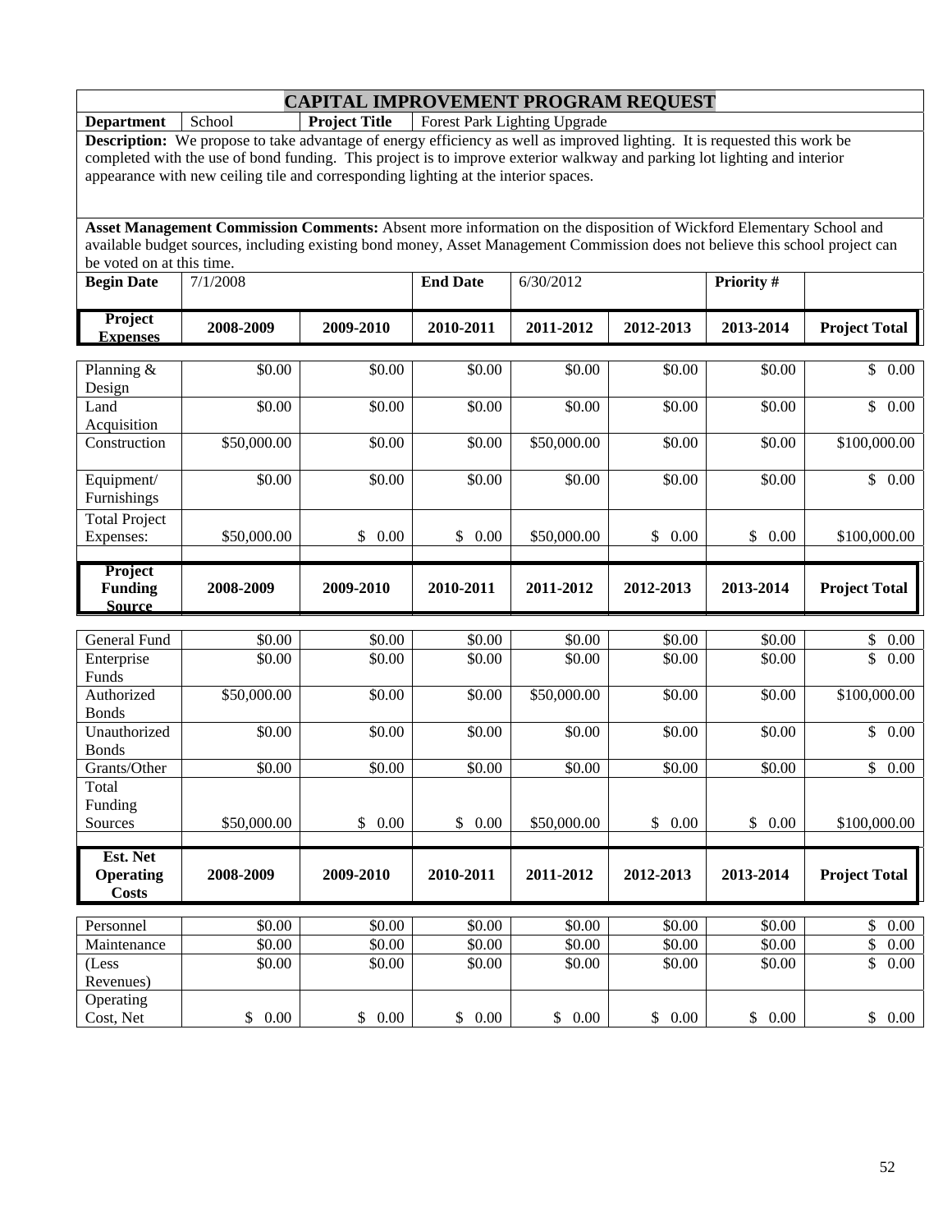## CAPITAL IMPROVEMENT PROGRAM REQUEST

| **Department** | School | **Project Title** | Forest Park Lighting Upgrade |
|---|---|---|---|

**Description:** We propose to take advantage of energy efficiency as well as improved lighting. It is requested this work be completed with the use of bond funding. This project is to improve exterior walkway and parking lot lighting and interior appearance with new ceiling tile and corresponding lighting at the interior spaces.

**Asset Management Commission Comments:** Absent more information on the disposition of Wickford Elementary School and available budget sources, including existing bond money, Asset Management Commission does not believe this school project can be voted on at this time.

| **Begin Date** | 7/1/2008 | **End Date** | 6/30/2012 | **Priority #** | |
|---|---|---|---|---|---|

| **Project Expenses** | **2008-2009** | **2009-2010** | **2010-2011** | **2011-2012** | **2012-2013** | **2013-2014** | **Project Total** |
|---|---|---|---|---|---|---|---|
| Planning & Design | $0.00 | $0.00 | $0.00 | $0.00 | $0.00 | $0.00 | $ 0.00 |
| Land Acquisition | $0.00 | $0.00 | $0.00 | $0.00 | $0.00 | $0.00 | $ 0.00 |
| Construction | $50,000.00 | $0.00 | $0.00 | $50,000.00 | $0.00 | $0.00 | $100,000.00 |
| Equipment/ Furnishings | $0.00 | $0.00 | $0.00 | $0.00 | $0.00 | $0.00 | $ 0.00 |
| Total Project Expenses: | $50,000.00 | $ 0.00 | $ 0.00 | $50,000.00 | $ 0.00 | $ 0.00 | $100,000.00 |

| **Project Funding Source** | **2008-2009** | **2009-2010** | **2010-2011** | **2011-2012** | **2012-2013** | **2013-2014** | **Project Total** |
|---|---|---|---|---|---|---|---|
| General Fund | $0.00 | $0.00 | $0.00 | $0.00 | $0.00 | $0.00 | $ 0.00 |
| Enterprise Funds | $0.00 | $0.00 | $0.00 | $0.00 | $0.00 | $0.00 | $ 0.00 |
| Authorized Bonds | $50,000.00 | $0.00 | $0.00 | $50,000.00 | $0.00 | $0.00 | $100,000.00 |
| Unauthorized Bonds | $0.00 | $0.00 | $0.00 | $0.00 | $0.00 | $0.00 | $ 0.00 |
| Grants/Other | $0.00 | $0.00 | $0.00 | $0.00 | $0.00 | $0.00 | $ 0.00 |
| Total Funding Sources | $50,000.00 | $ 0.00 | $ 0.00 | $50,000.00 | $ 0.00 | $ 0.00 | $100,000.00 |

| **Est. Net Operating Costs** | **2008-2009** | **2009-2010** | **2010-2011** | **2011-2012** | **2012-2013** | **2013-2014** | **Project Total** |
|---|---|---|---|---|---|---|---|
| Personnel | $0.00 | $0.00 | $0.00 | $0.00 | $0.00 | $0.00 | $ 0.00 |
| Maintenance | $0.00 | $0.00 | $0.00 | $0.00 | $0.00 | $0.00 | $ 0.00 |
| (Less Revenues) | $0.00 | $0.00 | $0.00 | $0.00 | $0.00 | $0.00 | $ 0.00 |
| Operating Cost, Net | $ 0.00 | $ 0.00 | $ 0.00 | $ 0.00 | $ 0.00 | $ 0.00 | $ 0.00 |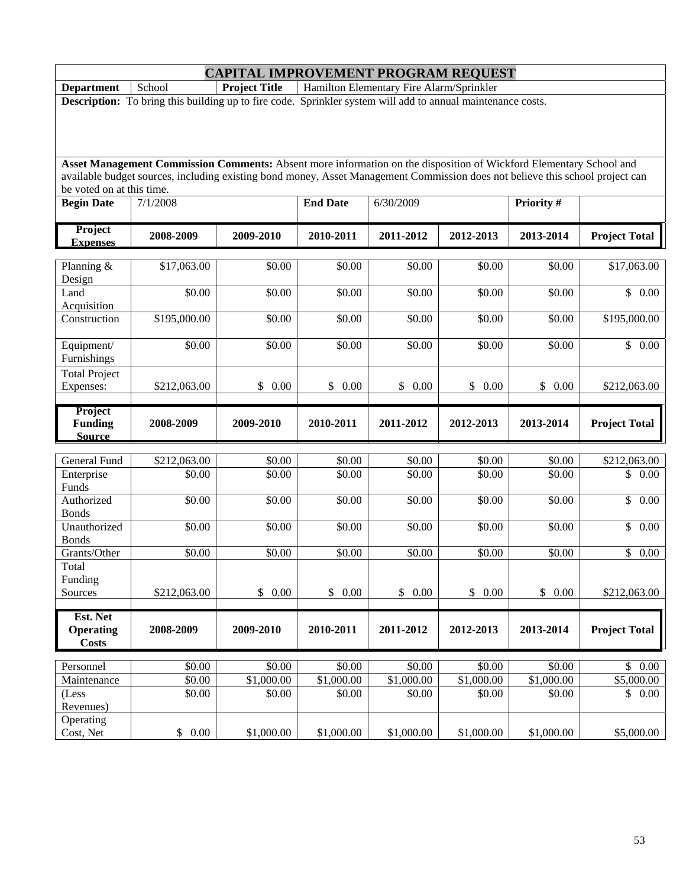# CAPITAL IMPROVEMENT PROGRAM REQUEST

| **Department** | School | **Project Title** | Hamilton Elementary Fire Alarm/Sprinkler |
|---|---|---|---|

**Description:** To bring this building up to fire code. Sprinkler system will add to annual maintenance costs.

**Asset Management Commission Comments:** Absent more information on the disposition of Wickford Elementary School and available budget sources, including existing bond money, Asset Management Commission does not believe this school project can be voted on at this time.

| **Begin Date** | 7/1/2008 | **End Date** | 6/30/2009 | **Priority #** | |
|---|---|---|---|---|---|

| **Project Expenses** | **2008-2009** | **2009-2010** | **2010-2011** | **2011-2012** | **2012-2013** | **2013-2014** | **Project Total** |
|---|---|---|---|---|---|---|---|
| Planning & Design | $17,063.00 | $0.00 | $0.00 | $0.00 | $0.00 | $0.00 | $17,063.00 |
| Land Acquisition | $0.00 | $0.00 | $0.00 | $0.00 | $0.00 | $0.00 | $ 0.00 |
| Construction | $195,000.00 | $0.00 | $0.00 | $0.00 | $0.00 | $0.00 | $195,000.00 |
| Equipment/ Furnishings | $0.00 | $0.00 | $0.00 | $0.00 | $0.00 | $0.00 | $ 0.00 |
| Total Project Expenses: | $212,063.00 | $ 0.00 | $ 0.00 | $ 0.00 | $ 0.00 | $ 0.00 | $212,063.00 |

| **Project Funding Source** | **2008-2009** | **2009-2010** | **2010-2011** | **2011-2012** | **2012-2013** | **2013-2014** | **Project Total** |
|---|---|---|---|---|---|---|---|
| General Fund | $212,063.00 | $0.00 | $0.00 | $0.00 | $0.00 | $0.00 | $212,063.00 |
| Enterprise Funds | $0.00 | $0.00 | $0.00 | $0.00 | $0.00 | $0.00 | $ 0.00 |
| Authorized Bonds | $0.00 | $0.00 | $0.00 | $0.00 | $0.00 | $0.00 | $ 0.00 |
| Unauthorized Bonds | $0.00 | $0.00 | $0.00 | $0.00 | $0.00 | $0.00 | $ 0.00 |
| Grants/Other | $0.00 | $0.00 | $0.00 | $0.00 | $0.00 | $0.00 | $ 0.00 |
| Total Funding Sources | $212,063.00 | $ 0.00 | $ 0.00 | $ 0.00 | $ 0.00 | $ 0.00 | $212,063.00 |

| **Est. Net Operating Costs** | **2008-2009** | **2009-2010** | **2010-2011** | **2011-2012** | **2012-2013** | **2013-2014** | **Project Total** |
|---|---|---|---|---|---|---|---|
| Personnel | $0.00 | $0.00 | $0.00 | $0.00 | $0.00 | $0.00 | $ 0.00 |
| Maintenance | $0.00 | $1,000.00 | $1,000.00 | $1,000.00 | $1,000.00 | $1,000.00 | $5,000.00 |
| (Less Revenues) | $0.00 | $0.00 | $0.00 | $0.00 | $0.00 | $0.00 | $ 0.00 |
| Operating Cost, Net | $ 0.00 | $1,000.00 | $1,000.00 | $1,000.00 | $1,000.00 | $1,000.00 | $5,000.00 |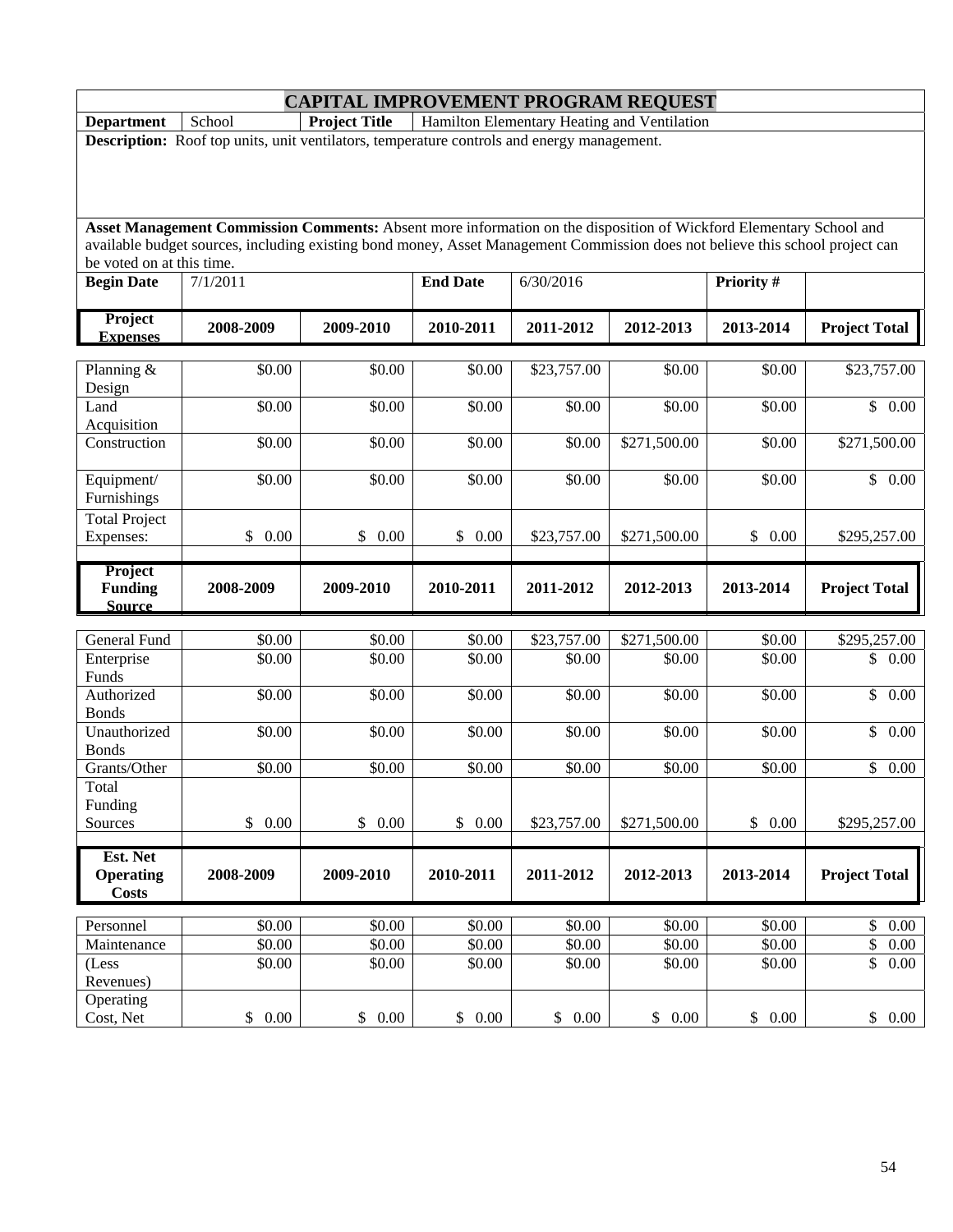# CAPITAL IMPROVEMENT PROGRAM REQUEST

| **Department** | School | **Project Title** | Hamilton Elementary Heating and Ventilation |
|---|---|---|---|

**Description:** Roof top units, unit ventilators, temperature controls and energy management.

**Asset Management Commission Comments:** Absent more information on the disposition of Wickford Elementary School and available budget sources, including existing bond money, Asset Management Commission does not believe this school project can be voted on at this time.

| **Begin Date** | 7/1/2011 | **End Date** | 6/30/2016 | **Priority #** | |
|---|---|---|---|---|---|

| **Project Expenses** | **2008-2009** | **2009-2010** | **2010-2011** | **2011-2012** | **2012-2013** | **2013-2014** | **Project Total** |
|---|---|---|---|---|---|---|---|
| Planning & Design | $0.00 | $0.00 | $0.00 | $23,757.00 | $0.00 | $0.00 | $23,757.00 |
| Land Acquisition | $0.00 | $0.00 | $0.00 | $0.00 | $0.00 | $0.00 | $ 0.00 |
| Construction | $0.00 | $0.00 | $0.00 | $0.00 | $271,500.00 | $0.00 | $271,500.00 |
| Equipment/ Furnishings | $0.00 | $0.00 | $0.00 | $0.00 | $0.00 | $0.00 | $ 0.00 |
| Total Project Expenses: | $ 0.00 | $ 0.00 | $ 0.00 | $23,757.00 | $271,500.00 | $ 0.00 | $295,257.00 |

| **Project Funding Source** | **2008-2009** | **2009-2010** | **2010-2011** | **2011-2012** | **2012-2013** | **2013-2014** | **Project Total** |
|---|---|---|---|---|---|---|---|
| General Fund | $0.00 | $0.00 | $0.00 | $23,757.00 | $271,500.00 | $0.00 | $295,257.00 |
| Enterprise Funds | $0.00 | $0.00 | $0.00 | $0.00 | $0.00 | $0.00 | $ 0.00 |
| Authorized Bonds | $0.00 | $0.00 | $0.00 | $0.00 | $0.00 | $0.00 | $ 0.00 |
| Unauthorized Bonds | $0.00 | $0.00 | $0.00 | $0.00 | $0.00 | $0.00 | $ 0.00 |
| Grants/Other | $0.00 | $0.00 | $0.00 | $0.00 | $0.00 | $0.00 | $ 0.00 |
| Total Funding Sources | $ 0.00 | $ 0.00 | $ 0.00 | $23,757.00 | $271,500.00 | $ 0.00 | $295,257.00 |

| **Est. Net Operating Costs** | **2008-2009** | **2009-2010** | **2010-2011** | **2011-2012** | **2012-2013** | **2013-2014** | **Project Total** |
|---|---|---|---|---|---|---|---|
| Personnel | $0.00 | $0.00 | $0.00 | $0.00 | $0.00 | $0.00 | $ 0.00 |
| Maintenance | $0.00 | $0.00 | $0.00 | $0.00 | $0.00 | $0.00 | $ 0.00 |
| (Less Revenues) | $0.00 | $0.00 | $0.00 | $0.00 | $0.00 | $0.00 | $ 0.00 |
| Operating Cost, Net | $ 0.00 | $ 0.00 | $ 0.00 | $ 0.00 | $ 0.00 | $ 0.00 | $ 0.00 |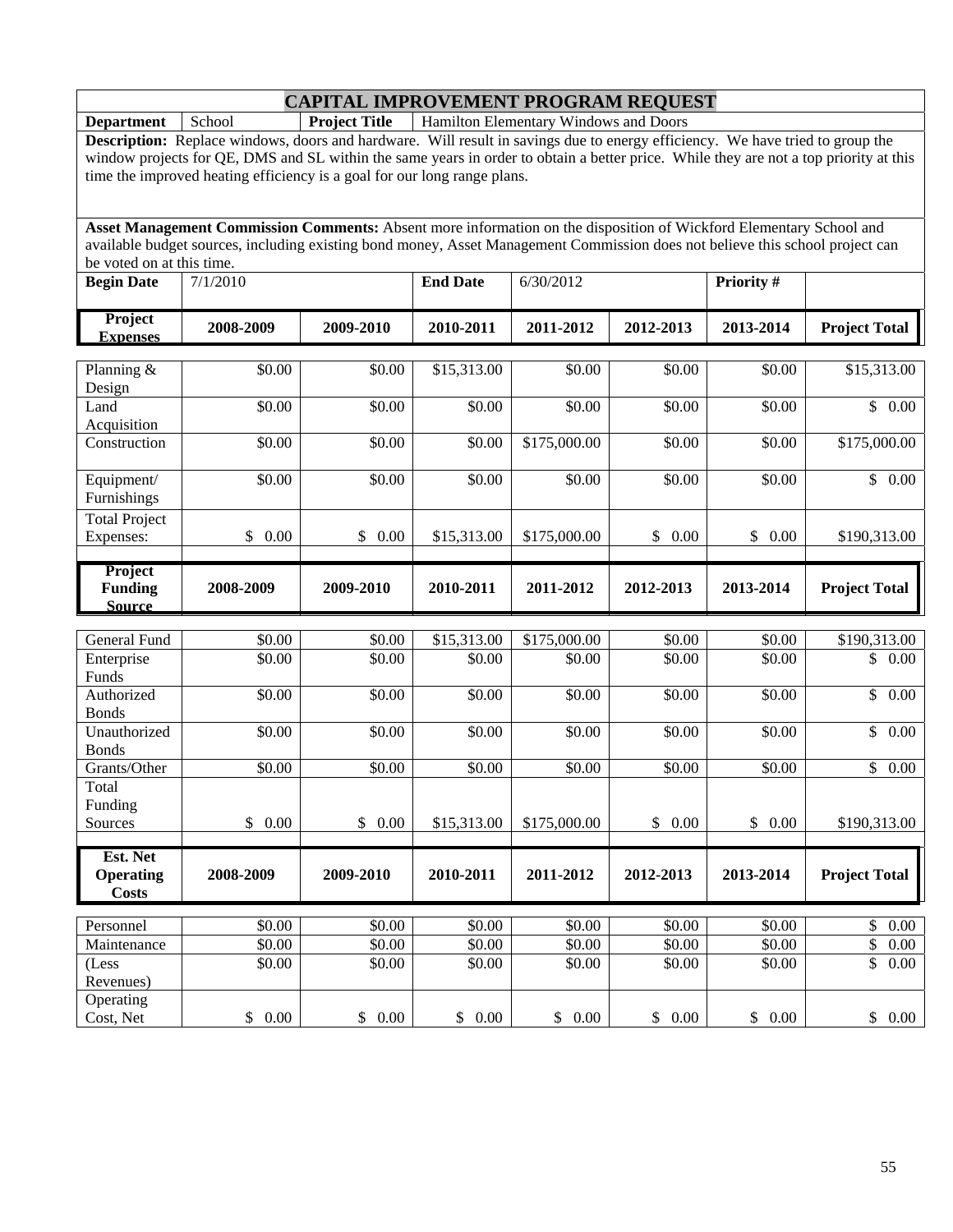# CAPITAL IMPROVEMENT PROGRAM REQUEST

| **Department** | School | **Project Title** | Hamilton Elementary Windows and Doors |
|---|---|---|---|

**Description:** Replace windows, doors and hardware. Will result in savings due to energy efficiency. We have tried to group the window projects for QE, DMS and SL within the same years in order to obtain a better price. While they are not a top priority at this time the improved heating efficiency is a goal for our long range plans.

**Asset Management Commission Comments:** Absent more information on the disposition of Wickford Elementary School and available budget sources, including existing bond money, Asset Management Commission does not believe this school project can be voted on at this time.

| **Begin Date** | 7/1/2010 | **End Date** | 6/30/2012 | **Priority #** | |
|---|---|---|---|---|---|

| **Project Expenses** | 2008-2009 | 2009-2010 | 2010-2011 | 2011-2012 | 2012-2013 | 2013-2014 | Project Total |
|---|---|---|---|---|---|---|---|
| Planning & Design | $0.00 | $0.00 | $15,313.00 | $0.00 | $0.00 | $0.00 | $15,313.00 |
| Land Acquisition | $0.00 | $0.00 | $0.00 | $0.00 | $0.00 | $0.00 | $ 0.00 |
| Construction | $0.00 | $0.00 | $0.00 | $175,000.00 | $0.00 | $0.00 | $175,000.00 |
| Equipment/ Furnishings | $0.00 | $0.00 | $0.00 | $0.00 | $0.00 | $0.00 | $ 0.00 |
| Total Project Expenses: | $ 0.00 | $ 0.00 | $15,313.00 | $175,000.00 | $ 0.00 | $ 0.00 | $190,313.00 |

| **Project Funding Source** | 2008-2009 | 2009-2010 | 2010-2011 | 2011-2012 | 2012-2013 | 2013-2014 | Project Total |
|---|---|---|---|---|---|---|---|
| General Fund | $0.00 | $0.00 | $15,313.00 | $175,000.00 | $0.00 | $0.00 | $190,313.00 |
| Enterprise Funds | $0.00 | $0.00 | $0.00 | $0.00 | $0.00 | $0.00 | $ 0.00 |
| Authorized Bonds | $0.00 | $0.00 | $0.00 | $0.00 | $0.00 | $0.00 | $ 0.00 |
| Unauthorized Bonds | $0.00 | $0.00 | $0.00 | $0.00 | $0.00 | $0.00 | $ 0.00 |
| Grants/Other | $0.00 | $0.00 | $0.00 | $0.00 | $0.00 | $0.00 | $ 0.00 |
| Total Funding Sources | $ 0.00 | $ 0.00 | $15,313.00 | $175,000.00 | $ 0.00 | $ 0.00 | $190,313.00 |

| **Est. Net Operating Costs** | 2008-2009 | 2009-2010 | 2010-2011 | 2011-2012 | 2012-2013 | 2013-2014 | Project Total |
|---|---|---|---|---|---|---|---|
| Personnel | $0.00 | $0.00 | $0.00 | $0.00 | $0.00 | $0.00 | $ 0.00 |
| Maintenance | $0.00 | $0.00 | $0.00 | $0.00 | $0.00 | $0.00 | $ 0.00 |
| (Less Revenues) | $0.00 | $0.00 | $0.00 | $0.00 | $0.00 | $0.00 | $ 0.00 |
| Operating Cost, Net | $ 0.00 | $ 0.00 | $ 0.00 | $ 0.00 | $ 0.00 | $ 0.00 | $ 0.00 |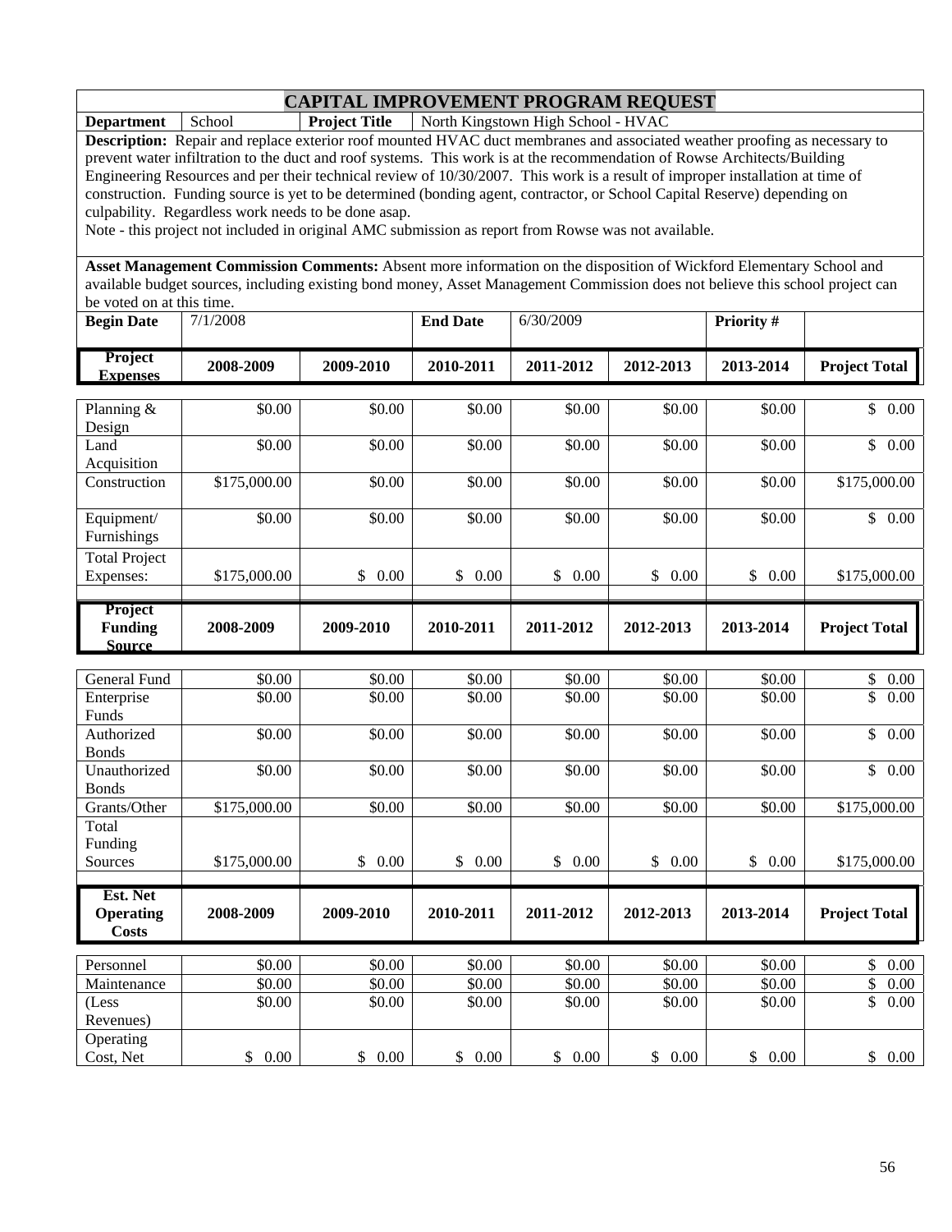# CAPITAL IMPROVEMENT PROGRAM REQUEST

| **Department** | School | **Project Title** | North Kingstown High School - HVAC |
|---|---|---|---|

**Description:** Repair and replace exterior roof mounted HVAC duct membranes and associated weather proofing as necessary to prevent water infiltration to the duct and roof systems. This work is at the recommendation of Rowse Architects/Building Engineering Resources and per their technical review of 10/30/2007. This work is a result of improper installation at time of construction. Funding source is yet to be determined (bonding agent, contractor, or School Capital Reserve) depending on culpability. Regardless work needs to be done asap.
Note - this project not included in original AMC submission as report from Rowse was not available.

**Asset Management Commission Comments:** Absent more information on the disposition of Wickford Elementary School and available budget sources, including existing bond money, Asset Management Commission does not believe this school project can be voted on at this time.

| **Begin Date** | 7/1/2008 | **End Date** | 6/30/2009 | **Priority #** | |
|---|---|---|---|---|---|

| **Project Expenses** | **2008-2009** | **2009-2010** | **2010-2011** | **2011-2012** | **2012-2013** | **2013-2014** | **Project Total** |
|---|---|---|---|---|---|---|---|
| Planning & Design | $0.00 | $0.00 | $0.00 | $0.00 | $0.00 | $0.00 | $ 0.00 |
| Land Acquisition | $0.00 | $0.00 | $0.00 | $0.00 | $0.00 | $0.00 | $ 0.00 |
| Construction | $175,000.00 | $0.00 | $0.00 | $0.00 | $0.00 | $0.00 | $175,000.00 |
| Equipment/ Furnishings | $0.00 | $0.00 | $0.00 | $0.00 | $0.00 | $0.00 | $ 0.00 |
| Total Project Expenses: | $175,000.00 | $ 0.00 | $ 0.00 | $ 0.00 | $ 0.00 | $ 0.00 | $175,000.00 |

| **Project Funding Source** | **2008-2009** | **2009-2010** | **2010-2011** | **2011-2012** | **2012-2013** | **2013-2014** | **Project Total** |
|---|---|---|---|---|---|---|---|
| General Fund | $0.00 | $0.00 | $0.00 | $0.00 | $0.00 | $0.00 | $ 0.00 |
| Enterprise Funds | $0.00 | $0.00 | $0.00 | $0.00 | $0.00 | $0.00 | $ 0.00 |
| Authorized Bonds | $0.00 | $0.00 | $0.00 | $0.00 | $0.00 | $0.00 | $ 0.00 |
| Unauthorized Bonds | $0.00 | $0.00 | $0.00 | $0.00 | $0.00 | $0.00 | $ 0.00 |
| Grants/Other | $175,000.00 | $0.00 | $0.00 | $0.00 | $0.00 | $0.00 | $175,000.00 |
| Total Funding Sources | $175,000.00 | $ 0.00 | $ 0.00 | $ 0.00 | $ 0.00 | $ 0.00 | $175,000.00 |

| **Est. Net Operating Costs** | **2008-2009** | **2009-2010** | **2010-2011** | **2011-2012** | **2012-2013** | **2013-2014** | **Project Total** |
|---|---|---|---|---|---|---|---|
| Personnel | $0.00 | $0.00 | $0.00 | $0.00 | $0.00 | $0.00 | $ 0.00 |
| Maintenance | $0.00 | $0.00 | $0.00 | $0.00 | $0.00 | $0.00 | $ 0.00 |
| (Less Revenues) | $0.00 | $0.00 | $0.00 | $0.00 | $0.00 | $0.00 | $ 0.00 |
| Operating Cost, Net | $ 0.00 | $ 0.00 | $ 0.00 | $ 0.00 | $ 0.00 | $ 0.00 | $ 0.00 |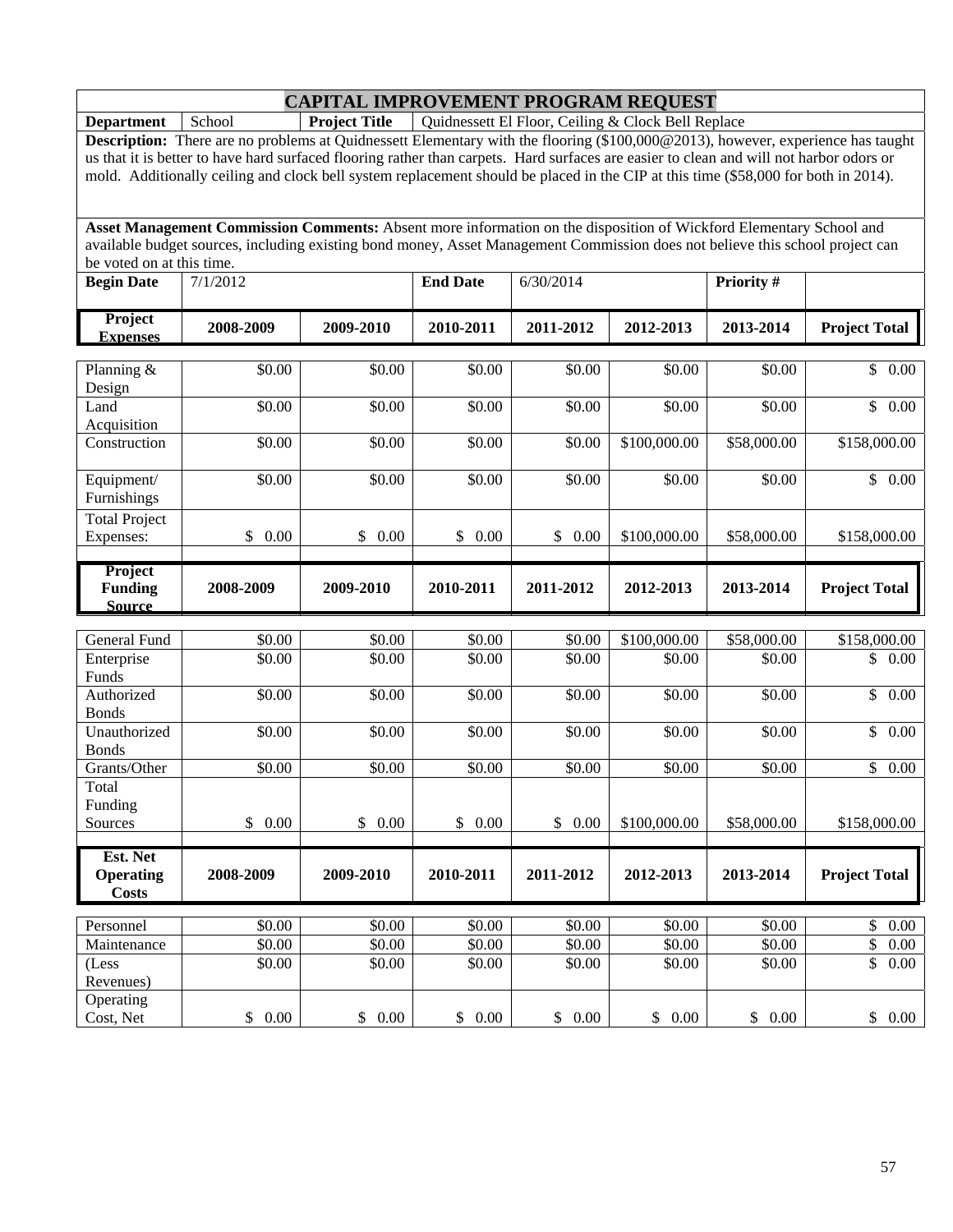# CAPITAL IMPROVEMENT PROGRAM REQUEST

| **Department** | School | **Project Title** | Quidnessett El Floor, Ceiling & Clock Bell Replace |
|---|---|---|---|

**Description:** There are no problems at Quidnessett Elementary with the flooring ($100,000@2013), however, experience has taught us that it is better to have hard surfaced flooring rather than carpets. Hard surfaces are easier to clean and will not harbor odors or mold. Additionally ceiling and clock bell system replacement should be placed in the CIP at this time ($58,000 for both in 2014).

**Asset Management Commission Comments:** Absent more information on the disposition of Wickford Elementary School and available budget sources, including existing bond money, Asset Management Commission does not believe this school project can be voted on at this time.

| **Begin Date** | 7/1/2012 | **End Date** | 6/30/2014 | **Priority #** | |
|---|---|---|---|---|---|

| **Project Expenses** | **2008-2009** | **2009-2010** | **2010-2011** | **2011-2012** | **2012-2013** | **2013-2014** | **Project Total** |
|---|---|---|---|---|---|---|---|
| Planning & Design | $0.00 | $0.00 | $0.00 | $0.00 | $0.00 | $0.00 | $ 0.00 |
| Land Acquisition | $0.00 | $0.00 | $0.00 | $0.00 | $0.00 | $0.00 | $ 0.00 |
| Construction | $0.00 | $0.00 | $0.00 | $0.00 | $100,000.00 | $58,000.00 | $158,000.00 |
| Equipment/ Furnishings | $0.00 | $0.00 | $0.00 | $0.00 | $0.00 | $0.00 | $ 0.00 |
| Total Project Expenses: | $ 0.00 | $ 0.00 | $ 0.00 | $ 0.00 | $100,000.00 | $58,000.00 | $158,000.00 |

| **Project Funding Source** | **2008-2009** | **2009-2010** | **2010-2011** | **2011-2012** | **2012-2013** | **2013-2014** | **Project Total** |
|---|---|---|---|---|---|---|---|
| General Fund | $0.00 | $0.00 | $0.00 | $0.00 | $100,000.00 | $58,000.00 | $158,000.00 |
| Enterprise Funds | $0.00 | $0.00 | $0.00 | $0.00 | $0.00 | $0.00 | $ 0.00 |
| Authorized Bonds | $0.00 | $0.00 | $0.00 | $0.00 | $0.00 | $0.00 | $ 0.00 |
| Unauthorized Bonds | $0.00 | $0.00 | $0.00 | $0.00 | $0.00 | $0.00 | $ 0.00 |
| Grants/Other | $0.00 | $0.00 | $0.00 | $0.00 | $0.00 | $0.00 | $ 0.00 |
| Total Funding Sources | $ 0.00 | $ 0.00 | $ 0.00 | $ 0.00 | $100,000.00 | $58,000.00 | $158,000.00 |

| **Est. Net Operating Costs** | **2008-2009** | **2009-2010** | **2010-2011** | **2011-2012** | **2012-2013** | **2013-2014** | **Project Total** |
|---|---|---|---|---|---|---|---|
| Personnel | $0.00 | $0.00 | $0.00 | $0.00 | $0.00 | $0.00 | $ 0.00 |
| Maintenance | $0.00 | $0.00 | $0.00 | $0.00 | $0.00 | $0.00 | $ 0.00 |
| (Less Revenues) | $0.00 | $0.00 | $0.00 | $0.00 | $0.00 | $0.00 | $ 0.00 |
| Operating Cost, Net | $ 0.00 | $ 0.00 | $ 0.00 | $ 0.00 | $ 0.00 | $ 0.00 | $ 0.00 |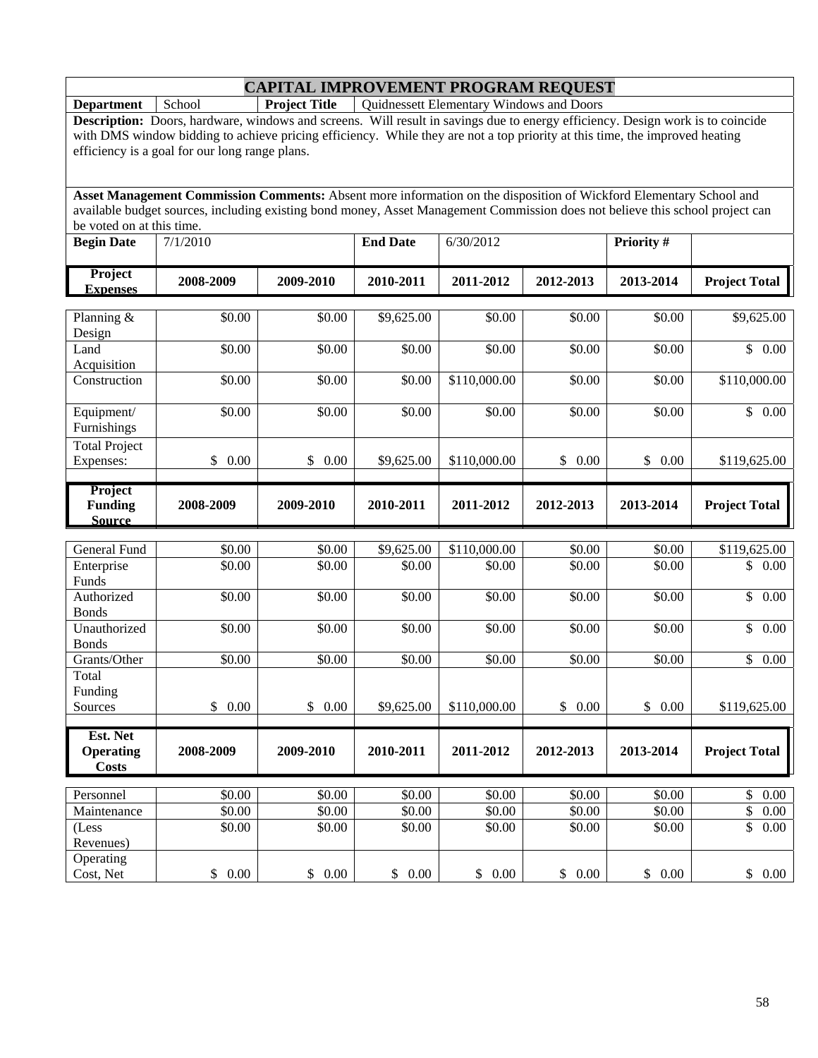# CAPITAL IMPROVEMENT PROGRAM REQUEST

| **Department** | School | **Project Title** | Quidnessett Elementary Windows and Doors |
|---|---|---|---|

**Description:** Doors, hardware, windows and screens. Will result in savings due to energy efficiency. Design work is to coincide with DMS window bidding to achieve pricing efficiency. While they are not a top priority at this time, the improved heating efficiency is a goal for our long range plans.

**Asset Management Commission Comments:** Absent more information on the disposition of Wickford Elementary School and available budget sources, including existing bond money, Asset Management Commission does not believe this school project can be voted on at this time.

| **Begin Date** | 7/1/2010 | **End Date** | 6/30/2012 | **Priority #** | |
|---|---|---|---|---|---|

| **Project Expenses** | **2008-2009** | **2009-2010** | **2010-2011** | **2011-2012** | **2012-2013** | **2013-2014** | **Project Total** |
|---|---|---|---|---|---|---|---|
| Planning & Design | $0.00 | $0.00 | $9,625.00 | $0.00 | $0.00 | $0.00 | $9,625.00 |
| Land Acquisition | $0.00 | $0.00 | $0.00 | $0.00 | $0.00 | $0.00 | $ 0.00 |
| Construction | $0.00 | $0.00 | $0.00 | $110,000.00 | $0.00 | $0.00 | $110,000.00 |
| Equipment/ Furnishings | $0.00 | $0.00 | $0.00 | $0.00 | $0.00 | $0.00 | $ 0.00 |
| Total Project Expenses: | $ 0.00 | $ 0.00 | $9,625.00 | $110,000.00 | $ 0.00 | $ 0.00 | $119,625.00 |

| **Project Funding Source** | **2008-2009** | **2009-2010** | **2010-2011** | **2011-2012** | **2012-2013** | **2013-2014** | **Project Total** |
|---|---|---|---|---|---|---|---|
| General Fund | $0.00 | $0.00 | $9,625.00 | $110,000.00 | $0.00 | $0.00 | $119,625.00 |
| Enterprise Funds | $0.00 | $0.00 | $0.00 | $0.00 | $0.00 | $0.00 | $ 0.00 |
| Authorized Bonds | $0.00 | $0.00 | $0.00 | $0.00 | $0.00 | $0.00 | $ 0.00 |
| Unauthorized Bonds | $0.00 | $0.00 | $0.00 | $0.00 | $0.00 | $0.00 | $ 0.00 |
| Grants/Other | $0.00 | $0.00 | $0.00 | $0.00 | $0.00 | $0.00 | $ 0.00 |
| Total Funding Sources | $ 0.00 | $ 0.00 | $9,625.00 | $110,000.00 | $ 0.00 | $ 0.00 | $119,625.00 |

| **Est. Net Operating Costs** | **2008-2009** | **2009-2010** | **2010-2011** | **2011-2012** | **2012-2013** | **2013-2014** | **Project Total** |
|---|---|---|---|---|---|---|---|
| Personnel | $0.00 | $0.00 | $0.00 | $0.00 | $0.00 | $0.00 | $ 0.00 |
| Maintenance | $0.00 | $0.00 | $0.00 | $0.00 | $0.00 | $0.00 | $ 0.00 |
| (Less Revenues) | $0.00 | $0.00 | $0.00 | $0.00 | $0.00 | $0.00 | $ 0.00 |
| Operating Cost, Net | $ 0.00 | $ 0.00 | $ 0.00 | $ 0.00 | $ 0.00 | $ 0.00 | $ 0.00 |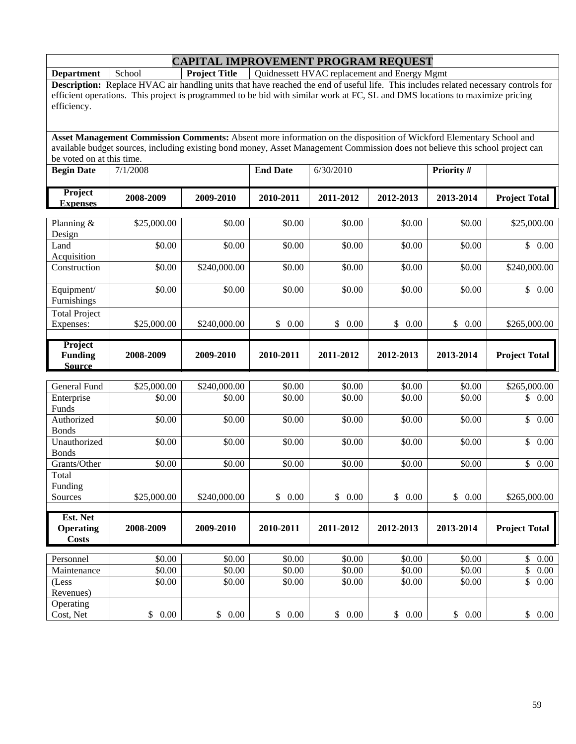# CAPITAL IMPROVEMENT PROGRAM REQUEST

| **Department** | School | **Project Title** | Quidnessett HVAC replacement and Energy Mgmt |
|---|---|---|---|

**Description:** Replace HVAC air handling units that have reached the end of useful life. This includes related necessary controls for efficient operations. This project is programmed to be bid with similar work at FC, SL and DMS locations to maximize pricing efficiency.

**Asset Management Commission Comments:** Absent more information on the disposition of Wickford Elementary School and available budget sources, including existing bond money, Asset Management Commission does not believe this school project can be voted on at this time.

| **Begin Date** | 7/1/2008 | **End Date** | 6/30/2010 | **Priority #** | |
|---|---|---|---|---|---|

| **Project Expenses** | **2008-2009** | **2009-2010** | **2010-2011** | **2011-2012** | **2012-2013** | **2013-2014** | **Project Total** |
|---|---|---|---|---|---|---|---|
| Planning & Design | $25,000.00 | $0.00 | $0.00 | $0.00 | $0.00 | $0.00 | $25,000.00 |
| Land Acquisition | $0.00 | $0.00 | $0.00 | $0.00 | $0.00 | $0.00 | $ 0.00 |
| Construction | $0.00 | $240,000.00 | $0.00 | $0.00 | $0.00 | $0.00 | $240,000.00 |
| Equipment/ Furnishings | $0.00 | $0.00 | $0.00 | $0.00 | $0.00 | $0.00 | $ 0.00 |
| Total Project Expenses: | $25,000.00 | $240,000.00 | $ 0.00 | $ 0.00 | $ 0.00 | $ 0.00 | $265,000.00 |

| **Project Funding Source** | **2008-2009** | **2009-2010** | **2010-2011** | **2011-2012** | **2012-2013** | **2013-2014** | **Project Total** |
|---|---|---|---|---|---|---|---|
| General Fund | $25,000.00 | $240,000.00 | $0.00 | $0.00 | $0.00 | $0.00 | $265,000.00 |
| Enterprise Funds | $0.00 | $0.00 | $0.00 | $0.00 | $0.00 | $0.00 | $ 0.00 |
| Authorized Bonds | $0.00 | $0.00 | $0.00 | $0.00 | $0.00 | $0.00 | $ 0.00 |
| Unauthorized Bonds | $0.00 | $0.00 | $0.00 | $0.00 | $0.00 | $0.00 | $ 0.00 |
| Grants/Other | $0.00 | $0.00 | $0.00 | $0.00 | $0.00 | $0.00 | $ 0.00 |
| Total Funding Sources | $25,000.00 | $240,000.00 | $ 0.00 | $ 0.00 | $ 0.00 | $ 0.00 | $265,000.00 |

| **Est. Net Operating Costs** | **2008-2009** | **2009-2010** | **2010-2011** | **2011-2012** | **2012-2013** | **2013-2014** | **Project Total** |
|---|---|---|---|---|---|---|---|
| Personnel | $0.00 | $0.00 | $0.00 | $0.00 | $0.00 | $0.00 | $ 0.00 |
| Maintenance | $0.00 | $0.00 | $0.00 | $0.00 | $0.00 | $0.00 | $ 0.00 |
| (Less Revenues) | $0.00 | $0.00 | $0.00 | $0.00 | $0.00 | $0.00 | $ 0.00 |
| Operating Cost, Net | $ 0.00 | $ 0.00 | $ 0.00 | $ 0.00 | $ 0.00 | $ 0.00 | $ 0.00 |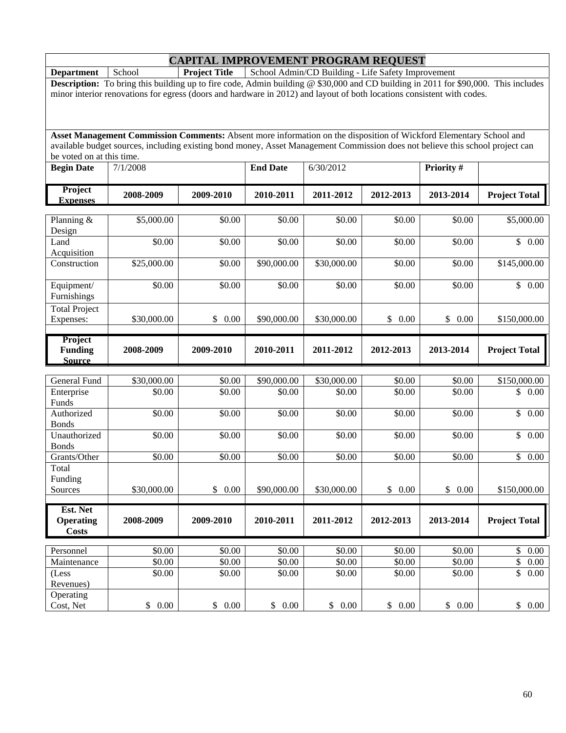# CAPITAL IMPROVEMENT PROGRAM REQUEST

| **Department** | School | **Project Title** | School Admin/CD Building - Life Safety Improvement |
|---|---|---|---|

**Description:** To bring this building up to fire code, Admin building @ $30,000 and CD building in 2011 for $90,000. This includes minor interior renovations for egress (doors and hardware in 2012) and layout of both locations consistent with codes.

**Asset Management Commission Comments:** Absent more information on the disposition of Wickford Elementary School and available budget sources, including existing bond money, Asset Management Commission does not believe this school project can be voted on at this time.

| **Begin Date** | 7/1/2008 | **End Date** | 6/30/2012 | **Priority #** | |
|---|---|---|---|---|---|

| **Project Expenses** | **2008-2009** | **2009-2010** | **2010-2011** | **2011-2012** | **2012-2013** | **2013-2014** | **Project Total** |
|---|---|---|---|---|---|---|---|
| Planning & Design | $5,000.00 | $0.00 | $0.00 | $0.00 | $0.00 | $0.00 | $5,000.00 |
| Land Acquisition | $0.00 | $0.00 | $0.00 | $0.00 | $0.00 | $0.00 | $ 0.00 |
| Construction | $25,000.00 | $0.00 | $90,000.00 | $30,000.00 | $0.00 | $0.00 | $145,000.00 |
| Equipment/ Furnishings | $0.00 | $0.00 | $0.00 | $0.00 | $0.00 | $0.00 | $ 0.00 |
| Total Project Expenses: | $30,000.00 | $ 0.00 | $90,000.00 | $30,000.00 | $ 0.00 | $ 0.00 | $150,000.00 |

| **Project Funding Source** | **2008-2009** | **2009-2010** | **2010-2011** | **2011-2012** | **2012-2013** | **2013-2014** | **Project Total** |
|---|---|---|---|---|---|---|---|
| General Fund | $30,000.00 | $0.00 | $90,000.00 | $30,000.00 | $0.00 | $0.00 | $150,000.00 |
| Enterprise Funds | $0.00 | $0.00 | $0.00 | $0.00 | $0.00 | $0.00 | $ 0.00 |
| Authorized Bonds | $0.00 | $0.00 | $0.00 | $0.00 | $0.00 | $0.00 | $ 0.00 |
| Unauthorized Bonds | $0.00 | $0.00 | $0.00 | $0.00 | $0.00 | $0.00 | $ 0.00 |
| Grants/Other | $0.00 | $0.00 | $0.00 | $0.00 | $0.00 | $0.00 | $ 0.00 |
| Total Funding Sources | $30,000.00 | $ 0.00 | $90,000.00 | $30,000.00 | $ 0.00 | $ 0.00 | $150,000.00 |

| **Est. Net Operating Costs** | **2008-2009** | **2009-2010** | **2010-2011** | **2011-2012** | **2012-2013** | **2013-2014** | **Project Total** |
|---|---|---|---|---|---|---|---|
| Personnel | $0.00 | $0.00 | $0.00 | $0.00 | $0.00 | $0.00 | $ 0.00 |
| Maintenance | $0.00 | $0.00 | $0.00 | $0.00 | $0.00 | $0.00 | $ 0.00 |
| (Less Revenues) | $0.00 | $0.00 | $0.00 | $0.00 | $0.00 | $0.00 | $ 0.00 |
| Operating Cost, Net | $ 0.00 | $ 0.00 | $ 0.00 | $ 0.00 | $ 0.00 | $ 0.00 | $ 0.00 |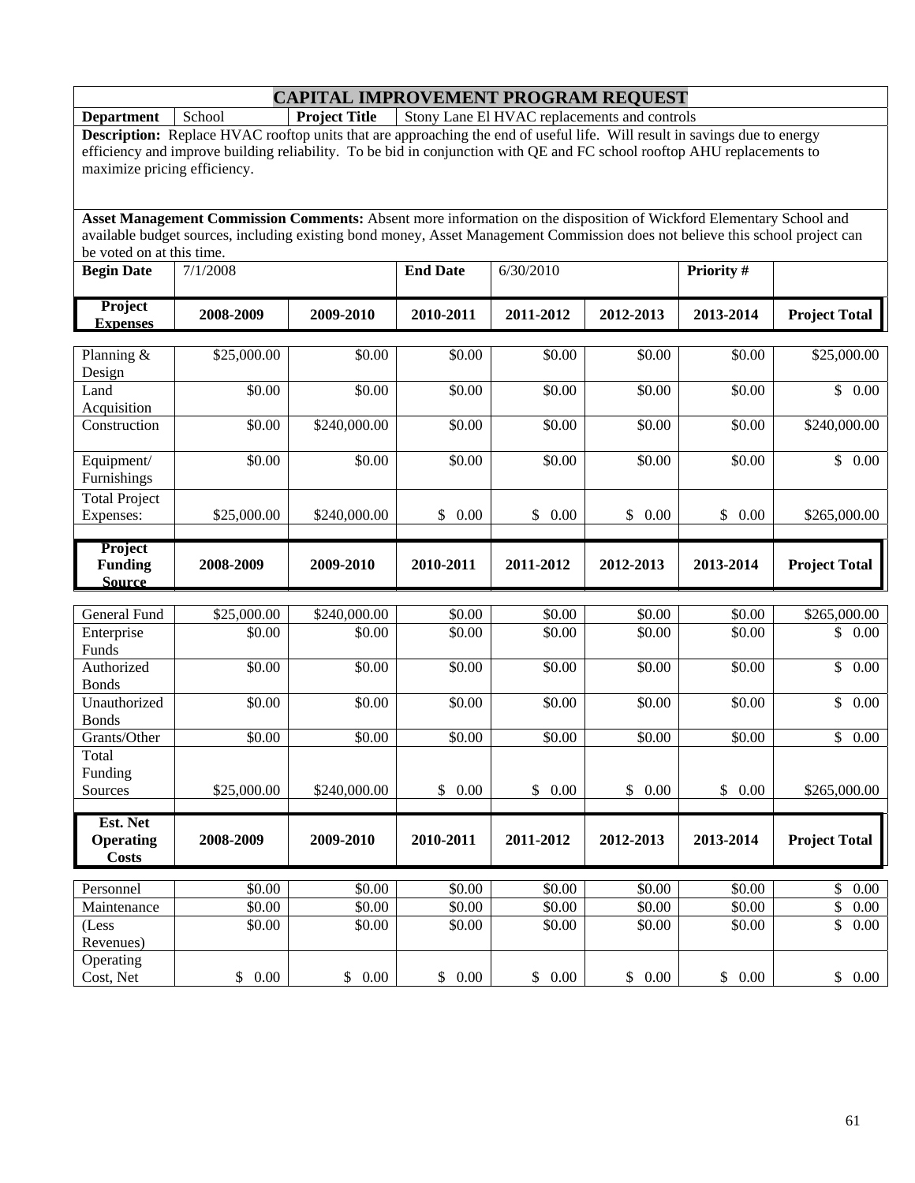# CAPITAL IMPROVEMENT PROGRAM REQUEST

| **Department** | School | **Project Title** | Stony Lane El HVAC replacements and controls |
|---|---|---|---|

**Description:** Replace HVAC rooftop units that are approaching the end of useful life. Will result in savings due to energy efficiency and improve building reliability. To be bid in conjunction with QE and FC school rooftop AHU replacements to maximize pricing efficiency.

**Asset Management Commission Comments:** Absent more information on the disposition of Wickford Elementary School and available budget sources, including existing bond money, Asset Management Commission does not believe this school project can be voted on at this time.

| **Begin Date** | 7/1/2008 | **End Date** | 6/30/2010 | **Priority #** | |
|---|---|---|---|---|---|

| **Project Expenses** | **2008-2009** | **2009-2010** | **2010-2011** | **2011-2012** | **2012-2013** | **2013-2014** | **Project Total** |
|---|---|---|---|---|---|---|---|
| Planning & Design | \$25,000.00 | \$0.00 | \$0.00 | \$0.00 | \$0.00 | \$0.00 | \$25,000.00 |
| Land Acquisition | \$0.00 | \$0.00 | \$0.00 | \$0.00 | \$0.00 | \$0.00 | \$ 0.00 |
| Construction | \$0.00 | \$240,000.00 | \$0.00 | \$0.00 | \$0.00 | \$0.00 | \$240,000.00 |
| Equipment/ Furnishings | \$0.00 | \$0.00 | \$0.00 | \$0.00 | \$0.00 | \$0.00 | \$ 0.00 |
| Total Project Expenses: | \$25,000.00 | \$240,000.00 | \$ 0.00 | \$ 0.00 | \$ 0.00 | \$ 0.00 | \$265,000.00 |

| **Project Funding Source** | **2008-2009** | **2009-2010** | **2010-2011** | **2011-2012** | **2012-2013** | **2013-2014** | **Project Total** |
|---|---|---|---|---|---|---|---|
| General Fund | \$25,000.00 | \$240,000.00 | \$0.00 | \$0.00 | \$0.00 | \$0.00 | \$265,000.00 |
| Enterprise Funds | \$0.00 | \$0.00 | \$0.00 | \$0.00 | \$0.00 | \$0.00 | \$ 0.00 |
| Authorized Bonds | \$0.00 | \$0.00 | \$0.00 | \$0.00 | \$0.00 | \$0.00 | \$ 0.00 |
| Unauthorized Bonds | \$0.00 | \$0.00 | \$0.00 | \$0.00 | \$0.00 | \$0.00 | \$ 0.00 |
| Grants/Other | \$0.00 | \$0.00 | \$0.00 | \$0.00 | \$0.00 | \$0.00 | \$ 0.00 |
| Total Funding Sources | \$25,000.00 | \$240,000.00 | \$ 0.00 | \$ 0.00 | \$ 0.00 | \$ 0.00 | \$265,000.00 |

| **Est. Net Operating Costs** | **2008-2009** | **2009-2010** | **2010-2011** | **2011-2012** | **2012-2013** | **2013-2014** | **Project Total** |
|---|---|---|---|---|---|---|---|
| Personnel | \$0.00 | \$0.00 | \$0.00 | \$0.00 | \$0.00 | \$0.00 | \$ 0.00 |
| Maintenance | \$0.00 | \$0.00 | \$0.00 | \$0.00 | \$0.00 | \$0.00 | \$ 0.00 |
| (Less Revenues) | \$0.00 | \$0.00 | \$0.00 | \$0.00 | \$0.00 | \$0.00 | \$ 0.00 |
| Operating Cost, Net | \$ 0.00 | \$ 0.00 | \$ 0.00 | \$ 0.00 | \$ 0.00 | \$ 0.00 | \$ 0.00 |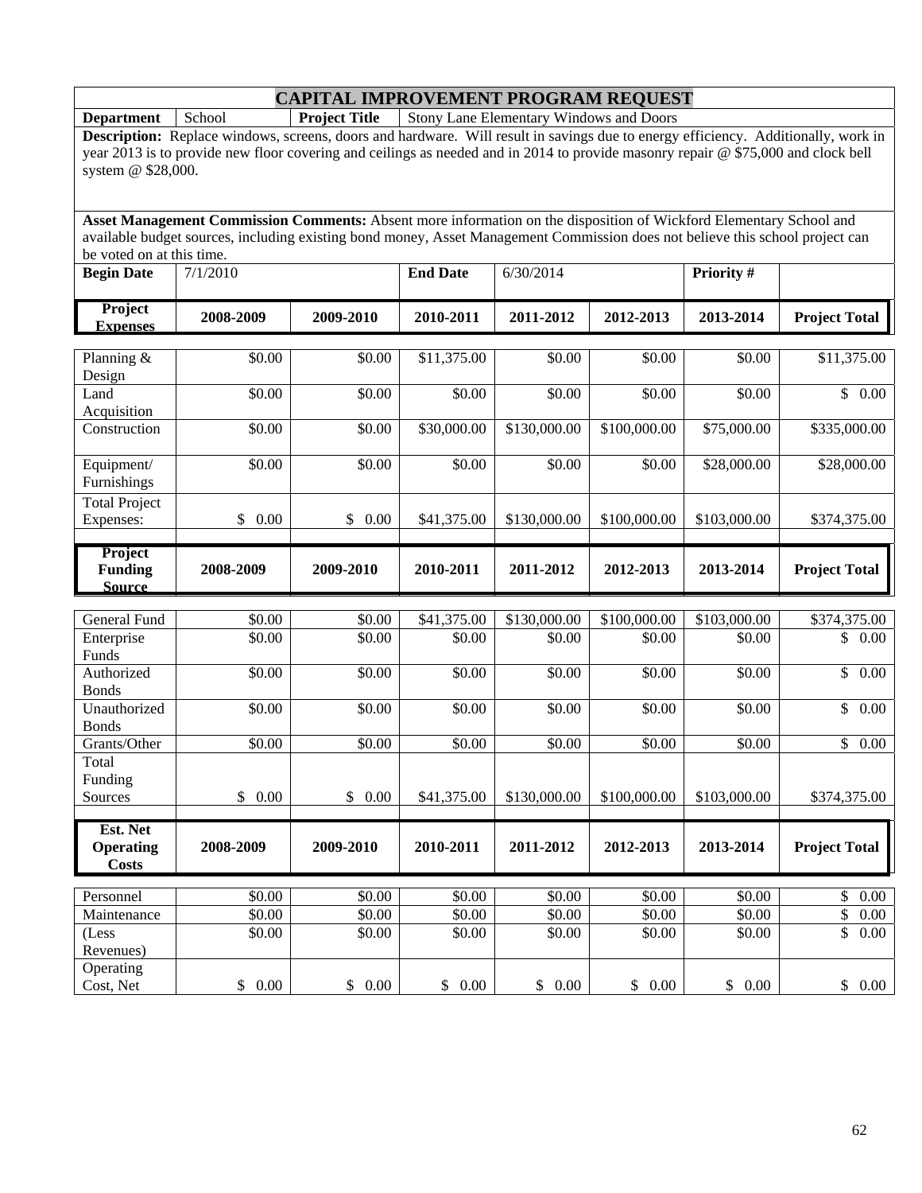# CAPITAL IMPROVEMENT PROGRAM REQUEST

| **Department** | School | **Project Title** | Stony Lane Elementary Windows and Doors |
|---|---|---|---|

**Description:** Replace windows, screens, doors and hardware. Will result in savings due to energy efficiency. Additionally, work in year 2013 is to provide new floor covering and ceilings as needed and in 2014 to provide masonry repair @ $75,000 and clock bell system @ $28,000.

**Asset Management Commission Comments:** Absent more information on the disposition of Wickford Elementary School and available budget sources, including existing bond money, Asset Management Commission does not believe this school project can be voted on at this time.

| **Begin Date** | 7/1/2010 | **End Date** | 6/30/2014 | **Priority #** | |
|---|---|---|---|---|---|

| **Project Expenses** | **2008-2009** | **2009-2010** | **2010-2011** | **2011-2012** | **2012-2013** | **2013-2014** | **Project Total** |
|---|---|---|---|---|---|---|---|
| Planning & Design | $0.00 | $0.00 | $11,375.00 | $0.00 | $0.00 | $0.00 | $11,375.00 |
| Land Acquisition | $0.00 | $0.00 | $0.00 | $0.00 | $0.00 | $0.00 | $ 0.00 |
| Construction | $0.00 | $0.00 | $30,000.00 | $130,000.00 | $100,000.00 | $75,000.00 | $335,000.00 |
| Equipment/ Furnishings | $0.00 | $0.00 | $0.00 | $0.00 | $0.00 | $28,000.00 | $28,000.00 |
| Total Project Expenses: | $ 0.00 | $ 0.00 | $41,375.00 | $130,000.00 | $100,000.00 | $103,000.00 | $374,375.00 |

| **Project Funding Source** | **2008-2009** | **2009-2010** | **2010-2011** | **2011-2012** | **2012-2013** | **2013-2014** | **Project Total** |
|---|---|---|---|---|---|---|---|
| General Fund | $0.00 | $0.00 | $41,375.00 | $130,000.00 | $100,000.00 | $103,000.00 | $374,375.00 |
| Enterprise Funds | $0.00 | $0.00 | $0.00 | $0.00 | $0.00 | $0.00 | $ 0.00 |
| Authorized Bonds | $0.00 | $0.00 | $0.00 | $0.00 | $0.00 | $0.00 | $ 0.00 |
| Unauthorized Bonds | $0.00 | $0.00 | $0.00 | $0.00 | $0.00 | $0.00 | $ 0.00 |
| Grants/Other | $0.00 | $0.00 | $0.00 | $0.00 | $0.00 | $0.00 | $ 0.00 |
| Total Funding Sources | $ 0.00 | $ 0.00 | $41,375.00 | $130,000.00 | $100,000.00 | $103,000.00 | $374,375.00 |

| **Est. Net Operating Costs** | **2008-2009** | **2009-2010** | **2010-2011** | **2011-2012** | **2012-2013** | **2013-2014** | **Project Total** |
|---|---|---|---|---|---|---|---|
| Personnel | $0.00 | $0.00 | $0.00 | $0.00 | $0.00 | $0.00 | $ 0.00 |
| Maintenance | $0.00 | $0.00 | $0.00 | $0.00 | $0.00 | $0.00 | $ 0.00 |
| (Less Revenues) | $0.00 | $0.00 | $0.00 | $0.00 | $0.00 | $0.00 | $ 0.00 |
| Operating Cost, Net | $ 0.00 | $ 0.00 | $ 0.00 | $ 0.00 | $ 0.00 | $ 0.00 | $ 0.00 |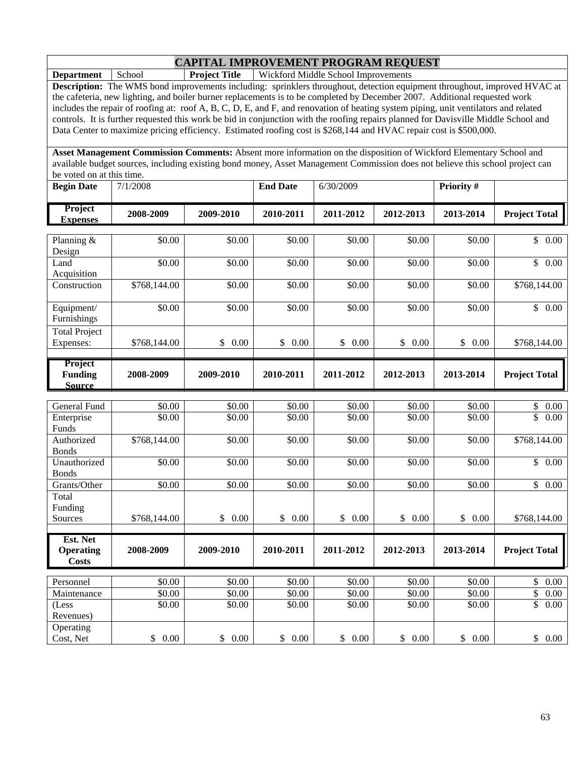# CAPITAL IMPROVEMENT PROGRAM REQUEST

| Department | School | Project Title | Wickford Middle School Improvements |
|---|---|---|---|

**Description:** The WMS bond improvements including: sprinklers throughout, detection equipment throughout, improved HVAC at the cafeteria, new lighting, and boiler burner replacements is to be completed by December 2007. Additional requested work includes the repair of roofing at: roof A, B, C, D, E, and F, and renovation of heating system piping, unit ventilators and related controls. It is further requested this work be bid in conjunction with the roofing repairs planned for Davisville Middle School and Data Center to maximize pricing efficiency. Estimated roofing cost is $268,144 and HVAC repair cost is $500,000.

**Asset Management Commission Comments:** Absent more information on the disposition of Wickford Elementary School and available budget sources, including existing bond money, Asset Management Commission does not believe this school project can be voted on at this time.

| Begin Date | 7/1/2008 | End Date | 6/30/2009 | Priority # | |
|---|---|---|---|---|---|

| Project Expenses | 2008-2009 | 2009-2010 | 2010-2011 | 2011-2012 | 2012-2013 | 2013-2014 | Project Total |
|---|---|---|---|---|---|---|---|
| Planning & Design | $0.00 | $0.00 | $0.00 | $0.00 | $0.00 | $0.00 | $ 0.00 |
| Land Acquisition | $0.00 | $0.00 | $0.00 | $0.00 | $0.00 | $0.00 | $ 0.00 |
| Construction | $768,144.00 | $0.00 | $0.00 | $0.00 | $0.00 | $0.00 | $768,144.00 |
| Equipment/ Furnishings | $0.00 | $0.00 | $0.00 | $0.00 | $0.00 | $0.00 | $ 0.00 |
| Total Project Expenses: | $768,144.00 | $ 0.00 | $ 0.00 | $ 0.00 | $ 0.00 | $ 0.00 | $768,144.00 |

| Project Funding Source | 2008-2009 | 2009-2010 | 2010-2011 | 2011-2012 | 2012-2013 | 2013-2014 | Project Total |
|---|---|---|---|---|---|---|---|
| General Fund | $0.00 | $0.00 | $0.00 | $0.00 | $0.00 | $0.00 | $ 0.00 |
| Enterprise Funds | $0.00 | $0.00 | $0.00 | $0.00 | $0.00 | $0.00 | $ 0.00 |
| Authorized Bonds | $768,144.00 | $0.00 | $0.00 | $0.00 | $0.00 | $0.00 | $768,144.00 |
| Unauthorized Bonds | $0.00 | $0.00 | $0.00 | $0.00 | $0.00 | $0.00 | $ 0.00 |
| Grants/Other | $0.00 | $0.00 | $0.00 | $0.00 | $0.00 | $0.00 | $ 0.00 |
| Total Funding Sources | $768,144.00 | $ 0.00 | $ 0.00 | $ 0.00 | $ 0.00 | $ 0.00 | $768,144.00 |

| Est. Net Operating Costs | 2008-2009 | 2009-2010 | 2010-2011 | 2011-2012 | 2012-2013 | 2013-2014 | Project Total |
|---|---|---|---|---|---|---|---|
| Personnel | $0.00 | $0.00 | $0.00 | $0.00 | $0.00 | $0.00 | $ 0.00 |
| Maintenance | $0.00 | $0.00 | $0.00 | $0.00 | $0.00 | $0.00 | $ 0.00 |
| (Less Revenues) | $0.00 | $0.00 | $0.00 | $0.00 | $0.00 | $0.00 | $ 0.00 |
| Operating Cost, Net | $ 0.00 | $ 0.00 | $ 0.00 | $ 0.00 | $ 0.00 | $ 0.00 | $ 0.00 |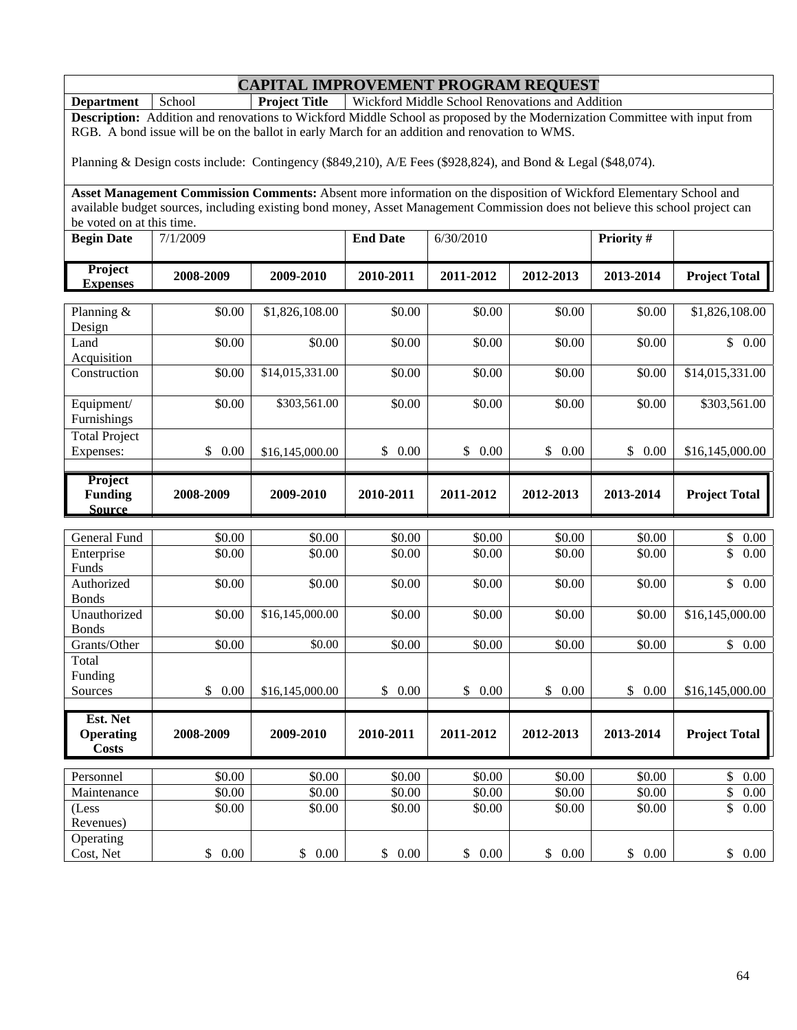# CAPITAL IMPROVEMENT PROGRAM REQUEST

| **Department** | School | **Project Title** | Wickford Middle School Renovations and Addition |
|---|---|---|---|

**Description:** Addition and renovations to Wickford Middle School as proposed by the Modernization Committee with input from RGB. A bond issue will be on the ballot in early March for an addition and renovation to WMS.

Planning & Design costs include: Contingency ($849,210), A/E Fees ($928,824), and Bond & Legal ($48,074).

**Asset Management Commission Comments:** Absent more information on the disposition of Wickford Elementary School and available budget sources, including existing bond money, Asset Management Commission does not believe this school project can be voted on at this time.

| **Begin Date** | 7/1/2009 | **End Date** | 6/30/2010 | **Priority #** | |
|---|---|---|---|---|---|

| **Project Expenses** | **2008-2009** | **2009-2010** | **2010-2011** | **2011-2012** | **2012-2013** | **2013-2014** | **Project Total** |
|---|---|---|---|---|---|---|---|
| Planning & Design | $0.00 | $1,826,108.00 | $0.00 | $0.00 | $0.00 | $0.00 | $1,826,108.00 |
| Land Acquisition | $0.00 | $0.00 | $0.00 | $0.00 | $0.00 | $0.00 | $ 0.00 |
| Construction | $0.00 | $14,015,331.00 | $0.00 | $0.00 | $0.00 | $0.00 | $14,015,331.00 |
| Equipment/ Furnishings | $0.00 | $303,561.00 | $0.00 | $0.00 | $0.00 | $0.00 | $303,561.00 |
| Total Project Expenses: | $ 0.00 | $16,145,000.00 | $ 0.00 | $ 0.00 | $ 0.00 | $ 0.00 | $16,145,000.00 |

| **Project Funding Source** | **2008-2009** | **2009-2010** | **2010-2011** | **2011-2012** | **2012-2013** | **2013-2014** | **Project Total** |
|---|---|---|---|---|---|---|---|
| General Fund | $0.00 | $0.00 | $0.00 | $0.00 | $0.00 | $0.00 | $ 0.00 |
| Enterprise Funds | $0.00 | $0.00 | $0.00 | $0.00 | $0.00 | $0.00 | $ 0.00 |
| Authorized Bonds | $0.00 | $0.00 | $0.00 | $0.00 | $0.00 | $0.00 | $ 0.00 |
| Unauthorized Bonds | $0.00 | $16,145,000.00 | $0.00 | $0.00 | $0.00 | $0.00 | $16,145,000.00 |
| Grants/Other | $0.00 | $0.00 | $0.00 | $0.00 | $0.00 | $0.00 | $ 0.00 |
| Total Funding Sources | $ 0.00 | $16,145,000.00 | $ 0.00 | $ 0.00 | $ 0.00 | $ 0.00 | $16,145,000.00 |

| **Est. Net Operating Costs** | **2008-2009** | **2009-2010** | **2010-2011** | **2011-2012** | **2012-2013** | **2013-2014** | **Project Total** |
|---|---|---|---|---|---|---|---|
| Personnel | $0.00 | $0.00 | $0.00 | $0.00 | $0.00 | $0.00 | $ 0.00 |
| Maintenance | $0.00 | $0.00 | $0.00 | $0.00 | $0.00 | $0.00 | $ 0.00 |
| (Less Revenues) | $0.00 | $0.00 | $0.00 | $0.00 | $0.00 | $0.00 | $ 0.00 |
| Operating Cost, Net | $ 0.00 | $ 0.00 | $ 0.00 | $ 0.00 | $ 0.00 | $ 0.00 | $ 0.00 |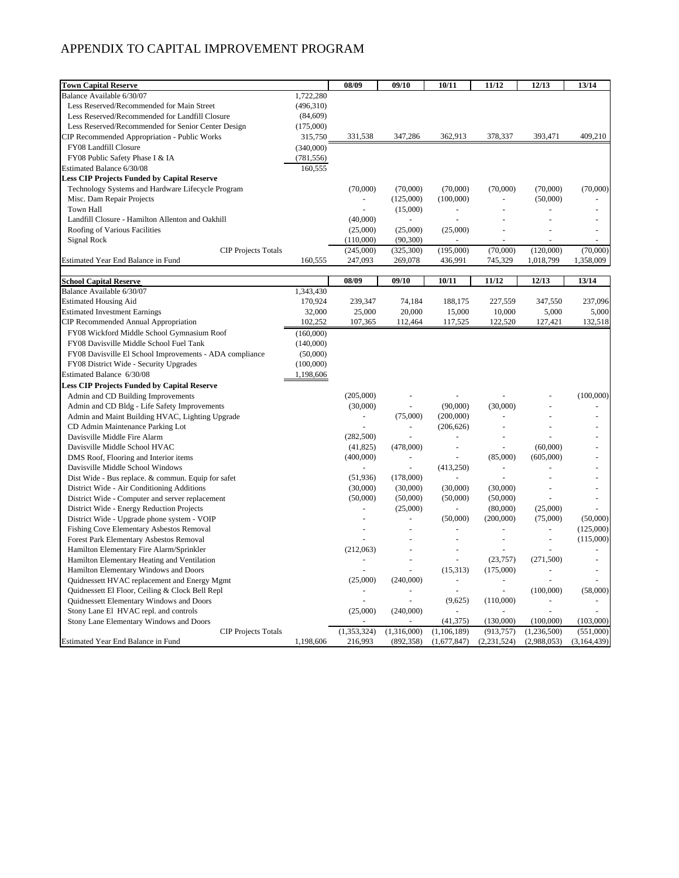# APPENDIX TO CAPITAL IMPROVEMENT PROGRAM

| **Town Capital Reserve** | | **08/09** | **09/10** | **10/11** | **11/12** | **12/13** | **13/14** |
|---|---|---|---|---|---|---|---|
| Balance Available 6/30/07 | 1,722,280 | | | | | | |
| Less Reserved/Recommended for Main Street | (496,310) | | | | | | |
| Less Reserved/Recommended for Landfill Closure | (84,609) | | | | | | |
| Less Reserved/Recommended for Senior Center Design | (175,000) | | | | | | |
| CIP Recommended Appropriation - Public Works | 315,750 | 331,538 | 347,286 | 362,913 | 378,337 | 393,471 | 409,210 |
| FY08 Landfill Closure | (340,000) | | | | | | |
| FY08 Public Safety Phase I & IA | (781,556) | | | | | | |
| Estimated Balance 6/30/08 | 160,555 | | | | | | |
| **Less CIP Projects Funded by Capital Reserve** | | | | | | | |
| Technology Systems and Hardware Lifecycle Program | | (70,000) | (70,000) | (70,000) | (70,000) | (70,000) | (70,000) |
| Misc. Dam Repair Projects | | - | (125,000) | (100,000) | - | (50,000) | - |
| Town Hall | | - | (15,000) | - | - | - | - |
| Landfill Closure - Hamilton Allenton and Oakhill | | (40,000) | - | - | - | - | - |
| Roofing of Various Facilities | | (25,000) | (25,000) | (25,000) | - | - | - |
| Signal Rock | | (110,000) | (90,300) | - | - | - | - |
| CIP Projects Totals | | (245,000) | (325,300) | (195,000) | (70,000) | (120,000) | (70,000) |
| Estimated Year End Balance in Fund | 160,555 | 247,093 | 269,078 | 436,991 | 745,329 | 1,018,799 | 1,358,009 |

| **School Capital Reserve** | | **08/09** | **09/10** | **10/11** | **11/12** | **12/13** | **13/14** |
|---|---|---|---|---|---|---|---|
| Balance Available 6/30/07 | 1,343,430 | | | | | | |
| Estimated Housing Aid | 170,924 | 239,347 | 74,184 | 188,175 | 227,559 | 347,550 | 237,096 |
| Estimated Investment Earnings | 32,000 | 25,000 | 20,000 | 15,000 | 10,000 | 5,000 | 5,000 |
| CIP Recommended Annual Appropriation | 102,252 | 107,365 | 112,464 | 117,525 | 122,520 | 127,421 | 132,518 |
| FY08 Wickford Middle School Gymnasium Roof | (160,000) | | | | | | |
| FY08 Davisville Middle School Fuel Tank | (140,000) | | | | | | |
| FY08 Davisville El School Improvements - ADA compliance | (50,000) | | | | | | |
| FY08 District Wide - Security Upgrades | (100,000) | | | | | | |
| Estimated Balance 6/30/08 | 1,198,606 | | | | | | |
| **Less CIP Projects Funded by Capital Reserve** | | | | | | | |
| Admin and CD Building Improvements | | (205,000) | - | - | - | - | (100,000) |
| Admin and CD Bldg - Life Safety Improvements | | (30,000) | - | (90,000) | (30,000) | - | - |
| Admin and Maint Building HVAC, Lighting Upgrade | | - | (75,000) | (200,000) | - | - | - |
| CD Admin Maintenance Parking Lot | | - | - | (206,626) | - | - | - |
| Davisville Middle Fire Alarm | | (282,500) | - | - | - | - | - |
| Davisville Middle School HVAC | | (41,825) | (478,000) | - | - | (60,000) | - |
| DMS Roof, Flooring and Interior items | | (400,000) | - | - | (85,000) | (605,000) | - |
| Davisville Middle School Windows | | - | - | (413,250) | - | - | - |
| Dist Wide - Bus replace. & commun. Equip for safet | | (51,936) | (178,000) | - | - | - | - |
| District Wide - Air Conditioning Additions | | (30,000) | (30,000) | (30,000) | (30,000) | - | - |
| District Wide - Computer and server replacement | | (50,000) | (50,000) | (50,000) | (50,000) | - | - |
| District Wide - Energy Reduction Projects | | - | (25,000) | - | (80,000) | (25,000) | - |
| District Wide - Upgrade phone system - VOIP | | - | - | (50,000) | (200,000) | (75,000) | (50,000) |
| Fishing Cove Elementary Asbestos Removal | | - | - | - | - | - | (125,000) |
| Forest Park Elementary Asbestos Removal | | - | - | - | - | - | (115,000) |
| Hamilton Elementary Fire Alarm/Sprinkler | | (212,063) | - | - | - | - | - |
| Hamilton Elementary Heating and Ventilation | | - | - | - | (23,757) | (271,500) | - |
| Hamilton Elementary Windows and Doors | | - | - | (15,313) | (175,000) | - | - |
| Quidnessett HVAC replacement and Energy Mgmt | | (25,000) | (240,000) | - | - | - | - |
| Quidnessett El Floor, Ceiling & Clock Bell Repl | | - | - | - | - | (100,000) | (58,000) |
| Quidnessett Elementary Windows and Doors | | - | - | (9,625) | (110,000) | - | - |
| Stony Lane El HVAC repl. and controls | | (25,000) | (240,000) | - | - | - | - |
| Stony Lane Elementary Windows and Doors | | - | - | (41,375) | (130,000) | (100,000) | (103,000) |
| CIP Projects Totals | | (1,353,324) | (1,316,000) | (1,106,189) | (913,757) | (1,236,500) | (551,000) |
| Estimated Year End Balance in Fund | 1,198,606 | 216,993 | (892,358) | (1,677,847) | (2,231,524) | (2,988,053) | (3,164,439) |